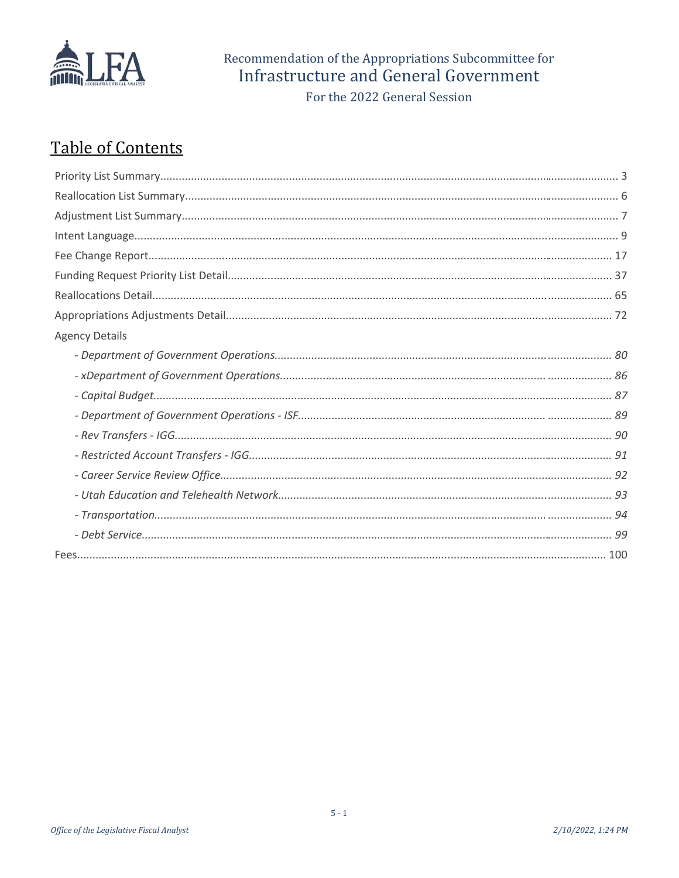Recommendation of the Appropriations Subcommittee for

# Infrastructure and General Government

For the 2022 General Session

## Table of Contents

- Priority List Summary.......... 3
- Reallocation List Summary.......... 6
- Adjustment List Summary.......... 7
- Intent Language.......... 9
- Fee Change Report.......... 17
- Funding Request Priority List Detail.......... 37
- Reallocations Detail.......... 65
- Appropriations Adjustments Detail.......... 72
- Agency Details
  - *- Department of Government Operations.......... 80*
  - *- xDepartment of Government Operations.......... 86*
  - *- Capital Budget.......... 87*
  - *- Department of Government Operations - ISF.......... 89*
  - *- Rev Transfers - IGG.......... 90*
  - *- Restricted Account Transfers - IGG.......... 91*
  - *- Career Service Review Office.......... 92*
  - *- Utah Education and Telehealth Network.......... 93*
  - *- Transportation.......... 94*
  - *- Debt Service.......... 99*
- Fees.......... 100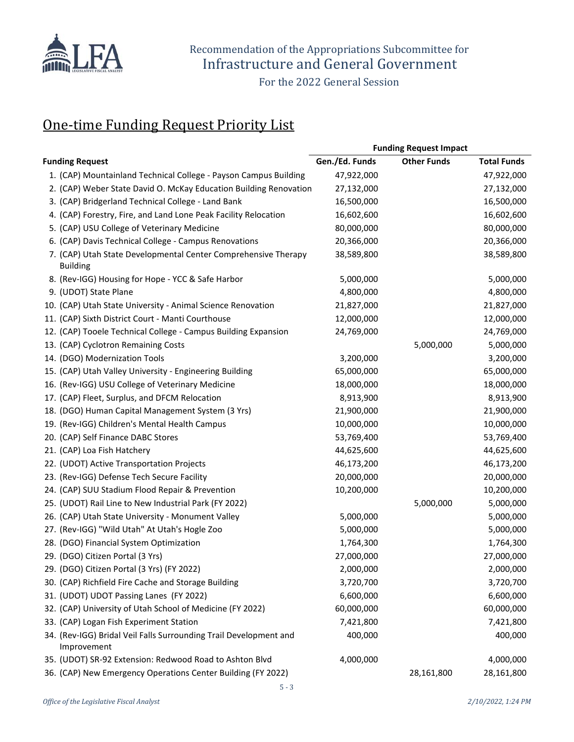Recommendation of the Appropriations Subcommittee for
Infrastructure and General Government

For the 2022 General Session

# One-time Funding Request Priority List

| | Funding Request Impact | | |
|---|---|---|---|
| **Funding Request** | **Gen./Ed. Funds** | **Other Funds** | **Total Funds** |
| 1. (CAP) Mountainland Technical College - Payson Campus Building | 47,922,000 | | 47,922,000 |
| 2. (CAP) Weber State David O. McKay Education Building Renovation | 27,132,000 | | 27,132,000 |
| 3. (CAP) Bridgerland Technical College - Land Bank | 16,500,000 | | 16,500,000 |
| 4. (CAP) Forestry, Fire, and Land Lone Peak Facility Relocation | 16,602,600 | | 16,602,600 |
| 5. (CAP) USU College of Veterinary Medicine | 80,000,000 | | 80,000,000 |
| 6. (CAP) Davis Technical College - Campus Renovations | 20,366,000 | | 20,366,000 |
| 7. (CAP) Utah State Developmental Center Comprehensive Therapy Building | 38,589,800 | | 38,589,800 |
| 8. (Rev-IGG) Housing for Hope - YCC & Safe Harbor | 5,000,000 | | 5,000,000 |
| 9. (UDOT) State Plane | 4,800,000 | | 4,800,000 |
| 10. (CAP) Utah State University - Animal Science Renovation | 21,827,000 | | 21,827,000 |
| 11. (CAP) Sixth District Court - Manti Courthouse | 12,000,000 | | 12,000,000 |
| 12. (CAP) Tooele Technical College - Campus Building Expansion | 24,769,000 | | 24,769,000 |
| 13. (CAP) Cyclotron Remaining Costs | | 5,000,000 | 5,000,000 |
| 14. (DGO) Modernization Tools | 3,200,000 | | 3,200,000 |
| 15. (CAP) Utah Valley University - Engineering Building | 65,000,000 | | 65,000,000 |
| 16. (Rev-IGG) USU College of Veterinary Medicine | 18,000,000 | | 18,000,000 |
| 17. (CAP) Fleet, Surplus, and DFCM Relocation | 8,913,900 | | 8,913,900 |
| 18. (DGO) Human Capital Management System (3 Yrs) | 21,900,000 | | 21,900,000 |
| 19. (Rev-IGG) Children's Mental Health Campus | 10,000,000 | | 10,000,000 |
| 20. (CAP) Self Finance DABC Stores | 53,769,400 | | 53,769,400 |
| 21. (CAP) Loa Fish Hatchery | 44,625,600 | | 44,625,600 |
| 22. (UDOT) Active Transportation Projects | 46,173,200 | | 46,173,200 |
| 23. (Rev-IGG) Defense Tech Secure Facility | 20,000,000 | | 20,000,000 |
| 24. (CAP) SUU Stadium Flood Repair & Prevention | 10,200,000 | | 10,200,000 |
| 25. (UDOT) Rail Line to New Industrial Park (FY 2022) | | 5,000,000 | 5,000,000 |
| 26. (CAP) Utah State University - Monument Valley | 5,000,000 | | 5,000,000 |
| 27. (Rev-IGG) "Wild Utah" At Utah's Hogle Zoo | 5,000,000 | | 5,000,000 |
| 28. (DGO) Financial System Optimization | 1,764,300 | | 1,764,300 |
| 29. (DGO) Citizen Portal (3 Yrs) | 27,000,000 | | 27,000,000 |
| 29. (DGO) Citizen Portal (3 Yrs) (FY 2022) | 2,000,000 | | 2,000,000 |
| 30. (CAP) Richfield Fire Cache and Storage Building | 3,720,700 | | 3,720,700 |
| 31. (UDOT) UDOT Passing Lanes (FY 2022) | 6,600,000 | | 6,600,000 |
| 32. (CAP) University of Utah School of Medicine (FY 2022) | 60,000,000 | | 60,000,000 |
| 33. (CAP) Logan Fish Experiment Station | 7,421,800 | | 7,421,800 |
| 34. (Rev-IGG) Bridal Veil Falls Surrounding Trail Development and Improvement | 400,000 | | 400,000 |
| 35. (UDOT) SR-92 Extension: Redwood Road to Ashton Blvd | 4,000,000 | | 4,000,000 |
| 36. (CAP) New Emergency Operations Center Building (FY 2022) | | 28,161,800 | 28,161,800 |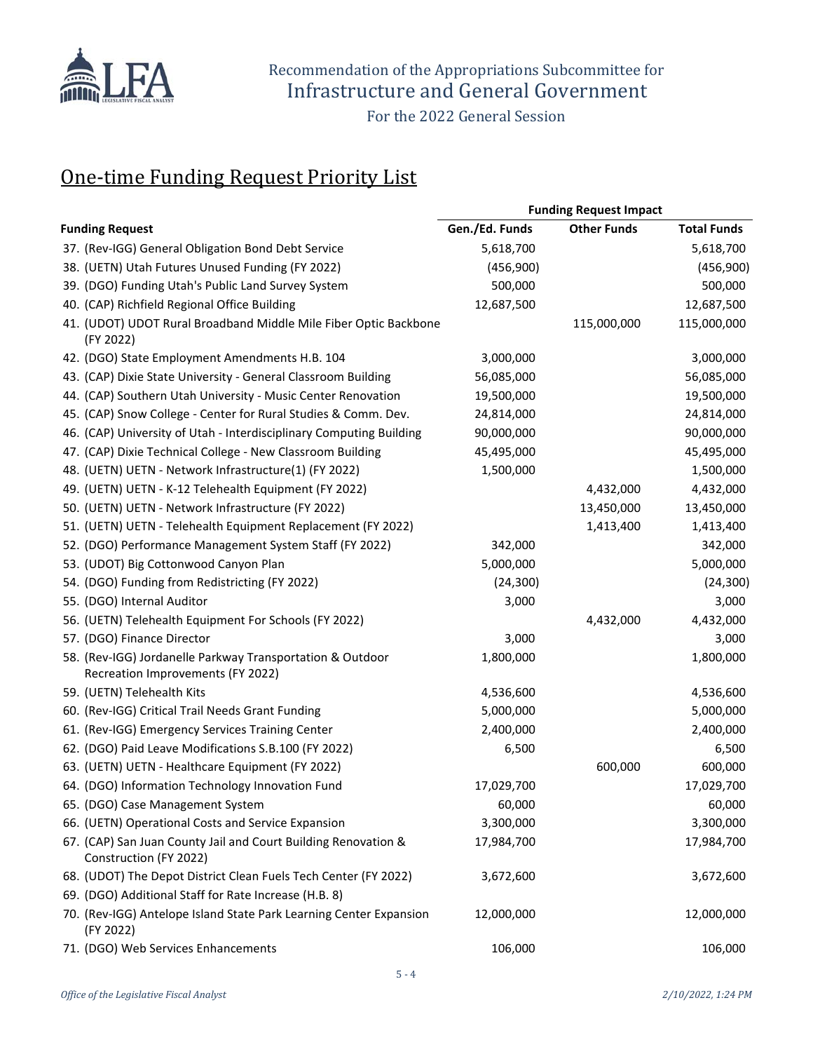Recommendation of the Appropriations Subcommittee for
Infrastructure and General Government

For the 2022 General Session

## One-time Funding Request Priority List

| | Funding Request Impact | | |
|---|---|---|---|
| **Funding Request** | **Gen./Ed. Funds** | **Other Funds** | **Total Funds** |
| 37. (Rev-IGG) General Obligation Bond Debt Service | 5,618,700 | | 5,618,700 |
| 38. (UETN) Utah Futures Unused Funding (FY 2022) | (456,900) | | (456,900) |
| 39. (DGO) Funding Utah's Public Land Survey System | 500,000 | | 500,000 |
| 40. (CAP) Richfield Regional Office Building | 12,687,500 | | 12,687,500 |
| 41. (UDOT) UDOT Rural Broadband Middle Mile Fiber Optic Backbone (FY 2022) | | 115,000,000 | 115,000,000 |
| 42. (DGO) State Employment Amendments H.B. 104 | 3,000,000 | | 3,000,000 |
| 43. (CAP) Dixie State University - General Classroom Building | 56,085,000 | | 56,085,000 |
| 44. (CAP) Southern Utah University - Music Center Renovation | 19,500,000 | | 19,500,000 |
| 45. (CAP) Snow College - Center for Rural Studies & Comm. Dev. | 24,814,000 | | 24,814,000 |
| 46. (CAP) University of Utah - Interdisciplinary Computing Building | 90,000,000 | | 90,000,000 |
| 47. (CAP) Dixie Technical College - New Classroom Building | 45,495,000 | | 45,495,000 |
| 48. (UETN) UETN - Network Infrastructure(1) (FY 2022) | 1,500,000 | | 1,500,000 |
| 49. (UETN) UETN - K-12 Telehealth Equipment (FY 2022) | | 4,432,000 | 4,432,000 |
| 50. (UETN) UETN - Network Infrastructure (FY 2022) | | 13,450,000 | 13,450,000 |
| 51. (UETN) UETN - Telehealth Equipment Replacement (FY 2022) | | 1,413,400 | 1,413,400 |
| 52. (DGO) Performance Management System Staff (FY 2022) | 342,000 | | 342,000 |
| 53. (UDOT) Big Cottonwood Canyon Plan | 5,000,000 | | 5,000,000 |
| 54. (DGO) Funding from Redistricting (FY 2022) | (24,300) | | (24,300) |
| 55. (DGO) Internal Auditor | 3,000 | | 3,000 |
| 56. (UETN) Telehealth Equipment For Schools (FY 2022) | | 4,432,000 | 4,432,000 |
| 57. (DGO) Finance Director | 3,000 | | 3,000 |
| 58. (Rev-IGG) Jordanelle Parkway Transportation & Outdoor Recreation Improvements (FY 2022) | 1,800,000 | | 1,800,000 |
| 59. (UETN) Telehealth Kits | 4,536,600 | | 4,536,600 |
| 60. (Rev-IGG) Critical Trail Needs Grant Funding | 5,000,000 | | 5,000,000 |
| 61. (Rev-IGG) Emergency Services Training Center | 2,400,000 | | 2,400,000 |
| 62. (DGO) Paid Leave Modifications S.B.100 (FY 2022) | 6,500 | | 6,500 |
| 63. (UETN) UETN - Healthcare Equipment (FY 2022) | | 600,000 | 600,000 |
| 64. (DGO) Information Technology Innovation Fund | 17,029,700 | | 17,029,700 |
| 65. (DGO) Case Management System | 60,000 | | 60,000 |
| 66. (UETN) Operational Costs and Service Expansion | 3,300,000 | | 3,300,000 |
| 67. (CAP) San Juan County Jail and Court Building Renovation & Construction (FY 2022) | 17,984,700 | | 17,984,700 |
| 68. (UDOT) The Depot District Clean Fuels Tech Center (FY 2022) | 3,672,600 | | 3,672,600 |
| 69. (DGO) Additional Staff for Rate Increase (H.B. 8) | | | |
| 70. (Rev-IGG) Antelope Island State Park Learning Center Expansion (FY 2022) | 12,000,000 | | 12,000,000 |
| 71. (DGO) Web Services Enhancements | 106,000 | | 106,000 |

*Office of the Legislative Fiscal Analyst* *2/10/2022, 1:24 PM*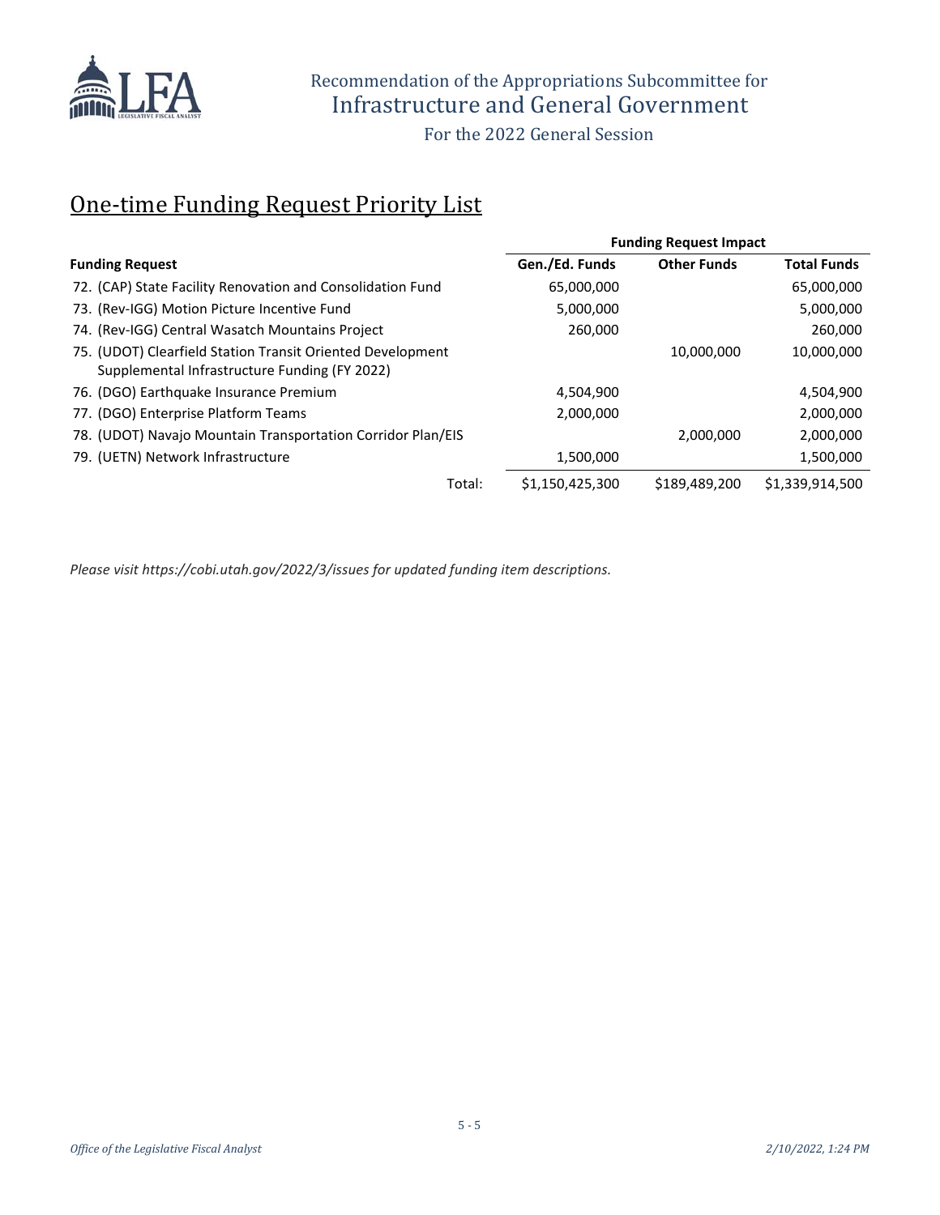Recommendation of the Appropriations Subcommittee for
Infrastructure and General Government

For the 2022 General Session

## One-time Funding Request Priority List

| | Funding Request Impact | | |
|---|---|---|---|
| **Funding Request** | **Gen./Ed. Funds** | **Other Funds** | **Total Funds** |
| 72. (CAP) State Facility Renovation and Consolidation Fund | 65,000,000 | | 65,000,000 |
| 73. (Rev-IGG) Motion Picture Incentive Fund | 5,000,000 | | 5,000,000 |
| 74. (Rev-IGG) Central Wasatch Mountains Project | 260,000 | | 260,000 |
| 75. (UDOT) Clearfield Station Transit Oriented Development Supplemental Infrastructure Funding (FY 2022) | | 10,000,000 | 10,000,000 |
| 76. (DGO) Earthquake Insurance Premium | 4,504,900 | | 4,504,900 |
| 77. (DGO) Enterprise Platform Teams | 2,000,000 | | 2,000,000 |
| 78. (UDOT) Navajo Mountain Transportation Corridor Plan/EIS | | 2,000,000 | 2,000,000 |
| 79. (UETN) Network Infrastructure | 1,500,000 | | 1,500,000 |
| Total: | $1,150,425,300 | $189,489,200 | $1,339,914,500 |

*Please visit https://cobi.utah.gov/2022/3/issues for updated funding item descriptions.*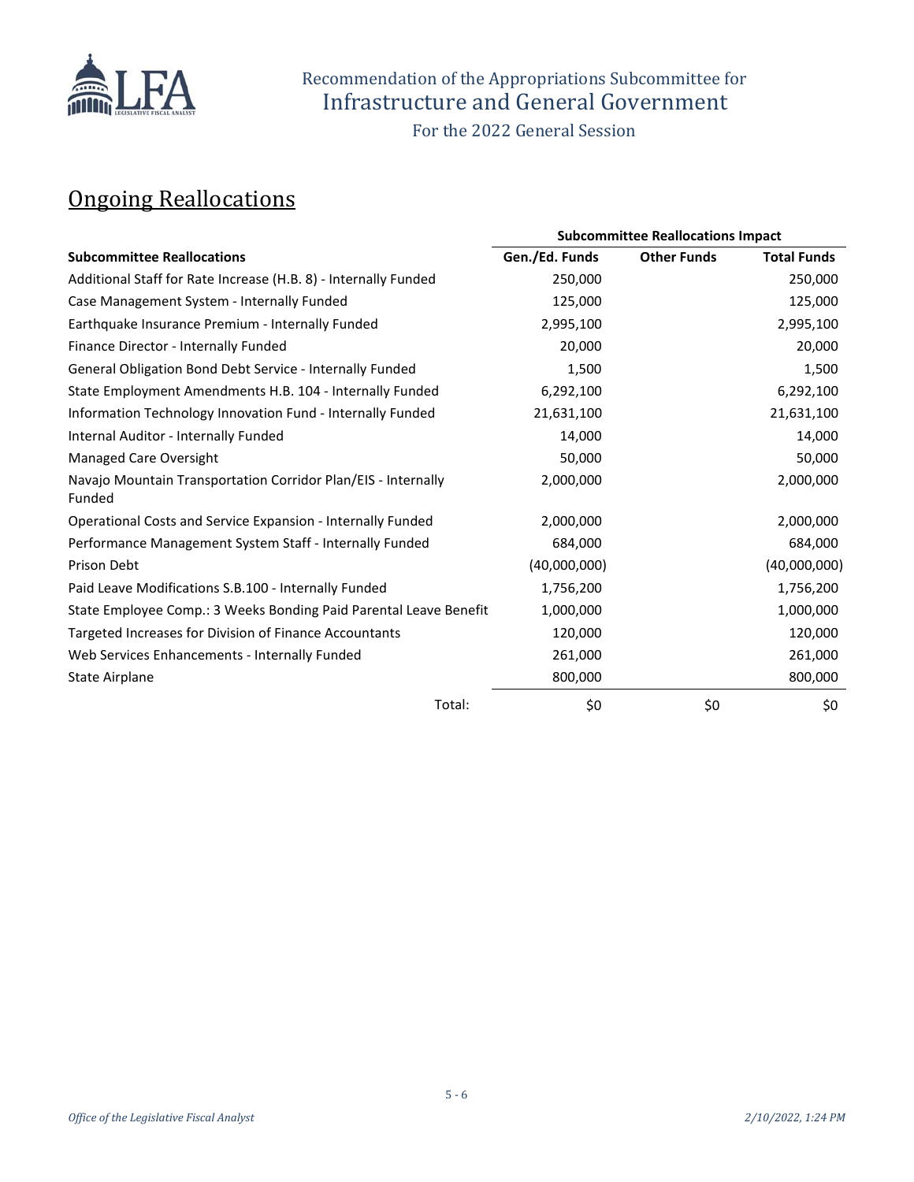Recommendation of the Appropriations Subcommittee for
Infrastructure and General Government

For the 2022 General Session

## Ongoing Reallocations

| | Subcommittee Reallocations Impact | | |
|---|---|---|---|
| **Subcommittee Reallocations** | **Gen./Ed. Funds** | **Other Funds** | **Total Funds** |
| Additional Staff for Rate Increase (H.B. 8) - Internally Funded | 250,000 | | 250,000 |
| Case Management System - Internally Funded | 125,000 | | 125,000 |
| Earthquake Insurance Premium - Internally Funded | 2,995,100 | | 2,995,100 |
| Finance Director - Internally Funded | 20,000 | | 20,000 |
| General Obligation Bond Debt Service - Internally Funded | 1,500 | | 1,500 |
| State Employment Amendments H.B. 104 - Internally Funded | 6,292,100 | | 6,292,100 |
| Information Technology Innovation Fund - Internally Funded | 21,631,100 | | 21,631,100 |
| Internal Auditor - Internally Funded | 14,000 | | 14,000 |
| Managed Care Oversight | 50,000 | | 50,000 |
| Navajo Mountain Transportation Corridor Plan/EIS - Internally Funded | 2,000,000 | | 2,000,000 |
| Operational Costs and Service Expansion - Internally Funded | 2,000,000 | | 2,000,000 |
| Performance Management System Staff - Internally Funded | 684,000 | | 684,000 |
| Prison Debt | (40,000,000) | | (40,000,000) |
| Paid Leave Modifications S.B.100 - Internally Funded | 1,756,200 | | 1,756,200 |
| State Employee Comp.: 3 Weeks Bonding Paid Parental Leave Benefit | 1,000,000 | | 1,000,000 |
| Targeted Increases for Division of Finance Accountants | 120,000 | | 120,000 |
| Web Services Enhancements - Internally Funded | 261,000 | | 261,000 |
| State Airplane | 800,000 | | 800,000 |
| Total: | $0 | $0 | $0 |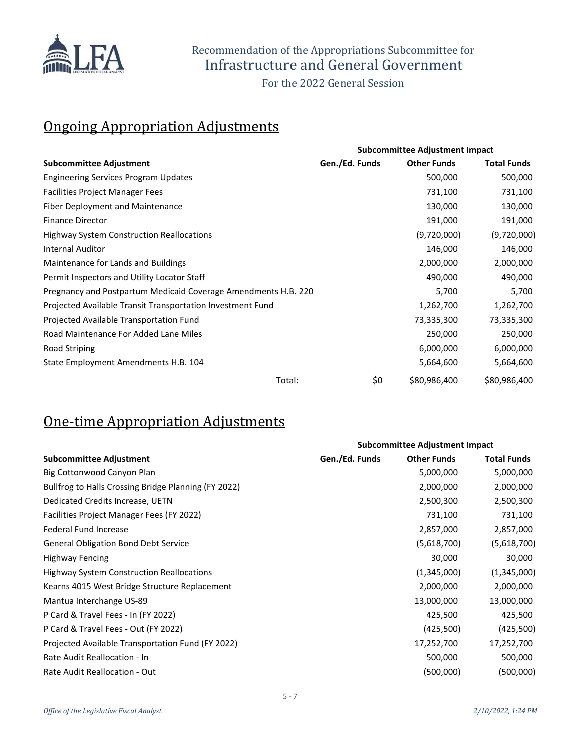Recommendation of the Appropriations Subcommittee for
# Infrastructure and General Government
For the 2022 General Session

## Ongoing Appropriation Adjustments

| | Subcommittee Adjustment Impact | | |
|---|---|---|---|
| **Subcommittee Adjustment** | **Gen./Ed. Funds** | **Other Funds** | **Total Funds** |
| Engineering Services Program Updates | | 500,000 | 500,000 |
| Facilities Project Manager Fees | | 731,100 | 731,100 |
| Fiber Deployment and Maintenance | | 130,000 | 130,000 |
| Finance Director | | 191,000 | 191,000 |
| Highway System Construction Reallocations | | (9,720,000) | (9,720,000) |
| Internal Auditor | | 146,000 | 146,000 |
| Maintenance for Lands and Buildings | | 2,000,000 | 2,000,000 |
| Permit Inspectors and Utility Locator Staff | | 490,000 | 490,000 |
| Pregnancy and Postpartum Medicaid Coverage Amendments H.B. 220 | | 5,700 | 5,700 |
| Projected Available Transit Transportation Investment Fund | | 1,262,700 | 1,262,700 |
| Projected Available Transportation Fund | | 73,335,300 | 73,335,300 |
| Road Maintenance For Added Lane Miles | | 250,000 | 250,000 |
| Road Striping | | 6,000,000 | 6,000,000 |
| State Employment Amendments H.B. 104 | | 5,664,600 | 5,664,600 |
| Total: | $0 | $80,986,400 | $80,986,400 |

## One-time Appropriation Adjustments

| | Subcommittee Adjustment Impact | | |
|---|---|---|---|
| **Subcommittee Adjustment** | **Gen./Ed. Funds** | **Other Funds** | **Total Funds** |
| Big Cottonwood Canyon Plan | | 5,000,000 | 5,000,000 |
| Bullfrog to Halls Crossing Bridge Planning (FY 2022) | | 2,000,000 | 2,000,000 |
| Dedicated Credits Increase, UETN | | 2,500,300 | 2,500,300 |
| Facilities Project Manager Fees (FY 2022) | | 731,100 | 731,100 |
| Federal Fund Increase | | 2,857,000 | 2,857,000 |
| General Obligation Bond Debt Service | | (5,618,700) | (5,618,700) |
| Highway Fencing | | 30,000 | 30,000 |
| Highway System Construction Reallocations | | (1,345,000) | (1,345,000) |
| Kearns 4015 West Bridge Structure Replacement | | 2,000,000 | 2,000,000 |
| Mantua Interchange US-89 | | 13,000,000 | 13,000,000 |
| P Card & Travel Fees - In (FY 2022) | | 425,500 | 425,500 |
| P Card & Travel Fees - Out (FY 2022) | | (425,500) | (425,500) |
| Projected Available Transportation Fund (FY 2022) | | 17,252,700 | 17,252,700 |
| Rate Audit Reallocation - In | | 500,000 | 500,000 |
| Rate Audit Reallocation - Out | | (500,000) | (500,000) |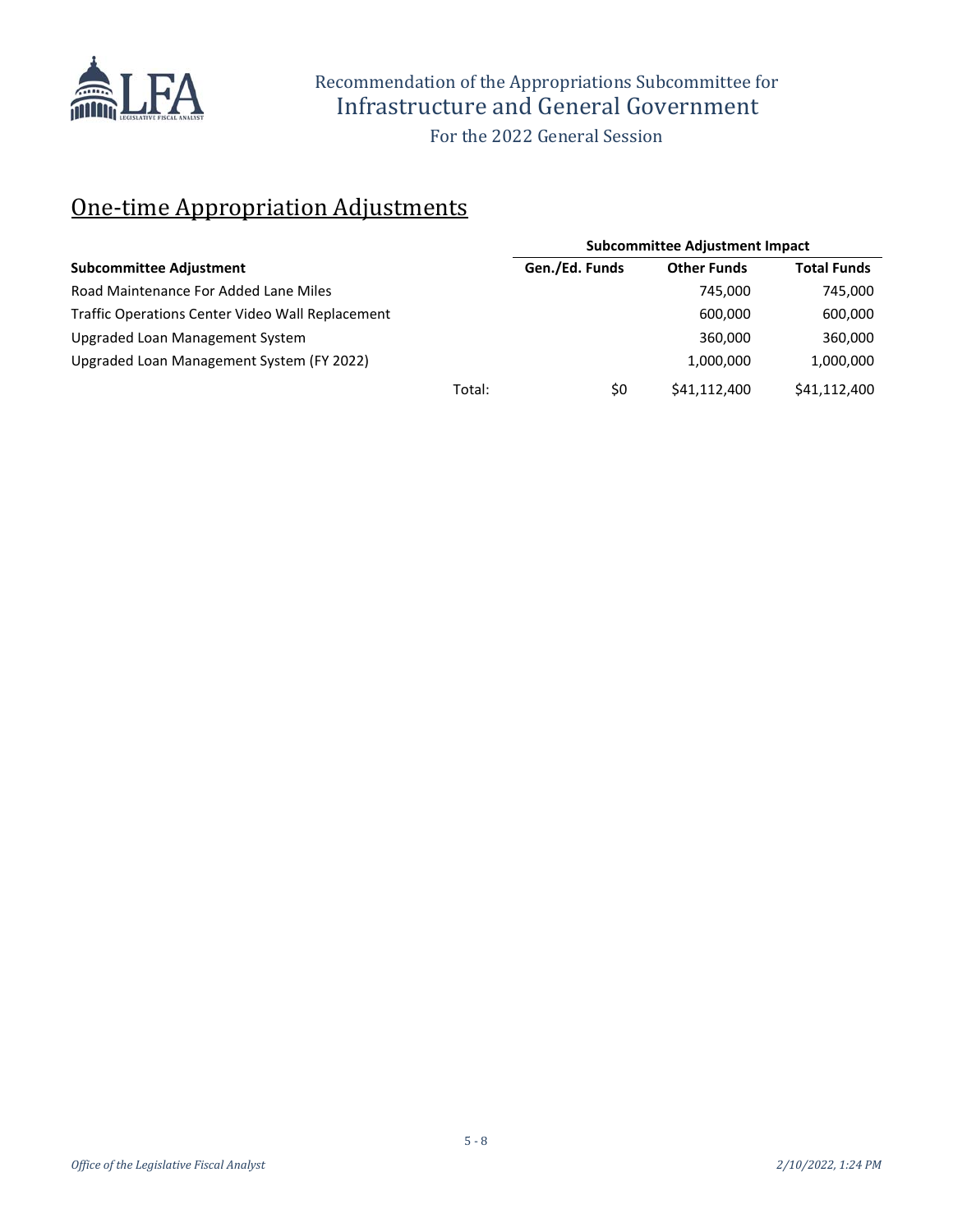Recommendation of the Appropriations Subcommittee for
Infrastructure and General Government

For the 2022 General Session

## One-time Appropriation Adjustments

| | Subcommittee Adjustment Impact | | |
|---|---|---|---|
| **Subcommittee Adjustment** | **Gen./Ed. Funds** | **Other Funds** | **Total Funds** |
| Road Maintenance For Added Lane Miles | | 745,000 | 745,000 |
| Traffic Operations Center Video Wall Replacement | | 600,000 | 600,000 |
| Upgraded Loan Management System | | 360,000 | 360,000 |
| Upgraded Loan Management System (FY 2022) | | 1,000,000 | 1,000,000 |
| Total: | $0 | $41,112,400 | $41,112,400 |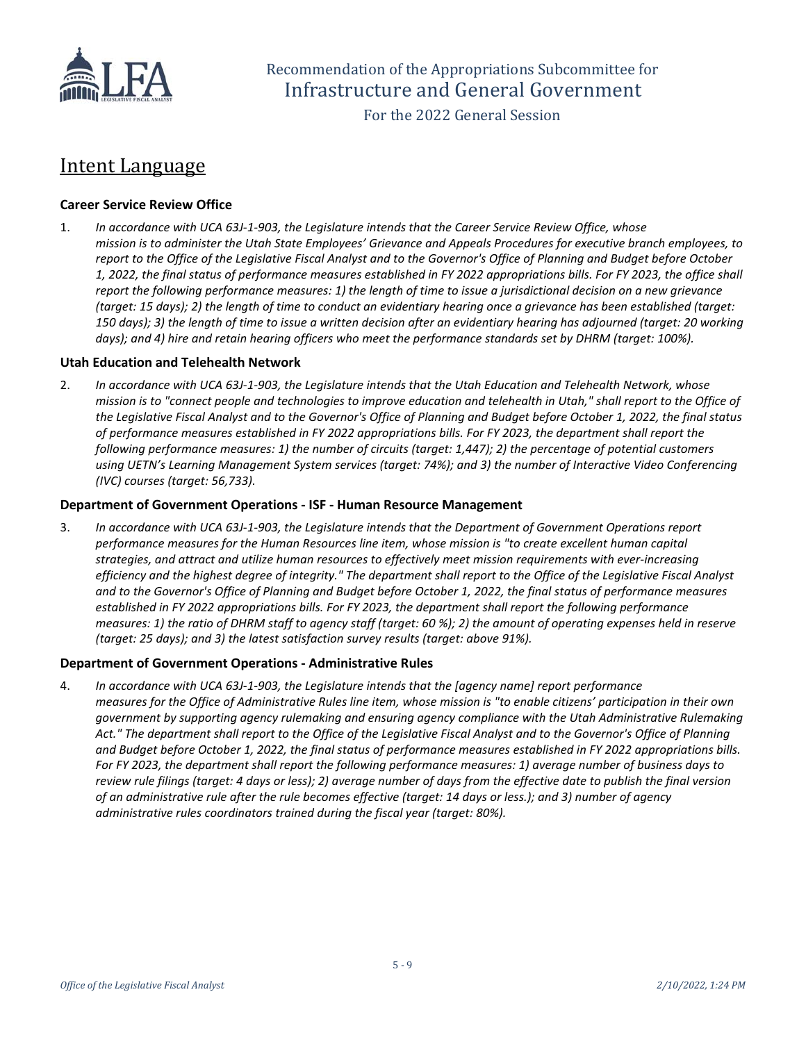Recommendation of the Appropriations Subcommittee for
Infrastructure and General Government

For the 2022 General Session

# Intent Language

### Career Service Review Office

1. *In accordance with UCA 63J-1-903, the Legislature intends that the Career Service Review Office, whose mission is to administer the Utah State Employees' Grievance and Appeals Procedures for executive branch employees, to report to the Office of the Legislative Fiscal Analyst and to the Governor's Office of Planning and Budget before October 1, 2022, the final status of performance measures established in FY 2022 appropriations bills. For FY 2023, the office shall report the following performance measures: 1) the length of time to issue a jurisdictional decision on a new grievance (target: 15 days); 2) the length of time to conduct an evidentiary hearing once a grievance has been established (target: 150 days); 3) the length of time to issue a written decision after an evidentiary hearing has adjourned (target: 20 working days); and 4) hire and retain hearing officers who meet the performance standards set by DHRM (target: 100%).*

### Utah Education and Telehealth Network

2. *In accordance with UCA 63J-1-903, the Legislature intends that the Utah Education and Telehealth Network, whose mission is to "connect people and technologies to improve education and telehealth in Utah," shall report to the Office of the Legislative Fiscal Analyst and to the Governor's Office of Planning and Budget before October 1, 2022, the final status of performance measures established in FY 2022 appropriations bills. For FY 2023, the department shall report the following performance measures: 1) the number of circuits (target: 1,447); 2) the percentage of potential customers using UETN's Learning Management System services (target: 74%); and 3) the number of Interactive Video Conferencing (IVC) courses (target: 56,733).*

### Department of Government Operations - ISF - Human Resource Management

3. *In accordance with UCA 63J-1-903, the Legislature intends that the Department of Government Operations report performance measures for the Human Resources line item, whose mission is "to create excellent human capital strategies, and attract and utilize human resources to effectively meet mission requirements with ever-increasing efficiency and the highest degree of integrity." The department shall report to the Office of the Legislative Fiscal Analyst and to the Governor's Office of Planning and Budget before October 1, 2022, the final status of performance measures established in FY 2022 appropriations bills. For FY 2023, the department shall report the following performance measures: 1) the ratio of DHRM staff to agency staff (target: 60 %); 2) the amount of operating expenses held in reserve (target: 25 days); and 3) the latest satisfaction survey results (target: above 91%).*

### Department of Government Operations - Administrative Rules

4. *In accordance with UCA 63J-1-903, the Legislature intends that the [agency name] report performance measures for the Office of Administrative Rules line item, whose mission is "to enable citizens' participation in their own government by supporting agency rulemaking and ensuring agency compliance with the Utah Administrative Rulemaking Act." The department shall report to the Office of the Legislative Fiscal Analyst and to the Governor's Office of Planning and Budget before October 1, 2022, the final status of performance measures established in FY 2022 appropriations bills. For FY 2023, the department shall report the following performance measures: 1) average number of business days to review rule filings (target: 4 days or less); 2) average number of days from the effective date to publish the final version of an administrative rule after the rule becomes effective (target: 14 days or less.); and 3) number of agency administrative rules coordinators trained during the fiscal year (target: 80%).*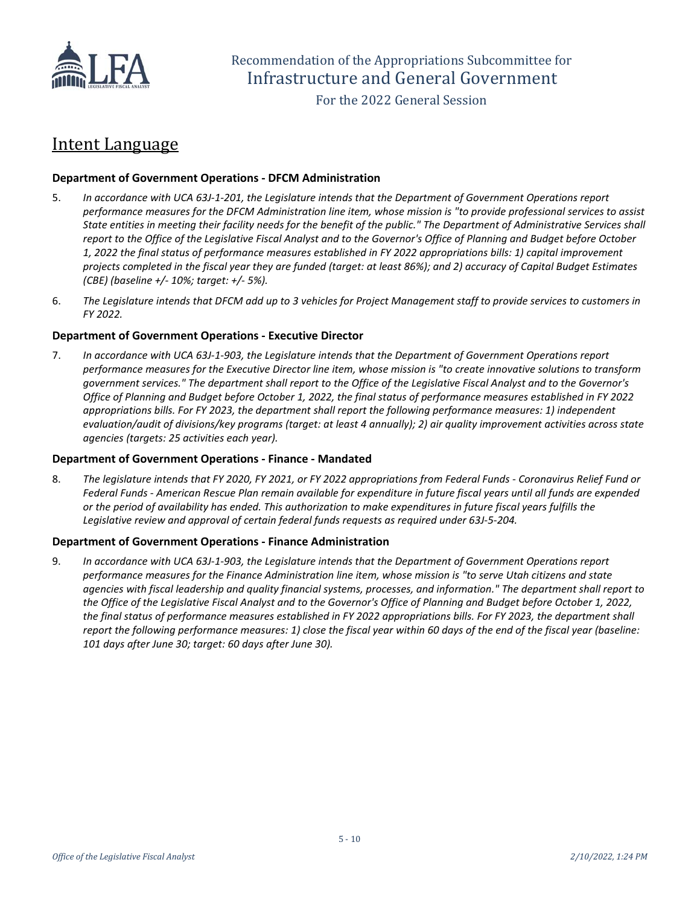# Intent Language

### Department of Government Operations - DFCM Administration

5. *In accordance with UCA 63J-1-201, the Legislature intends that the Department of Government Operations report performance measures for the DFCM Administration line item, whose mission is "to provide professional services to assist State entities in meeting their facility needs for the benefit of the public." The Department of Administrative Services shall report to the Office of the Legislative Fiscal Analyst and to the Governor's Office of Planning and Budget before October 1, 2022 the final status of performance measures established in FY 2022 appropriations bills: 1) capital improvement projects completed in the fiscal year they are funded (target: at least 86%); and 2) accuracy of Capital Budget Estimates (CBE) (baseline +/- 10%; target: +/- 5%).*

6. *The Legislature intends that DFCM add up to 3 vehicles for Project Management staff to provide services to customers in FY 2022.*

### Department of Government Operations - Executive Director

7. *In accordance with UCA 63J-1-903, the Legislature intends that the Department of Government Operations report performance measures for the Executive Director line item, whose mission is "to create innovative solutions to transform government services." The department shall report to the Office of the Legislative Fiscal Analyst and to the Governor's Office of Planning and Budget before October 1, 2022, the final status of performance measures established in FY 2022 appropriations bills. For FY 2023, the department shall report the following performance measures: 1) independent evaluation/audit of divisions/key programs (target: at least 4 annually); 2) air quality improvement activities across state agencies (targets: 25 activities each year).*

### Department of Government Operations - Finance - Mandated

8. *The legislature intends that FY 2020, FY 2021, or FY 2022 appropriations from Federal Funds - Coronavirus Relief Fund or Federal Funds - American Rescue Plan remain available for expenditure in future fiscal years until all funds are expended or the period of availability has ended. This authorization to make expenditures in future fiscal years fulfills the Legislative review and approval of certain federal funds requests as required under 63J-5-204.*

### Department of Government Operations - Finance Administration

9. *In accordance with UCA 63J-1-903, the Legislature intends that the Department of Government Operations report performance measures for the Finance Administration line item, whose mission is "to serve Utah citizens and state agencies with fiscal leadership and quality financial systems, processes, and information." The department shall report to the Office of the Legislative Fiscal Analyst and to the Governor's Office of Planning and Budget before October 1, 2022, the final status of performance measures established in FY 2022 appropriations bills. For FY 2023, the department shall report the following performance measures: 1) close the fiscal year within 60 days of the end of the fiscal year (baseline: 101 days after June 30; target: 60 days after June 30).*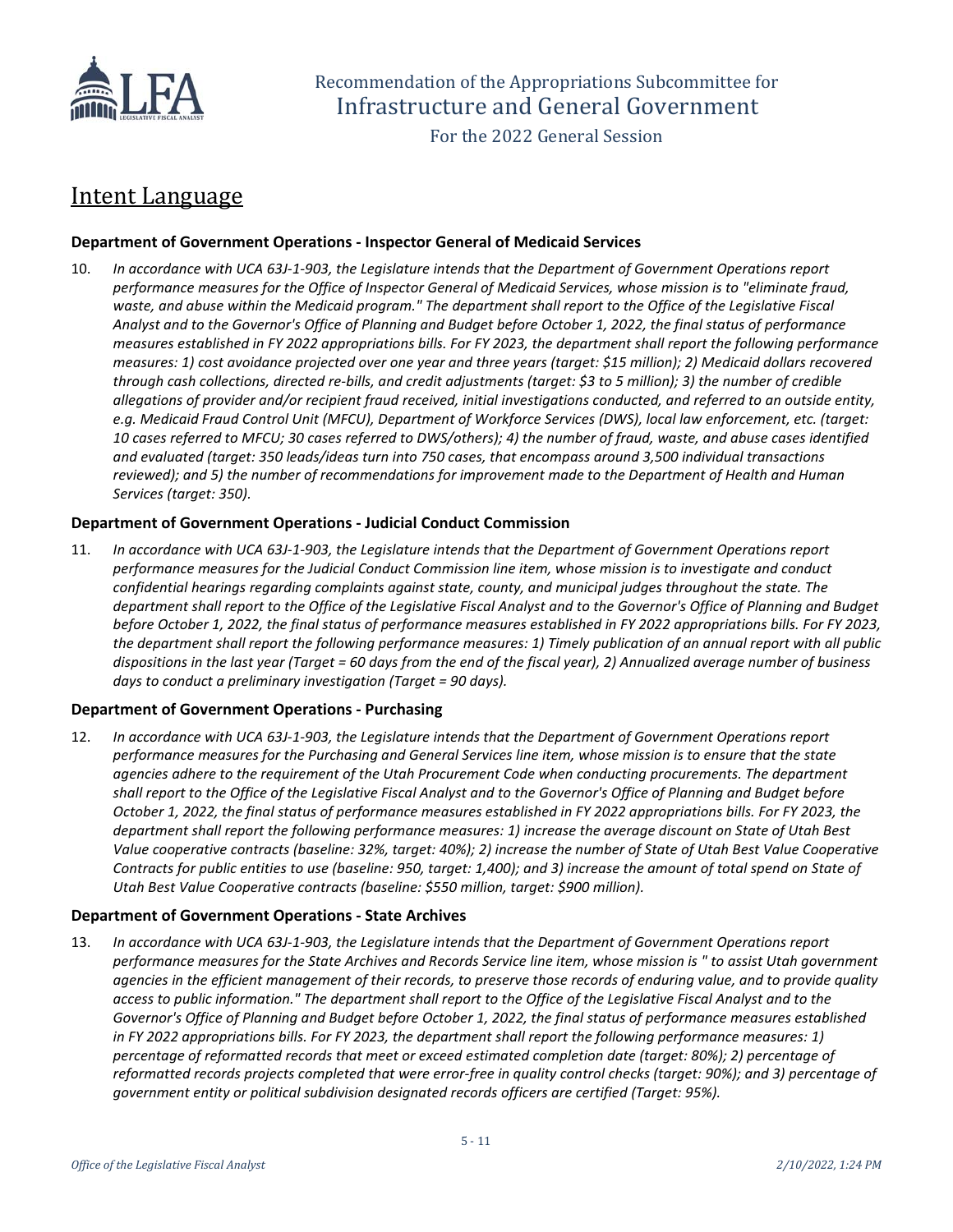## Intent Language

### Department of Government Operations - Inspector General of Medicaid Services

10. *In accordance with UCA 63J-1-903, the Legislature intends that the Department of Government Operations report performance measures for the Office of Inspector General of Medicaid Services, whose mission is to "eliminate fraud, waste, and abuse within the Medicaid program." The department shall report to the Office of the Legislative Fiscal Analyst and to the Governor's Office of Planning and Budget before October 1, 2022, the final status of performance measures established in FY 2022 appropriations bills. For FY 2023, the department shall report the following performance measures: 1) cost avoidance projected over one year and three years (target: $15 million); 2) Medicaid dollars recovered through cash collections, directed re-bills, and credit adjustments (target: $3 to 5 million); 3) the number of credible allegations of provider and/or recipient fraud received, initial investigations conducted, and referred to an outside entity, e.g. Medicaid Fraud Control Unit (MFCU), Department of Workforce Services (DWS), local law enforcement, etc. (target: 10 cases referred to MFCU; 30 cases referred to DWS/others); 4) the number of fraud, waste, and abuse cases identified and evaluated (target: 350 leads/ideas turn into 750 cases, that encompass around 3,500 individual transactions reviewed); and 5) the number of recommendations for improvement made to the Department of Health and Human Services (target: 350).*

### Department of Government Operations - Judicial Conduct Commission

11. *In accordance with UCA 63J-1-903, the Legislature intends that the Department of Government Operations report performance measures for the Judicial Conduct Commission line item, whose mission is to investigate and conduct confidential hearings regarding complaints against state, county, and municipal judges throughout the state. The department shall report to the Office of the Legislative Fiscal Analyst and to the Governor's Office of Planning and Budget before October 1, 2022, the final status of performance measures established in FY 2022 appropriations bills. For FY 2023, the department shall report the following performance measures: 1) Timely publication of an annual report with all public dispositions in the last year (Target = 60 days from the end of the fiscal year), 2) Annualized average number of business days to conduct a preliminary investigation (Target = 90 days).*

### Department of Government Operations - Purchasing

12. *In accordance with UCA 63J-1-903, the Legislature intends that the Department of Government Operations report performance measures for the Purchasing and General Services line item, whose mission is to ensure that the state agencies adhere to the requirement of the Utah Procurement Code when conducting procurements. The department shall report to the Office of the Legislative Fiscal Analyst and to the Governor's Office of Planning and Budget before October 1, 2022, the final status of performance measures established in FY 2022 appropriations bills. For FY 2023, the department shall report the following performance measures: 1) increase the average discount on State of Utah Best Value cooperative contracts (baseline: 32%, target: 40%); 2) increase the number of State of Utah Best Value Cooperative Contracts for public entities to use (baseline: 950, target: 1,400); and 3) increase the amount of total spend on State of Utah Best Value Cooperative contracts (baseline: $550 million, target: $900 million).*

### Department of Government Operations - State Archives

13. *In accordance with UCA 63J-1-903, the Legislature intends that the Department of Government Operations report performance measures for the State Archives and Records Service line item, whose mission is " to assist Utah government agencies in the efficient management of their records, to preserve those records of enduring value, and to provide quality access to public information." The department shall report to the Office of the Legislative Fiscal Analyst and to the Governor's Office of Planning and Budget before October 1, 2022, the final status of performance measures established in FY 2022 appropriations bills. For FY 2023, the department shall report the following performance measures: 1) percentage of reformatted records that meet or exceed estimated completion date (target: 80%); 2) percentage of reformatted records projects completed that were error-free in quality control checks (target: 90%); and 3) percentage of government entity or political subdivision designated records officers are certified (Target: 95%).*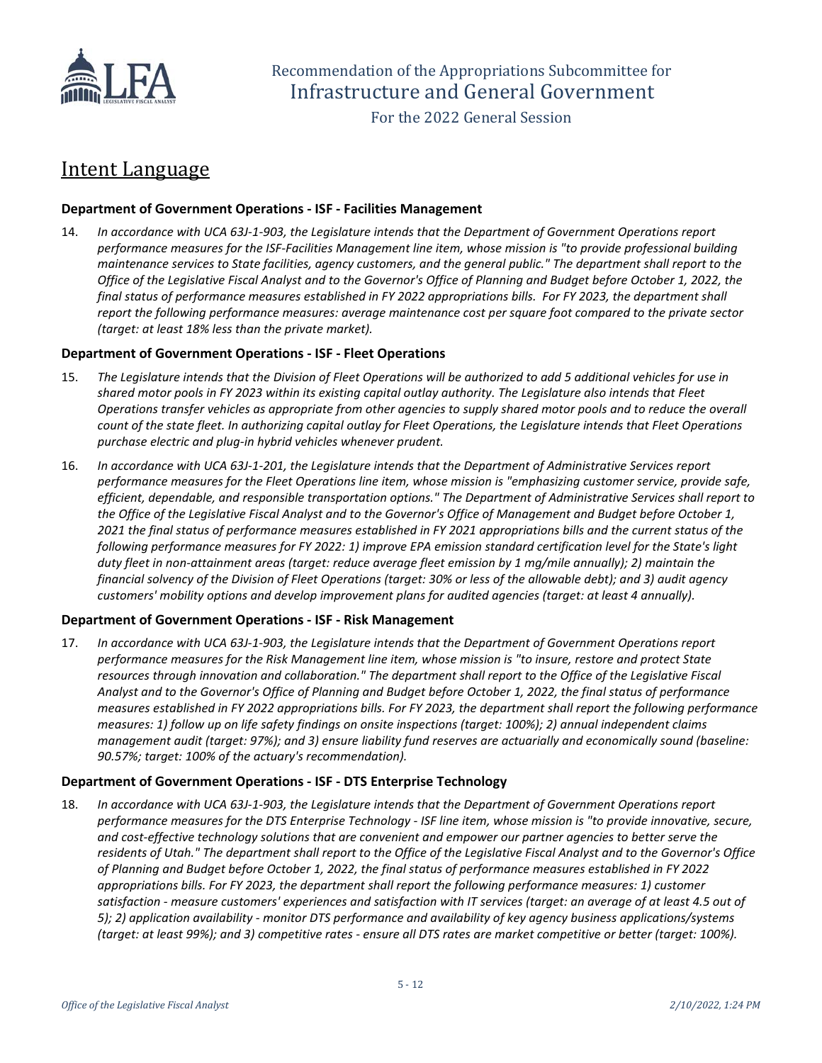# Intent Language

### Department of Government Operations - ISF - Facilities Management

14. *In accordance with UCA 63J-1-903, the Legislature intends that the Department of Government Operations report performance measures for the ISF-Facilities Management line item, whose mission is "to provide professional building maintenance services to State facilities, agency customers, and the general public." The department shall report to the Office of the Legislative Fiscal Analyst and to the Governor's Office of Planning and Budget before October 1, 2022, the final status of performance measures established in FY 2022 appropriations bills. For FY 2023, the department shall report the following performance measures: average maintenance cost per square foot compared to the private sector (target: at least 18% less than the private market).*

### Department of Government Operations - ISF - Fleet Operations

15. *The Legislature intends that the Division of Fleet Operations will be authorized to add 5 additional vehicles for use in shared motor pools in FY 2023 within its existing capital outlay authority. The Legislature also intends that Fleet Operations transfer vehicles as appropriate from other agencies to supply shared motor pools and to reduce the overall count of the state fleet. In authorizing capital outlay for Fleet Operations, the Legislature intends that Fleet Operations purchase electric and plug-in hybrid vehicles whenever prudent.*

16. *In accordance with UCA 63J-1-201, the Legislature intends that the Department of Administrative Services report performance measures for the Fleet Operations line item, whose mission is "emphasizing customer service, provide safe, efficient, dependable, and responsible transportation options." The Department of Administrative Services shall report to the Office of the Legislative Fiscal Analyst and to the Governor's Office of Management and Budget before October 1, 2021 the final status of performance measures established in FY 2021 appropriations bills and the current status of the following performance measures for FY 2022: 1) improve EPA emission standard certification level for the State's light duty fleet in non-attainment areas (target: reduce average fleet emission by 1 mg/mile annually); 2) maintain the financial solvency of the Division of Fleet Operations (target: 30% or less of the allowable debt); and 3) audit agency customers' mobility options and develop improvement plans for audited agencies (target: at least 4 annually).*

### Department of Government Operations - ISF - Risk Management

17. *In accordance with UCA 63J-1-903, the Legislature intends that the Department of Government Operations report performance measures for the Risk Management line item, whose mission is "to insure, restore and protect State resources through innovation and collaboration." The department shall report to the Office of the Legislative Fiscal Analyst and to the Governor's Office of Planning and Budget before October 1, 2022, the final status of performance measures established in FY 2022 appropriations bills. For FY 2023, the department shall report the following performance measures: 1) follow up on life safety findings on onsite inspections (target: 100%); 2) annual independent claims management audit (target: 97%); and 3) ensure liability fund reserves are actuarially and economically sound (baseline: 90.57%; target: 100% of the actuary's recommendation).*

### Department of Government Operations - ISF - DTS Enterprise Technology

18. *In accordance with UCA 63J-1-903, the Legislature intends that the Department of Government Operations report performance measures for the DTS Enterprise Technology - ISF line item, whose mission is "to provide innovative, secure, and cost-effective technology solutions that are convenient and empower our partner agencies to better serve the residents of Utah." The department shall report to the Office of the Legislative Fiscal Analyst and to the Governor's Office of Planning and Budget before October 1, 2022, the final status of performance measures established in FY 2022 appropriations bills. For FY 2023, the department shall report the following performance measures: 1) customer satisfaction - measure customers' experiences and satisfaction with IT services (target: an average of at least 4.5 out of 5); 2) application availability - monitor DTS performance and availability of key agency business applications/systems (target: at least 99%); and 3) competitive rates - ensure all DTS rates are market competitive or better (target: 100%).*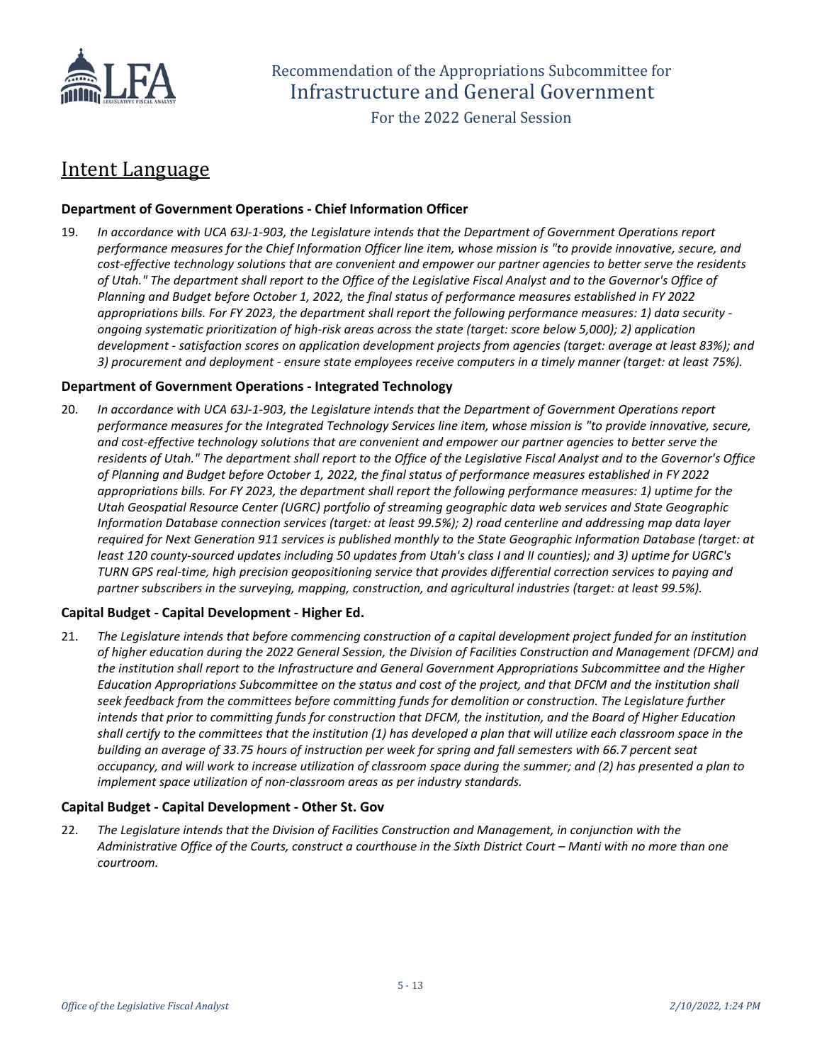## Intent Language

### Department of Government Operations - Chief Information Officer

19. *In accordance with UCA 63J-1-903, the Legislature intends that the Department of Government Operations report performance measures for the Chief Information Officer line item, whose mission is "to provide innovative, secure, and cost-effective technology solutions that are convenient and empower our partner agencies to better serve the residents of Utah." The department shall report to the Office of the Legislative Fiscal Analyst and to the Governor's Office of Planning and Budget before October 1, 2022, the final status of performance measures established in FY 2022 appropriations bills. For FY 2023, the department shall report the following performance measures: 1) data security - ongoing systematic prioritization of high-risk areas across the state (target: score below 5,000); 2) application development - satisfaction scores on application development projects from agencies (target: average at least 83%); and 3) procurement and deployment - ensure state employees receive computers in a timely manner (target: at least 75%).*

### Department of Government Operations - Integrated Technology

20. *In accordance with UCA 63J-1-903, the Legislature intends that the Department of Government Operations report performance measures for the Integrated Technology Services line item, whose mission is "to provide innovative, secure, and cost-effective technology solutions that are convenient and empower our partner agencies to better serve the residents of Utah." The department shall report to the Office of the Legislative Fiscal Analyst and to the Governor's Office of Planning and Budget before October 1, 2022, the final status of performance measures established in FY 2022 appropriations bills. For FY 2023, the department shall report the following performance measures: 1) uptime for the Utah Geospatial Resource Center (UGRC) portfolio of streaming geographic data web services and State Geographic Information Database connection services (target: at least 99.5%); 2) road centerline and addressing map data layer required for Next Generation 911 services is published monthly to the State Geographic Information Database (target: at least 120 county-sourced updates including 50 updates from Utah's class I and II counties); and 3) uptime for UGRC's TURN GPS real-time, high precision geopositioning service that provides differential correction services to paying and partner subscribers in the surveying, mapping, construction, and agricultural industries (target: at least 99.5%).*

### Capital Budget - Capital Development - Higher Ed.

21. *The Legislature intends that before commencing construction of a capital development project funded for an institution of higher education during the 2022 General Session, the Division of Facilities Construction and Management (DFCM) and the institution shall report to the Infrastructure and General Government Appropriations Subcommittee and the Higher Education Appropriations Subcommittee on the status and cost of the project, and that DFCM and the institution shall seek feedback from the committees before committing funds for demolition or construction. The Legislature further intends that prior to committing funds for construction that DFCM, the institution, and the Board of Higher Education shall certify to the committees that the institution (1) has developed a plan that will utilize each classroom space in the building an average of 33.75 hours of instruction per week for spring and fall semesters with 66.7 percent seat occupancy, and will work to increase utilization of classroom space during the summer; and (2) has presented a plan to implement space utilization of non-classroom areas as per industry standards.*

### Capital Budget - Capital Development - Other St. Gov

22. *The Legislature intends that the Division of Facilities Construction and Management, in conjunction with the Administrative Office of the Courts, construct a courthouse in the Sixth District Court – Manti with no more than one courtroom.*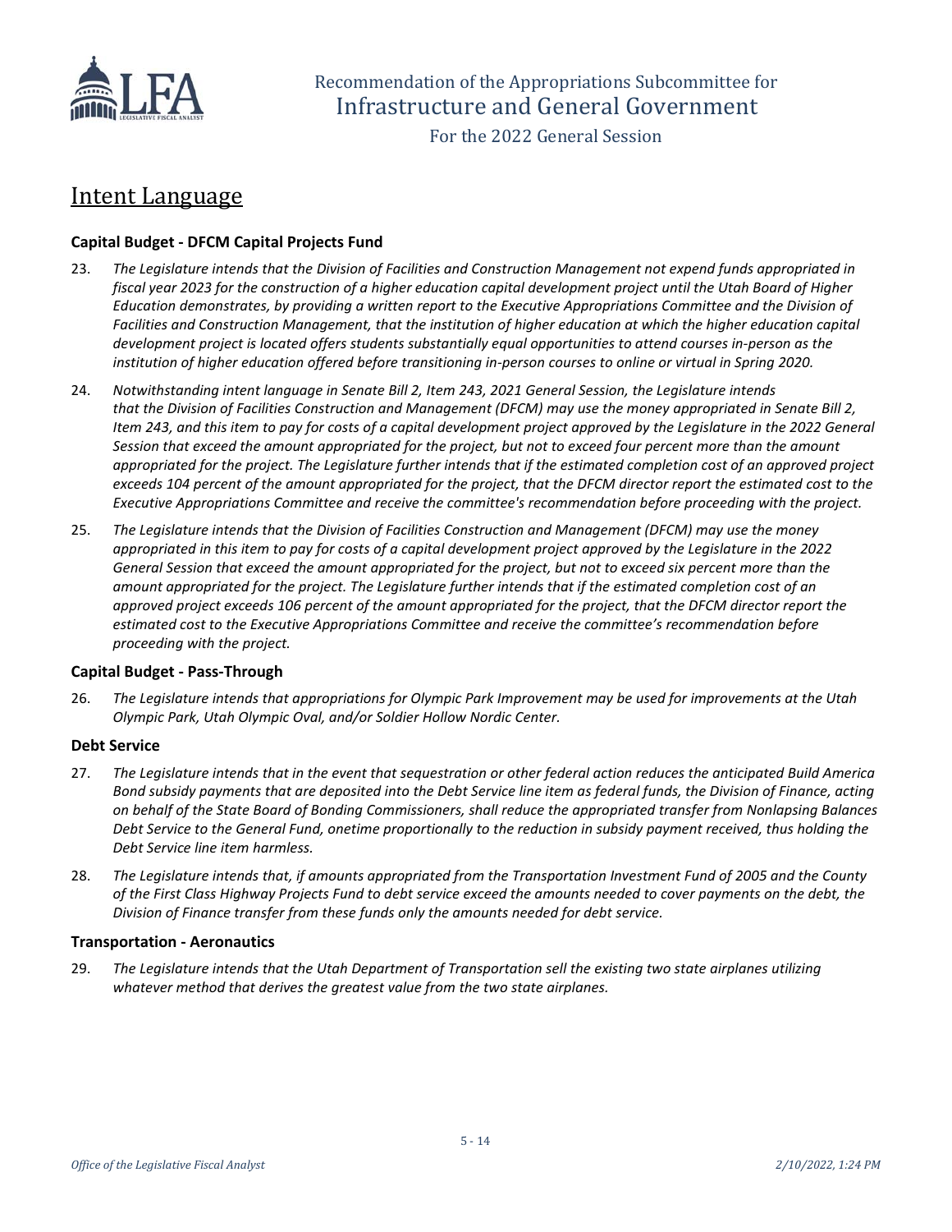# Intent Language

### Capital Budget - DFCM Capital Projects Fund

23. *The Legislature intends that the Division of Facilities and Construction Management not expend funds appropriated in fiscal year 2023 for the construction of a higher education capital development project until the Utah Board of Higher Education demonstrates, by providing a written report to the Executive Appropriations Committee and the Division of Facilities and Construction Management, that the institution of higher education at which the higher education capital development project is located offers students substantially equal opportunities to attend courses in-person as the institution of higher education offered before transitioning in-person courses to online or virtual in Spring 2020.*

24. *Notwithstanding intent language in Senate Bill 2, Item 243, 2021 General Session, the Legislature intends that the Division of Facilities Construction and Management (DFCM) may use the money appropriated in Senate Bill 2, Item 243, and this item to pay for costs of a capital development project approved by the Legislature in the 2022 General Session that exceed the amount appropriated for the project, but not to exceed four percent more than the amount appropriated for the project. The Legislature further intends that if the estimated completion cost of an approved project exceeds 104 percent of the amount appropriated for the project, that the DFCM director report the estimated cost to the Executive Appropriations Committee and receive the committee's recommendation before proceeding with the project.*

25. *The Legislature intends that the Division of Facilities Construction and Management (DFCM) may use the money appropriated in this item to pay for costs of a capital development project approved by the Legislature in the 2022 General Session that exceed the amount appropriated for the project, but not to exceed six percent more than the amount appropriated for the project. The Legislature further intends that if the estimated completion cost of an approved project exceeds 106 percent of the amount appropriated for the project, that the DFCM director report the estimated cost to the Executive Appropriations Committee and receive the committee's recommendation before proceeding with the project.*

### Capital Budget - Pass-Through

26. *The Legislature intends that appropriations for Olympic Park Improvement may be used for improvements at the Utah Olympic Park, Utah Olympic Oval, and/or Soldier Hollow Nordic Center.*

### Debt Service

27. *The Legislature intends that in the event that sequestration or other federal action reduces the anticipated Build America Bond subsidy payments that are deposited into the Debt Service line item as federal funds, the Division of Finance, acting on behalf of the State Board of Bonding Commissioners, shall reduce the appropriated transfer from Nonlapsing Balances Debt Service to the General Fund, onetime proportionally to the reduction in subsidy payment received, thus holding the Debt Service line item harmless.*

28. *The Legislature intends that, if amounts appropriated from the Transportation Investment Fund of 2005 and the County of the First Class Highway Projects Fund to debt service exceed the amounts needed to cover payments on the debt, the Division of Finance transfer from these funds only the amounts needed for debt service.*

### Transportation - Aeronautics

29. *The Legislature intends that the Utah Department of Transportation sell the existing two state airplanes utilizing whatever method that derives the greatest value from the two state airplanes.*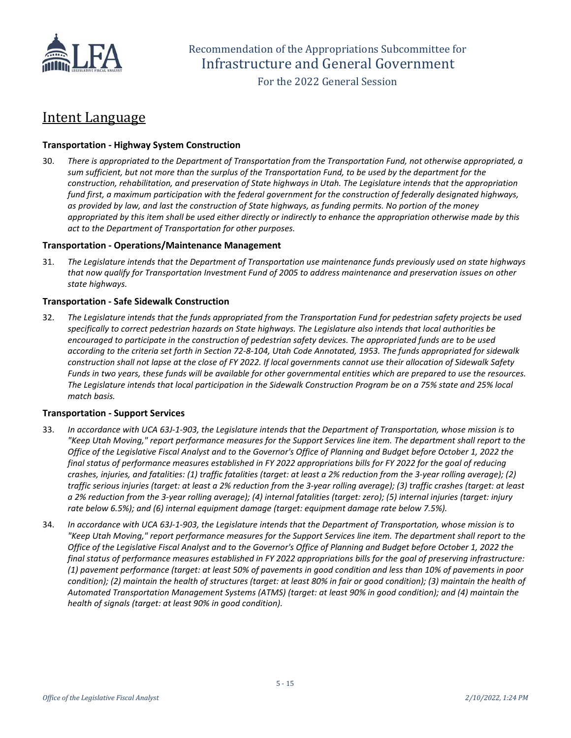## Intent Language

### Transportation - Highway System Construction

30. *There is appropriated to the Department of Transportation from the Transportation Fund, not otherwise appropriated, a sum sufficient, but not more than the surplus of the Transportation Fund, to be used by the department for the construction, rehabilitation, and preservation of State highways in Utah. The Legislature intends that the appropriation fund first, a maximum participation with the federal government for the construction of federally designated highways, as provided by law, and last the construction of State highways, as funding permits. No portion of the money appropriated by this item shall be used either directly or indirectly to enhance the appropriation otherwise made by this act to the Department of Transportation for other purposes.*

### Transportation - Operations/Maintenance Management

31. *The Legislature intends that the Department of Transportation use maintenance funds previously used on state highways that now qualify for Transportation Investment Fund of 2005 to address maintenance and preservation issues on other state highways.*

### Transportation - Safe Sidewalk Construction

32. *The Legislature intends that the funds appropriated from the Transportation Fund for pedestrian safety projects be used specifically to correct pedestrian hazards on State highways. The Legislature also intends that local authorities be encouraged to participate in the construction of pedestrian safety devices. The appropriated funds are to be used according to the criteria set forth in Section 72-8-104, Utah Code Annotated, 1953. The funds appropriated for sidewalk construction shall not lapse at the close of FY 2022. If local governments cannot use their allocation of Sidewalk Safety Funds in two years, these funds will be available for other governmental entities which are prepared to use the resources. The Legislature intends that local participation in the Sidewalk Construction Program be on a 75% state and 25% local match basis.*

### Transportation - Support Services

33. *In accordance with UCA 63J-1-903, the Legislature intends that the Department of Transportation, whose mission is to "Keep Utah Moving," report performance measures for the Support Services line item. The department shall report to the Office of the Legislative Fiscal Analyst and to the Governor's Office of Planning and Budget before October 1, 2022 the final status of performance measures established in FY 2022 appropriations bills for FY 2022 for the goal of reducing crashes, injuries, and fatalities: (1) traffic fatalities (target: at least a 2% reduction from the 3-year rolling average); (2) traffic serious injuries (target: at least a 2% reduction from the 3-year rolling average); (3) traffic crashes (target: at least a 2% reduction from the 3-year rolling average); (4) internal fatalities (target: zero); (5) internal injuries (target: injury rate below 6.5%); and (6) internal equipment damage (target: equipment damage rate below 7.5%).*

34. *In accordance with UCA 63J-1-903, the Legislature intends that the Department of Transportation, whose mission is to "Keep Utah Moving," report performance measures for the Support Services line item. The department shall report to the Office of the Legislative Fiscal Analyst and to the Governor's Office of Planning and Budget before October 1, 2022 the final status of performance measures established in FY 2022 appropriations bills for the goal of preserving infrastructure: (1) pavement performance (target: at least 50% of pavements in good condition and less than 10% of pavements in poor condition); (2) maintain the health of structures (target: at least 80% in fair or good condition); (3) maintain the health of Automated Transportation Management Systems (ATMS) (target: at least 90% in good condition); and (4) maintain the health of signals (target: at least 90% in good condition).*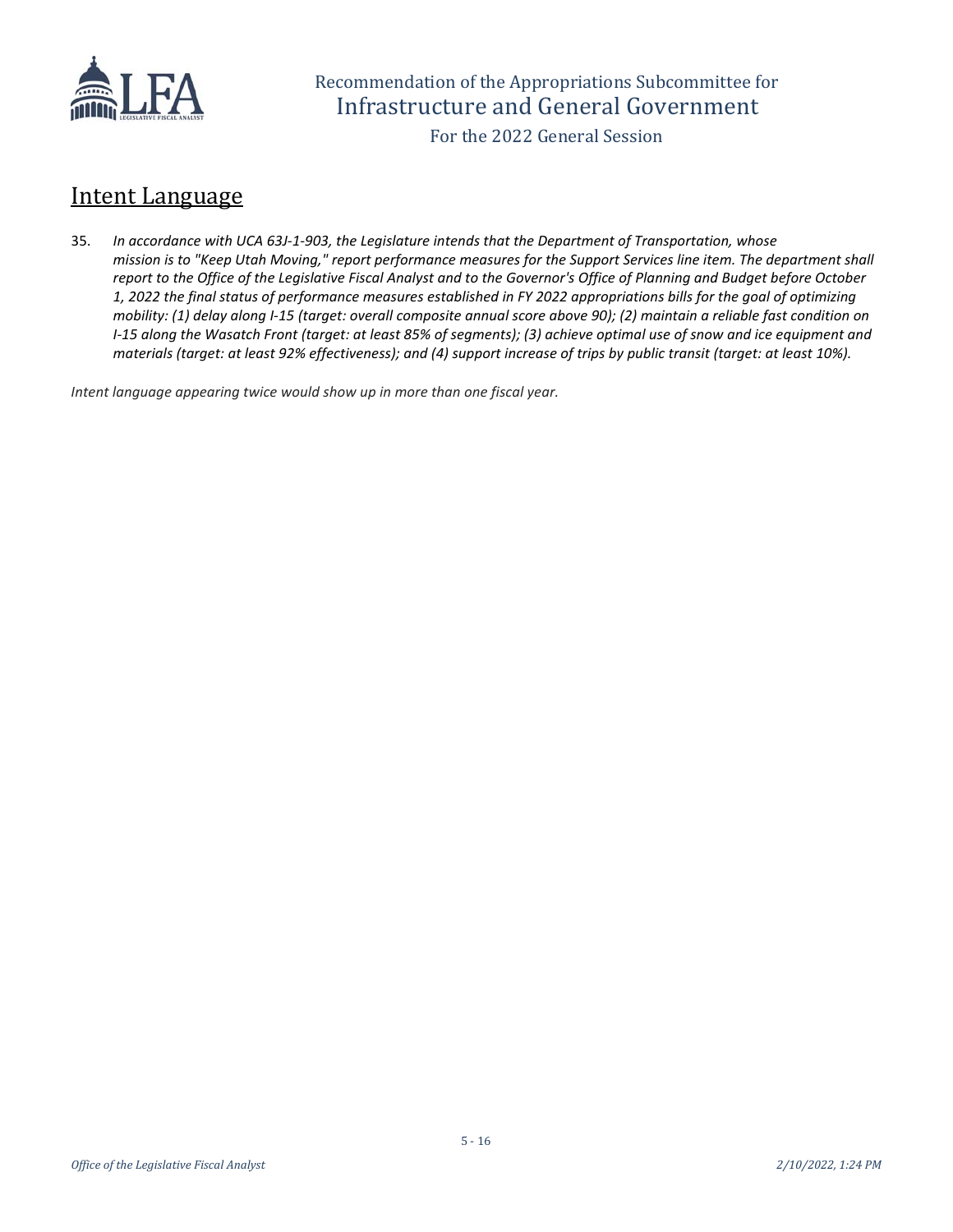## Intent Language

35. *In accordance with UCA 63J-1-903, the Legislature intends that the Department of Transportation, whose mission is to "Keep Utah Moving," report performance measures for the Support Services line item. The department shall report to the Office of the Legislative Fiscal Analyst and to the Governor's Office of Planning and Budget before October 1, 2022 the final status of performance measures established in FY 2022 appropriations bills for the goal of optimizing mobility: (1) delay along I-15 (target: overall composite annual score above 90); (2) maintain a reliable fast condition on I-15 along the Wasatch Front (target: at least 85% of segments); (3) achieve optimal use of snow and ice equipment and materials (target: at least 92% effectiveness); and (4) support increase of trips by public transit (target: at least 10%).*

*Intent language appearing twice would show up in more than one fiscal year.*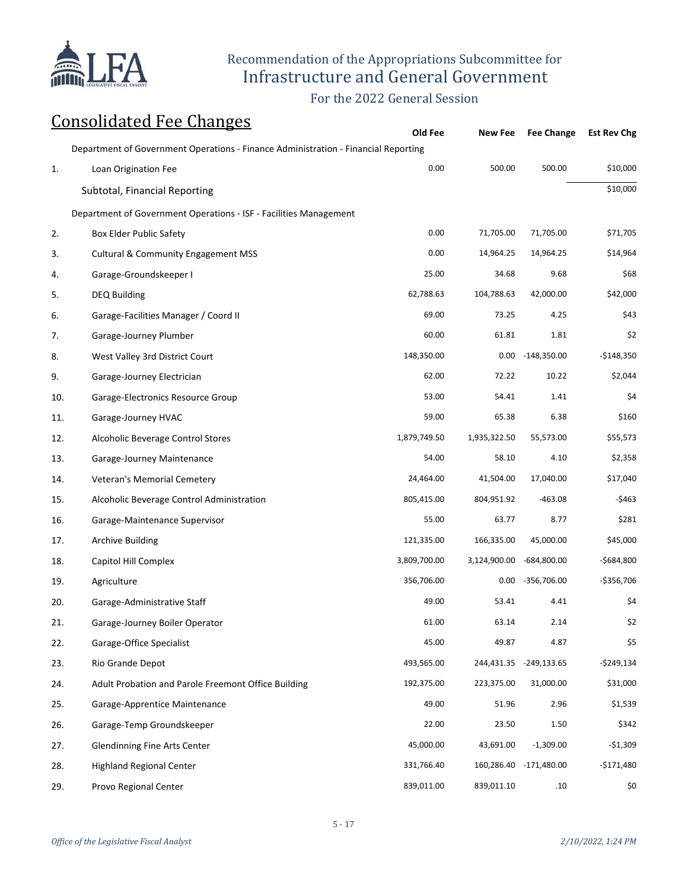Recommendation of the Appropriations Subcommittee for
Infrastructure and General Government

For the 2022 General Session

## Consolidated Fee Changes

| | | Old Fee | New Fee | Fee Change | Est Rev Chg |
|---|---|---|---|---|---|
| | Department of Government Operations - Finance Administration - Financial Reporting | | | | |
| 1. | Loan Origination Fee | 0.00 | 500.00 | 500.00 | $10,000 |
| | Subtotal, Financial Reporting | | | | $10,000 |
| | Department of Government Operations - ISF - Facilities Management | | | | |
| 2. | Box Elder Public Safety | 0.00 | 71,705.00 | 71,705.00 | $71,705 |
| 3. | Cultural & Community Engagement MSS | 0.00 | 14,964.25 | 14,964.25 | $14,964 |
| 4. | Garage-Groundskeeper I | 25.00 | 34.68 | 9.68 | $68 |
| 5. | DEQ Building | 62,788.63 | 104,788.63 | 42,000.00 | $42,000 |
| 6. | Garage-Facilities Manager / Coord II | 69.00 | 73.25 | 4.25 | $43 |
| 7. | Garage-Journey Plumber | 60.00 | 61.81 | 1.81 | $2 |
| 8. | West Valley 3rd District Court | 148,350.00 | 0.00 | -148,350.00 | -$148,350 |
| 9. | Garage-Journey Electrician | 62.00 | 72.22 | 10.22 | $2,044 |
| 10. | Garage-Electronics Resource Group | 53.00 | 54.41 | 1.41 | $4 |
| 11. | Garage-Journey HVAC | 59.00 | 65.38 | 6.38 | $160 |
| 12. | Alcoholic Beverage Control Stores | 1,879,749.50 | 1,935,322.50 | 55,573.00 | $55,573 |
| 13. | Garage-Journey Maintenance | 54.00 | 58.10 | 4.10 | $2,358 |
| 14. | Veteran's Memorial Cemetery | 24,464.00 | 41,504.00 | 17,040.00 | $17,040 |
| 15. | Alcoholic Beverage Control Administration | 805,415.00 | 804,951.92 | -463.08 | -$463 |
| 16. | Garage-Maintenance Supervisor | 55.00 | 63.77 | 8.77 | $281 |
| 17. | Archive Building | 121,335.00 | 166,335.00 | 45,000.00 | $45,000 |
| 18. | Capitol Hill Complex | 3,809,700.00 | 3,124,900.00 | -684,800.00 | -$684,800 |
| 19. | Agriculture | 356,706.00 | 0.00 | -356,706.00 | -$356,706 |
| 20. | Garage-Administrative Staff | 49.00 | 53.41 | 4.41 | $4 |
| 21. | Garage-Journey Boiler Operator | 61.00 | 63.14 | 2.14 | $2 |
| 22. | Garage-Office Specialist | 45.00 | 49.87 | 4.87 | $5 |
| 23. | Rio Grande Depot | 493,565.00 | 244,431.35 | -249,133.65 | -$249,134 |
| 24. | Adult Probation and Parole Freemont Office Building | 192,375.00 | 223,375.00 | 31,000.00 | $31,000 |
| 25. | Garage-Apprentice Maintenance | 49.00 | 51.96 | 2.96 | $1,539 |
| 26. | Garage-Temp Groundskeeper | 22.00 | 23.50 | 1.50 | $342 |
| 27. | Glendinning Fine Arts Center | 45,000.00 | 43,691.00 | -1,309.00 | -$1,309 |
| 28. | Highland Regional Center | 331,766.40 | 160,286.40 | -171,480.00 | -$171,480 |
| 29. | Provo Regional Center | 839,011.00 | 839,011.10 | .10 | $0 |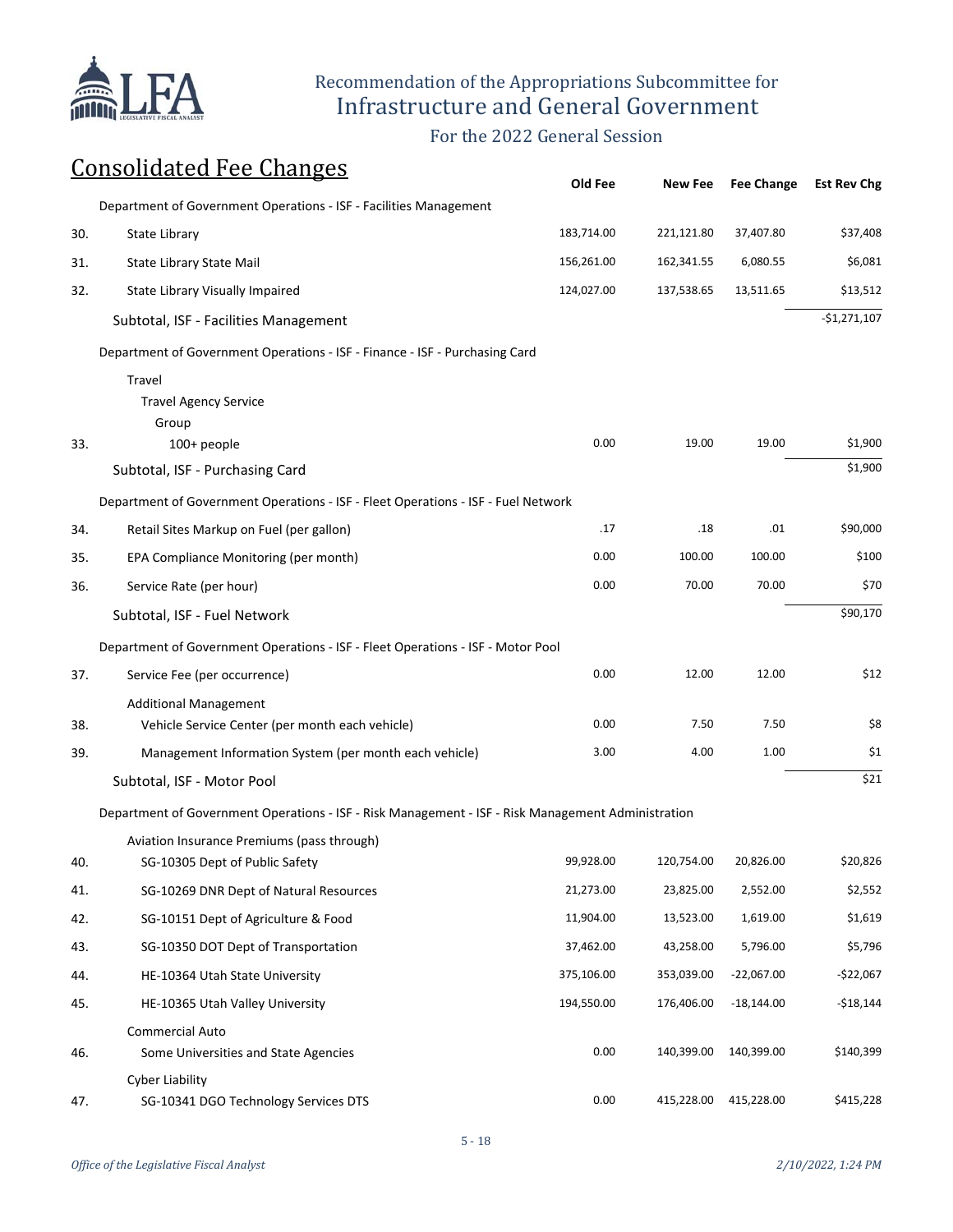# Recommendation of the Appropriations Subcommittee for Infrastructure and General Government

For the 2022 General Session

## Consolidated Fee Changes

| | | Old Fee | New Fee | Fee Change | Est Rev Chg |
|---|---|---|---|---|---|
| | Department of Government Operations - ISF - Facilities Management | | | | |
| 30. | State Library | 183,714.00 | 221,121.80 | 37,407.80 | $37,408 |
| 31. | State Library State Mail | 156,261.00 | 162,341.55 | 6,080.55 | $6,081 |
| 32. | State Library Visually Impaired | 124,027.00 | 137,538.65 | 13,511.65 | $13,512 |
| | Subtotal, ISF - Facilities Management | | | | -$1,271,107 |
| | Department of Government Operations - ISF - Finance - ISF - Purchasing Card | | | | |
| | Travel | | | | |
| | Travel Agency Service | | | | |
| | Group | | | | |
| 33. | 100+ people | 0.00 | 19.00 | 19.00 | $1,900 |
| | Subtotal, ISF - Purchasing Card | | | | $1,900 |
| | Department of Government Operations - ISF - Fleet Operations - ISF - Fuel Network | | | | |
| 34. | Retail Sites Markup on Fuel (per gallon) | .17 | .18 | .01 | $90,000 |
| 35. | EPA Compliance Monitoring (per month) | 0.00 | 100.00 | 100.00 | $100 |
| 36. | Service Rate (per hour) | 0.00 | 70.00 | 70.00 | $70 |
| | Subtotal, ISF - Fuel Network | | | | $90,170 |
| | Department of Government Operations - ISF - Fleet Operations - ISF - Motor Pool | | | | |
| 37. | Service Fee (per occurrence) | 0.00 | 12.00 | 12.00 | $12 |
| | Additional Management | | | | |
| 38. | Vehicle Service Center (per month each vehicle) | 0.00 | 7.50 | 7.50 | $8 |
| 39. | Management Information System (per month each vehicle) | 3.00 | 4.00 | 1.00 | $1 |
| | Subtotal, ISF - Motor Pool | | | | $21 |
| | Department of Government Operations - ISF - Risk Management - ISF - Risk Management Administration | | | | |
| | Aviation Insurance Premiums (pass through) | | | | |
| 40. | SG-10305 Dept of Public Safety | 99,928.00 | 120,754.00 | 20,826.00 | $20,826 |
| 41. | SG-10269 DNR Dept of Natural Resources | 21,273.00 | 23,825.00 | 2,552.00 | $2,552 |
| 42. | SG-10151 Dept of Agriculture & Food | 11,904.00 | 13,523.00 | 1,619.00 | $1,619 |
| 43. | SG-10350 DOT Dept of Transportation | 37,462.00 | 43,258.00 | 5,796.00 | $5,796 |
| 44. | HE-10364 Utah State University | 375,106.00 | 353,039.00 | -22,067.00 | -$22,067 |
| 45. | HE-10365 Utah Valley University | 194,550.00 | 176,406.00 | -18,144.00 | -$18,144 |
| | Commercial Auto | | | | |
| 46. | Some Universities and State Agencies | 0.00 | 140,399.00 | 140,399.00 | $140,399 |
| | Cyber Liability | | | | |
| 47. | SG-10341 DGO Technology Services DTS | 0.00 | 415,228.00 | 415,228.00 | $415,228 |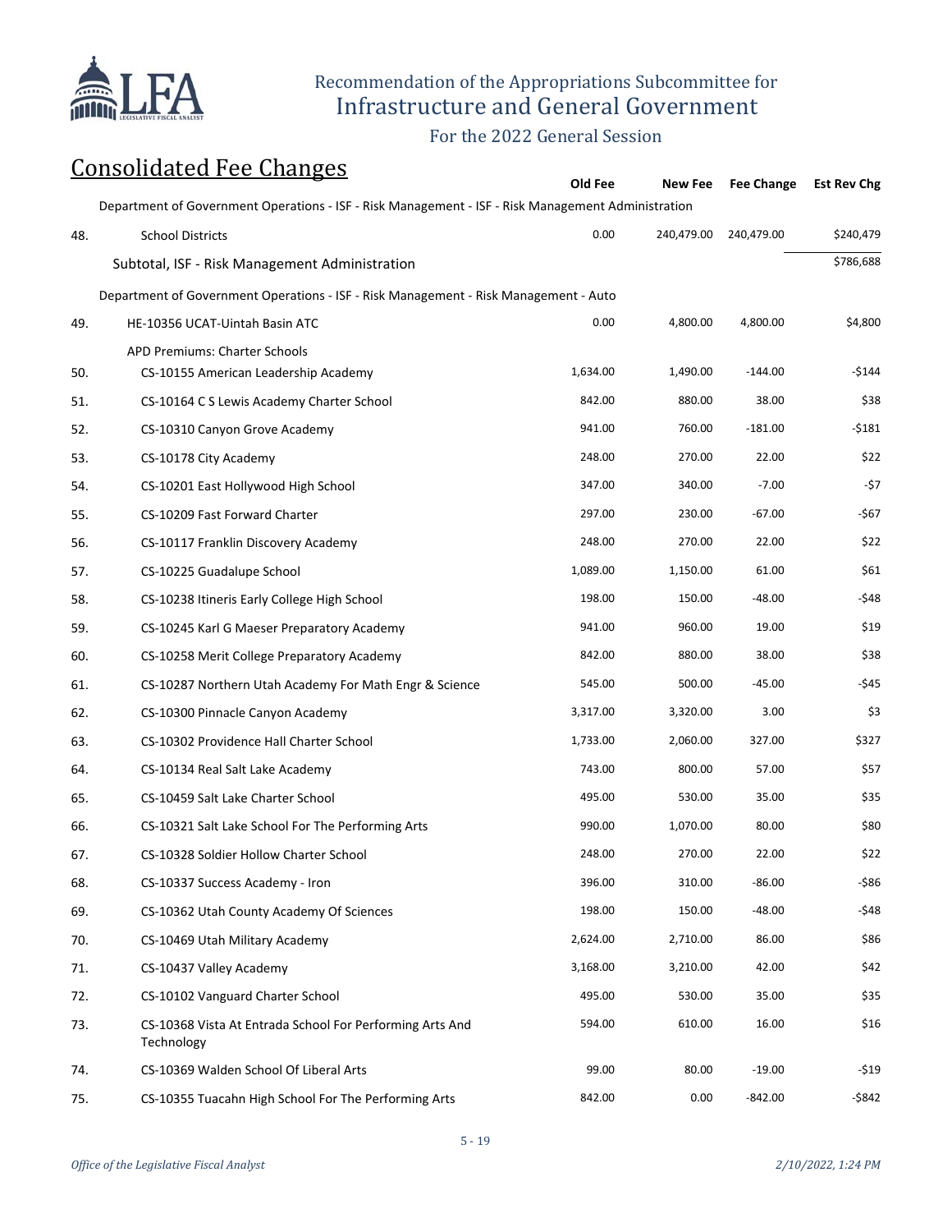## Consolidated Fee Changes

| | | Old Fee | New Fee | Fee Change | Est Rev Chg |
|---|---|---|---|---|---|
| | **Department of Government Operations - ISF - Risk Management - ISF - Risk Management Administration** | | | | |
| 48. | School Districts | 0.00 | 240,479.00 | 240,479.00 | $240,479 |
| | Subtotal, ISF - Risk Management Administration | | | | $786,688 |
| | **Department of Government Operations - ISF - Risk Management - Risk Management - Auto** | | | | |
| 49. | HE-10356 UCAT-Uintah Basin ATC | 0.00 | 4,800.00 | 4,800.00 | $4,800 |
| | APD Premiums: Charter Schools | | | | |
| 50. | CS-10155 American Leadership Academy | 1,634.00 | 1,490.00 | -144.00 | -$144 |
| 51. | CS-10164 C S Lewis Academy Charter School | 842.00 | 880.00 | 38.00 | $38 |
| 52. | CS-10310 Canyon Grove Academy | 941.00 | 760.00 | -181.00 | -$181 |
| 53. | CS-10178 City Academy | 248.00 | 270.00 | 22.00 | $22 |
| 54. | CS-10201 East Hollywood High School | 347.00 | 340.00 | -7.00 | -$7 |
| 55. | CS-10209 Fast Forward Charter | 297.00 | 230.00 | -67.00 | -$67 |
| 56. | CS-10117 Franklin Discovery Academy | 248.00 | 270.00 | 22.00 | $22 |
| 57. | CS-10225 Guadalupe School | 1,089.00 | 1,150.00 | 61.00 | $61 |
| 58. | CS-10238 Itineris Early College High School | 198.00 | 150.00 | -48.00 | -$48 |
| 59. | CS-10245 Karl G Maeser Preparatory Academy | 941.00 | 960.00 | 19.00 | $19 |
| 60. | CS-10258 Merit College Preparatory Academy | 842.00 | 880.00 | 38.00 | $38 |
| 61. | CS-10287 Northern Utah Academy For Math Engr & Science | 545.00 | 500.00 | -45.00 | -$45 |
| 62. | CS-10300 Pinnacle Canyon Academy | 3,317.00 | 3,320.00 | 3.00 | $3 |
| 63. | CS-10302 Providence Hall Charter School | 1,733.00 | 2,060.00 | 327.00 | $327 |
| 64. | CS-10134 Real Salt Lake Academy | 743.00 | 800.00 | 57.00 | $57 |
| 65. | CS-10459 Salt Lake Charter School | 495.00 | 530.00 | 35.00 | $35 |
| 66. | CS-10321 Salt Lake School For The Performing Arts | 990.00 | 1,070.00 | 80.00 | $80 |
| 67. | CS-10328 Soldier Hollow Charter School | 248.00 | 270.00 | 22.00 | $22 |
| 68. | CS-10337 Success Academy - Iron | 396.00 | 310.00 | -86.00 | -$86 |
| 69. | CS-10362 Utah County Academy Of Sciences | 198.00 | 150.00 | -48.00 | -$48 |
| 70. | CS-10469 Utah Military Academy | 2,624.00 | 2,710.00 | 86.00 | $86 |
| 71. | CS-10437 Valley Academy | 3,168.00 | 3,210.00 | 42.00 | $42 |
| 72. | CS-10102 Vanguard Charter School | 495.00 | 530.00 | 35.00 | $35 |
| 73. | CS-10368 Vista At Entrada School For Performing Arts And Technology | 594.00 | 610.00 | 16.00 | $16 |
| 74. | CS-10369 Walden School Of Liberal Arts | 99.00 | 80.00 | -19.00 | -$19 |
| 75. | CS-10355 Tuacahn High School For The Performing Arts | 842.00 | 0.00 | -842.00 | -$842 |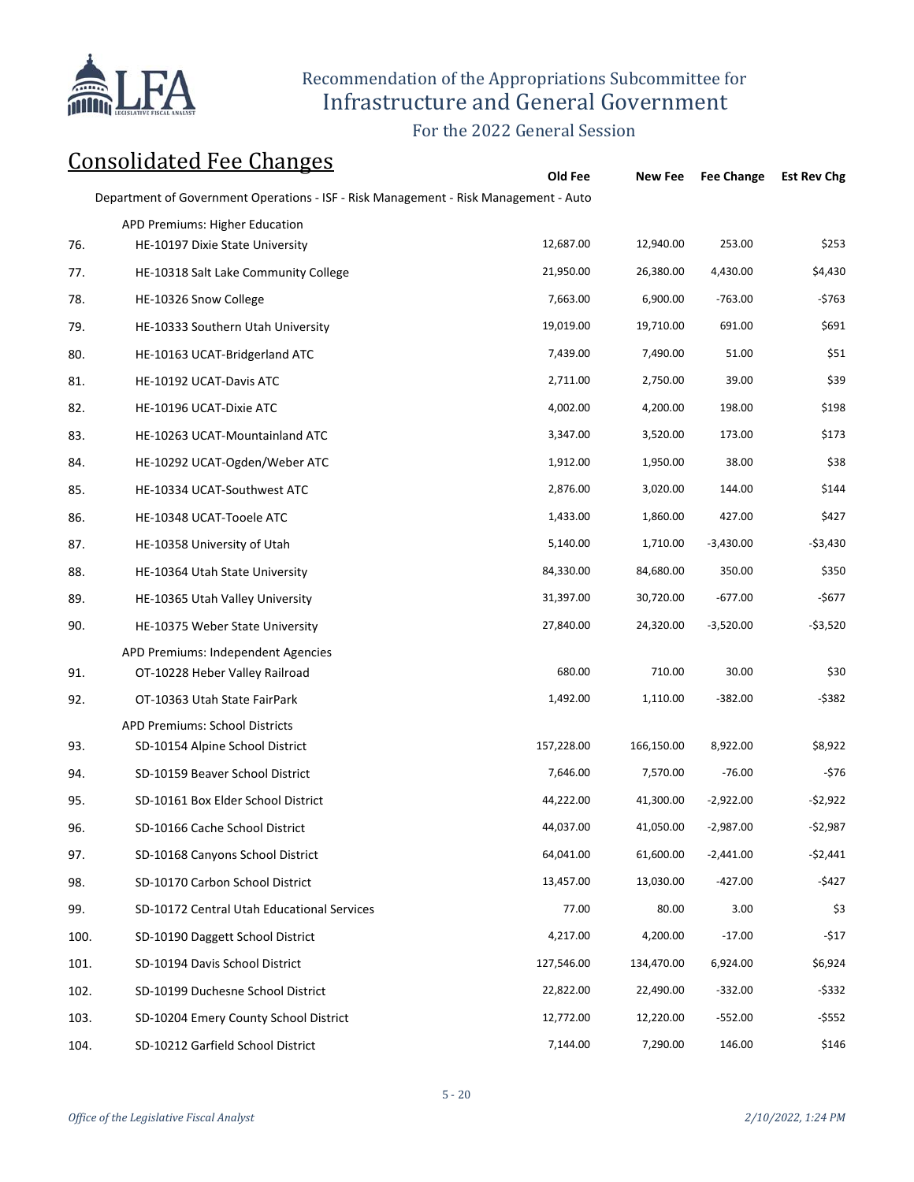## Consolidated Fee Changes

| | | Old Fee | New Fee | Fee Change | Est Rev Chg |
|---|---|---|---|---|---|
| | Department of Government Operations - ISF - Risk Management - Risk Management - Auto | | | | |
| | APD Premiums: Higher Education | | | | |
| 76. | HE-10197 Dixie State University | 12,687.00 | 12,940.00 | 253.00 | $253 |
| 77. | HE-10318 Salt Lake Community College | 21,950.00 | 26,380.00 | 4,430.00 | $4,430 |
| 78. | HE-10326 Snow College | 7,663.00 | 6,900.00 | -763.00 | -$763 |
| 79. | HE-10333 Southern Utah University | 19,019.00 | 19,710.00 | 691.00 | $691 |
| 80. | HE-10163 UCAT-Bridgerland ATC | 7,439.00 | 7,490.00 | 51.00 | $51 |
| 81. | HE-10192 UCAT-Davis ATC | 2,711.00 | 2,750.00 | 39.00 | $39 |
| 82. | HE-10196 UCAT-Dixie ATC | 4,002.00 | 4,200.00 | 198.00 | $198 |
| 83. | HE-10263 UCAT-Mountainland ATC | 3,347.00 | 3,520.00 | 173.00 | $173 |
| 84. | HE-10292 UCAT-Ogden/Weber ATC | 1,912.00 | 1,950.00 | 38.00 | $38 |
| 85. | HE-10334 UCAT-Southwest ATC | 2,876.00 | 3,020.00 | 144.00 | $144 |
| 86. | HE-10348 UCAT-Tooele ATC | 1,433.00 | 1,860.00 | 427.00 | $427 |
| 87. | HE-10358 University of Utah | 5,140.00 | 1,710.00 | -3,430.00 | -$3,430 |
| 88. | HE-10364 Utah State University | 84,330.00 | 84,680.00 | 350.00 | $350 |
| 89. | HE-10365 Utah Valley University | 31,397.00 | 30,720.00 | -677.00 | -$677 |
| 90. | HE-10375 Weber State University | 27,840.00 | 24,320.00 | -3,520.00 | -$3,520 |
| | APD Premiums: Independent Agencies | | | | |
| 91. | OT-10228 Heber Valley Railroad | 680.00 | 710.00 | 30.00 | $30 |
| 92. | OT-10363 Utah State FairPark | 1,492.00 | 1,110.00 | -382.00 | -$382 |
| | APD Premiums: School Districts | | | | |
| 93. | SD-10154 Alpine School District | 157,228.00 | 166,150.00 | 8,922.00 | $8,922 |
| 94. | SD-10159 Beaver School District | 7,646.00 | 7,570.00 | -76.00 | -$76 |
| 95. | SD-10161 Box Elder School District | 44,222.00 | 41,300.00 | -2,922.00 | -$2,922 |
| 96. | SD-10166 Cache School District | 44,037.00 | 41,050.00 | -2,987.00 | -$2,987 |
| 97. | SD-10168 Canyons School District | 64,041.00 | 61,600.00 | -2,441.00 | -$2,441 |
| 98. | SD-10170 Carbon School District | 13,457.00 | 13,030.00 | -427.00 | -$427 |
| 99. | SD-10172 Central Utah Educational Services | 77.00 | 80.00 | 3.00 | $3 |
| 100. | SD-10190 Daggett School District | 4,217.00 | 4,200.00 | -17.00 | -$17 |
| 101. | SD-10194 Davis School District | 127,546.00 | 134,470.00 | 6,924.00 | $6,924 |
| 102. | SD-10199 Duchesne School District | 22,822.00 | 22,490.00 | -332.00 | -$332 |
| 103. | SD-10204 Emery County School District | 12,772.00 | 12,220.00 | -552.00 | -$552 |
| 104. | SD-10212 Garfield School District | 7,144.00 | 7,290.00 | 146.00 | $146 |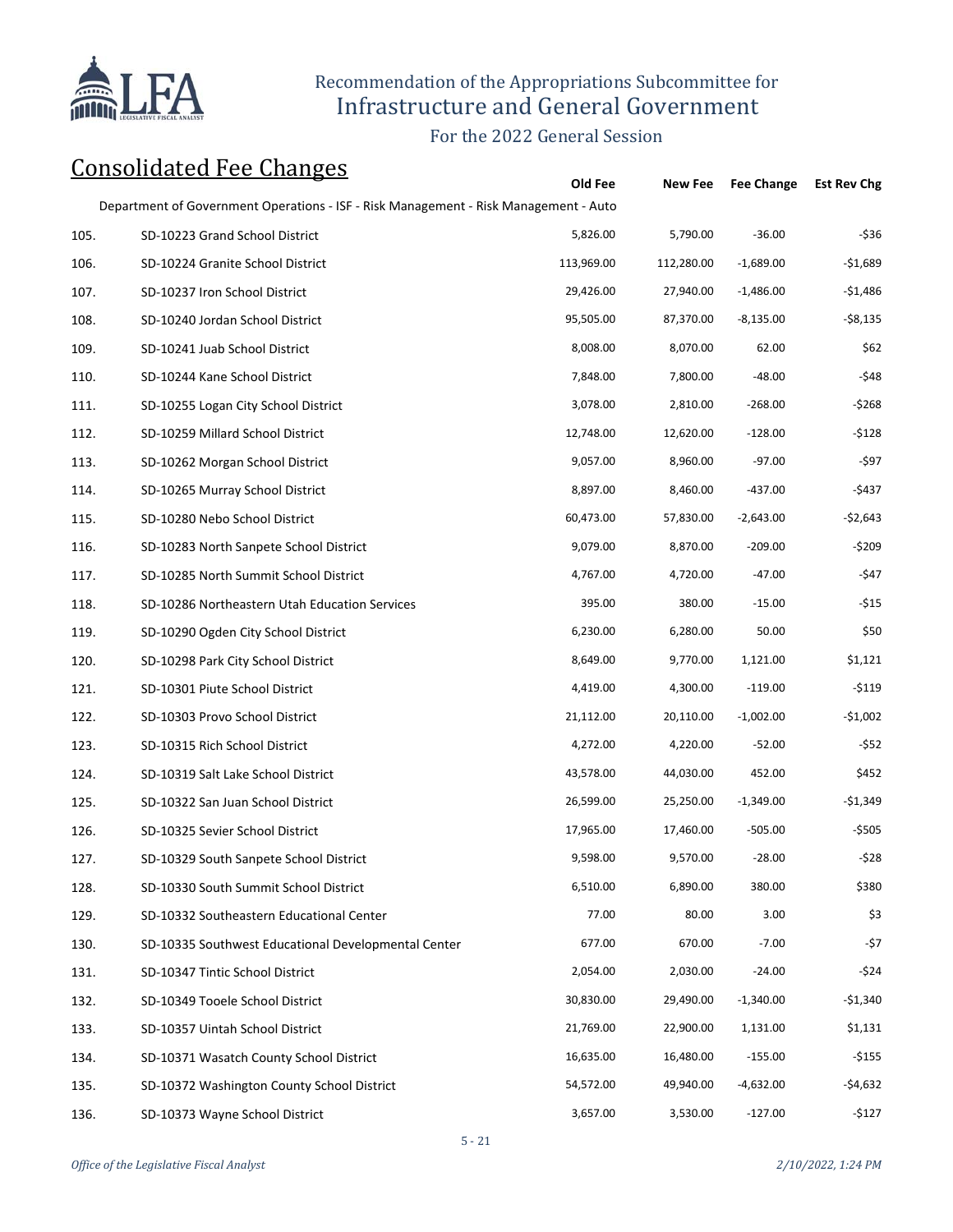# Recommendation of the Appropriations Subcommittee for Infrastructure and General Government

For the 2022 General Session

## Consolidated Fee Changes

| | | Old Fee | New Fee | Fee Change | Est Rev Chg |
|---|---|---|---|---|---|
| | Department of Government Operations - ISF - Risk Management - Risk Management - Auto | | | | |
| 105. | SD-10223 Grand School District | 5,826.00 | 5,790.00 | -36.00 | -$36 |
| 106. | SD-10224 Granite School District | 113,969.00 | 112,280.00 | -1,689.00 | -$1,689 |
| 107. | SD-10237 Iron School District | 29,426.00 | 27,940.00 | -1,486.00 | -$1,486 |
| 108. | SD-10240 Jordan School District | 95,505.00 | 87,370.00 | -8,135.00 | -$8,135 |
| 109. | SD-10241 Juab School District | 8,008.00 | 8,070.00 | 62.00 | $62 |
| 110. | SD-10244 Kane School District | 7,848.00 | 7,800.00 | -48.00 | -$48 |
| 111. | SD-10255 Logan City School District | 3,078.00 | 2,810.00 | -268.00 | -$268 |
| 112. | SD-10259 Millard School District | 12,748.00 | 12,620.00 | -128.00 | -$128 |
| 113. | SD-10262 Morgan School District | 9,057.00 | 8,960.00 | -97.00 | -$97 |
| 114. | SD-10265 Murray School District | 8,897.00 | 8,460.00 | -437.00 | -$437 |
| 115. | SD-10280 Nebo School District | 60,473.00 | 57,830.00 | -2,643.00 | -$2,643 |
| 116. | SD-10283 North Sanpete School District | 9,079.00 | 8,870.00 | -209.00 | -$209 |
| 117. | SD-10285 North Summit School District | 4,767.00 | 4,720.00 | -47.00 | -$47 |
| 118. | SD-10286 Northeastern Utah Education Services | 395.00 | 380.00 | -15.00 | -$15 |
| 119. | SD-10290 Ogden City School District | 6,230.00 | 6,280.00 | 50.00 | $50 |
| 120. | SD-10298 Park City School District | 8,649.00 | 9,770.00 | 1,121.00 | $1,121 |
| 121. | SD-10301 Piute School District | 4,419.00 | 4,300.00 | -119.00 | -$119 |
| 122. | SD-10303 Provo School District | 21,112.00 | 20,110.00 | -1,002.00 | -$1,002 |
| 123. | SD-10315 Rich School District | 4,272.00 | 4,220.00 | -52.00 | -$52 |
| 124. | SD-10319 Salt Lake School District | 43,578.00 | 44,030.00 | 452.00 | $452 |
| 125. | SD-10322 San Juan School District | 26,599.00 | 25,250.00 | -1,349.00 | -$1,349 |
| 126. | SD-10325 Sevier School District | 17,965.00 | 17,460.00 | -505.00 | -$505 |
| 127. | SD-10329 South Sanpete School District | 9,598.00 | 9,570.00 | -28.00 | -$28 |
| 128. | SD-10330 South Summit School District | 6,510.00 | 6,890.00 | 380.00 | $380 |
| 129. | SD-10332 Southeastern Educational Center | 77.00 | 80.00 | 3.00 | $3 |
| 130. | SD-10335 Southwest Educational Developmental Center | 677.00 | 670.00 | -7.00 | -$7 |
| 131. | SD-10347 Tintic School District | 2,054.00 | 2,030.00 | -24.00 | -$24 |
| 132. | SD-10349 Tooele School District | 30,830.00 | 29,490.00 | -1,340.00 | -$1,340 |
| 133. | SD-10357 Uintah School District | 21,769.00 | 22,900.00 | 1,131.00 | $1,131 |
| 134. | SD-10371 Wasatch County School District | 16,635.00 | 16,480.00 | -155.00 | -$155 |
| 135. | SD-10372 Washington County School District | 54,572.00 | 49,940.00 | -4,632.00 | -$4,632 |
| 136. | SD-10373 Wayne School District | 3,657.00 | 3,530.00 | -127.00 | -$127 |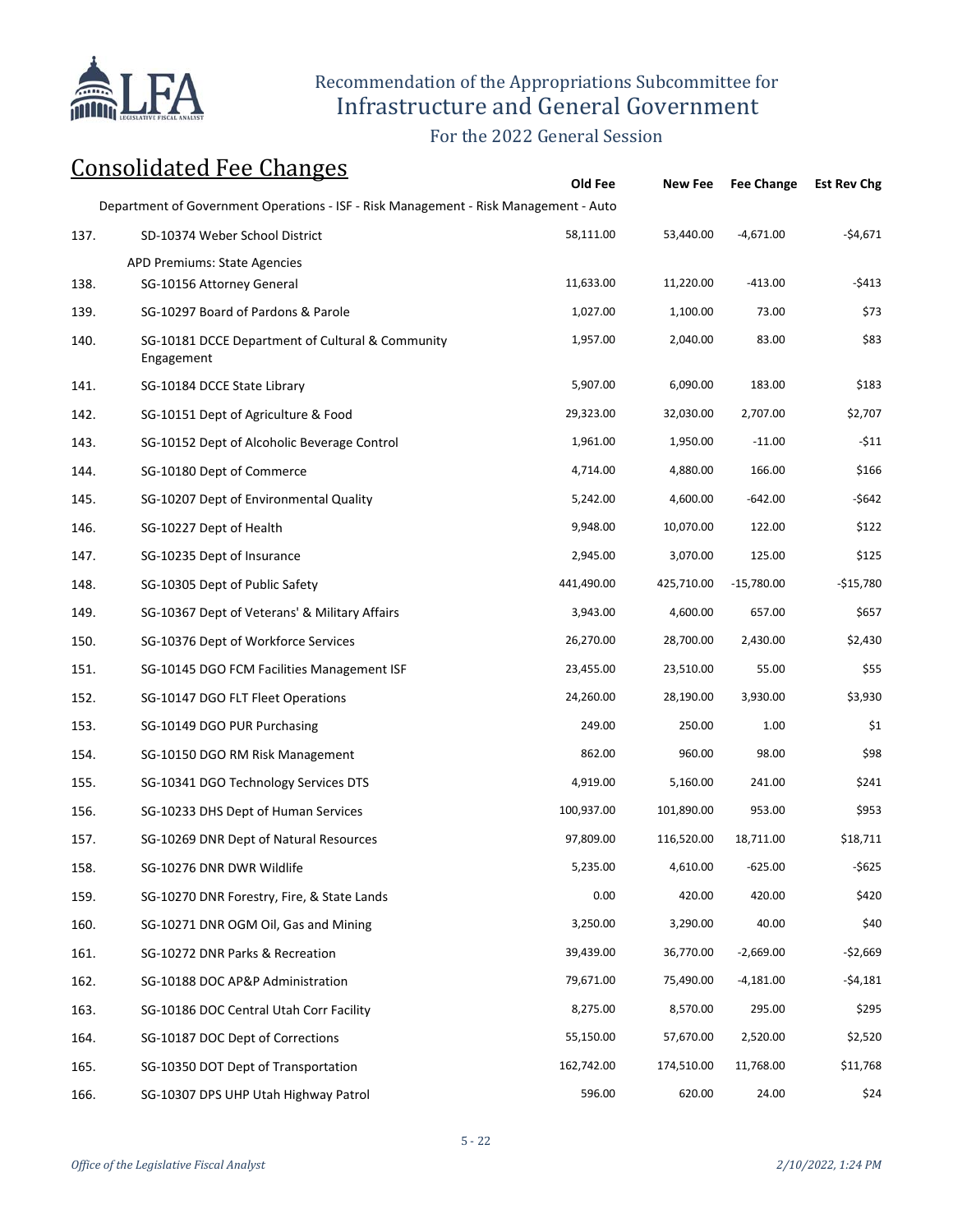Recommendation of the Appropriations Subcommittee for
Infrastructure and General Government

For the 2022 General Session

## Consolidated Fee Changes

| | | Old Fee | New Fee | Fee Change | Est Rev Chg |
|---|---|---|---|---|---|
| | Department of Government Operations - ISF - Risk Management - Risk Management - Auto | | | | |
| 137. | SD-10374 Weber School District | 58,111.00 | 53,440.00 | -4,671.00 | -$4,671 |
| | APD Premiums: State Agencies | | | | |
| 138. | SG-10156 Attorney General | 11,633.00 | 11,220.00 | -413.00 | -$413 |
| 139. | SG-10297 Board of Pardons & Parole | 1,027.00 | 1,100.00 | 73.00 | $73 |
| 140. | SG-10181 DCCE Department of Cultural & Community Engagement | 1,957.00 | 2,040.00 | 83.00 | $83 |
| 141. | SG-10184 DCCE State Library | 5,907.00 | 6,090.00 | 183.00 | $183 |
| 142. | SG-10151 Dept of Agriculture & Food | 29,323.00 | 32,030.00 | 2,707.00 | $2,707 |
| 143. | SG-10152 Dept of Alcoholic Beverage Control | 1,961.00 | 1,950.00 | -11.00 | -$11 |
| 144. | SG-10180 Dept of Commerce | 4,714.00 | 4,880.00 | 166.00 | $166 |
| 145. | SG-10207 Dept of Environmental Quality | 5,242.00 | 4,600.00 | -642.00 | -$642 |
| 146. | SG-10227 Dept of Health | 9,948.00 | 10,070.00 | 122.00 | $122 |
| 147. | SG-10235 Dept of Insurance | 2,945.00 | 3,070.00 | 125.00 | $125 |
| 148. | SG-10305 Dept of Public Safety | 441,490.00 | 425,710.00 | -15,780.00 | -$15,780 |
| 149. | SG-10367 Dept of Veterans' & Military Affairs | 3,943.00 | 4,600.00 | 657.00 | $657 |
| 150. | SG-10376 Dept of Workforce Services | 26,270.00 | 28,700.00 | 2,430.00 | $2,430 |
| 151. | SG-10145 DGO FCM Facilities Management ISF | 23,455.00 | 23,510.00 | 55.00 | $55 |
| 152. | SG-10147 DGO FLT Fleet Operations | 24,260.00 | 28,190.00 | 3,930.00 | $3,930 |
| 153. | SG-10149 DGO PUR Purchasing | 249.00 | 250.00 | 1.00 | $1 |
| 154. | SG-10150 DGO RM Risk Management | 862.00 | 960.00 | 98.00 | $98 |
| 155. | SG-10341 DGO Technology Services DTS | 4,919.00 | 5,160.00 | 241.00 | $241 |
| 156. | SG-10233 DHS Dept of Human Services | 100,937.00 | 101,890.00 | 953.00 | $953 |
| 157. | SG-10269 DNR Dept of Natural Resources | 97,809.00 | 116,520.00 | 18,711.00 | $18,711 |
| 158. | SG-10276 DNR DWR Wildlife | 5,235.00 | 4,610.00 | -625.00 | -$625 |
| 159. | SG-10270 DNR Forestry, Fire, & State Lands | 0.00 | 420.00 | 420.00 | $420 |
| 160. | SG-10271 DNR OGM Oil, Gas and Mining | 3,250.00 | 3,290.00 | 40.00 | $40 |
| 161. | SG-10272 DNR Parks & Recreation | 39,439.00 | 36,770.00 | -2,669.00 | -$2,669 |
| 162. | SG-10188 DOC AP&P Administration | 79,671.00 | 75,490.00 | -4,181.00 | -$4,181 |
| 163. | SG-10186 DOC Central Utah Corr Facility | 8,275.00 | 8,570.00 | 295.00 | $295 |
| 164. | SG-10187 DOC Dept of Corrections | 55,150.00 | 57,670.00 | 2,520.00 | $2,520 |
| 165. | SG-10350 DOT Dept of Transportation | 162,742.00 | 174,510.00 | 11,768.00 | $11,768 |
| 166. | SG-10307 DPS UHP Utah Highway Patrol | 596.00 | 620.00 | 24.00 | $24 |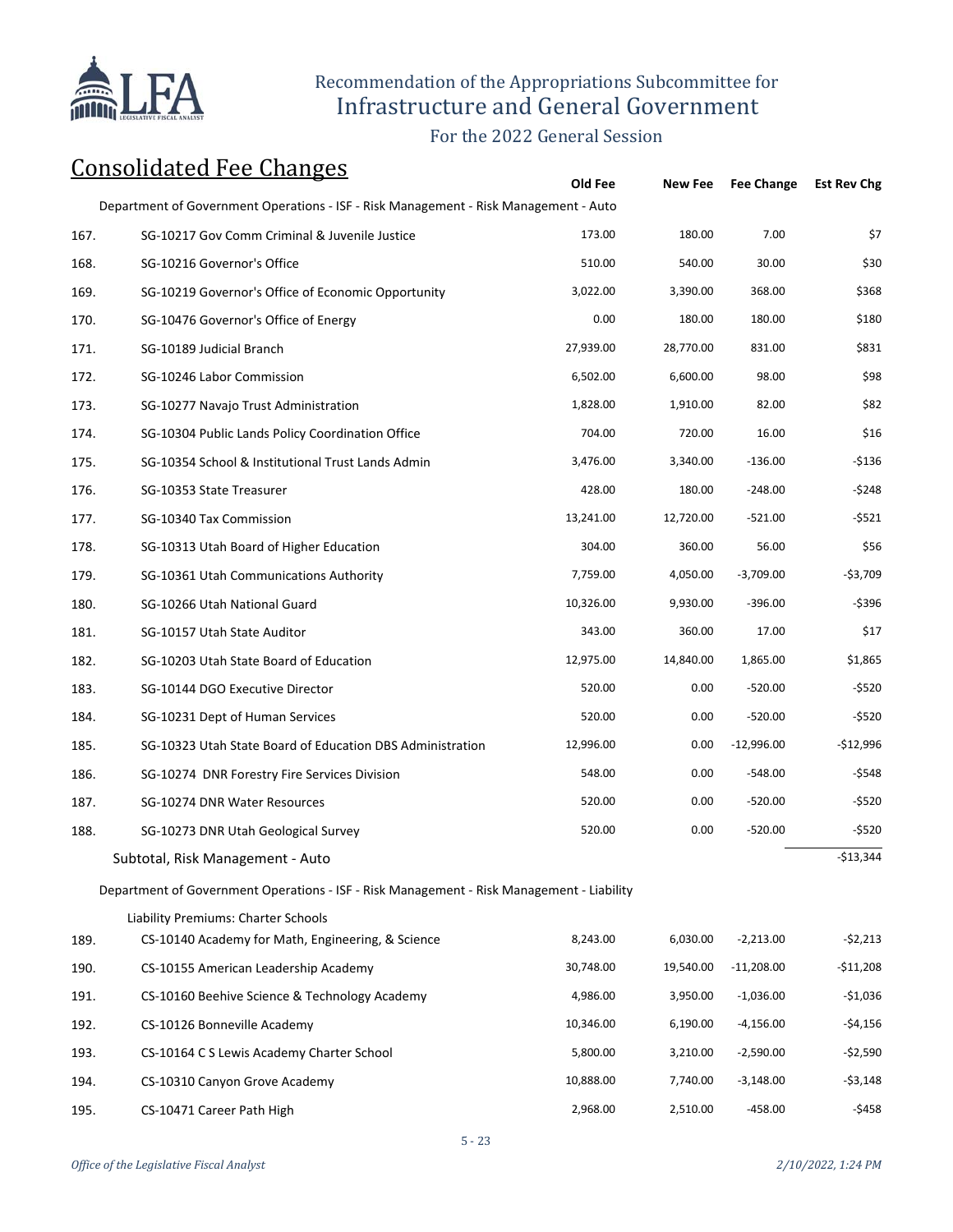Recommendation of the Appropriations Subcommittee for
Infrastructure and General Government

For the 2022 General Session

## Consolidated Fee Changes

| | | Old Fee | New Fee | Fee Change | Est Rev Chg |
|---|---|---|---|---|---|
| | Department of Government Operations - ISF - Risk Management - Risk Management - Auto | | | | |
| 167. | SG-10217 Gov Comm Criminal & Juvenile Justice | 173.00 | 180.00 | 7.00 | $7 |
| 168. | SG-10216 Governor's Office | 510.00 | 540.00 | 30.00 | $30 |
| 169. | SG-10219 Governor's Office of Economic Opportunity | 3,022.00 | 3,390.00 | 368.00 | $368 |
| 170. | SG-10476 Governor's Office of Energy | 0.00 | 180.00 | 180.00 | $180 |
| 171. | SG-10189 Judicial Branch | 27,939.00 | 28,770.00 | 831.00 | $831 |
| 172. | SG-10246 Labor Commission | 6,502.00 | 6,600.00 | 98.00 | $98 |
| 173. | SG-10277 Navajo Trust Administration | 1,828.00 | 1,910.00 | 82.00 | $82 |
| 174. | SG-10304 Public Lands Policy Coordination Office | 704.00 | 720.00 | 16.00 | $16 |
| 175. | SG-10354 School & Institutional Trust Lands Admin | 3,476.00 | 3,340.00 | -136.00 | -$136 |
| 176. | SG-10353 State Treasurer | 428.00 | 180.00 | -248.00 | -$248 |
| 177. | SG-10340 Tax Commission | 13,241.00 | 12,720.00 | -521.00 | -$521 |
| 178. | SG-10313 Utah Board of Higher Education | 304.00 | 360.00 | 56.00 | $56 |
| 179. | SG-10361 Utah Communications Authority | 7,759.00 | 4,050.00 | -3,709.00 | -$3,709 |
| 180. | SG-10266 Utah National Guard | 10,326.00 | 9,930.00 | -396.00 | -$396 |
| 181. | SG-10157 Utah State Auditor | 343.00 | 360.00 | 17.00 | $17 |
| 182. | SG-10203 Utah State Board of Education | 12,975.00 | 14,840.00 | 1,865.00 | $1,865 |
| 183. | SG-10144 DGO Executive Director | 520.00 | 0.00 | -520.00 | -$520 |
| 184. | SG-10231 Dept of Human Services | 520.00 | 0.00 | -520.00 | -$520 |
| 185. | SG-10323 Utah State Board of Education DBS Administration | 12,996.00 | 0.00 | -12,996.00 | -$12,996 |
| 186. | SG-10274 DNR Forestry Fire Services Division | 548.00 | 0.00 | -548.00 | -$548 |
| 187. | SG-10274 DNR Water Resources | 520.00 | 0.00 | -520.00 | -$520 |
| 188. | SG-10273 DNR Utah Geological Survey | 520.00 | 0.00 | -520.00 | -$520 |
| | Subtotal, Risk Management - Auto | | | | -$13,344 |
| | Department of Government Operations - ISF - Risk Management - Risk Management - Liability | | | | |
| | Liability Premiums: Charter Schools | | | | |
| 189. | CS-10140 Academy for Math, Engineering, & Science | 8,243.00 | 6,030.00 | -2,213.00 | -$2,213 |
| 190. | CS-10155 American Leadership Academy | 30,748.00 | 19,540.00 | -11,208.00 | -$11,208 |
| 191. | CS-10160 Beehive Science & Technology Academy | 4,986.00 | 3,950.00 | -1,036.00 | -$1,036 |
| 192. | CS-10126 Bonneville Academy | 10,346.00 | 6,190.00 | -4,156.00 | -$4,156 |
| 193. | CS-10164 C S Lewis Academy Charter School | 5,800.00 | 3,210.00 | -2,590.00 | -$2,590 |
| 194. | CS-10310 Canyon Grove Academy | 10,888.00 | 7,740.00 | -3,148.00 | -$3,148 |
| 195. | CS-10471 Career Path High | 2,968.00 | 2,510.00 | -458.00 | -$458 |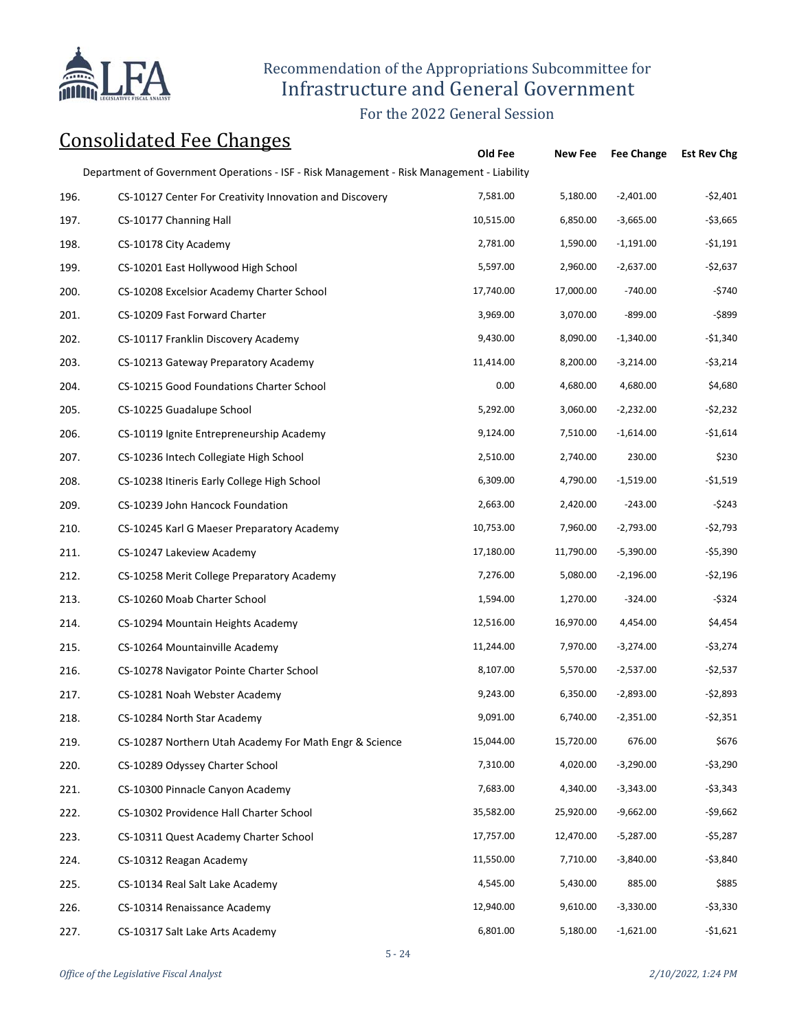Recommendation of the Appropriations Subcommittee for
Infrastructure and General Government

For the 2022 General Session

## Consolidated Fee Changes

| | | Old Fee | New Fee | Fee Change | Est Rev Chg |
|---|---|---|---|---|---|
| | Department of Government Operations - ISF - Risk Management - Risk Management - Liability | | | | |
| 196. | CS-10127 Center For Creativity Innovation and Discovery | 7,581.00 | 5,180.00 | -2,401.00 | -$2,401 |
| 197. | CS-10177 Channing Hall | 10,515.00 | 6,850.00 | -3,665.00 | -$3,665 |
| 198. | CS-10178 City Academy | 2,781.00 | 1,590.00 | -1,191.00 | -$1,191 |
| 199. | CS-10201 East Hollywood High School | 5,597.00 | 2,960.00 | -2,637.00 | -$2,637 |
| 200. | CS-10208 Excelsior Academy Charter School | 17,740.00 | 17,000.00 | -740.00 | -$740 |
| 201. | CS-10209 Fast Forward Charter | 3,969.00 | 3,070.00 | -899.00 | -$899 |
| 202. | CS-10117 Franklin Discovery Academy | 9,430.00 | 8,090.00 | -1,340.00 | -$1,340 |
| 203. | CS-10213 Gateway Preparatory Academy | 11,414.00 | 8,200.00 | -3,214.00 | -$3,214 |
| 204. | CS-10215 Good Foundations Charter School | 0.00 | 4,680.00 | 4,680.00 | $4,680 |
| 205. | CS-10225 Guadalupe School | 5,292.00 | 3,060.00 | -2,232.00 | -$2,232 |
| 206. | CS-10119 Ignite Entrepreneurship Academy | 9,124.00 | 7,510.00 | -1,614.00 | -$1,614 |
| 207. | CS-10236 Intech Collegiate High School | 2,510.00 | 2,740.00 | 230.00 | $230 |
| 208. | CS-10238 Itineris Early College High School | 6,309.00 | 4,790.00 | -1,519.00 | -$1,519 |
| 209. | CS-10239 John Hancock Foundation | 2,663.00 | 2,420.00 | -243.00 | -$243 |
| 210. | CS-10245 Karl G Maeser Preparatory Academy | 10,753.00 | 7,960.00 | -2,793.00 | -$2,793 |
| 211. | CS-10247 Lakeview Academy | 17,180.00 | 11,790.00 | -5,390.00 | -$5,390 |
| 212. | CS-10258 Merit College Preparatory Academy | 7,276.00 | 5,080.00 | -2,196.00 | -$2,196 |
| 213. | CS-10260 Moab Charter School | 1,594.00 | 1,270.00 | -324.00 | -$324 |
| 214. | CS-10294 Mountain Heights Academy | 12,516.00 | 16,970.00 | 4,454.00 | $4,454 |
| 215. | CS-10264 Mountainville Academy | 11,244.00 | 7,970.00 | -3,274.00 | -$3,274 |
| 216. | CS-10278 Navigator Pointe Charter School | 8,107.00 | 5,570.00 | -2,537.00 | -$2,537 |
| 217. | CS-10281 Noah Webster Academy | 9,243.00 | 6,350.00 | -2,893.00 | -$2,893 |
| 218. | CS-10284 North Star Academy | 9,091.00 | 6,740.00 | -2,351.00 | -$2,351 |
| 219. | CS-10287 Northern Utah Academy For Math Engr & Science | 15,044.00 | 15,720.00 | 676.00 | $676 |
| 220. | CS-10289 Odyssey Charter School | 7,310.00 | 4,020.00 | -3,290.00 | -$3,290 |
| 221. | CS-10300 Pinnacle Canyon Academy | 7,683.00 | 4,340.00 | -3,343.00 | -$3,343 |
| 222. | CS-10302 Providence Hall Charter School | 35,582.00 | 25,920.00 | -9,662.00 | -$9,662 |
| 223. | CS-10311 Quest Academy Charter School | 17,757.00 | 12,470.00 | -5,287.00 | -$5,287 |
| 224. | CS-10312 Reagan Academy | 11,550.00 | 7,710.00 | -3,840.00 | -$3,840 |
| 225. | CS-10134 Real Salt Lake Academy | 4,545.00 | 5,430.00 | 885.00 | $885 |
| 226. | CS-10314 Renaissance Academy | 12,940.00 | 9,610.00 | -3,330.00 | -$3,330 |
| 227. | CS-10317 Salt Lake Arts Academy | 6,801.00 | 5,180.00 | -1,621.00 | -$1,621 |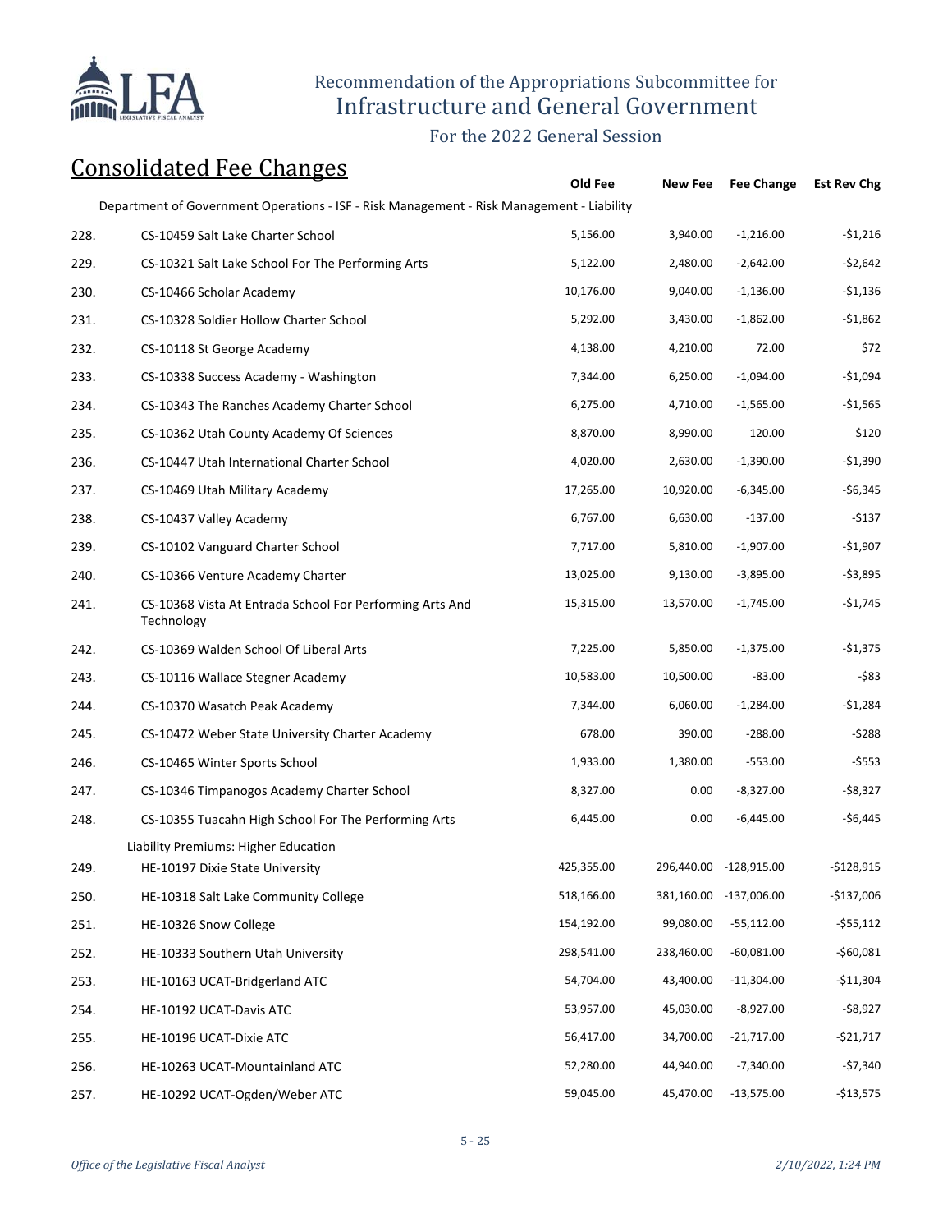# Recommendation of the Appropriations Subcommittee for Infrastructure and General Government

For the 2022 General Session

## Consolidated Fee Changes

| | | Old Fee | New Fee | Fee Change | Est Rev Chg |
|---|---|---|---|---|---|
| | Department of Government Operations - ISF - Risk Management - Risk Management - Liability | | | | |
| 228. | CS-10459 Salt Lake Charter School | 5,156.00 | 3,940.00 | -1,216.00 | -$1,216 |
| 229. | CS-10321 Salt Lake School For The Performing Arts | 5,122.00 | 2,480.00 | -2,642.00 | -$2,642 |
| 230. | CS-10466 Scholar Academy | 10,176.00 | 9,040.00 | -1,136.00 | -$1,136 |
| 231. | CS-10328 Soldier Hollow Charter School | 5,292.00 | 3,430.00 | -1,862.00 | -$1,862 |
| 232. | CS-10118 St George Academy | 4,138.00 | 4,210.00 | 72.00 | $72 |
| 233. | CS-10338 Success Academy - Washington | 7,344.00 | 6,250.00 | -1,094.00 | -$1,094 |
| 234. | CS-10343 The Ranches Academy Charter School | 6,275.00 | 4,710.00 | -1,565.00 | -$1,565 |
| 235. | CS-10362 Utah County Academy Of Sciences | 8,870.00 | 8,990.00 | 120.00 | $120 |
| 236. | CS-10447 Utah International Charter School | 4,020.00 | 2,630.00 | -1,390.00 | -$1,390 |
| 237. | CS-10469 Utah Military Academy | 17,265.00 | 10,920.00 | -6,345.00 | -$6,345 |
| 238. | CS-10437 Valley Academy | 6,767.00 | 6,630.00 | -137.00 | -$137 |
| 239. | CS-10102 Vanguard Charter School | 7,717.00 | 5,810.00 | -1,907.00 | -$1,907 |
| 240. | CS-10366 Venture Academy Charter | 13,025.00 | 9,130.00 | -3,895.00 | -$3,895 |
| 241. | CS-10368 Vista At Entrada School For Performing Arts And Technology | 15,315.00 | 13,570.00 | -1,745.00 | -$1,745 |
| 242. | CS-10369 Walden School Of Liberal Arts | 7,225.00 | 5,850.00 | -1,375.00 | -$1,375 |
| 243. | CS-10116 Wallace Stegner Academy | 10,583.00 | 10,500.00 | -83.00 | -$83 |
| 244. | CS-10370 Wasatch Peak Academy | 7,344.00 | 6,060.00 | -1,284.00 | -$1,284 |
| 245. | CS-10472 Weber State University Charter Academy | 678.00 | 390.00 | -288.00 | -$288 |
| 246. | CS-10465 Winter Sports School | 1,933.00 | 1,380.00 | -553.00 | -$553 |
| 247. | CS-10346 Timpanogos Academy Charter School | 8,327.00 | 0.00 | -8,327.00 | -$8,327 |
| 248. | CS-10355 Tuacahn High School For The Performing Arts | 6,445.00 | 0.00 | -6,445.00 | -$6,445 |
| | Liability Premiums: Higher Education | | | | |
| 249. | HE-10197 Dixie State University | 425,355.00 | 296,440.00 | -128,915.00 | -$128,915 |
| 250. | HE-10318 Salt Lake Community College | 518,166.00 | 381,160.00 | -137,006.00 | -$137,006 |
| 251. | HE-10326 Snow College | 154,192.00 | 99,080.00 | -55,112.00 | -$55,112 |
| 252. | HE-10333 Southern Utah University | 298,541.00 | 238,460.00 | -60,081.00 | -$60,081 |
| 253. | HE-10163 UCAT-Bridgerland ATC | 54,704.00 | 43,400.00 | -11,304.00 | -$11,304 |
| 254. | HE-10192 UCAT-Davis ATC | 53,957.00 | 45,030.00 | -8,927.00 | -$8,927 |
| 255. | HE-10196 UCAT-Dixie ATC | 56,417.00 | 34,700.00 | -21,717.00 | -$21,717 |
| 256. | HE-10263 UCAT-Mountainland ATC | 52,280.00 | 44,940.00 | -7,340.00 | -$7,340 |
| 257. | HE-10292 UCAT-Ogden/Weber ATC | 59,045.00 | 45,470.00 | -13,575.00 | -$13,575 |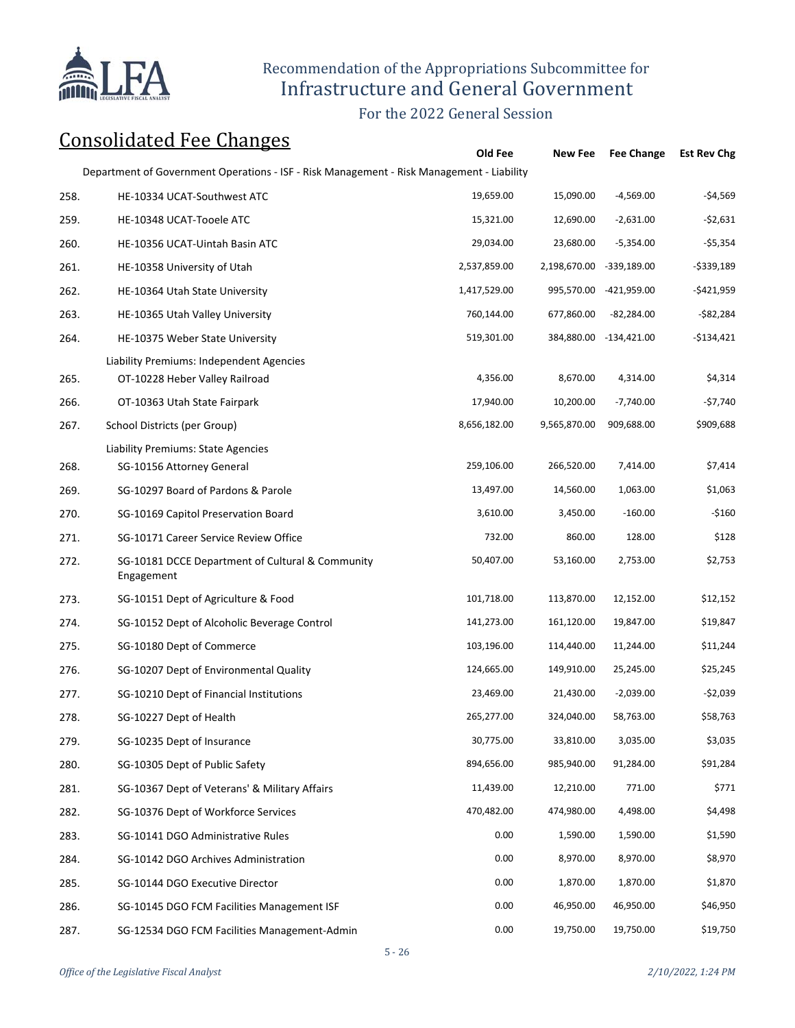# Consolidated Fee Changes

| | | Old Fee | New Fee | Fee Change | Est Rev Chg |
|---|---|---|---|---|---|
| | Department of Government Operations - ISF - Risk Management - Risk Management - Liability | | | | |
| 258. | HE-10334 UCAT-Southwest ATC | 19,659.00 | 15,090.00 | -4,569.00 | -$4,569 |
| 259. | HE-10348 UCAT-Tooele ATC | 15,321.00 | 12,690.00 | -2,631.00 | -$2,631 |
| 260. | HE-10356 UCAT-Uintah Basin ATC | 29,034.00 | 23,680.00 | -5,354.00 | -$5,354 |
| 261. | HE-10358 University of Utah | 2,537,859.00 | 2,198,670.00 | -339,189.00 | -$339,189 |
| 262. | HE-10364 Utah State University | 1,417,529.00 | 995,570.00 | -421,959.00 | -$421,959 |
| 263. | HE-10365 Utah Valley University | 760,144.00 | 677,860.00 | -82,284.00 | -$82,284 |
| 264. | HE-10375 Weber State University | 519,301.00 | 384,880.00 | -134,421.00 | -$134,421 |
| | Liability Premiums: Independent Agencies | | | | |
| 265. | OT-10228 Heber Valley Railroad | 4,356.00 | 8,670.00 | 4,314.00 | $4,314 |
| 266. | OT-10363 Utah State Fairpark | 17,940.00 | 10,200.00 | -7,740.00 | -$7,740 |
| 267. | School Districts (per Group) | 8,656,182.00 | 9,565,870.00 | 909,688.00 | $909,688 |
| | Liability Premiums: State Agencies | | | | |
| 268. | SG-10156 Attorney General | 259,106.00 | 266,520.00 | 7,414.00 | $7,414 |
| 269. | SG-10297 Board of Pardons & Parole | 13,497.00 | 14,560.00 | 1,063.00 | $1,063 |
| 270. | SG-10169 Capitol Preservation Board | 3,610.00 | 3,450.00 | -160.00 | -$160 |
| 271. | SG-10171 Career Service Review Office | 732.00 | 860.00 | 128.00 | $128 |
| 272. | SG-10181 DCCE Department of Cultural & Community Engagement | 50,407.00 | 53,160.00 | 2,753.00 | $2,753 |
| 273. | SG-10151 Dept of Agriculture & Food | 101,718.00 | 113,870.00 | 12,152.00 | $12,152 |
| 274. | SG-10152 Dept of Alcoholic Beverage Control | 141,273.00 | 161,120.00 | 19,847.00 | $19,847 |
| 275. | SG-10180 Dept of Commerce | 103,196.00 | 114,440.00 | 11,244.00 | $11,244 |
| 276. | SG-10207 Dept of Environmental Quality | 124,665.00 | 149,910.00 | 25,245.00 | $25,245 |
| 277. | SG-10210 Dept of Financial Institutions | 23,469.00 | 21,430.00 | -2,039.00 | -$2,039 |
| 278. | SG-10227 Dept of Health | 265,277.00 | 324,040.00 | 58,763.00 | $58,763 |
| 279. | SG-10235 Dept of Insurance | 30,775.00 | 33,810.00 | 3,035.00 | $3,035 |
| 280. | SG-10305 Dept of Public Safety | 894,656.00 | 985,940.00 | 91,284.00 | $91,284 |
| 281. | SG-10367 Dept of Veterans' & Military Affairs | 11,439.00 | 12,210.00 | 771.00 | $771 |
| 282. | SG-10376 Dept of Workforce Services | 470,482.00 | 474,980.00 | 4,498.00 | $4,498 |
| 283. | SG-10141 DGO Administrative Rules | 0.00 | 1,590.00 | 1,590.00 | $1,590 |
| 284. | SG-10142 DGO Archives Administration | 0.00 | 8,970.00 | 8,970.00 | $8,970 |
| 285. | SG-10144 DGO Executive Director | 0.00 | 1,870.00 | 1,870.00 | $1,870 |
| 286. | SG-10145 DGO FCM Facilities Management ISF | 0.00 | 46,950.00 | 46,950.00 | $46,950 |
| 287. | SG-12534 DGO FCM Facilities Management-Admin | 0.00 | 19,750.00 | 19,750.00 | $19,750 |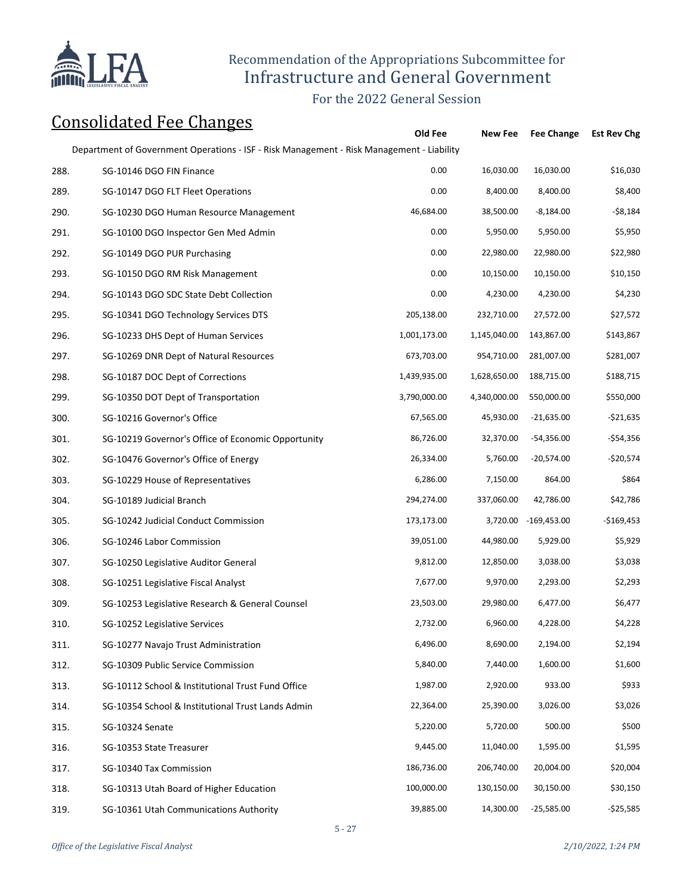# Recommendation of the Appropriations Subcommittee for Infrastructure and General Government

For the 2022 General Session

## Consolidated Fee Changes

| | | Old Fee | New Fee | Fee Change | Est Rev Chg |
|---|---|---|---|---|---|
| | Department of Government Operations - ISF - Risk Management - Risk Management - Liability | | | | |
| 288. | SG-10146 DGO FIN Finance | 0.00 | 16,030.00 | 16,030.00 | $16,030 |
| 289. | SG-10147 DGO FLT Fleet Operations | 0.00 | 8,400.00 | 8,400.00 | $8,400 |
| 290. | SG-10230 DGO Human Resource Management | 46,684.00 | 38,500.00 | -8,184.00 | -$8,184 |
| 291. | SG-10100 DGO Inspector Gen Med Admin | 0.00 | 5,950.00 | 5,950.00 | $5,950 |
| 292. | SG-10149 DGO PUR Purchasing | 0.00 | 22,980.00 | 22,980.00 | $22,980 |
| 293. | SG-10150 DGO RM Risk Management | 0.00 | 10,150.00 | 10,150.00 | $10,150 |
| 294. | SG-10143 DGO SDC State Debt Collection | 0.00 | 4,230.00 | 4,230.00 | $4,230 |
| 295. | SG-10341 DGO Technology Services DTS | 205,138.00 | 232,710.00 | 27,572.00 | $27,572 |
| 296. | SG-10233 DHS Dept of Human Services | 1,001,173.00 | 1,145,040.00 | 143,867.00 | $143,867 |
| 297. | SG-10269 DNR Dept of Natural Resources | 673,703.00 | 954,710.00 | 281,007.00 | $281,007 |
| 298. | SG-10187 DOC Dept of Corrections | 1,439,935.00 | 1,628,650.00 | 188,715.00 | $188,715 |
| 299. | SG-10350 DOT Dept of Transportation | 3,790,000.00 | 4,340,000.00 | 550,000.00 | $550,000 |
| 300. | SG-10216 Governor's Office | 67,565.00 | 45,930.00 | -21,635.00 | -$21,635 |
| 301. | SG-10219 Governor's Office of Economic Opportunity | 86,726.00 | 32,370.00 | -54,356.00 | -$54,356 |
| 302. | SG-10476 Governor's Office of Energy | 26,334.00 | 5,760.00 | -20,574.00 | -$20,574 |
| 303. | SG-10229 House of Representatives | 6,286.00 | 7,150.00 | 864.00 | $864 |
| 304. | SG-10189 Judicial Branch | 294,274.00 | 337,060.00 | 42,786.00 | $42,786 |
| 305. | SG-10242 Judicial Conduct Commission | 173,173.00 | 3,720.00 | -169,453.00 | -$169,453 |
| 306. | SG-10246 Labor Commission | 39,051.00 | 44,980.00 | 5,929.00 | $5,929 |
| 307. | SG-10250 Legislative Auditor General | 9,812.00 | 12,850.00 | 3,038.00 | $3,038 |
| 308. | SG-10251 Legislative Fiscal Analyst | 7,677.00 | 9,970.00 | 2,293.00 | $2,293 |
| 309. | SG-10253 Legislative Research & General Counsel | 23,503.00 | 29,980.00 | 6,477.00 | $6,477 |
| 310. | SG-10252 Legislative Services | 2,732.00 | 6,960.00 | 4,228.00 | $4,228 |
| 311. | SG-10277 Navajo Trust Administration | 6,496.00 | 8,690.00 | 2,194.00 | $2,194 |
| 312. | SG-10309 Public Service Commission | 5,840.00 | 7,440.00 | 1,600.00 | $1,600 |
| 313. | SG-10112 School & Institutional Trust Fund Office | 1,987.00 | 2,920.00 | 933.00 | $933 |
| 314. | SG-10354 School & Institutional Trust Lands Admin | 22,364.00 | 25,390.00 | 3,026.00 | $3,026 |
| 315. | SG-10324 Senate | 5,220.00 | 5,720.00 | 500.00 | $500 |
| 316. | SG-10353 State Treasurer | 9,445.00 | 11,040.00 | 1,595.00 | $1,595 |
| 317. | SG-10340 Tax Commission | 186,736.00 | 206,740.00 | 20,004.00 | $20,004 |
| 318. | SG-10313 Utah Board of Higher Education | 100,000.00 | 130,150.00 | 30,150.00 | $30,150 |
| 319. | SG-10361 Utah Communications Authority | 39,885.00 | 14,300.00 | -25,585.00 | -$25,585 |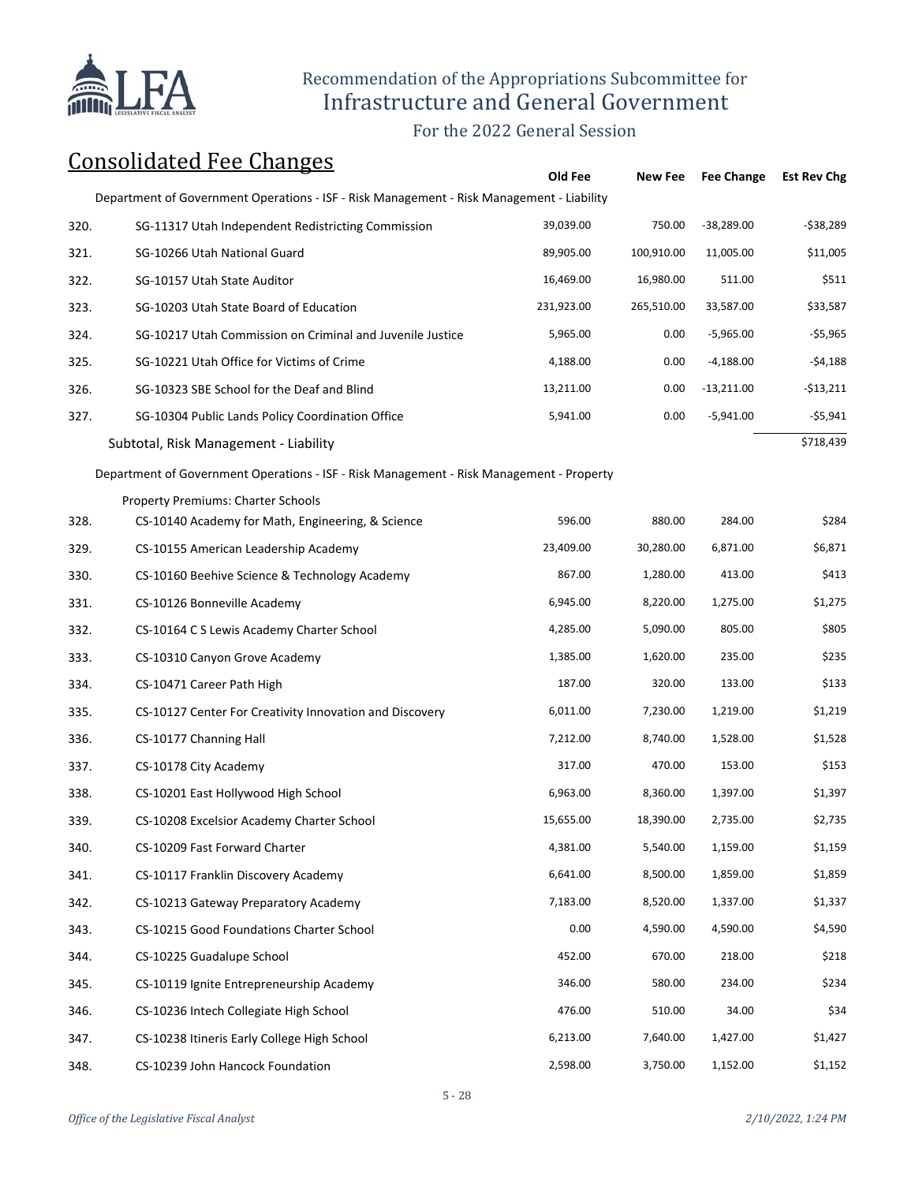Recommendation of the Appropriations Subcommittee for
Infrastructure and General Government

For the 2022 General Session

## Consolidated Fee Changes

| | | Old Fee | New Fee | Fee Change | Est Rev Chg |
|---|---|---|---|---|---|
| | Department of Government Operations - ISF - Risk Management - Risk Management - Liability | | | | |
| 320. | SG-11317 Utah Independent Redistricting Commission | 39,039.00 | 750.00 | -38,289.00 | -$38,289 |
| 321. | SG-10266 Utah National Guard | 89,905.00 | 100,910.00 | 11,005.00 | $11,005 |
| 322. | SG-10157 Utah State Auditor | 16,469.00 | 16,980.00 | 511.00 | $511 |
| 323. | SG-10203 Utah State Board of Education | 231,923.00 | 265,510.00 | 33,587.00 | $33,587 |
| 324. | SG-10217 Utah Commission on Criminal and Juvenile Justice | 5,965.00 | 0.00 | -5,965.00 | -$5,965 |
| 325. | SG-10221 Utah Office for Victims of Crime | 4,188.00 | 0.00 | -4,188.00 | -$4,188 |
| 326. | SG-10323 SBE School for the Deaf and Blind | 13,211.00 | 0.00 | -13,211.00 | -$13,211 |
| 327. | SG-10304 Public Lands Policy Coordination Office | 5,941.00 | 0.00 | -5,941.00 | -$5,941 |
| | Subtotal, Risk Management - Liability | | | | $718,439 |
| | Department of Government Operations - ISF - Risk Management - Risk Management - Property | | | | |
| | Property Premiums: Charter Schools | | | | |
| 328. | CS-10140 Academy for Math, Engineering, & Science | 596.00 | 880.00 | 284.00 | $284 |
| 329. | CS-10155 American Leadership Academy | 23,409.00 | 30,280.00 | 6,871.00 | $6,871 |
| 330. | CS-10160 Beehive Science & Technology Academy | 867.00 | 1,280.00 | 413.00 | $413 |
| 331. | CS-10126 Bonneville Academy | 6,945.00 | 8,220.00 | 1,275.00 | $1,275 |
| 332. | CS-10164 C S Lewis Academy Charter School | 4,285.00 | 5,090.00 | 805.00 | $805 |
| 333. | CS-10310 Canyon Grove Academy | 1,385.00 | 1,620.00 | 235.00 | $235 |
| 334. | CS-10471 Career Path High | 187.00 | 320.00 | 133.00 | $133 |
| 335. | CS-10127 Center For Creativity Innovation and Discovery | 6,011.00 | 7,230.00 | 1,219.00 | $1,219 |
| 336. | CS-10177 Channing Hall | 7,212.00 | 8,740.00 | 1,528.00 | $1,528 |
| 337. | CS-10178 City Academy | 317.00 | 470.00 | 153.00 | $153 |
| 338. | CS-10201 East Hollywood High School | 6,963.00 | 8,360.00 | 1,397.00 | $1,397 |
| 339. | CS-10208 Excelsior Academy Charter School | 15,655.00 | 18,390.00 | 2,735.00 | $2,735 |
| 340. | CS-10209 Fast Forward Charter | 4,381.00 | 5,540.00 | 1,159.00 | $1,159 |
| 341. | CS-10117 Franklin Discovery Academy | 6,641.00 | 8,500.00 | 1,859.00 | $1,859 |
| 342. | CS-10213 Gateway Preparatory Academy | 7,183.00 | 8,520.00 | 1,337.00 | $1,337 |
| 343. | CS-10215 Good Foundations Charter School | 0.00 | 4,590.00 | 4,590.00 | $4,590 |
| 344. | CS-10225 Guadalupe School | 452.00 | 670.00 | 218.00 | $218 |
| 345. | CS-10119 Ignite Entrepreneurship Academy | 346.00 | 580.00 | 234.00 | $234 |
| 346. | CS-10236 Intech Collegiate High School | 476.00 | 510.00 | 34.00 | $34 |
| 347. | CS-10238 Itineris Early College High School | 6,213.00 | 7,640.00 | 1,427.00 | $1,427 |
| 348. | CS-10239 John Hancock Foundation | 2,598.00 | 3,750.00 | 1,152.00 | $1,152 |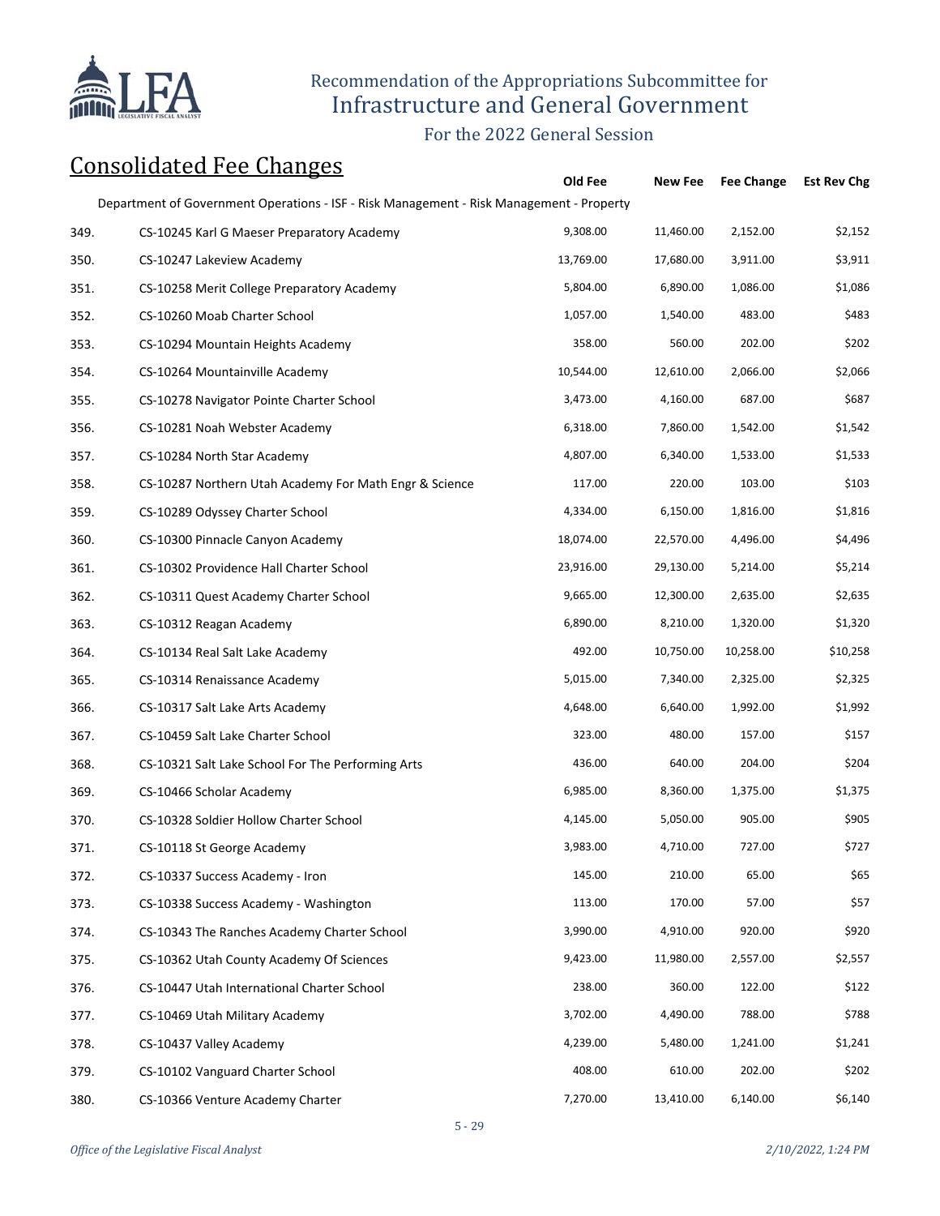# Recommendation of the Appropriations Subcommittee for Infrastructure and General Government

For the 2022 General Session

## Consolidated Fee Changes

| | | Old Fee | New Fee | Fee Change | Est Rev Chg |
|---|---|---|---|---|---|
| | Department of Government Operations - ISF - Risk Management - Risk Management - Property | | | | |
| 349. | CS-10245 Karl G Maeser Preparatory Academy | 9,308.00 | 11,460.00 | 2,152.00 | $2,152 |
| 350. | CS-10247 Lakeview Academy | 13,769.00 | 17,680.00 | 3,911.00 | $3,911 |
| 351. | CS-10258 Merit College Preparatory Academy | 5,804.00 | 6,890.00 | 1,086.00 | $1,086 |
| 352. | CS-10260 Moab Charter School | 1,057.00 | 1,540.00 | 483.00 | $483 |
| 353. | CS-10294 Mountain Heights Academy | 358.00 | 560.00 | 202.00 | $202 |
| 354. | CS-10264 Mountainville Academy | 10,544.00 | 12,610.00 | 2,066.00 | $2,066 |
| 355. | CS-10278 Navigator Pointe Charter School | 3,473.00 | 4,160.00 | 687.00 | $687 |
| 356. | CS-10281 Noah Webster Academy | 6,318.00 | 7,860.00 | 1,542.00 | $1,542 |
| 357. | CS-10284 North Star Academy | 4,807.00 | 6,340.00 | 1,533.00 | $1,533 |
| 358. | CS-10287 Northern Utah Academy For Math Engr & Science | 117.00 | 220.00 | 103.00 | $103 |
| 359. | CS-10289 Odyssey Charter School | 4,334.00 | 6,150.00 | 1,816.00 | $1,816 |
| 360. | CS-10300 Pinnacle Canyon Academy | 18,074.00 | 22,570.00 | 4,496.00 | $4,496 |
| 361. | CS-10302 Providence Hall Charter School | 23,916.00 | 29,130.00 | 5,214.00 | $5,214 |
| 362. | CS-10311 Quest Academy Charter School | 9,665.00 | 12,300.00 | 2,635.00 | $2,635 |
| 363. | CS-10312 Reagan Academy | 6,890.00 | 8,210.00 | 1,320.00 | $1,320 |
| 364. | CS-10134 Real Salt Lake Academy | 492.00 | 10,750.00 | 10,258.00 | $10,258 |
| 365. | CS-10314 Renaissance Academy | 5,015.00 | 7,340.00 | 2,325.00 | $2,325 |
| 366. | CS-10317 Salt Lake Arts Academy | 4,648.00 | 6,640.00 | 1,992.00 | $1,992 |
| 367. | CS-10459 Salt Lake Charter School | 323.00 | 480.00 | 157.00 | $157 |
| 368. | CS-10321 Salt Lake School For The Performing Arts | 436.00 | 640.00 | 204.00 | $204 |
| 369. | CS-10466 Scholar Academy | 6,985.00 | 8,360.00 | 1,375.00 | $1,375 |
| 370. | CS-10328 Soldier Hollow Charter School | 4,145.00 | 5,050.00 | 905.00 | $905 |
| 371. | CS-10118 St George Academy | 3,983.00 | 4,710.00 | 727.00 | $727 |
| 372. | CS-10337 Success Academy - Iron | 145.00 | 210.00 | 65.00 | $65 |
| 373. | CS-10338 Success Academy - Washington | 113.00 | 170.00 | 57.00 | $57 |
| 374. | CS-10343 The Ranches Academy Charter School | 3,990.00 | 4,910.00 | 920.00 | $920 |
| 375. | CS-10362 Utah County Academy Of Sciences | 9,423.00 | 11,980.00 | 2,557.00 | $2,557 |
| 376. | CS-10447 Utah International Charter School | 238.00 | 360.00 | 122.00 | $122 |
| 377. | CS-10469 Utah Military Academy | 3,702.00 | 4,490.00 | 788.00 | $788 |
| 378. | CS-10437 Valley Academy | 4,239.00 | 5,480.00 | 1,241.00 | $1,241 |
| 379. | CS-10102 Vanguard Charter School | 408.00 | 610.00 | 202.00 | $202 |
| 380. | CS-10366 Venture Academy Charter | 7,270.00 | 13,410.00 | 6,140.00 | $6,140 |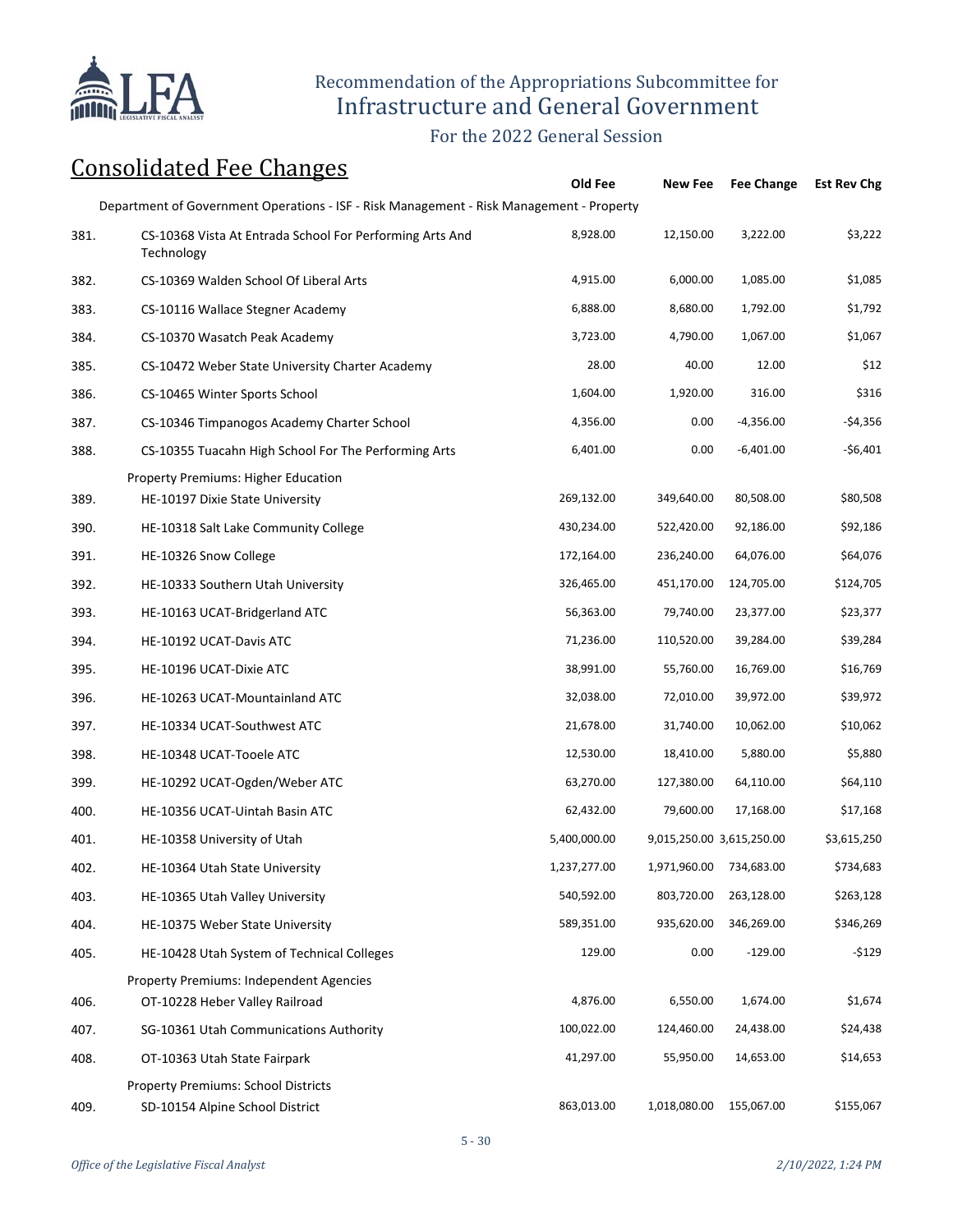## Consolidated Fee Changes

| | | Old Fee | New Fee | Fee Change | Est Rev Chg |
|---|---|---|---|---|---|
| | Department of Government Operations - ISF - Risk Management - Risk Management - Property | | | | |
| 381. | CS-10368 Vista At Entrada School For Performing Arts And Technology | 8,928.00 | 12,150.00 | 3,222.00 | $3,222 |
| 382. | CS-10369 Walden School Of Liberal Arts | 4,915.00 | 6,000.00 | 1,085.00 | $1,085 |
| 383. | CS-10116 Wallace Stegner Academy | 6,888.00 | 8,680.00 | 1,792.00 | $1,792 |
| 384. | CS-10370 Wasatch Peak Academy | 3,723.00 | 4,790.00 | 1,067.00 | $1,067 |
| 385. | CS-10472 Weber State University Charter Academy | 28.00 | 40.00 | 12.00 | $12 |
| 386. | CS-10465 Winter Sports School | 1,604.00 | 1,920.00 | 316.00 | $316 |
| 387. | CS-10346 Timpanogos Academy Charter School | 4,356.00 | 0.00 | -4,356.00 | -$4,356 |
| 388. | CS-10355 Tuacahn High School For The Performing Arts | 6,401.00 | 0.00 | -6,401.00 | -$6,401 |
| | Property Premiums: Higher Education | | | | |
| 389. | HE-10197 Dixie State University | 269,132.00 | 349,640.00 | 80,508.00 | $80,508 |
| 390. | HE-10318 Salt Lake Community College | 430,234.00 | 522,420.00 | 92,186.00 | $92,186 |
| 391. | HE-10326 Snow College | 172,164.00 | 236,240.00 | 64,076.00 | $64,076 |
| 392. | HE-10333 Southern Utah University | 326,465.00 | 451,170.00 | 124,705.00 | $124,705 |
| 393. | HE-10163 UCAT-Bridgerland ATC | 56,363.00 | 79,740.00 | 23,377.00 | $23,377 |
| 394. | HE-10192 UCAT-Davis ATC | 71,236.00 | 110,520.00 | 39,284.00 | $39,284 |
| 395. | HE-10196 UCAT-Dixie ATC | 38,991.00 | 55,760.00 | 16,769.00 | $16,769 |
| 396. | HE-10263 UCAT-Mountainland ATC | 32,038.00 | 72,010.00 | 39,972.00 | $39,972 |
| 397. | HE-10334 UCAT-Southwest ATC | 21,678.00 | 31,740.00 | 10,062.00 | $10,062 |
| 398. | HE-10348 UCAT-Tooele ATC | 12,530.00 | 18,410.00 | 5,880.00 | $5,880 |
| 399. | HE-10292 UCAT-Ogden/Weber ATC | 63,270.00 | 127,380.00 | 64,110.00 | $64,110 |
| 400. | HE-10356 UCAT-Uintah Basin ATC | 62,432.00 | 79,600.00 | 17,168.00 | $17,168 |
| 401. | HE-10358 University of Utah | 5,400,000.00 | 9,015,250.00 | 3,615,250.00 | $3,615,250 |
| 402. | HE-10364 Utah State University | 1,237,277.00 | 1,971,960.00 | 734,683.00 | $734,683 |
| 403. | HE-10365 Utah Valley University | 540,592.00 | 803,720.00 | 263,128.00 | $263,128 |
| 404. | HE-10375 Weber State University | 589,351.00 | 935,620.00 | 346,269.00 | $346,269 |
| 405. | HE-10428 Utah System of Technical Colleges | 129.00 | 0.00 | -129.00 | -$129 |
| | Property Premiums: Independent Agencies | | | | |
| 406. | OT-10228 Heber Valley Railroad | 4,876.00 | 6,550.00 | 1,674.00 | $1,674 |
| 407. | SG-10361 Utah Communications Authority | 100,022.00 | 124,460.00 | 24,438.00 | $24,438 |
| 408. | OT-10363 Utah State Fairpark | 41,297.00 | 55,950.00 | 14,653.00 | $14,653 |
| | Property Premiums: School Districts | | | | |
| 409. | SD-10154 Alpine School District | 863,013.00 | 1,018,080.00 | 155,067.00 | $155,067 |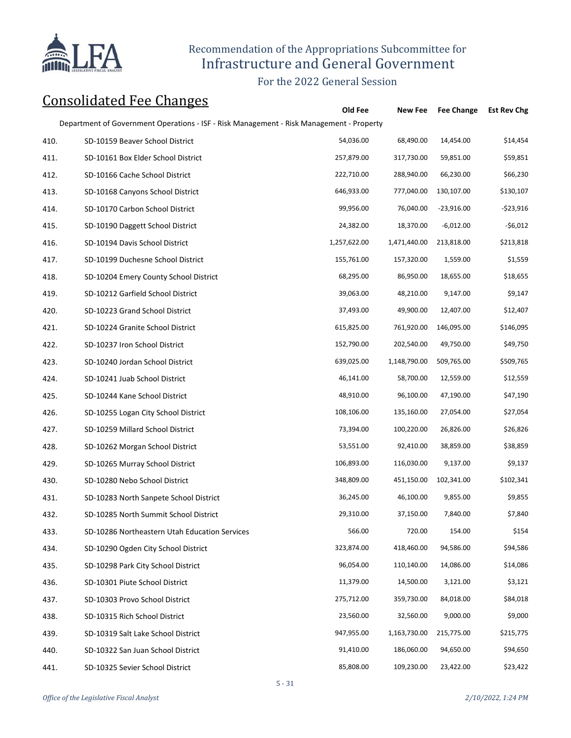Recommendation of the Appropriations Subcommittee for
Infrastructure and General Government

For the 2022 General Session

## Consolidated Fee Changes

| | | Old Fee | New Fee | Fee Change | Est Rev Chg |
|---|---|---|---|---|---|
| | Department of Government Operations - ISF - Risk Management - Risk Management - Property | | | | |
| 410. | SD-10159 Beaver School District | 54,036.00 | 68,490.00 | 14,454.00 | $14,454 |
| 411. | SD-10161 Box Elder School District | 257,879.00 | 317,730.00 | 59,851.00 | $59,851 |
| 412. | SD-10166 Cache School District | 222,710.00 | 288,940.00 | 66,230.00 | $66,230 |
| 413. | SD-10168 Canyons School District | 646,933.00 | 777,040.00 | 130,107.00 | $130,107 |
| 414. | SD-10170 Carbon School District | 99,956.00 | 76,040.00 | -23,916.00 | -$23,916 |
| 415. | SD-10190 Daggett School District | 24,382.00 | 18,370.00 | -6,012.00 | -$6,012 |
| 416. | SD-10194 Davis School District | 1,257,622.00 | 1,471,440.00 | 213,818.00 | $213,818 |
| 417. | SD-10199 Duchesne School District | 155,761.00 | 157,320.00 | 1,559.00 | $1,559 |
| 418. | SD-10204 Emery County School District | 68,295.00 | 86,950.00 | 18,655.00 | $18,655 |
| 419. | SD-10212 Garfield School District | 39,063.00 | 48,210.00 | 9,147.00 | $9,147 |
| 420. | SD-10223 Grand School District | 37,493.00 | 49,900.00 | 12,407.00 | $12,407 |
| 421. | SD-10224 Granite School District | 615,825.00 | 761,920.00 | 146,095.00 | $146,095 |
| 422. | SD-10237 Iron School District | 152,790.00 | 202,540.00 | 49,750.00 | $49,750 |
| 423. | SD-10240 Jordan School District | 639,025.00 | 1,148,790.00 | 509,765.00 | $509,765 |
| 424. | SD-10241 Juab School District | 46,141.00 | 58,700.00 | 12,559.00 | $12,559 |
| 425. | SD-10244 Kane School District | 48,910.00 | 96,100.00 | 47,190.00 | $47,190 |
| 426. | SD-10255 Logan City School District | 108,106.00 | 135,160.00 | 27,054.00 | $27,054 |
| 427. | SD-10259 Millard School District | 73,394.00 | 100,220.00 | 26,826.00 | $26,826 |
| 428. | SD-10262 Morgan School District | 53,551.00 | 92,410.00 | 38,859.00 | $38,859 |
| 429. | SD-10265 Murray School District | 106,893.00 | 116,030.00 | 9,137.00 | $9,137 |
| 430. | SD-10280 Nebo School District | 348,809.00 | 451,150.00 | 102,341.00 | $102,341 |
| 431. | SD-10283 North Sanpete School District | 36,245.00 | 46,100.00 | 9,855.00 | $9,855 |
| 432. | SD-10285 North Summit School District | 29,310.00 | 37,150.00 | 7,840.00 | $7,840 |
| 433. | SD-10286 Northeastern Utah Education Services | 566.00 | 720.00 | 154.00 | $154 |
| 434. | SD-10290 Ogden City School District | 323,874.00 | 418,460.00 | 94,586.00 | $94,586 |
| 435. | SD-10298 Park City School District | 96,054.00 | 110,140.00 | 14,086.00 | $14,086 |
| 436. | SD-10301 Piute School District | 11,379.00 | 14,500.00 | 3,121.00 | $3,121 |
| 437. | SD-10303 Provo School District | 275,712.00 | 359,730.00 | 84,018.00 | $84,018 |
| 438. | SD-10315 Rich School District | 23,560.00 | 32,560.00 | 9,000.00 | $9,000 |
| 439. | SD-10319 Salt Lake School District | 947,955.00 | 1,163,730.00 | 215,775.00 | $215,775 |
| 440. | SD-10322 San Juan School District | 91,410.00 | 186,060.00 | 94,650.00 | $94,650 |
| 441. | SD-10325 Sevier School District | 85,808.00 | 109,230.00 | 23,422.00 | $23,422 |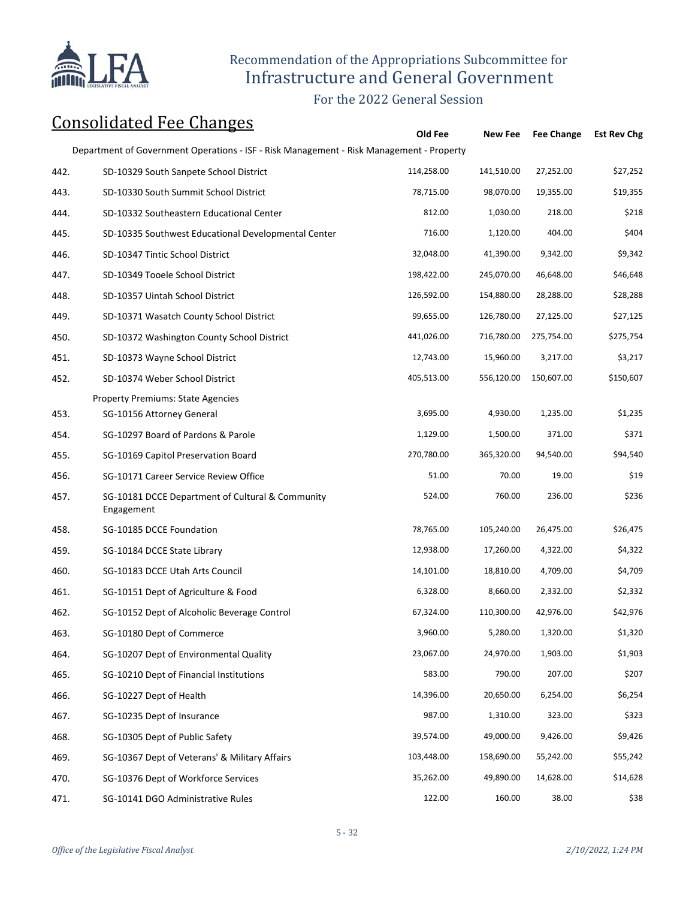# Recommendation of the Appropriations Subcommittee for Infrastructure and General Government

For the 2022 General Session

## Consolidated Fee Changes

| | | Old Fee | New Fee | Fee Change | Est Rev Chg |
|---|---|---|---|---|---|
| | Department of Government Operations - ISF - Risk Management - Risk Management - Property | | | | |
| 442. | SD-10329 South Sanpete School District | 114,258.00 | 141,510.00 | 27,252.00 | $27,252 |
| 443. | SD-10330 South Summit School District | 78,715.00 | 98,070.00 | 19,355.00 | $19,355 |
| 444. | SD-10332 Southeastern Educational Center | 812.00 | 1,030.00 | 218.00 | $218 |
| 445. | SD-10335 Southwest Educational Developmental Center | 716.00 | 1,120.00 | 404.00 | $404 |
| 446. | SD-10347 Tintic School District | 32,048.00 | 41,390.00 | 9,342.00 | $9,342 |
| 447. | SD-10349 Tooele School District | 198,422.00 | 245,070.00 | 46,648.00 | $46,648 |
| 448. | SD-10357 Uintah School District | 126,592.00 | 154,880.00 | 28,288.00 | $28,288 |
| 449. | SD-10371 Wasatch County School District | 99,655.00 | 126,780.00 | 27,125.00 | $27,125 |
| 450. | SD-10372 Washington County School District | 441,026.00 | 716,780.00 | 275,754.00 | $275,754 |
| 451. | SD-10373 Wayne School District | 12,743.00 | 15,960.00 | 3,217.00 | $3,217 |
| 452. | SD-10374 Weber School District | 405,513.00 | 556,120.00 | 150,607.00 | $150,607 |
| | Property Premiums: State Agencies | | | | |
| 453. | SG-10156 Attorney General | 3,695.00 | 4,930.00 | 1,235.00 | $1,235 |
| 454. | SG-10297 Board of Pardons & Parole | 1,129.00 | 1,500.00 | 371.00 | $371 |
| 455. | SG-10169 Capitol Preservation Board | 270,780.00 | 365,320.00 | 94,540.00 | $94,540 |
| 456. | SG-10171 Career Service Review Office | 51.00 | 70.00 | 19.00 | $19 |
| 457. | SG-10181 DCCE Department of Cultural & Community Engagement | 524.00 | 760.00 | 236.00 | $236 |
| 458. | SG-10185 DCCE Foundation | 78,765.00 | 105,240.00 | 26,475.00 | $26,475 |
| 459. | SG-10184 DCCE State Library | 12,938.00 | 17,260.00 | 4,322.00 | $4,322 |
| 460. | SG-10183 DCCE Utah Arts Council | 14,101.00 | 18,810.00 | 4,709.00 | $4,709 |
| 461. | SG-10151 Dept of Agriculture & Food | 6,328.00 | 8,660.00 | 2,332.00 | $2,332 |
| 462. | SG-10152 Dept of Alcoholic Beverage Control | 67,324.00 | 110,300.00 | 42,976.00 | $42,976 |
| 463. | SG-10180 Dept of Commerce | 3,960.00 | 5,280.00 | 1,320.00 | $1,320 |
| 464. | SG-10207 Dept of Environmental Quality | 23,067.00 | 24,970.00 | 1,903.00 | $1,903 |
| 465. | SG-10210 Dept of Financial Institutions | 583.00 | 790.00 | 207.00 | $207 |
| 466. | SG-10227 Dept of Health | 14,396.00 | 20,650.00 | 6,254.00 | $6,254 |
| 467. | SG-10235 Dept of Insurance | 987.00 | 1,310.00 | 323.00 | $323 |
| 468. | SG-10305 Dept of Public Safety | 39,574.00 | 49,000.00 | 9,426.00 | $9,426 |
| 469. | SG-10367 Dept of Veterans' & Military Affairs | 103,448.00 | 158,690.00 | 55,242.00 | $55,242 |
| 470. | SG-10376 Dept of Workforce Services | 35,262.00 | 49,890.00 | 14,628.00 | $14,628 |
| 471. | SG-10141 DGO Administrative Rules | 122.00 | 160.00 | 38.00 | $38 |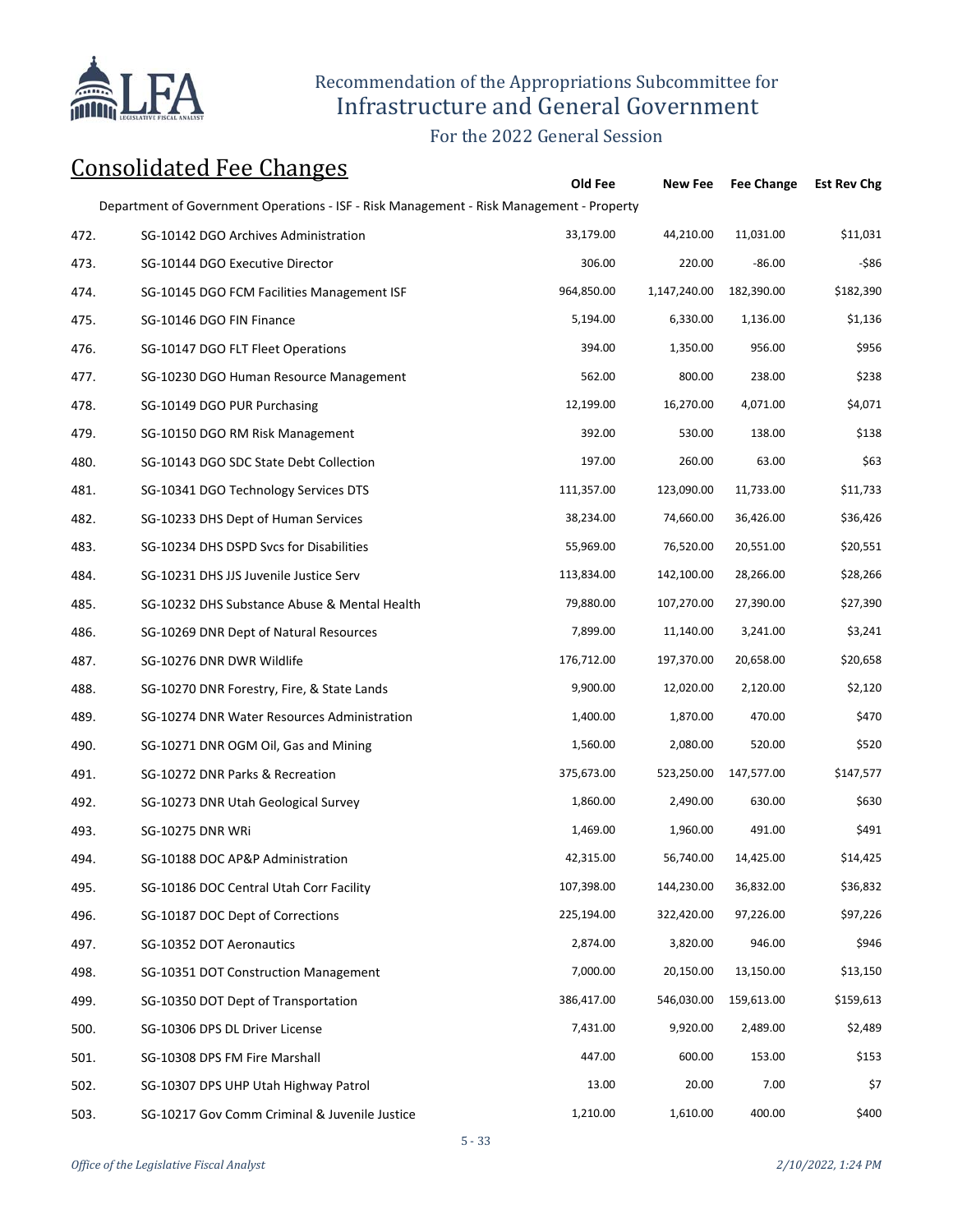Recommendation of the Appropriations Subcommittee for
Infrastructure and General Government

For the 2022 General Session

## Consolidated Fee Changes

| | | Old Fee | New Fee | Fee Change | Est Rev Chg |
|---|---|---|---|---|---|
| | Department of Government Operations - ISF - Risk Management - Risk Management - Property | | | | |
| 472. | SG-10142 DGO Archives Administration | 33,179.00 | 44,210.00 | 11,031.00 | $11,031 |
| 473. | SG-10144 DGO Executive Director | 306.00 | 220.00 | -86.00 | -$86 |
| 474. | SG-10145 DGO FCM Facilities Management ISF | 964,850.00 | 1,147,240.00 | 182,390.00 | $182,390 |
| 475. | SG-10146 DGO FIN Finance | 5,194.00 | 6,330.00 | 1,136.00 | $1,136 |
| 476. | SG-10147 DGO FLT Fleet Operations | 394.00 | 1,350.00 | 956.00 | $956 |
| 477. | SG-10230 DGO Human Resource Management | 562.00 | 800.00 | 238.00 | $238 |
| 478. | SG-10149 DGO PUR Purchasing | 12,199.00 | 16,270.00 | 4,071.00 | $4,071 |
| 479. | SG-10150 DGO RM Risk Management | 392.00 | 530.00 | 138.00 | $138 |
| 480. | SG-10143 DGO SDC State Debt Collection | 197.00 | 260.00 | 63.00 | $63 |
| 481. | SG-10341 DGO Technology Services DTS | 111,357.00 | 123,090.00 | 11,733.00 | $11,733 |
| 482. | SG-10233 DHS Dept of Human Services | 38,234.00 | 74,660.00 | 36,426.00 | $36,426 |
| 483. | SG-10234 DHS DSPD Svcs for Disabilities | 55,969.00 | 76,520.00 | 20,551.00 | $20,551 |
| 484. | SG-10231 DHS JJS Juvenile Justice Serv | 113,834.00 | 142,100.00 | 28,266.00 | $28,266 |
| 485. | SG-10232 DHS Substance Abuse & Mental Health | 79,880.00 | 107,270.00 | 27,390.00 | $27,390 |
| 486. | SG-10269 DNR Dept of Natural Resources | 7,899.00 | 11,140.00 | 3,241.00 | $3,241 |
| 487. | SG-10276 DNR DWR Wildlife | 176,712.00 | 197,370.00 | 20,658.00 | $20,658 |
| 488. | SG-10270 DNR Forestry, Fire, & State Lands | 9,900.00 | 12,020.00 | 2,120.00 | $2,120 |
| 489. | SG-10274 DNR Water Resources Administration | 1,400.00 | 1,870.00 | 470.00 | $470 |
| 490. | SG-10271 DNR OGM Oil, Gas and Mining | 1,560.00 | 2,080.00 | 520.00 | $520 |
| 491. | SG-10272 DNR Parks & Recreation | 375,673.00 | 523,250.00 | 147,577.00 | $147,577 |
| 492. | SG-10273 DNR Utah Geological Survey | 1,860.00 | 2,490.00 | 630.00 | $630 |
| 493. | SG-10275 DNR WRi | 1,469.00 | 1,960.00 | 491.00 | $491 |
| 494. | SG-10188 DOC AP&P Administration | 42,315.00 | 56,740.00 | 14,425.00 | $14,425 |
| 495. | SG-10186 DOC Central Utah Corr Facility | 107,398.00 | 144,230.00 | 36,832.00 | $36,832 |
| 496. | SG-10187 DOC Dept of Corrections | 225,194.00 | 322,420.00 | 97,226.00 | $97,226 |
| 497. | SG-10352 DOT Aeronautics | 2,874.00 | 3,820.00 | 946.00 | $946 |
| 498. | SG-10351 DOT Construction Management | 7,000.00 | 20,150.00 | 13,150.00 | $13,150 |
| 499. | SG-10350 DOT Dept of Transportation | 386,417.00 | 546,030.00 | 159,613.00 | $159,613 |
| 500. | SG-10306 DPS DL Driver License | 7,431.00 | 9,920.00 | 2,489.00 | $2,489 |
| 501. | SG-10308 DPS FM Fire Marshall | 447.00 | 600.00 | 153.00 | $153 |
| 502. | SG-10307 DPS UHP Utah Highway Patrol | 13.00 | 20.00 | 7.00 | $7 |
| 503. | SG-10217 Gov Comm Criminal & Juvenile Justice | 1,210.00 | 1,610.00 | 400.00 | $400 |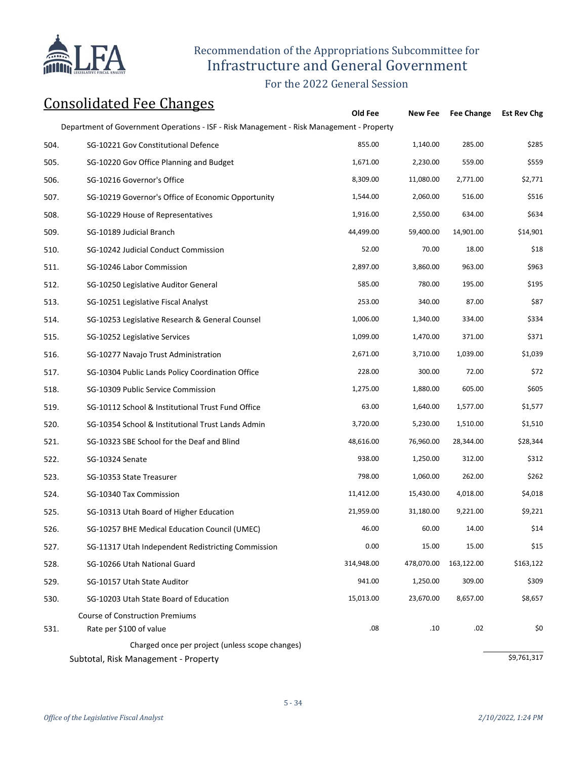# Recommendation of the Appropriations Subcommittee for Infrastructure and General Government

For the 2022 General Session

## Consolidated Fee Changes

| | | Old Fee | New Fee | Fee Change | Est Rev Chg |
|---|---|---|---|---|---|
| | Department of Government Operations - ISF - Risk Management - Risk Management - Property | | | | |
| 504. | SG-10221 Gov Constitutional Defence | 855.00 | 1,140.00 | 285.00 | $285 |
| 505. | SG-10220 Gov Office Planning and Budget | 1,671.00 | 2,230.00 | 559.00 | $559 |
| 506. | SG-10216 Governor's Office | 8,309.00 | 11,080.00 | 2,771.00 | $2,771 |
| 507. | SG-10219 Governor's Office of Economic Opportunity | 1,544.00 | 2,060.00 | 516.00 | $516 |
| 508. | SG-10229 House of Representatives | 1,916.00 | 2,550.00 | 634.00 | $634 |
| 509. | SG-10189 Judicial Branch | 44,499.00 | 59,400.00 | 14,901.00 | $14,901 |
| 510. | SG-10242 Judicial Conduct Commission | 52.00 | 70.00 | 18.00 | $18 |
| 511. | SG-10246 Labor Commission | 2,897.00 | 3,860.00 | 963.00 | $963 |
| 512. | SG-10250 Legislative Auditor General | 585.00 | 780.00 | 195.00 | $195 |
| 513. | SG-10251 Legislative Fiscal Analyst | 253.00 | 340.00 | 87.00 | $87 |
| 514. | SG-10253 Legislative Research & General Counsel | 1,006.00 | 1,340.00 | 334.00 | $334 |
| 515. | SG-10252 Legislative Services | 1,099.00 | 1,470.00 | 371.00 | $371 |
| 516. | SG-10277 Navajo Trust Administration | 2,671.00 | 3,710.00 | 1,039.00 | $1,039 |
| 517. | SG-10304 Public Lands Policy Coordination Office | 228.00 | 300.00 | 72.00 | $72 |
| 518. | SG-10309 Public Service Commission | 1,275.00 | 1,880.00 | 605.00 | $605 |
| 519. | SG-10112 School & Institutional Trust Fund Office | 63.00 | 1,640.00 | 1,577.00 | $1,577 |
| 520. | SG-10354 School & Institutional Trust Lands Admin | 3,720.00 | 5,230.00 | 1,510.00 | $1,510 |
| 521. | SG-10323 SBE School for the Deaf and Blind | 48,616.00 | 76,960.00 | 28,344.00 | $28,344 |
| 522. | SG-10324 Senate | 938.00 | 1,250.00 | 312.00 | $312 |
| 523. | SG-10353 State Treasurer | 798.00 | 1,060.00 | 262.00 | $262 |
| 524. | SG-10340 Tax Commission | 11,412.00 | 15,430.00 | 4,018.00 | $4,018 |
| 525. | SG-10313 Utah Board of Higher Education | 21,959.00 | 31,180.00 | 9,221.00 | $9,221 |
| 526. | SG-10257 BHE Medical Education Council (UMEC) | 46.00 | 60.00 | 14.00 | $14 |
| 527. | SG-11317 Utah Independent Redistricting Commission | 0.00 | 15.00 | 15.00 | $15 |
| 528. | SG-10266 Utah National Guard | 314,948.00 | 478,070.00 | 163,122.00 | $163,122 |
| 529. | SG-10157 Utah State Auditor | 941.00 | 1,250.00 | 309.00 | $309 |
| 530. | SG-10203 Utah State Board of Education | 15,013.00 | 23,670.00 | 8,657.00 | $8,657 |
| | Course of Construction Premiums | | | | |
| 531. | Rate per $100 of value | .08 | .10 | .02 | $0 |
| | Charged once per project (unless scope changes) | | | | |
| | Subtotal, Risk Management - Property | | | | $9,761,317 |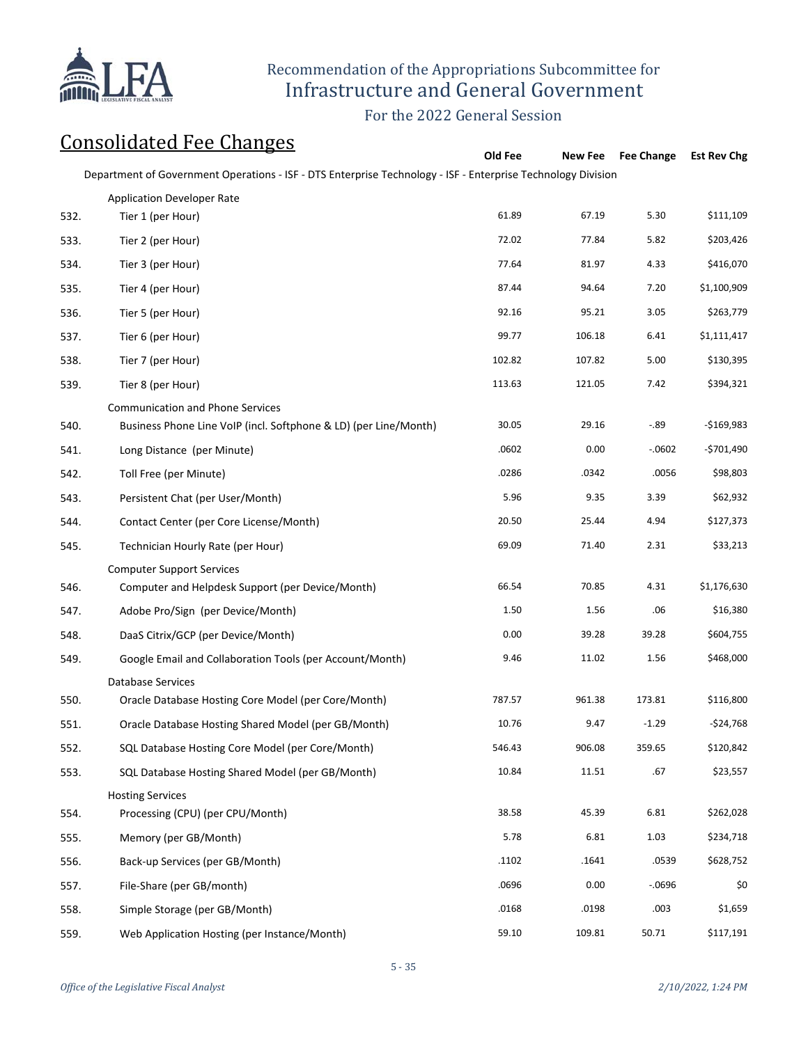# Recommendation of the Appropriations Subcommittee for Infrastructure and General Government

For the 2022 General Session

## Consolidated Fee Changes

| | | Old Fee | New Fee | Fee Change | Est Rev Chg |
|---|---|---|---|---|---|
| | **Department of Government Operations - ISF - DTS Enterprise Technology - ISF - Enterprise Technology Division** | | | | |
| | Application Developer Rate | | | | |
| 532. | Tier 1 (per Hour) | 61.89 | 67.19 | 5.30 | $111,109 |
| 533. | Tier 2 (per Hour) | 72.02 | 77.84 | 5.82 | $203,426 |
| 534. | Tier 3 (per Hour) | 77.64 | 81.97 | 4.33 | $416,070 |
| 535. | Tier 4 (per Hour) | 87.44 | 94.64 | 7.20 | $1,100,909 |
| 536. | Tier 5 (per Hour) | 92.16 | 95.21 | 3.05 | $263,779 |
| 537. | Tier 6 (per Hour) | 99.77 | 106.18 | 6.41 | $1,111,417 |
| 538. | Tier 7 (per Hour) | 102.82 | 107.82 | 5.00 | $130,395 |
| 539. | Tier 8 (per Hour) | 113.63 | 121.05 | 7.42 | $394,321 |
| | Communication and Phone Services | | | | |
| 540. | Business Phone Line VoIP (incl. Softphone & LD) (per Line/Month) | 30.05 | 29.16 | -.89 | -$169,983 |
| 541. | Long Distance (per Minute) | .0602 | 0.00 | -.0602 | -$701,490 |
| 542. | Toll Free (per Minute) | .0286 | .0342 | .0056 | $98,803 |
| 543. | Persistent Chat (per User/Month) | 5.96 | 9.35 | 3.39 | $62,932 |
| 544. | Contact Center (per Core License/Month) | 20.50 | 25.44 | 4.94 | $127,373 |
| 545. | Technician Hourly Rate (per Hour) | 69.09 | 71.40 | 2.31 | $33,213 |
| | Computer Support Services | | | | |
| 546. | Computer and Helpdesk Support (per Device/Month) | 66.54 | 70.85 | 4.31 | $1,176,630 |
| 547. | Adobe Pro/Sign (per Device/Month) | 1.50 | 1.56 | .06 | $16,380 |
| 548. | DaaS Citrix/GCP (per Device/Month) | 0.00 | 39.28 | 39.28 | $604,755 |
| 549. | Google Email and Collaboration Tools (per Account/Month) | 9.46 | 11.02 | 1.56 | $468,000 |
| | Database Services | | | | |
| 550. | Oracle Database Hosting Core Model (per Core/Month) | 787.57 | 961.38 | 173.81 | $116,800 |
| 551. | Oracle Database Hosting Shared Model (per GB/Month) | 10.76 | 9.47 | -1.29 | -$24,768 |
| 552. | SQL Database Hosting Core Model (per Core/Month) | 546.43 | 906.08 | 359.65 | $120,842 |
| 553. | SQL Database Hosting Shared Model (per GB/Month) | 10.84 | 11.51 | .67 | $23,557 |
| | Hosting Services | | | | |
| 554. | Processing (CPU) (per CPU/Month) | 38.58 | 45.39 | 6.81 | $262,028 |
| 555. | Memory (per GB/Month) | 5.78 | 6.81 | 1.03 | $234,718 |
| 556. | Back-up Services (per GB/Month) | .1102 | .1641 | .0539 | $628,752 |
| 557. | File-Share (per GB/month) | .0696 | 0.00 | -.0696 | $0 |
| 558. | Simple Storage (per GB/Month) | .0168 | .0198 | .003 | $1,659 |
| 559. | Web Application Hosting (per Instance/Month) | 59.10 | 109.81 | 50.71 | $117,191 |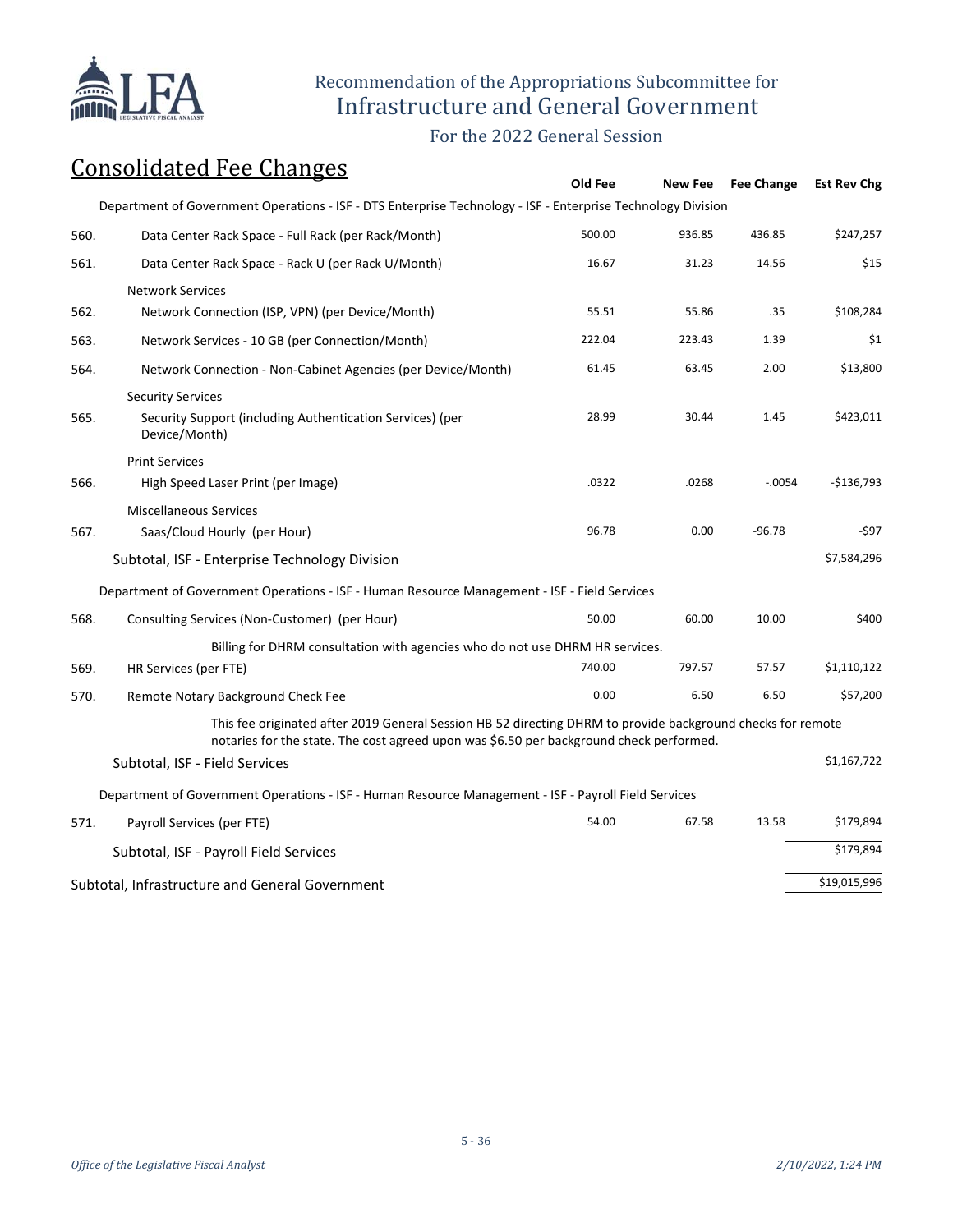# Recommendation of the Appropriations Subcommittee for Infrastructure and General Government

For the 2022 General Session

## Consolidated Fee Changes

| | | Old Fee | New Fee | Fee Change | Est Rev Chg |
|---|---|---|---|---|---|
| | Department of Government Operations - ISF - DTS Enterprise Technology - ISF - Enterprise Technology Division | | | | |
| 560. | Data Center Rack Space - Full Rack (per Rack/Month) | 500.00 | 936.85 | 436.85 | $247,257 |
| 561. | Data Center Rack Space - Rack U (per Rack U/Month) | 16.67 | 31.23 | 14.56 | $15 |
| | Network Services | | | | |
| 562. | Network Connection (ISP, VPN) (per Device/Month) | 55.51 | 55.86 | .35 | $108,284 |
| 563. | Network Services - 10 GB (per Connection/Month) | 222.04 | 223.43 | 1.39 | $1 |
| 564. | Network Connection - Non-Cabinet Agencies (per Device/Month) | 61.45 | 63.45 | 2.00 | $13,800 |
| | Security Services | | | | |
| 565. | Security Support (including Authentication Services) (per Device/Month) | 28.99 | 30.44 | 1.45 | $423,011 |
| | Print Services | | | | |
| 566. | High Speed Laser Print (per Image) | .0322 | .0268 | -.0054 | -$136,793 |
| | Miscellaneous Services | | | | |
| 567. | Saas/Cloud Hourly (per Hour) | 96.78 | 0.00 | -96.78 | -$97 |
| | Subtotal, ISF - Enterprise Technology Division | | | | $7,584,296 |
| | Department of Government Operations - ISF - Human Resource Management - ISF - Field Services | | | | |
| 568. | Consulting Services (Non-Customer) (per Hour) | 50.00 | 60.00 | 10.00 | $400 |
| | Billing for DHRM consultation with agencies who do not use DHRM HR services. | | | | |
| 569. | HR Services (per FTE) | 740.00 | 797.57 | 57.57 | $1,110,122 |
| 570. | Remote Notary Background Check Fee | 0.00 | 6.50 | 6.50 | $57,200 |
| | This fee originated after 2019 General Session HB 52 directing DHRM to provide background checks for remote notaries for the state. The cost agreed upon was $6.50 per background check performed. | | | | |
| | Subtotal, ISF - Field Services | | | | $1,167,722 |
| | Department of Government Operations - ISF - Human Resource Management - ISF - Payroll Field Services | | | | |
| 571. | Payroll Services (per FTE) | 54.00 | 67.58 | 13.58 | $179,894 |
| | Subtotal, ISF - Payroll Field Services | | | | $179,894 |
| | Subtotal, Infrastructure and General Government | | | | $19,015,996 |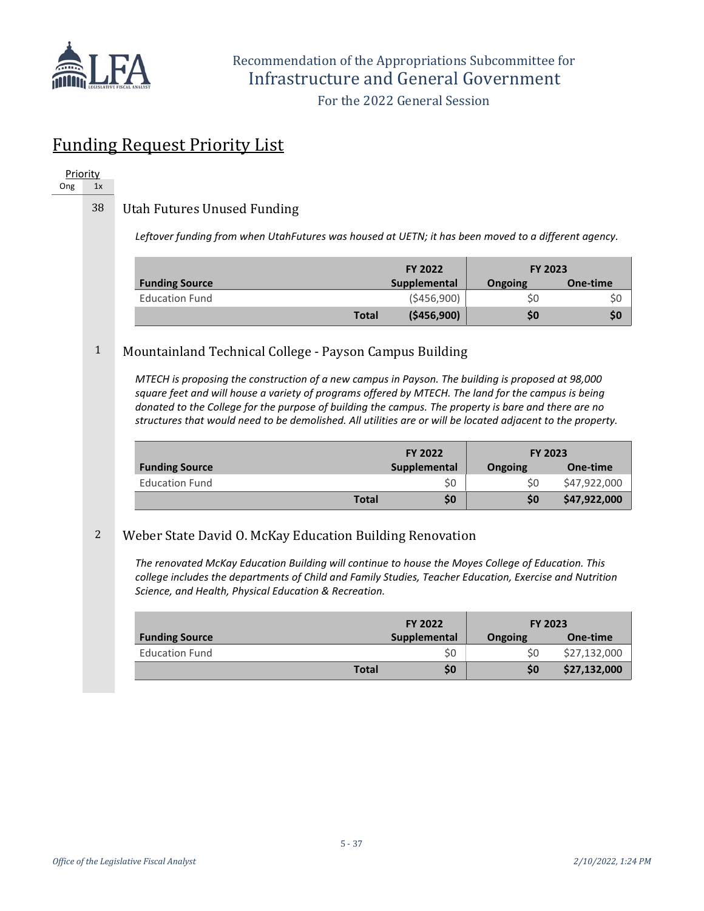Recommendation of the Appropriations Subcommittee for
Infrastructure and General Government

For the 2022 General Session

## Funding Request Priority List

| Priority | |
|---|---|
| Ong | 1x |

### 38 Utah Futures Unused Funding

*Leftover funding from when UtahFutures was housed at UETN; it has been moved to a different agency.*

| Funding Source | FY 2022 Supplemental | FY 2023 Ongoing | FY 2023 One-time |
|---|---|---|---|
| Education Fund | ($456,900) | $0 | $0 |
| **Total** | **($456,900)** | **$0** | **$0** |

### 1 Mountainland Technical College - Payson Campus Building

*MTECH is proposing the construction of a new campus in Payson. The building is proposed at 98,000 square feet and will house a variety of programs offered by MTECH. The land for the campus is being donated to the College for the purpose of building the campus. The property is bare and there are no structures that would need to be demolished. All utilities are or will be located adjacent to the property.*

| Funding Source | FY 2022 Supplemental | FY 2023 Ongoing | FY 2023 One-time |
|---|---|---|---|
| Education Fund | $0 | $0 | $47,922,000 |
| **Total** | **$0** | **$0** | **$47,922,000** |

### 2 Weber State David O. McKay Education Building Renovation

*The renovated McKay Education Building will continue to house the Moyes College of Education. This college includes the departments of Child and Family Studies, Teacher Education, Exercise and Nutrition Science, and Health, Physical Education & Recreation.*

| Funding Source | FY 2022 Supplemental | FY 2023 Ongoing | FY 2023 One-time |
|---|---|---|---|
| Education Fund | $0 | $0 | $27,132,000 |
| **Total** | **$0** | **$0** | **$27,132,000** |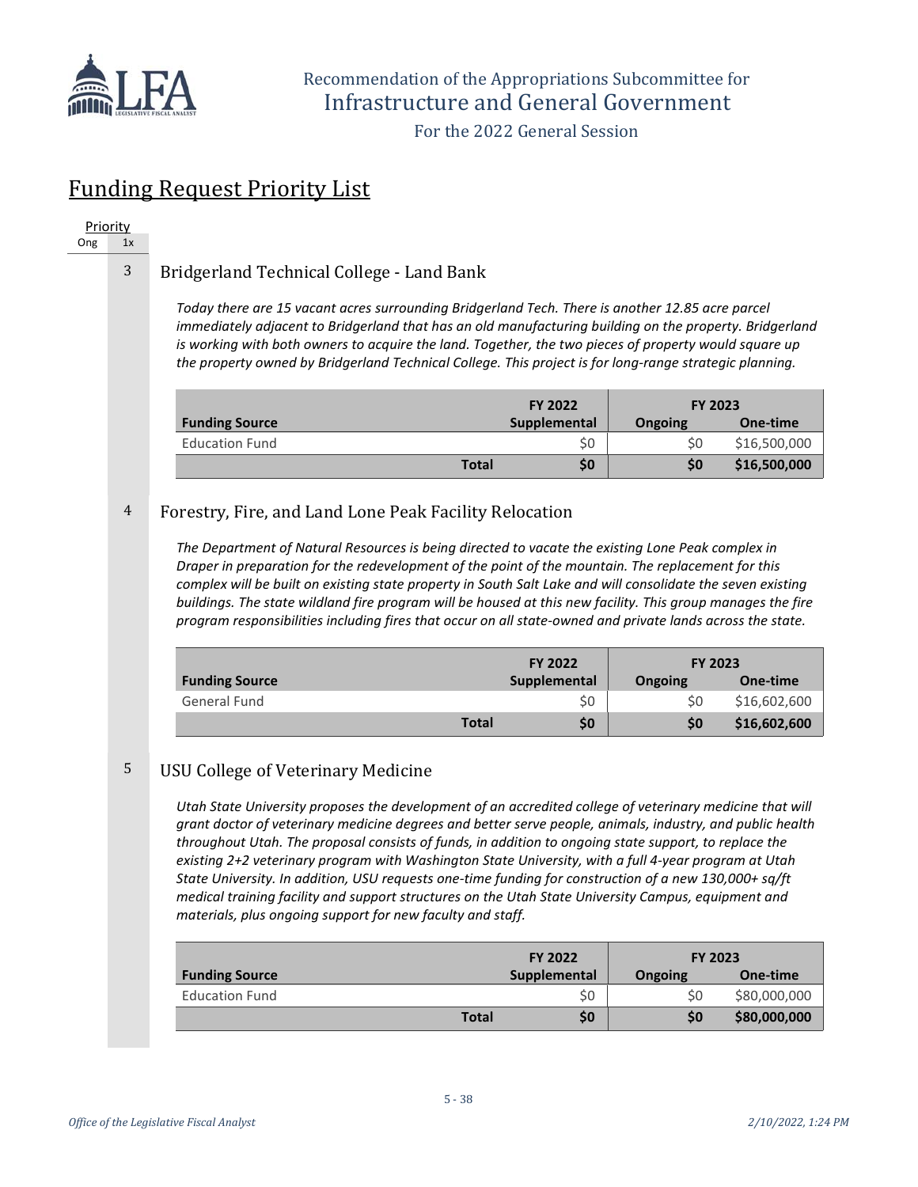## Funding Request Priority List

Priority
Ong | 1x

### 3 Bridgerland Technical College - Land Bank

*Today there are 15 vacant acres surrounding Bridgerland Tech. There is another 12.85 acre parcel immediately adjacent to Bridgerland that has an old manufacturing building on the property. Bridgerland is working with both owners to acquire the land. Together, the two pieces of property would square up the property owned by Bridgerland Technical College. This project is for long-range strategic planning.*

| | FY 2022 | FY 2023 | |
|---|---|---|---|
| **Funding Source** | **Supplemental** | **Ongoing** | **One-time** |
| Education Fund | $0 | $0 | $16,500,000 |
| **Total** | **$0** | **$0** | **$16,500,000** |

### 4 Forestry, Fire, and Land Lone Peak Facility Relocation

*The Department of Natural Resources is being directed to vacate the existing Lone Peak complex in Draper in preparation for the redevelopment of the point of the mountain. The replacement for this complex will be built on existing state property in South Salt Lake and will consolidate the seven existing buildings. The state wildland fire program will be housed at this new facility. This group manages the fire program responsibilities including fires that occur on all state-owned and private lands across the state.*

| | FY 2022 | FY 2023 | |
|---|---|---|---|
| **Funding Source** | **Supplemental** | **Ongoing** | **One-time** |
| General Fund | $0 | $0 | $16,602,600 |
| **Total** | **$0** | **$0** | **$16,602,600** |

### 5 USU College of Veterinary Medicine

*Utah State University proposes the development of an accredited college of veterinary medicine that will grant doctor of veterinary medicine degrees and better serve people, animals, industry, and public health throughout Utah. The proposal consists of funds, in addition to ongoing state support, to replace the existing 2+2 veterinary program with Washington State University, with a full 4-year program at Utah State University. In addition, USU requests one-time funding for construction of a new 130,000+ sq/ft medical training facility and support structures on the Utah State University Campus, equipment and materials, plus ongoing support for new faculty and staff.*

| | FY 2022 | FY 2023 | |
|---|---|---|---|
| **Funding Source** | **Supplemental** | **Ongoing** | **One-time** |
| Education Fund | $0 | $0 | $80,000,000 |
| **Total** | **$0** | **$0** | **$80,000,000** |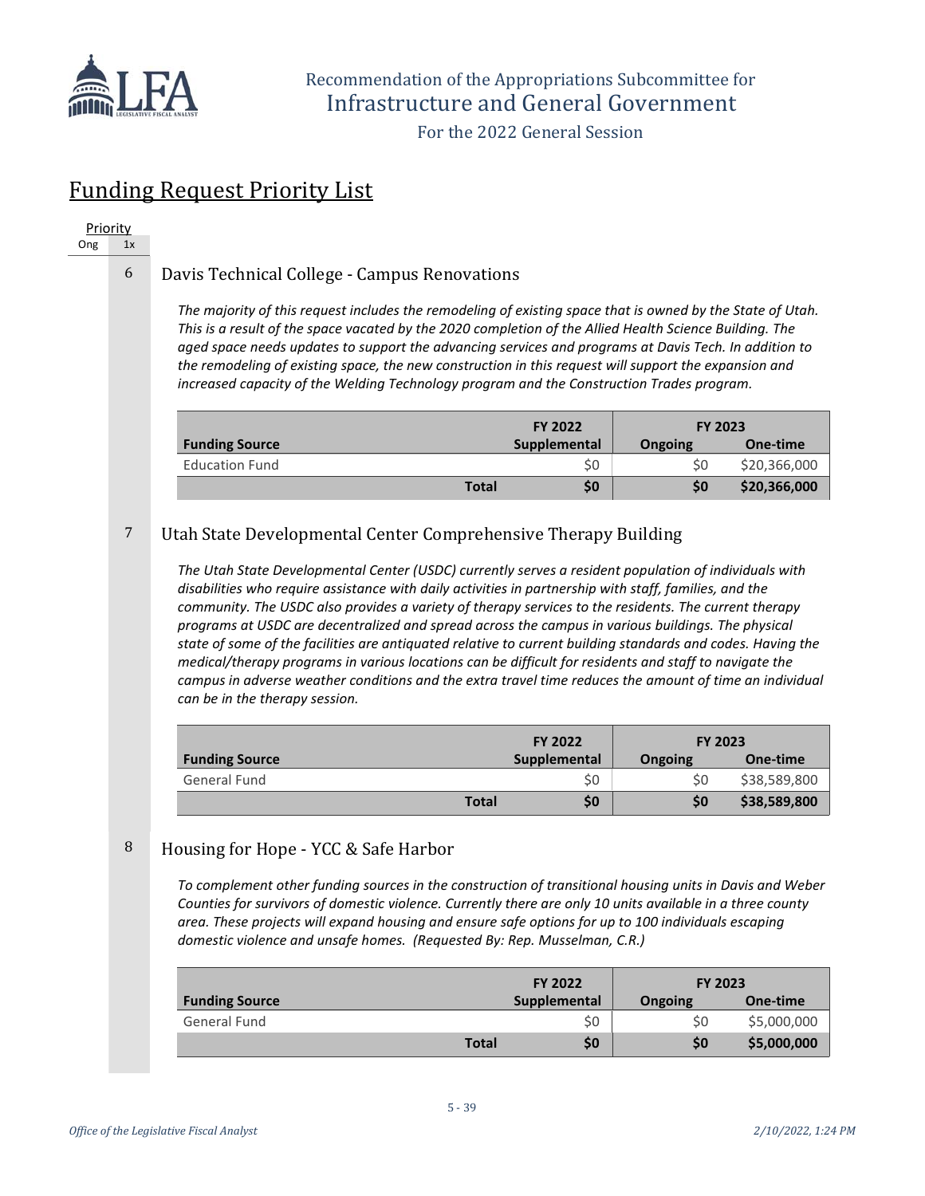Recommendation of the Appropriations Subcommittee for
Infrastructure and General Government

For the 2022 General Session

## Funding Request Priority List

| Priority | |
|---|---|
| Ong | 1x |

### 6 Davis Technical College - Campus Renovations

*The majority of this request includes the remodeling of existing space that is owned by the State of Utah. This is a result of the space vacated by the 2020 completion of the Allied Health Science Building. The aged space needs updates to support the advancing services and programs at Davis Tech. In addition to the remodeling of existing space, the new construction in this request will support the expansion and increased capacity of the Welding Technology program and the Construction Trades program.*

| | FY 2022 | FY 2023 | |
|---|---|---|---|
| **Funding Source** | **Supplemental** | **Ongoing** | **One-time** |
| Education Fund | $0 | $0 | $20,366,000 |
| **Total** | **$0** | **$0** | **$20,366,000** |

### 7 Utah State Developmental Center Comprehensive Therapy Building

*The Utah State Developmental Center (USDC) currently serves a resident population of individuals with disabilities who require assistance with daily activities in partnership with staff, families, and the community. The USDC also provides a variety of therapy services to the residents. The current therapy programs at USDC are decentralized and spread across the campus in various buildings. The physical state of some of the facilities are antiquated relative to current building standards and codes. Having the medical/therapy programs in various locations can be difficult for residents and staff to navigate the campus in adverse weather conditions and the extra travel time reduces the amount of time an individual can be in the therapy session.*

| | FY 2022 | FY 2023 | |
|---|---|---|---|
| **Funding Source** | **Supplemental** | **Ongoing** | **One-time** |
| General Fund | $0 | $0 | $38,589,800 |
| **Total** | **$0** | **$0** | **$38,589,800** |

### 8 Housing for Hope - YCC & Safe Harbor

*To complement other funding sources in the construction of transitional housing units in Davis and Weber Counties for survivors of domestic violence. Currently there are only 10 units available in a three county area. These projects will expand housing and ensure safe options for up to 100 individuals escaping domestic violence and unsafe homes. (Requested By: Rep. Musselman, C.R.)*

| | FY 2022 | FY 2023 | |
|---|---|---|---|
| **Funding Source** | **Supplemental** | **Ongoing** | **One-time** |
| General Fund | $0 | $0 | $5,000,000 |
| **Total** | **$0** | **$0** | **$5,000,000** |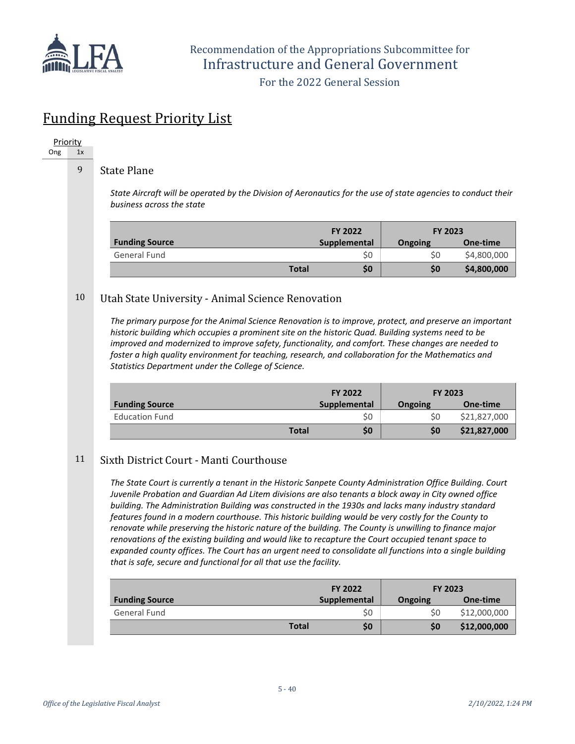## Funding Request Priority List

Priority
Ong 1x

### 9 State Plane

*State Aircraft will be operated by the Division of Aeronautics for the use of state agencies to conduct their business across the state*

| Funding Source | FY 2022 Supplemental | FY 2023 Ongoing | FY 2023 One-time |
|---|---|---|---|
| General Fund | $0 | $0 | $4,800,000 |
| **Total** | **$0** | **$0** | **$4,800,000** |

### 10 Utah State University - Animal Science Renovation

*The primary purpose for the Animal Science Renovation is to improve, protect, and preserve an important historic building which occupies a prominent site on the historic Quad. Building systems need to be improved and modernized to improve safety, functionality, and comfort. These changes are needed to foster a high quality environment for teaching, research, and collaboration for the Mathematics and Statistics Department under the College of Science.*

| Funding Source | FY 2022 Supplemental | FY 2023 Ongoing | FY 2023 One-time |
|---|---|---|---|
| Education Fund | $0 | $0 | $21,827,000 |
| **Total** | **$0** | **$0** | **$21,827,000** |

### 11 Sixth District Court - Manti Courthouse

*The State Court is currently a tenant in the Historic Sanpete County Administration Office Building. Court Juvenile Probation and Guardian Ad Litem divisions are also tenants a block away in City owned office building. The Administration Building was constructed in the 1930s and lacks many industry standard features found in a modern courthouse. This historic building would be very costly for the County to renovate while preserving the historic nature of the building. The County is unwilling to finance major renovations of the existing building and would like to recapture the Court occupied tenant space to expanded county offices. The Court has an urgent need to consolidate all functions into a single building that is safe, secure and functional for all that use the facility.*

| Funding Source | FY 2022 Supplemental | FY 2023 Ongoing | FY 2023 One-time |
|---|---|---|---|
| General Fund | $0 | $0 | $12,000,000 |
| **Total** | **$0** | **$0** | **$12,000,000** |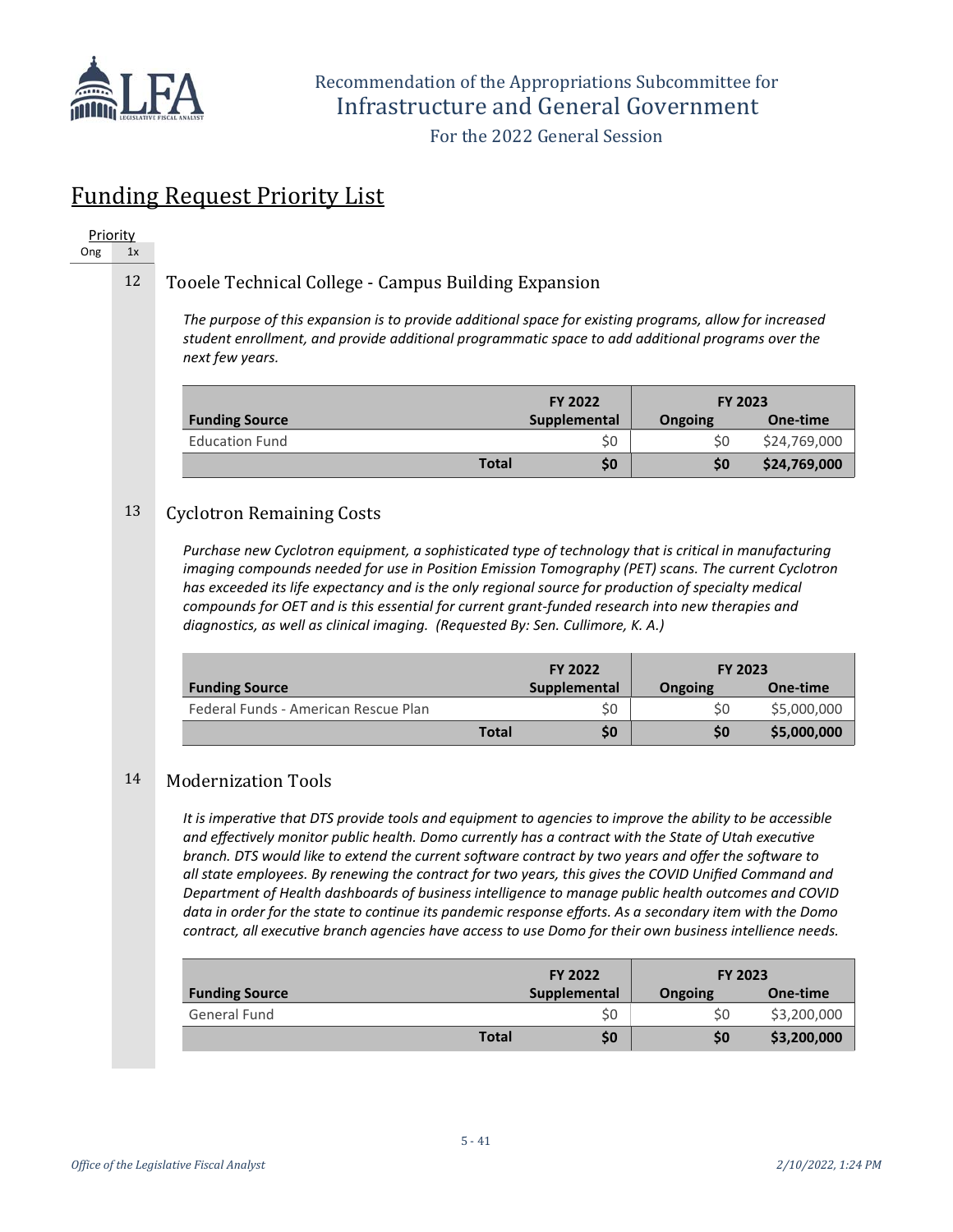Recommendation of the Appropriations Subcommittee for
Infrastructure and General Government

For the 2022 General Session

# Funding Request Priority List

| Priority | |
|---|---|
| Ong | 1x |

## 12 Tooele Technical College - Campus Building Expansion

*The purpose of this expansion is to provide additional space for existing programs, allow for increased student enrollment, and provide additional programmatic space to add additional programs over the next few years.*

| | FY 2022 | FY 2023 | |
|---|---|---|---|
| **Funding Source** | **Supplemental** | **Ongoing** | **One-time** |
| Education Fund | $0 | $0 | $24,769,000 |
| **Total** | **$0** | **$0** | **$24,769,000** |

## 13 Cyclotron Remaining Costs

*Purchase new Cyclotron equipment, a sophisticated type of technology that is critical in manufacturing imaging compounds needed for use in Position Emission Tomography (PET) scans. The current Cyclotron has exceeded its life expectancy and is the only regional source for production of specialty medical compounds for OET and is this essential for current grant-funded research into new therapies and diagnostics, as well as clinical imaging. (Requested By: Sen. Cullimore, K. A.)*

| | FY 2022 | FY 2023 | |
|---|---|---|---|
| **Funding Source** | **Supplemental** | **Ongoing** | **One-time** |
| Federal Funds - American Rescue Plan | $0 | $0 | $5,000,000 |
| **Total** | **$0** | **$0** | **$5,000,000** |

## 14 Modernization Tools

*It is imperative that DTS provide tools and equipment to agencies to improve the ability to be accessible and effectively monitor public health. Domo currently has a contract with the State of Utah executive branch. DTS would like to extend the current software contract by two years and offer the software to all state employees. By renewing the contract for two years, this gives the COVID Unified Command and Department of Health dashboards of business intelligence to manage public health outcomes and COVID data in order for the state to continue its pandemic response efforts. As a secondary item with the Domo contract, all executive branch agencies have access to use Domo for their own business intellience needs.*

| | FY 2022 | FY 2023 | |
|---|---|---|---|
| **Funding Source** | **Supplemental** | **Ongoing** | **One-time** |
| General Fund | $0 | $0 | $3,200,000 |
| **Total** | **$0** | **$0** | **$3,200,000** |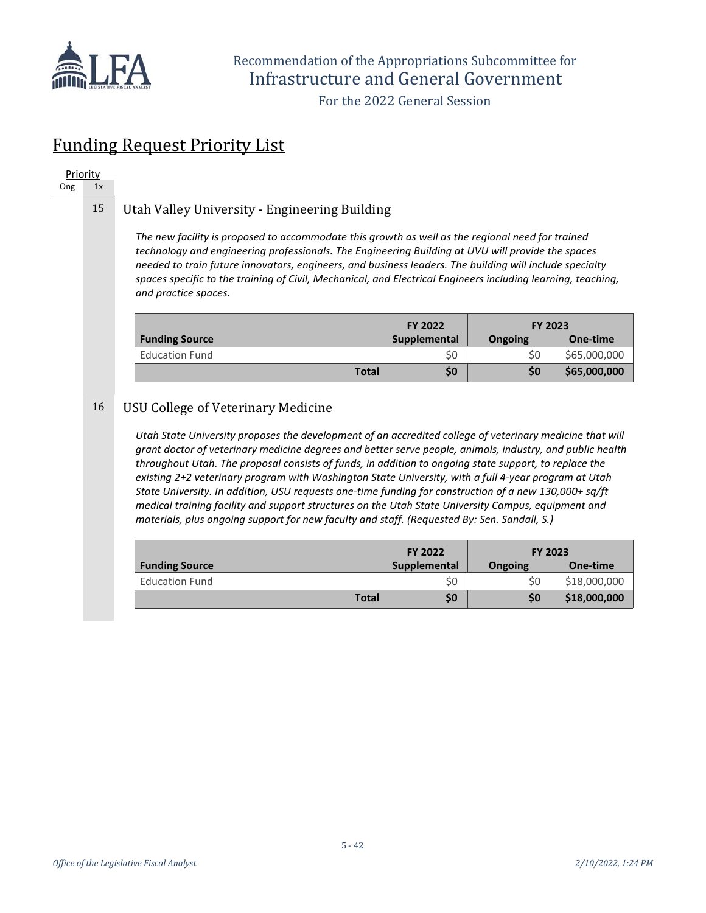## Funding Request Priority List

Priority
Ong 1x

### 15 Utah Valley University - Engineering Building

*The new facility is proposed to accommodate this growth as well as the regional need for trained technology and engineering professionals. The Engineering Building at UVU will provide the spaces needed to train future innovators, engineers, and business leaders. The building will include specialty spaces specific to the training of Civil, Mechanical, and Electrical Engineers including learning, teaching, and practice spaces.*

| Funding Source | FY 2022 Supplemental | FY 2023 Ongoing | FY 2023 One-time |
|---|---|---|---|
| Education Fund | $0 | $0 | $65,000,000 |
| **Total** | **$0** | **$0** | **$65,000,000** |

### 16 USU College of Veterinary Medicine

*Utah State University proposes the development of an accredited college of veterinary medicine that will grant doctor of veterinary medicine degrees and better serve people, animals, industry, and public health throughout Utah. The proposal consists of funds, in addition to ongoing state support, to replace the existing 2+2 veterinary program with Washington State University, with a full 4-year program at Utah State University. In addition, USU requests one-time funding for construction of a new 130,000+ sq/ft medical training facility and support structures on the Utah State University Campus, equipment and materials, plus ongoing support for new faculty and staff. (Requested By: Sen. Sandall, S.)*

| Funding Source | FY 2022 Supplemental | FY 2023 Ongoing | FY 2023 One-time |
|---|---|---|---|
| Education Fund | $0 | $0 | $18,000,000 |
| **Total** | **$0** | **$0** | **$18,000,000** |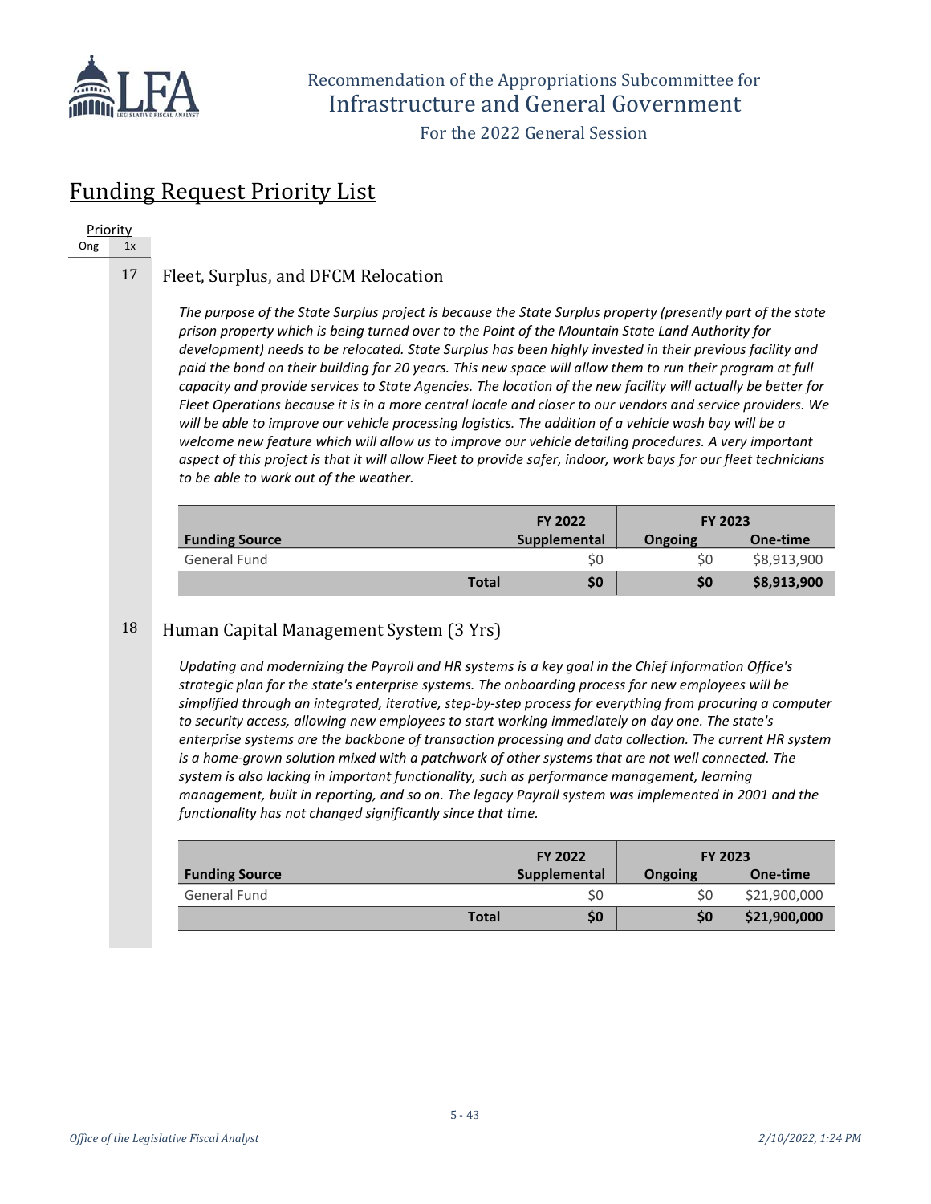# Funding Request Priority List

Priority
Ong 1x

## 17 Fleet, Surplus, and DFCM Relocation

*The purpose of the State Surplus project is because the State Surplus property (presently part of the state prison property which is being turned over to the Point of the Mountain State Land Authority for development) needs to be relocated. State Surplus has been highly invested in their previous facility and paid the bond on their building for 20 years. This new space will allow them to run their program at full capacity and provide services to State Agencies. The location of the new facility will actually be better for Fleet Operations because it is in a more central locale and closer to our vendors and service providers. We will be able to improve our vehicle processing logistics. The addition of a vehicle wash bay will be a welcome new feature which will allow us to improve our vehicle detailing procedures. A very important aspect of this project is that it will allow Fleet to provide safer, indoor, work bays for our fleet technicians to be able to work out of the weather.*

| Funding Source | FY 2022 Supplemental | FY 2023 Ongoing | FY 2023 One-time |
|---|---|---|---|
| General Fund | $0 | $0 | $8,913,900 |
| **Total** | **$0** | **$0** | **$8,913,900** |

## 18 Human Capital Management System (3 Yrs)

*Updating and modernizing the Payroll and HR systems is a key goal in the Chief Information Office's strategic plan for the state's enterprise systems. The onboarding process for new employees will be simplified through an integrated, iterative, step-by-step process for everything from procuring a computer to security access, allowing new employees to start working immediately on day one. The state's enterprise systems are the backbone of transaction processing and data collection. The current HR system is a home-grown solution mixed with a patchwork of other systems that are not well connected. The system is also lacking in important functionality, such as performance management, learning management, built in reporting, and so on. The legacy Payroll system was implemented in 2001 and the functionality has not changed significantly since that time.*

| Funding Source | FY 2022 Supplemental | FY 2023 Ongoing | FY 2023 One-time |
|---|---|---|---|
| General Fund | $0 | $0 | $21,900,000 |
| **Total** | **$0** | **$0** | **$21,900,000** |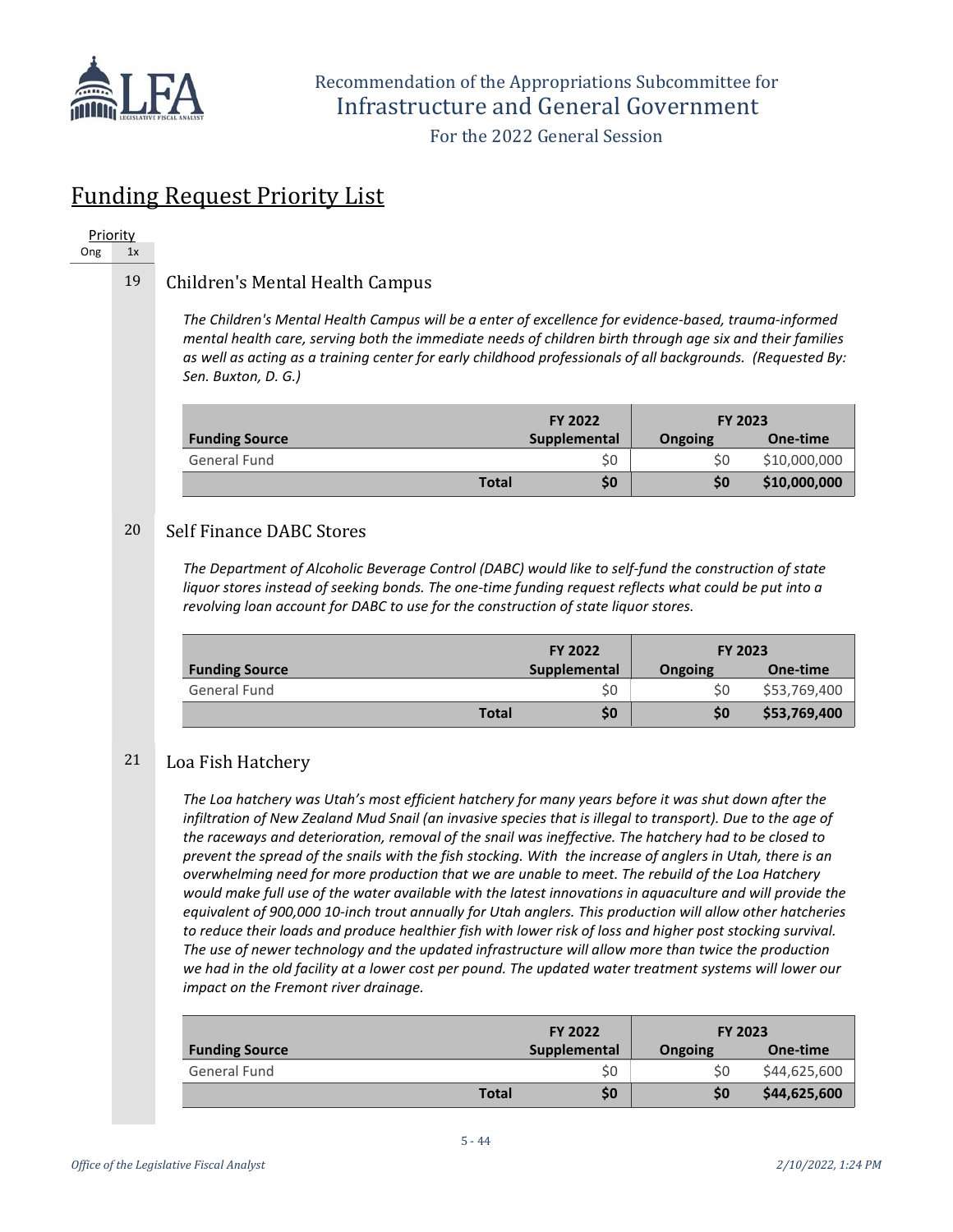Recommendation of the Appropriations Subcommittee for
Infrastructure and General Government

For the 2022 General Session

## Funding Request Priority List

Priority
Ong 1x

### 19 Children's Mental Health Campus

*The Children's Mental Health Campus will be a enter of excellence for evidence-based, trauma-informed mental health care, serving both the immediate needs of children birth through age six and their families as well as acting as a training center for early childhood professionals of all backgrounds. (Requested By: Sen. Buxton, D. G.)*

| | FY 2022 | FY 2023 | |
|---|---|---|---|
| **Funding Source** | **Supplemental** | **Ongoing** | **One-time** |
| General Fund | $0 | $0 | $10,000,000 |
| **Total** | **$0** | **$0** | **$10,000,000** |

### 20 Self Finance DABC Stores

*The Department of Alcoholic Beverage Control (DABC) would like to self-fund the construction of state liquor stores instead of seeking bonds. The one-time funding request reflects what could be put into a revolving loan account for DABC to use for the construction of state liquor stores.*

| | FY 2022 | FY 2023 | |
|---|---|---|---|
| **Funding Source** | **Supplemental** | **Ongoing** | **One-time** |
| General Fund | $0 | $0 | $53,769,400 |
| **Total** | **$0** | **$0** | **$53,769,400** |

### 21 Loa Fish Hatchery

*The Loa hatchery was Utah's most efficient hatchery for many years before it was shut down after the infiltration of New Zealand Mud Snail (an invasive species that is illegal to transport). Due to the age of the raceways and deterioration, removal of the snail was ineffective. The hatchery had to be closed to prevent the spread of the snails with the fish stocking. With the increase of anglers in Utah, there is an overwhelming need for more production that we are unable to meet. The rebuild of the Loa Hatchery would make full use of the water available with the latest innovations in aquaculture and will provide the equivalent of 900,000 10-inch trout annually for Utah anglers. This production will allow other hatcheries to reduce their loads and produce healthier fish with lower risk of loss and higher post stocking survival. The use of newer technology and the updated infrastructure will allow more than twice the production we had in the old facility at a lower cost per pound. The updated water treatment systems will lower our impact on the Fremont river drainage.*

| | FY 2022 | FY 2023 | |
|---|---|---|---|
| **Funding Source** | **Supplemental** | **Ongoing** | **One-time** |
| General Fund | $0 | $0 | $44,625,600 |
| **Total** | **$0** | **$0** | **$44,625,600** |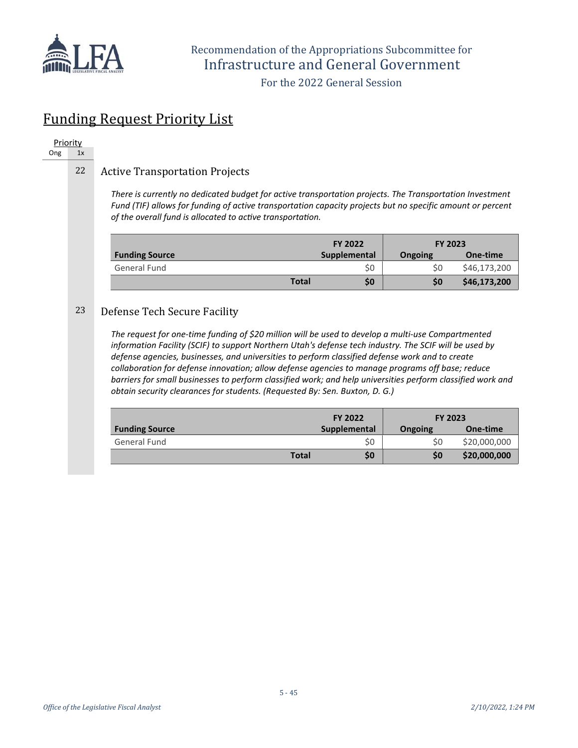## Funding Request Priority List

| Priority | |
|---|---|
| Ong | 1x |

### 22 Active Transportation Projects

*There is currently no dedicated budget for active transportation projects. The Transportation Investment Fund (TIF) allows for funding of active transportation capacity projects but no specific amount or percent of the overall fund is allocated to active transportation.*

| | FY 2022 | FY 2023 | |
|---|---|---|---|
| **Funding Source** | **Supplemental** | **Ongoing** | **One-time** |
| General Fund | $0 | $0 | $46,173,200 |
| **Total** | **$0** | **$0** | **$46,173,200** |

### 23 Defense Tech Secure Facility

*The request for one-time funding of $20 million will be used to develop a multi-use Compartmented information Facility (SCIF) to support Northern Utah's defense tech industry. The SCIF will be used by defense agencies, businesses, and universities to perform classified defense work and to create collaboration for defense innovation; allow defense agencies to manage programs off base; reduce barriers for small businesses to perform classified work; and help universities perform classified work and obtain security clearances for students. (Requested By: Sen. Buxton, D. G.)*

| | FY 2022 | FY 2023 | |
|---|---|---|---|
| **Funding Source** | **Supplemental** | **Ongoing** | **One-time** |
| General Fund | $0 | $0 | $20,000,000 |
| **Total** | **$0** | **$0** | **$20,000,000** |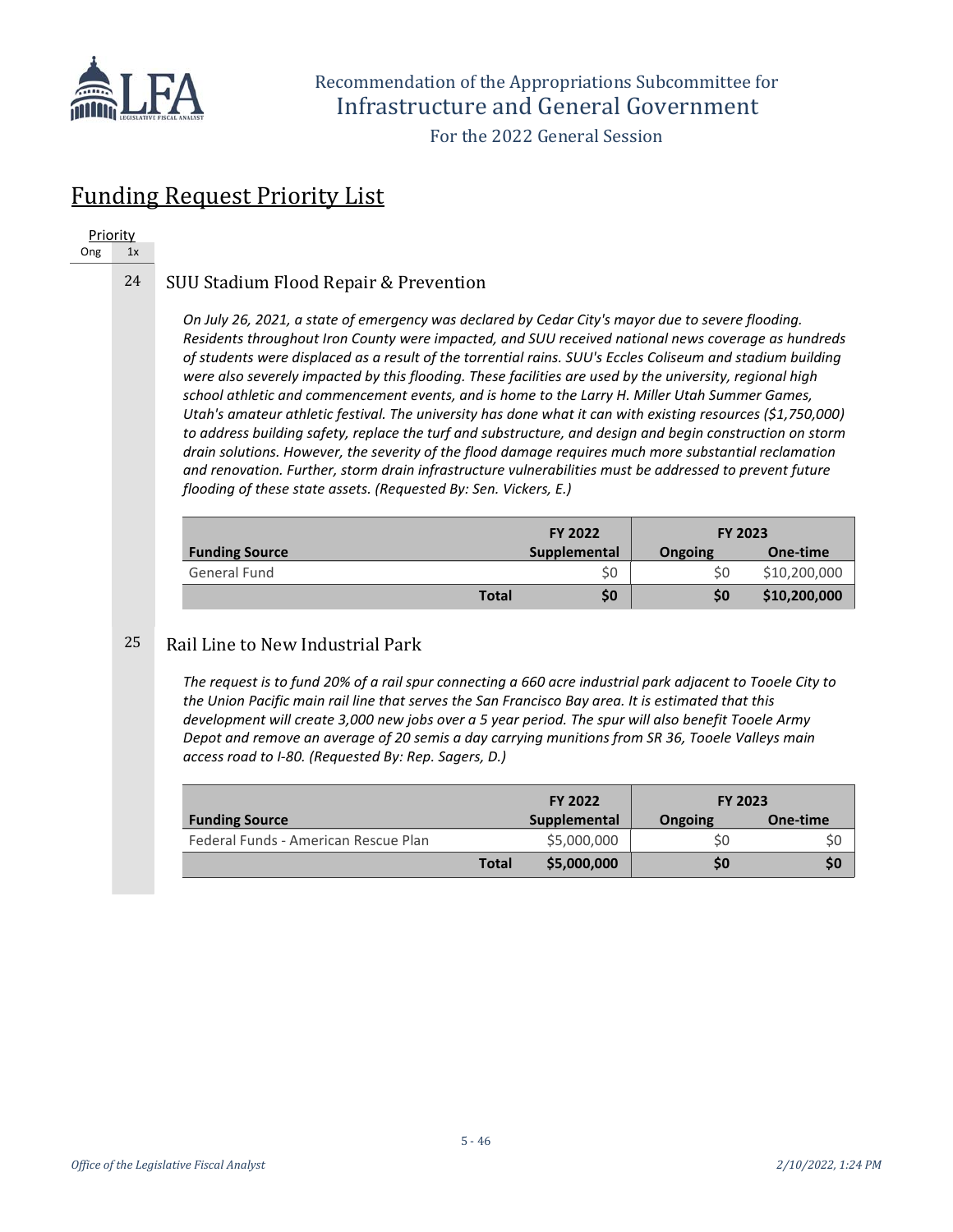## Funding Request Priority List

Priority
Ong 1x

24 SUU Stadium Flood Repair & Prevention

*On July 26, 2021, a state of emergency was declared by Cedar City's mayor due to severe flooding. Residents throughout Iron County were impacted, and SUU received national news coverage as hundreds of students were displaced as a result of the torrential rains. SUU's Eccles Coliseum and stadium building were also severely impacted by this flooding. These facilities are used by the university, regional high school athletic and commencement events, and is home to the Larry H. Miller Utah Summer Games, Utah's amateur athletic festival. The university has done what it can with existing resources ($1,750,000) to address building safety, replace the turf and substructure, and design and begin construction on storm drain solutions. However, the severity of the flood damage requires much more substantial reclamation and renovation. Further, storm drain infrastructure vulnerabilities must be addressed to prevent future flooding of these state assets. (Requested By: Sen. Vickers, E.)*

| | FY 2022 | FY 2023 | |
|---|---|---|---|
| **Funding Source** | **Supplemental** | **Ongoing** | **One-time** |
| General Fund | $0 | $0 | $10,200,000 |
| **Total** | **$0** | **$0** | **$10,200,000** |

25 Rail Line to New Industrial Park

*The request is to fund 20% of a rail spur connecting a 660 acre industrial park adjacent to Tooele City to the Union Pacific main rail line that serves the San Francisco Bay area. It is estimated that this development will create 3,000 new jobs over a 5 year period. The spur will also benefit Tooele Army Depot and remove an average of 20 semis a day carrying munitions from SR 36, Tooele Valleys main access road to I-80. (Requested By: Rep. Sagers, D.)*

| | FY 2022 | FY 2023 | |
|---|---|---|---|
| **Funding Source** | **Supplemental** | **Ongoing** | **One-time** |
| Federal Funds - American Rescue Plan | $5,000,000 | $0 | $0 |
| **Total** | **$5,000,000** | **$0** | **$0** |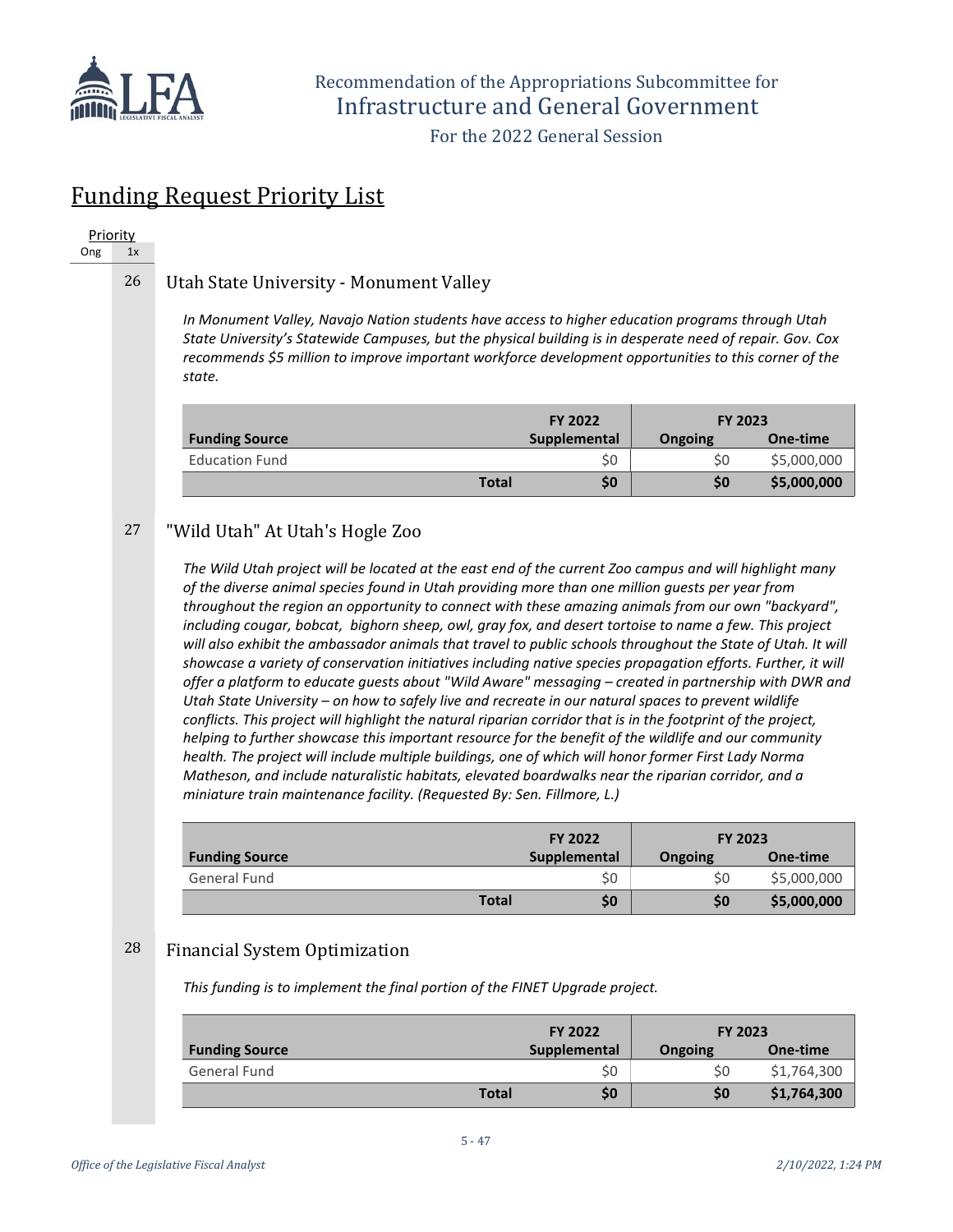Recommendation of the Appropriations Subcommittee for
Infrastructure and General Government

For the 2022 General Session

# Funding Request Priority List

Priority
Ong 1x

## 26 Utah State University - Monument Valley

*In Monument Valley, Navajo Nation students have access to higher education programs through Utah State University's Statewide Campuses, but the physical building is in desperate need of repair. Gov. Cox recommends $5 million to improve important workforce development opportunities to this corner of the state.*

| Funding Source | FY 2022 Supplemental | FY 2023 Ongoing | FY 2023 One-time |
|---|---|---|---|
| Education Fund | $0 | $0 | $5,000,000 |
| **Total** | **$0** | **$0** | **$5,000,000** |

## 27 "Wild Utah" At Utah's Hogle Zoo

*The Wild Utah project will be located at the east end of the current Zoo campus and will highlight many of the diverse animal species found in Utah providing more than one million guests per year from throughout the region an opportunity to connect with these amazing animals from our own "backyard", including cougar, bobcat, bighorn sheep, owl, gray fox, and desert tortoise to name a few. This project will also exhibit the ambassador animals that travel to public schools throughout the State of Utah. It will showcase a variety of conservation initiatives including native species propagation efforts. Further, it will offer a platform to educate guests about "Wild Aware" messaging – created in partnership with DWR and Utah State University – on how to safely live and recreate in our natural spaces to prevent wildlife conflicts. This project will highlight the natural riparian corridor that is in the footprint of the project, helping to further showcase this important resource for the benefit of the wildlife and our community health. The project will include multiple buildings, one of which will honor former First Lady Norma Matheson, and include naturalistic habitats, elevated boardwalks near the riparian corridor, and a miniature train maintenance facility. (Requested By: Sen. Fillmore, L.)*

| Funding Source | FY 2022 Supplemental | FY 2023 Ongoing | FY 2023 One-time |
|---|---|---|---|
| General Fund | $0 | $0 | $5,000,000 |
| **Total** | **$0** | **$0** | **$5,000,000** |

## 28 Financial System Optimization

*This funding is to implement the final portion of the FINET Upgrade project.*

| Funding Source | FY 2022 Supplemental | FY 2023 Ongoing | FY 2023 One-time |
|---|---|---|---|
| General Fund | $0 | $0 | $1,764,300 |
| **Total** | **$0** | **$0** | **$1,764,300** |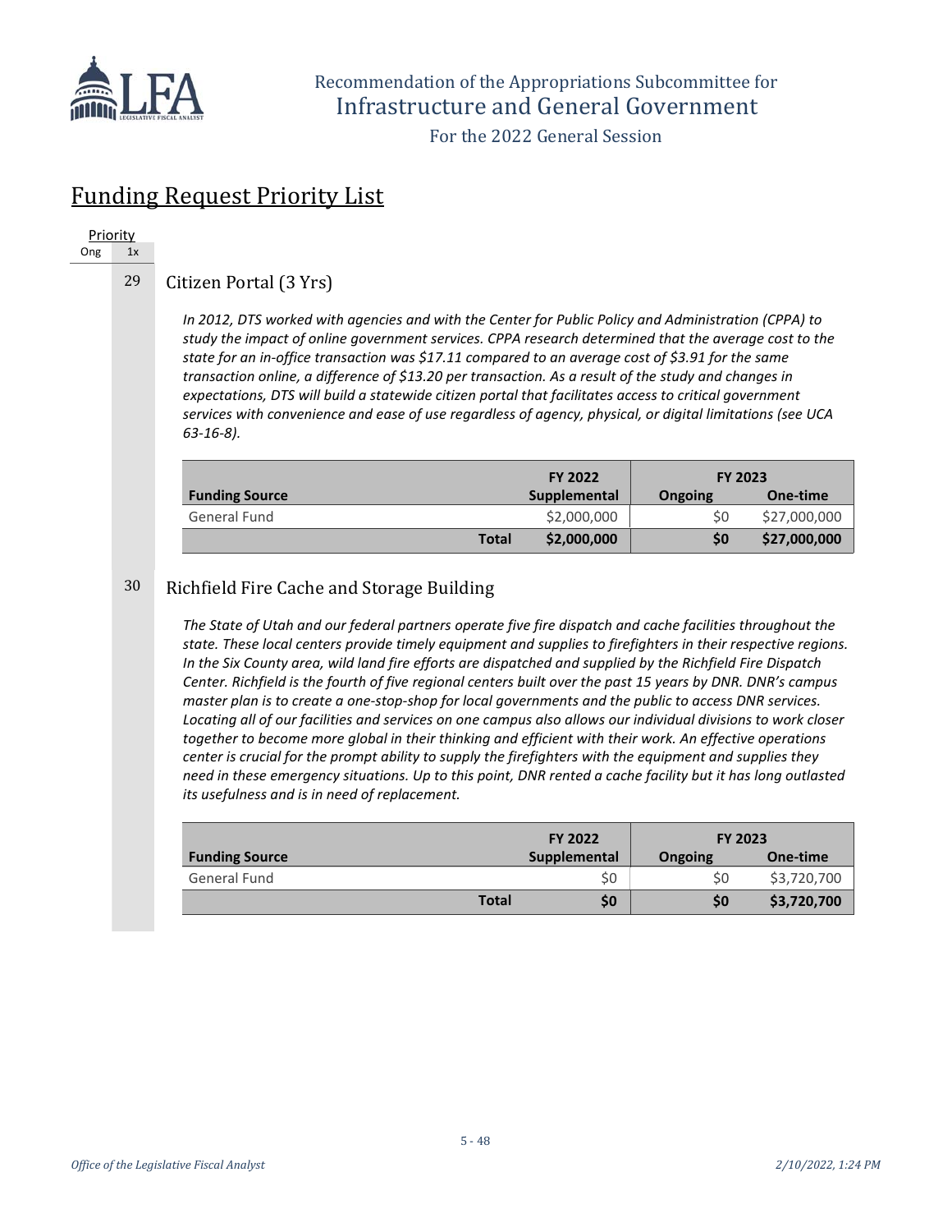## Funding Request Priority List

Priority
Ong 1x

29 Citizen Portal (3 Yrs)

*In 2012, DTS worked with agencies and with the Center for Public Policy and Administration (CPPA) to study the impact of online government services. CPPA research determined that the average cost to the state for an in-office transaction was $17.11 compared to an average cost of $3.91 for the same transaction online, a difference of $13.20 per transaction. As a result of the study and changes in expectations, DTS will build a statewide citizen portal that facilitates access to critical government services with convenience and ease of use regardless of agency, physical, or digital limitations (see UCA 63-16-8).*

| | | FY 2022 | FY 2023 | |
|---|---|---|---|---|
| **Funding Source** | | **Supplemental** | **Ongoing** | **One-time** |
| General Fund | | $2,000,000 | $0 | $27,000,000 |
| | **Total** | **$2,000,000** | **$0** | **$27,000,000** |

30 Richfield Fire Cache and Storage Building

*The State of Utah and our federal partners operate five fire dispatch and cache facilities throughout the state. These local centers provide timely equipment and supplies to firefighters in their respective regions. In the Six County area, wild land fire efforts are dispatched and supplied by the Richfield Fire Dispatch Center. Richfield is the fourth of five regional centers built over the past 15 years by DNR. DNR's campus master plan is to create a one-stop-shop for local governments and the public to access DNR services. Locating all of our facilities and services on one campus also allows our individual divisions to work closer together to become more global in their thinking and efficient with their work. An effective operations center is crucial for the prompt ability to supply the firefighters with the equipment and supplies they need in these emergency situations. Up to this point, DNR rented a cache facility but it has long outlasted its usefulness and is in need of replacement.*

| | | FY 2022 | FY 2023 | |
|---|---|---|---|---|
| **Funding Source** | | **Supplemental** | **Ongoing** | **One-time** |
| General Fund | | $0 | $0 | $3,720,700 |
| | **Total** | **$0** | **$0** | **$3,720,700** |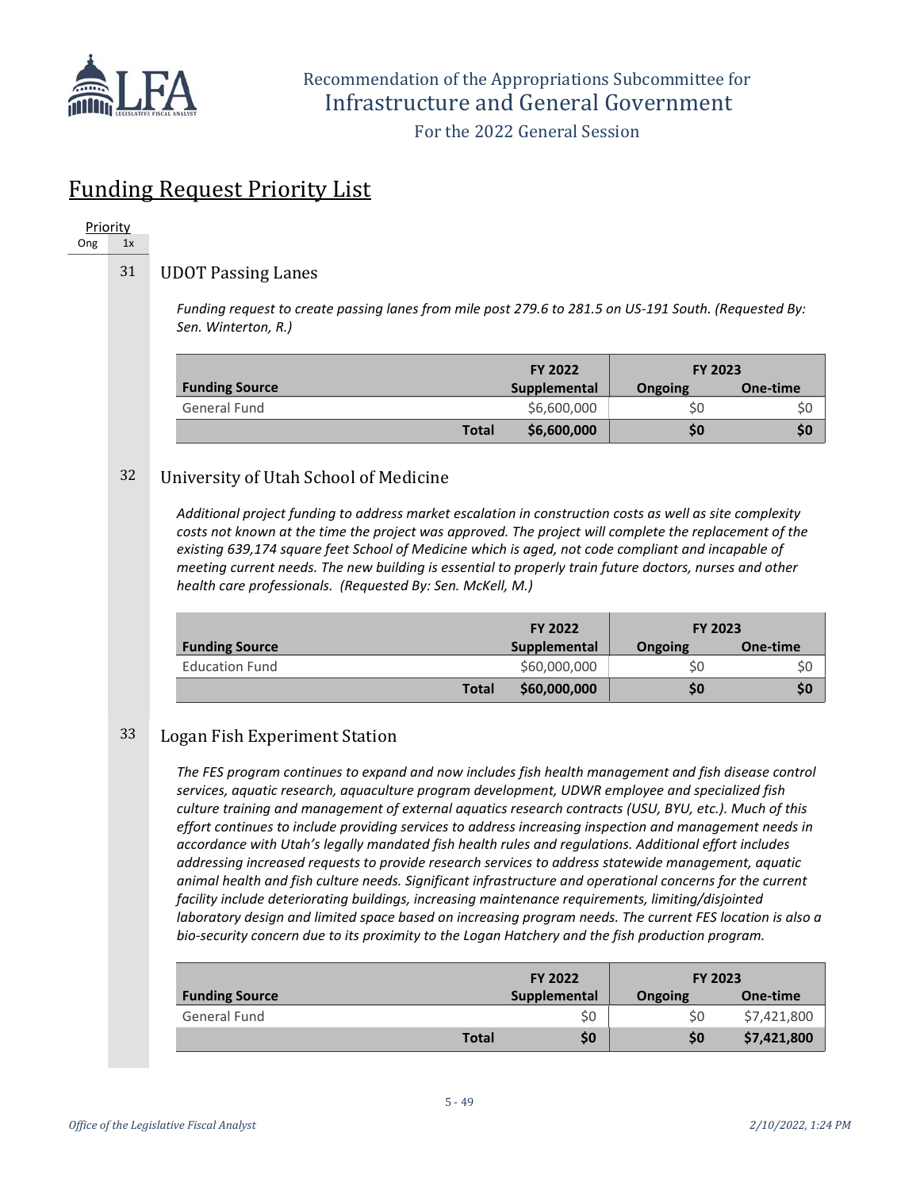## Funding Request Priority List

| Priority | |
|---|---|
| Ong | 1x |

### 31 UDOT Passing Lanes

*Funding request to create passing lanes from mile post 279.6 to 281.5 on US-191 South. (Requested By: Sen. Winterton, R.)*

| Funding Source | FY 2022 Supplemental | FY 2023 Ongoing | FY 2023 One-time |
|---|---|---|---|
| General Fund | $6,600,000 | $0 | $0 |
| **Total** | **$6,600,000** | **$0** | **$0** |

### 32 University of Utah School of Medicine

*Additional project funding to address market escalation in construction costs as well as site complexity costs not known at the time the project was approved. The project will complete the replacement of the existing 639,174 square feet School of Medicine which is aged, not code compliant and incapable of meeting current needs. The new building is essential to properly train future doctors, nurses and other health care professionals. (Requested By: Sen. McKell, M.)*

| Funding Source | FY 2022 Supplemental | FY 2023 Ongoing | FY 2023 One-time |
|---|---|---|---|
| Education Fund | $60,000,000 | $0 | $0 |
| **Total** | **$60,000,000** | **$0** | **$0** |

### 33 Logan Fish Experiment Station

*The FES program continues to expand and now includes fish health management and fish disease control services, aquatic research, aquaculture program development, UDWR employee and specialized fish culture training and management of external aquatics research contracts (USU, BYU, etc.). Much of this effort continues to include providing services to address increasing inspection and management needs in accordance with Utah's legally mandated fish health rules and regulations. Additional effort includes addressing increased requests to provide research services to address statewide management, aquatic animal health and fish culture needs. Significant infrastructure and operational concerns for the current facility include deteriorating buildings, increasing maintenance requirements, limiting/disjointed laboratory design and limited space based on increasing program needs. The current FES location is also a bio-security concern due to its proximity to the Logan Hatchery and the fish production program.*

| Funding Source | FY 2022 Supplemental | FY 2023 Ongoing | FY 2023 One-time |
|---|---|---|---|
| General Fund | $0 | $0 | $7,421,800 |
| **Total** | **$0** | **$0** | **$7,421,800** |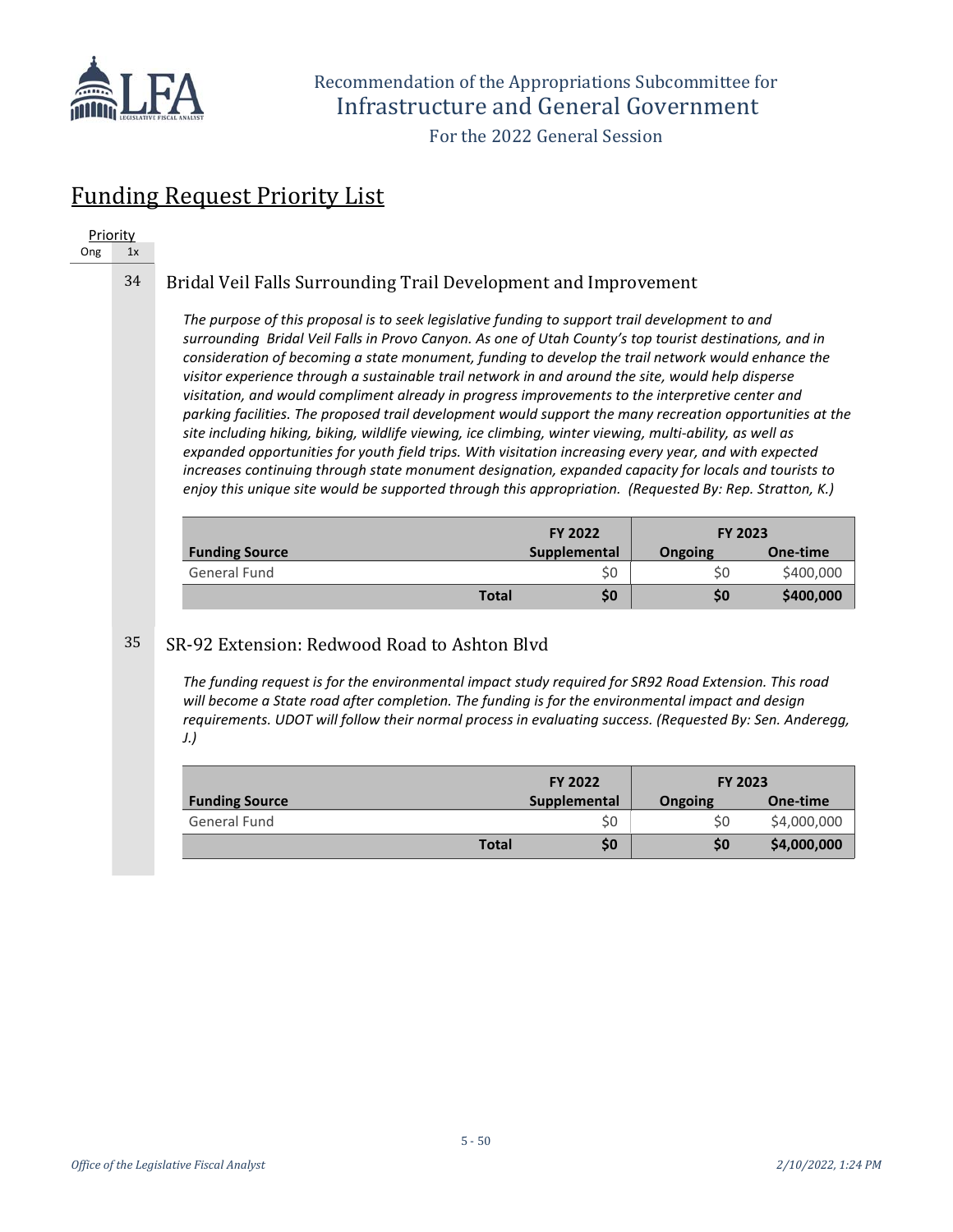Recommendation of the Appropriations Subcommittee for
Infrastructure and General Government

For the 2022 General Session

## Funding Request Priority List

| Priority Ong | Priority 1x |
|---|---|
| | 34 |

### 34 Bridal Veil Falls Surrounding Trail Development and Improvement

*The purpose of this proposal is to seek legislative funding to support trail development to and surrounding Bridal Veil Falls in Provo Canyon. As one of Utah County's top tourist destinations, and in consideration of becoming a state monument, funding to develop the trail network would enhance the visitor experience through a sustainable trail network in and around the site, would help disperse visitation, and would compliment already in progress improvements to the interpretive center and parking facilities. The proposed trail development would support the many recreation opportunities at the site including hiking, biking, wildlife viewing, ice climbing, winter viewing, multi-ability, as well as expanded opportunities for youth field trips. With visitation increasing every year, and with expected increases continuing through state monument designation, expanded capacity for locals and tourists to enjoy this unique site would be supported through this appropriation. (Requested By: Rep. Stratton, K.)*

| Funding Source | FY 2022 Supplemental | FY 2023 Ongoing | FY 2023 One-time |
|---|---|---|---|
| General Fund | $0 | $0 | $400,000 |
| **Total** | **$0** | **$0** | **$400,000** |

### 35 SR-92 Extension: Redwood Road to Ashton Blvd

*The funding request is for the environmental impact study required for SR92 Road Extension. This road will become a State road after completion. The funding is for the environmental impact and design requirements. UDOT will follow their normal process in evaluating success. (Requested By: Sen. Anderegg, J.)*

| Funding Source | FY 2022 Supplemental | FY 2023 Ongoing | FY 2023 One-time |
|---|---|---|---|
| General Fund | $0 | $0 | $4,000,000 |
| **Total** | **$0** | **$0** | **$4,000,000** |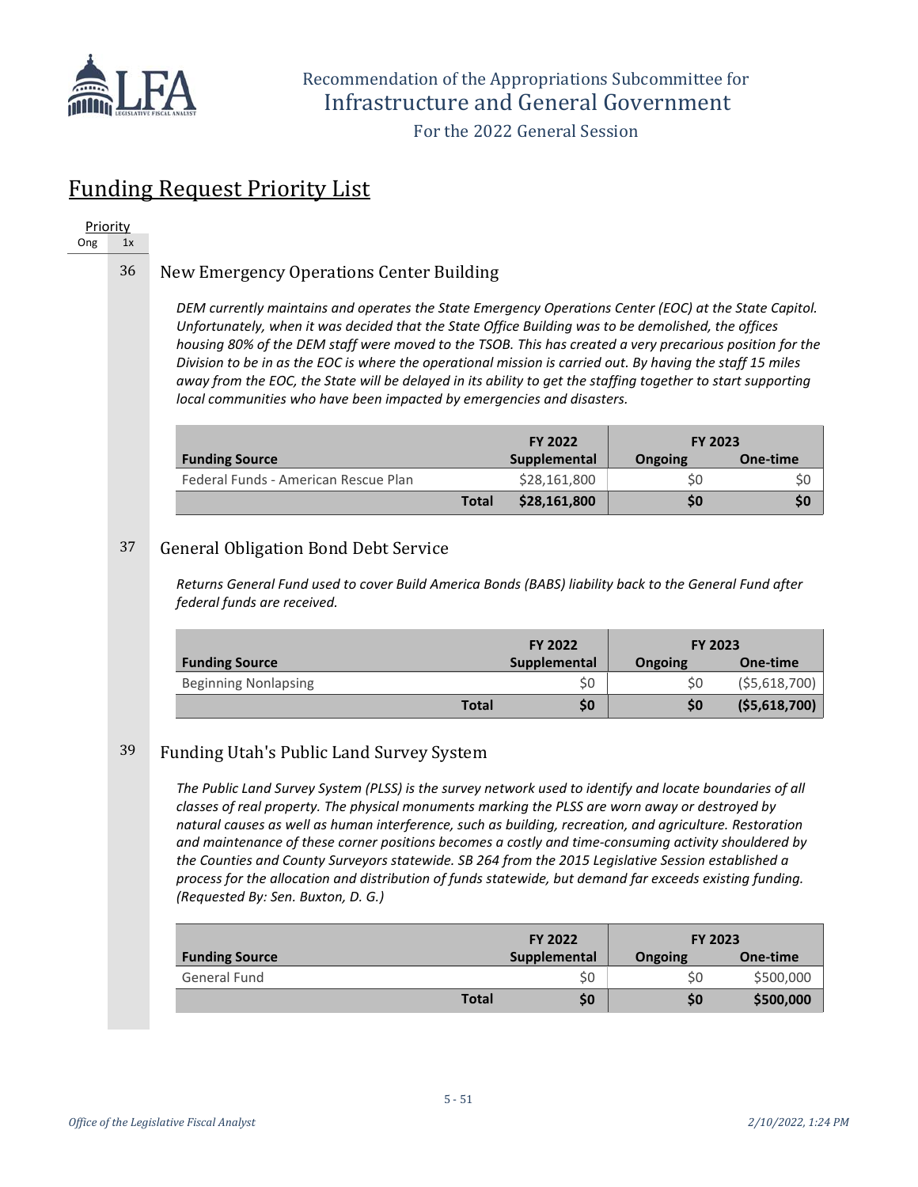Recommendation of the Appropriations Subcommittee for
Infrastructure and General Government

For the 2022 General Session

# Funding Request Priority List

Priority
Ong 1x

## 36 New Emergency Operations Center Building

*DEM currently maintains and operates the State Emergency Operations Center (EOC) at the State Capitol. Unfortunately, when it was decided that the State Office Building was to be demolished, the offices housing 80% of the DEM staff were moved to the TSOB. This has created a very precarious position for the Division to be in as the EOC is where the operational mission is carried out. By having the staff 15 miles away from the EOC, the State will be delayed in its ability to get the staffing together to start supporting local communities who have been impacted by emergencies and disasters.*

| | FY 2022 | FY 2023 | |
|---|---|---|---|
| **Funding Source** | **Supplemental** | **Ongoing** | **One-time** |
| Federal Funds - American Rescue Plan | $28,161,800 | $0 | $0 |
| **Total** | **$28,161,800** | **$0** | **$0** |

## 37 General Obligation Bond Debt Service

*Returns General Fund used to cover Build America Bonds (BABS) liability back to the General Fund after federal funds are received.*

| | FY 2022 | FY 2023 | |
|---|---|---|---|
| **Funding Source** | **Supplemental** | **Ongoing** | **One-time** |
| Beginning Nonlapsing | $0 | $0 | ($5,618,700) |
| **Total** | **$0** | **$0** | **($5,618,700)** |

## 39 Funding Utah's Public Land Survey System

*The Public Land Survey System (PLSS) is the survey network used to identify and locate boundaries of all classes of real property. The physical monuments marking the PLSS are worn away or destroyed by natural causes as well as human interference, such as building, recreation, and agriculture. Restoration and maintenance of these corner positions becomes a costly and time-consuming activity shouldered by the Counties and County Surveyors statewide. SB 264 from the 2015 Legislative Session established a process for the allocation and distribution of funds statewide, but demand far exceeds existing funding. (Requested By: Sen. Buxton, D. G.)*

| | FY 2022 | FY 2023 | |
|---|---|---|---|
| **Funding Source** | **Supplemental** | **Ongoing** | **One-time** |
| General Fund | $0 | $0 | $500,000 |
| **Total** | **$0** | **$0** | **$500,000** |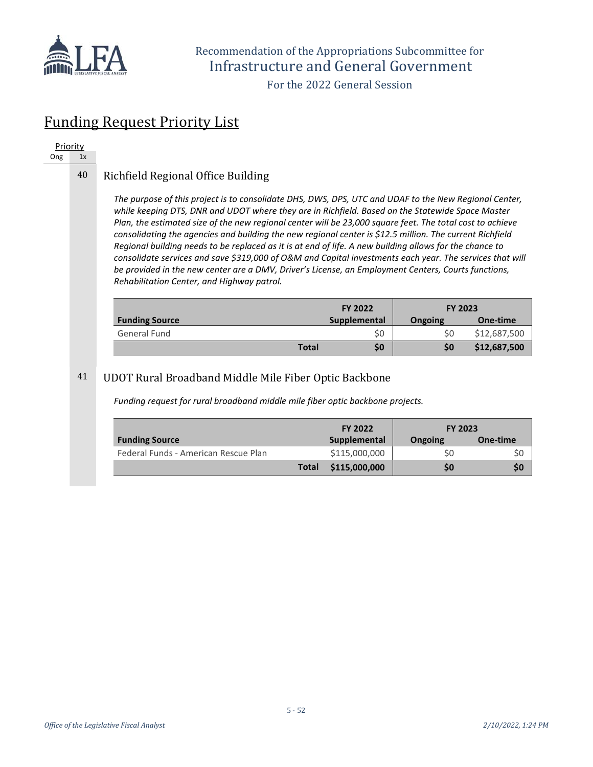Recommendation of the Appropriations Subcommittee for

Infrastructure and General Government

For the 2022 General Session

# Funding Request Priority List

| Priority | |
|---|---|
| Ong | 1x |

## 40 Richfield Regional Office Building

*The purpose of this project is to consolidate DHS, DWS, DPS, UTC and UDAF to the New Regional Center, while keeping DTS, DNR and UDOT where they are in Richfield. Based on the Statewide Space Master Plan, the estimated size of the new regional center will be 23,000 square feet. The total cost to achieve consolidating the agencies and building the new regional center is $12.5 million. The current Richfield Regional building needs to be replaced as it is at end of life. A new building allows for the chance to consolidate services and save $319,000 of O&M and Capital investments each year. The services that will be provided in the new center are a DMV, Driver's License, an Employment Centers, Courts functions, Rehabilitation Center, and Highway patrol.*

| | FY 2022 | FY 2023 | |
|---|---|---|---|
| **Funding Source** | **Supplemental** | **Ongoing** | **One-time** |
| General Fund | $0 | $0 | $12,687,500 |
| **Total** | **$0** | **$0** | **$12,687,500** |

## 41 UDOT Rural Broadband Middle Mile Fiber Optic Backbone

*Funding request for rural broadband middle mile fiber optic backbone projects.*

| | FY 2022 | FY 2023 | |
|---|---|---|---|
| **Funding Source** | **Supplemental** | **Ongoing** | **One-time** |
| Federal Funds - American Rescue Plan | $115,000,000 | $0 | $0 |
| **Total** | **$115,000,000** | **$0** | **$0** |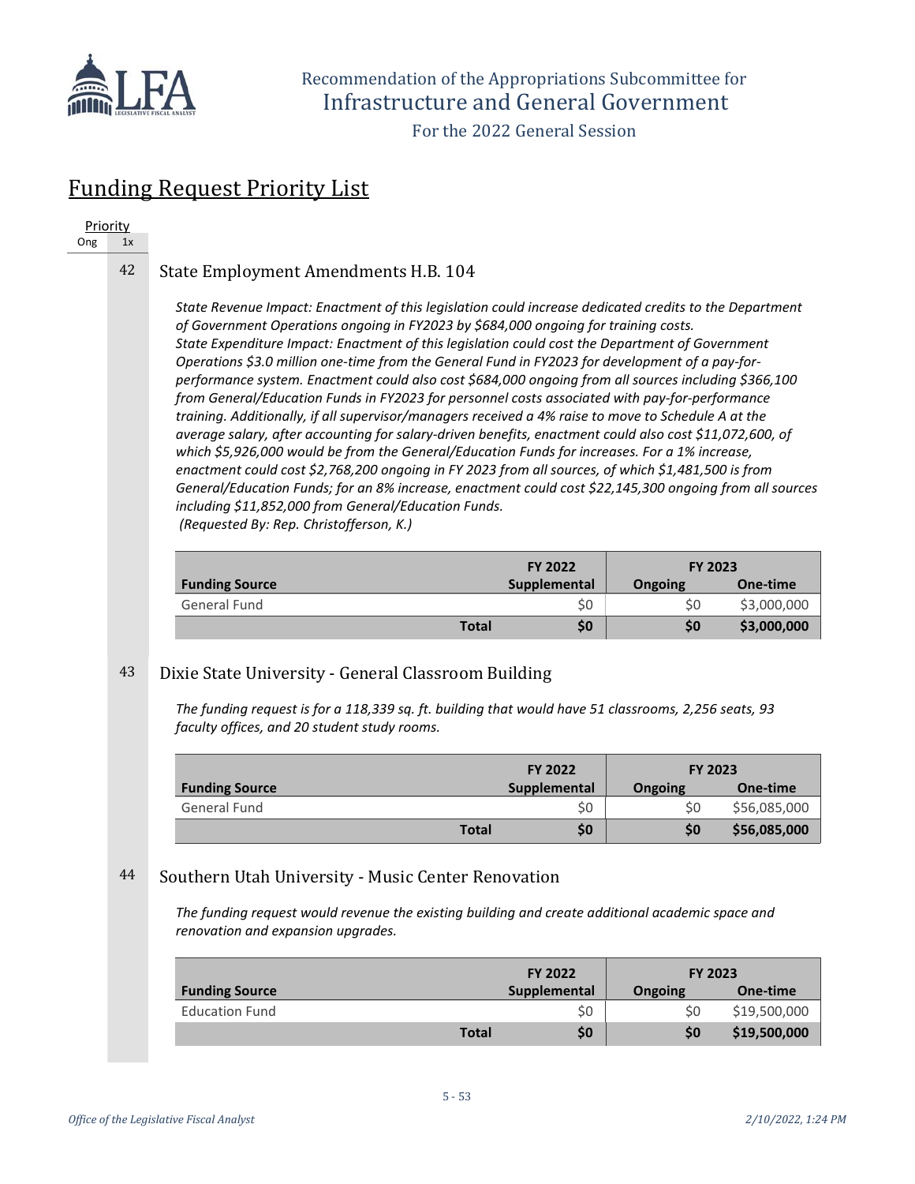## Funding Request Priority List

Priority
Ong 1x

### 42 State Employment Amendments H.B. 104

*State Revenue Impact: Enactment of this legislation could increase dedicated credits to the Department of Government Operations ongoing in FY2023 by $684,000 ongoing for training costs. State Expenditure Impact: Enactment of this legislation could cost the Department of Government Operations $3.0 million one-time from the General Fund in FY2023 for development of a pay-for-performance system. Enactment could also cost $684,000 ongoing from all sources including $366,100 from General/Education Funds in FY2023 for personnel costs associated with pay-for-performance training. Additionally, if all supervisor/managers received a 4% raise to move to Schedule A at the average salary, after accounting for salary-driven benefits, enactment could also cost $11,072,600, of which $5,926,000 would be from the General/Education Funds for increases. For a 1% increase, enactment could cost $2,768,200 ongoing in FY 2023 from all sources, of which $1,481,500 is from General/Education Funds; for an 8% increase, enactment could cost $22,145,300 ongoing from all sources including $11,852,000 from General/Education Funds.*
*(Requested By: Rep. Christofferson, K.)*

| Funding Source | FY 2022 Supplemental | FY 2023 Ongoing | FY 2023 One-time |
|---|---|---|---|
| General Fund | $0 | $0 | $3,000,000 |
| **Total** | **$0** | **$0** | **$3,000,000** |

### 43 Dixie State University - General Classroom Building

*The funding request is for a 118,339 sq. ft. building that would have 51 classrooms, 2,256 seats, 93 faculty offices, and 20 student study rooms.*

| Funding Source | FY 2022 Supplemental | FY 2023 Ongoing | FY 2023 One-time |
|---|---|---|---|
| General Fund | $0 | $0 | $56,085,000 |
| **Total** | **$0** | **$0** | **$56,085,000** |

### 44 Southern Utah University - Music Center Renovation

*The funding request would revenue the existing building and create additional academic space and renovation and expansion upgrades.*

| Funding Source | FY 2022 Supplemental | FY 2023 Ongoing | FY 2023 One-time |
|---|---|---|---|
| Education Fund | $0 | $0 | $19,500,000 |
| **Total** | **$0** | **$0** | **$19,500,000** |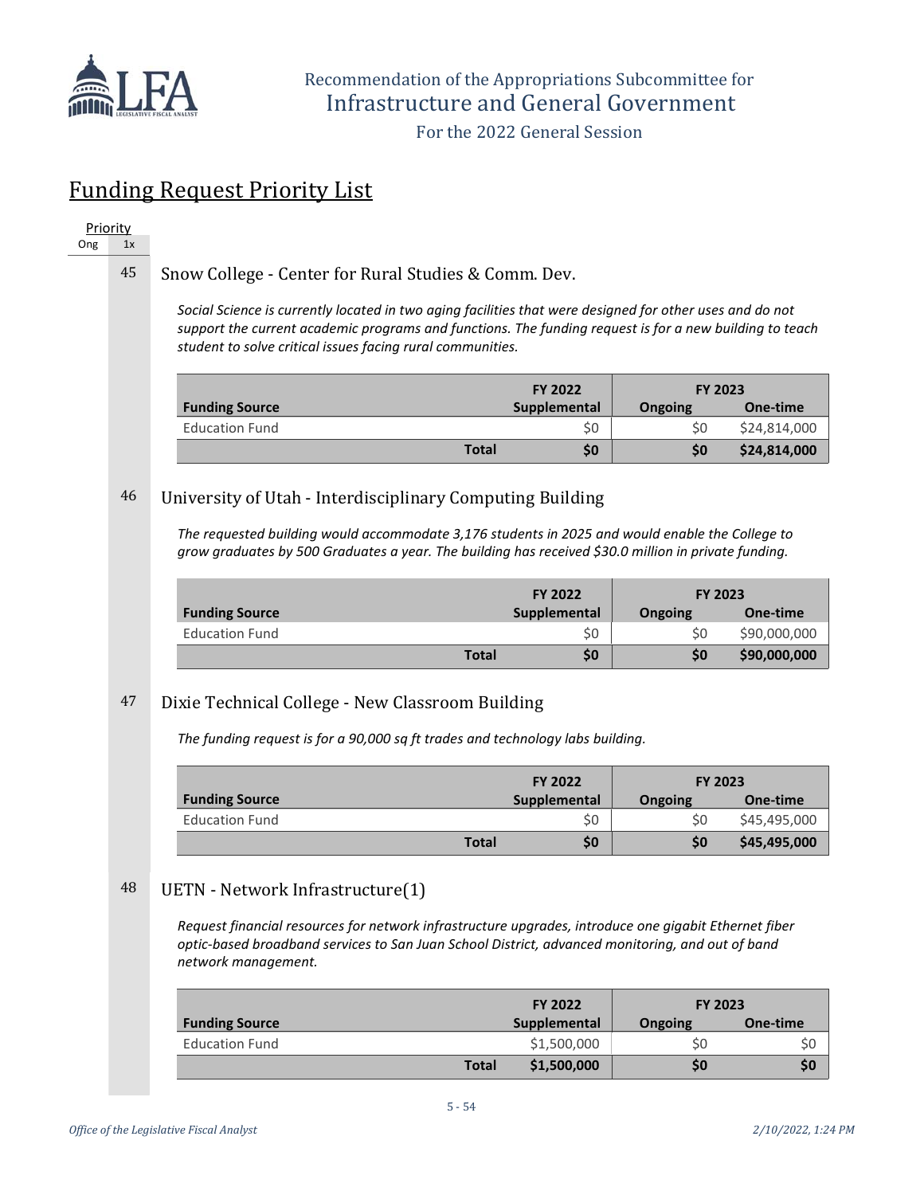# Funding Request Priority List

Priority

Ong | 1x

45 Snow College - Center for Rural Studies & Comm. Dev.

*Social Science is currently located in two aging facilities that were designed for other uses and do not support the current academic programs and functions. The funding request is for a new building to teach student to solve critical issues facing rural communities.*

| Funding Source | FY 2022 Supplemental | FY 2023 Ongoing | FY 2023 One-time |
|---|---|---|---|
| Education Fund | $0 | $0 | $24,814,000 |
| **Total** | **$0** | **$0** | **$24,814,000** |

46 University of Utah - Interdisciplinary Computing Building

*The requested building would accommodate 3,176 students in 2025 and would enable the College to grow graduates by 500 Graduates a year. The building has received $30.0 million in private funding.*

| Funding Source | FY 2022 Supplemental | FY 2023 Ongoing | FY 2023 One-time |
|---|---|---|---|
| Education Fund | $0 | $0 | $90,000,000 |
| **Total** | **$0** | **$0** | **$90,000,000** |

47 Dixie Technical College - New Classroom Building

*The funding request is for a 90,000 sq ft trades and technology labs building.*

| Funding Source | FY 2022 Supplemental | FY 2023 Ongoing | FY 2023 One-time |
|---|---|---|---|
| Education Fund | $0 | $0 | $45,495,000 |
| **Total** | **$0** | **$0** | **$45,495,000** |

48 UETN - Network Infrastructure(1)

*Request financial resources for network infrastructure upgrades, introduce one gigabit Ethernet fiber optic-based broadband services to San Juan School District, advanced monitoring, and out of band network management.*

| Funding Source | FY 2022 Supplemental | FY 2023 Ongoing | FY 2023 One-time |
|---|---|---|---|
| Education Fund | $1,500,000 | $0 | $0 |
| **Total** | **$1,500,000** | **$0** | **$0** |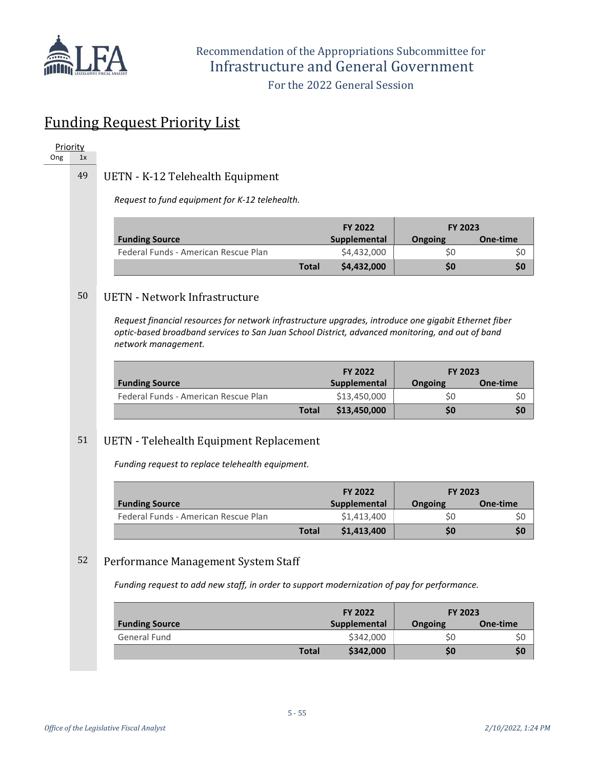## Funding Request Priority List

Priority

Ong | 1x

49 UETN - K-12 Telehealth Equipment

*Request to fund equipment for K-12 telehealth.*

| Funding Source | FY 2022 Supplemental | FY 2023 Ongoing | FY 2023 One-time |
|---|---|---|---|
| Federal Funds - American Rescue Plan | $4,432,000 | $0 | $0 |
| **Total** | **$4,432,000** | **$0** | **$0** |

50 UETN - Network Infrastructure

*Request financial resources for network infrastructure upgrades, introduce one gigabit Ethernet fiber optic-based broadband services to San Juan School District, advanced monitoring, and out of band network management.*

| Funding Source | FY 2022 Supplemental | FY 2023 Ongoing | FY 2023 One-time |
|---|---|---|---|
| Federal Funds - American Rescue Plan | $13,450,000 | $0 | $0 |
| **Total** | **$13,450,000** | **$0** | **$0** |

51 UETN - Telehealth Equipment Replacement

*Funding request to replace telehealth equipment.*

| Funding Source | FY 2022 Supplemental | FY 2023 Ongoing | FY 2023 One-time |
|---|---|---|---|
| Federal Funds - American Rescue Plan | $1,413,400 | $0 | $0 |
| **Total** | **$1,413,400** | **$0** | **$0** |

52 Performance Management System Staff

*Funding request to add new staff, in order to support modernization of pay for performance.*

| Funding Source | FY 2022 Supplemental | FY 2023 Ongoing | FY 2023 One-time |
|---|---|---|---|
| General Fund | $342,000 | $0 | $0 |
| **Total** | **$342,000** | **$0** | **$0** |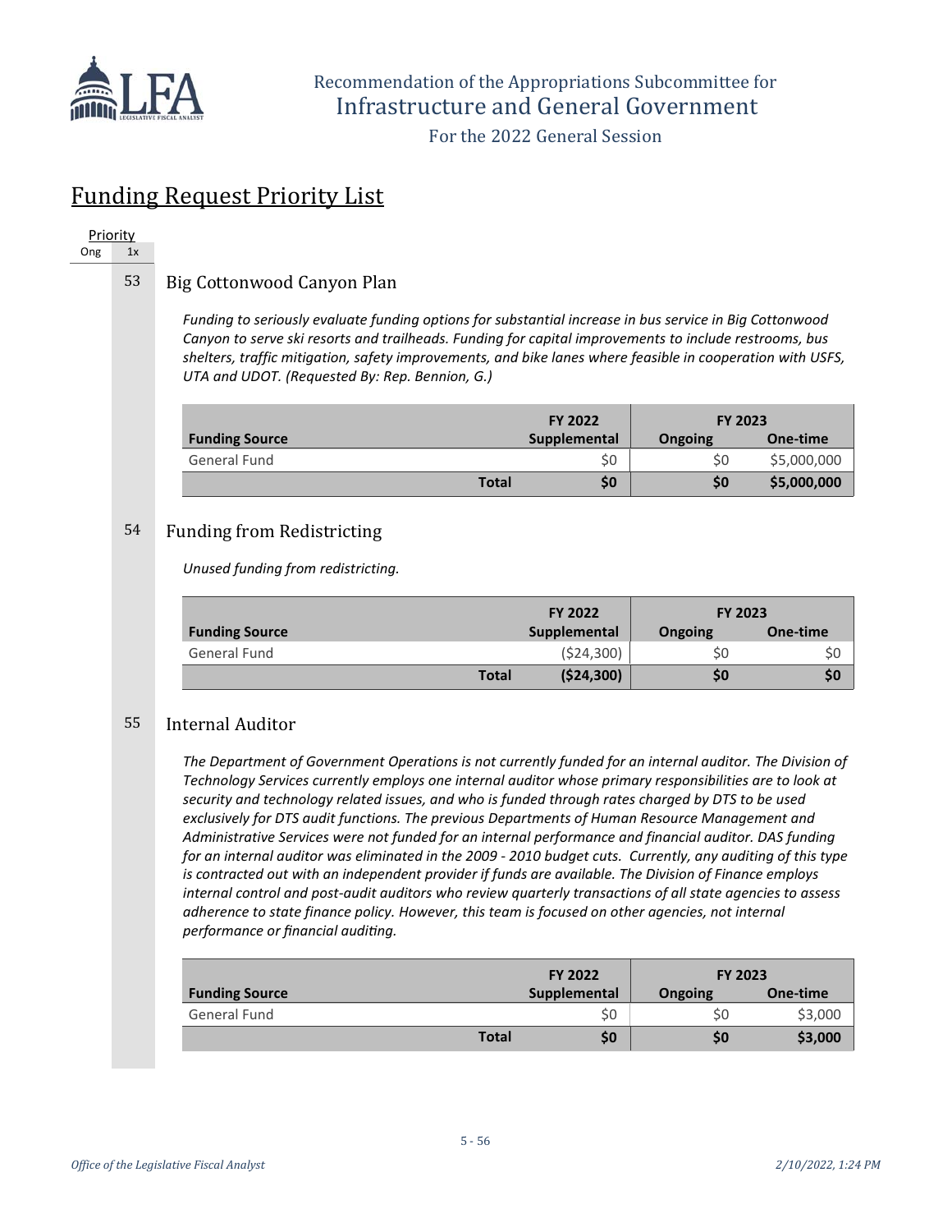Recommendation of the Appropriations Subcommittee for
Infrastructure and General Government

For the 2022 General Session

# Funding Request Priority List

Priority
Ong 1x

## 53 Big Cottonwood Canyon Plan

*Funding to seriously evaluate funding options for substantial increase in bus service in Big Cottonwood Canyon to serve ski resorts and trailheads. Funding for capital improvements to include restrooms, bus shelters, traffic mitigation, safety improvements, and bike lanes where feasible in cooperation with USFS, UTA and UDOT. (Requested By: Rep. Bennion, G.)*

| Funding Source | FY 2022 Supplemental | FY 2023 Ongoing | FY 2023 One-time |
|---|---|---|---|
| General Fund | $0 | $0 | $5,000,000 |
| **Total** | **$0** | **$0** | **$5,000,000** |

## 54 Funding from Redistricting

*Unused funding from redistricting.*

| Funding Source | FY 2022 Supplemental | FY 2023 Ongoing | FY 2023 One-time |
|---|---|---|---|
| General Fund | ($24,300) | $0 | $0 |
| **Total** | **($24,300)** | **$0** | **$0** |

## 55 Internal Auditor

*The Department of Government Operations is not currently funded for an internal auditor. The Division of Technology Services currently employs one internal auditor whose primary responsibilities are to look at security and technology related issues, and who is funded through rates charged by DTS to be used exclusively for DTS audit functions. The previous Departments of Human Resource Management and Administrative Services were not funded for an internal performance and financial auditor. DAS funding for an internal auditor was eliminated in the 2009 - 2010 budget cuts. Currently, any auditing of this type is contracted out with an independent provider if funds are available. The Division of Finance employs internal control and post-audit auditors who review quarterly transactions of all state agencies to assess adherence to state finance policy. However, this team is focused on other agencies, not internal performance or financial auditing.*

| Funding Source | FY 2022 Supplemental | FY 2023 Ongoing | FY 2023 One-time |
|---|---|---|---|
| General Fund | $0 | $0 | $3,000 |
| **Total** | **$0** | **$0** | **$3,000** |

*Office of the Legislative Fiscal Analyst* *2/10/2022, 1:24 PM*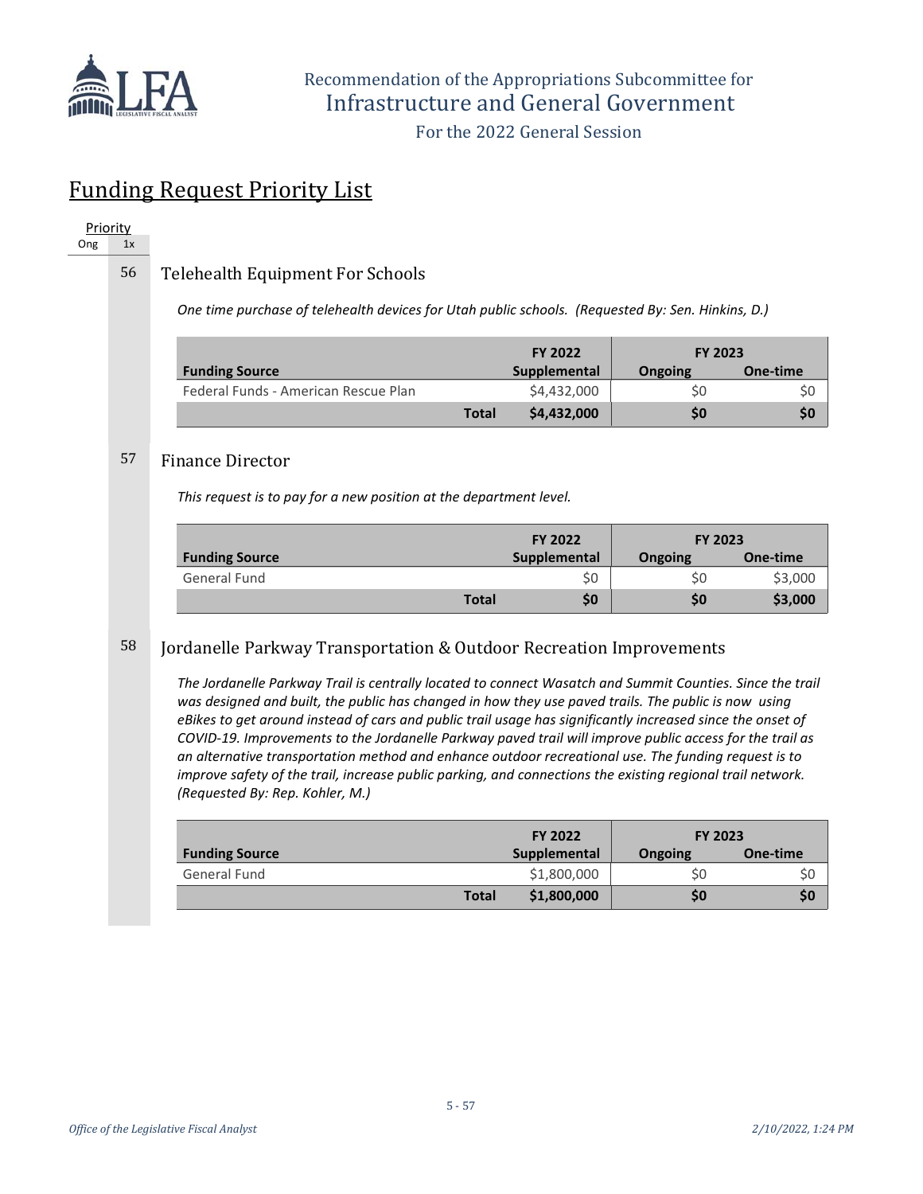Recommendation of the Appropriations Subcommittee for
Infrastructure and General Government

For the 2022 General Session

## Funding Request Priority List

| Priority | |
|---|---|
| Ong | 1x |

### 56 Telehealth Equipment For Schools

*One time purchase of telehealth devices for Utah public schools. (Requested By: Sen. Hinkins, D.)*

| Funding Source | FY 2022 Supplemental | FY 2023 Ongoing | FY 2023 One-time |
|---|---|---|---|
| Federal Funds - American Rescue Plan | $4,432,000 | $0 | $0 |
| **Total** | **$4,432,000** | **$0** | **$0** |

### 57 Finance Director

*This request is to pay for a new position at the department level.*

| Funding Source | FY 2022 Supplemental | FY 2023 Ongoing | FY 2023 One-time |
|---|---|---|---|
| General Fund | $0 | $0 | $3,000 |
| **Total** | **$0** | **$0** | **$3,000** |

### 58 Jordanelle Parkway Transportation & Outdoor Recreation Improvements

*The Jordanelle Parkway Trail is centrally located to connect Wasatch and Summit Counties. Since the trail was designed and built, the public has changed in how they use paved trails. The public is now using eBikes to get around instead of cars and public trail usage has significantly increased since the onset of COVID-19. Improvements to the Jordanelle Parkway paved trail will improve public access for the trail as an alternative transportation method and enhance outdoor recreational use. The funding request is to improve safety of the trail, increase public parking, and connections the existing regional trail network. (Requested By: Rep. Kohler, M.)*

| Funding Source | FY 2022 Supplemental | FY 2023 Ongoing | FY 2023 One-time |
|---|---|---|---|
| General Fund | $1,800,000 | $0 | $0 |
| **Total** | **$1,800,000** | **$0** | **$0** |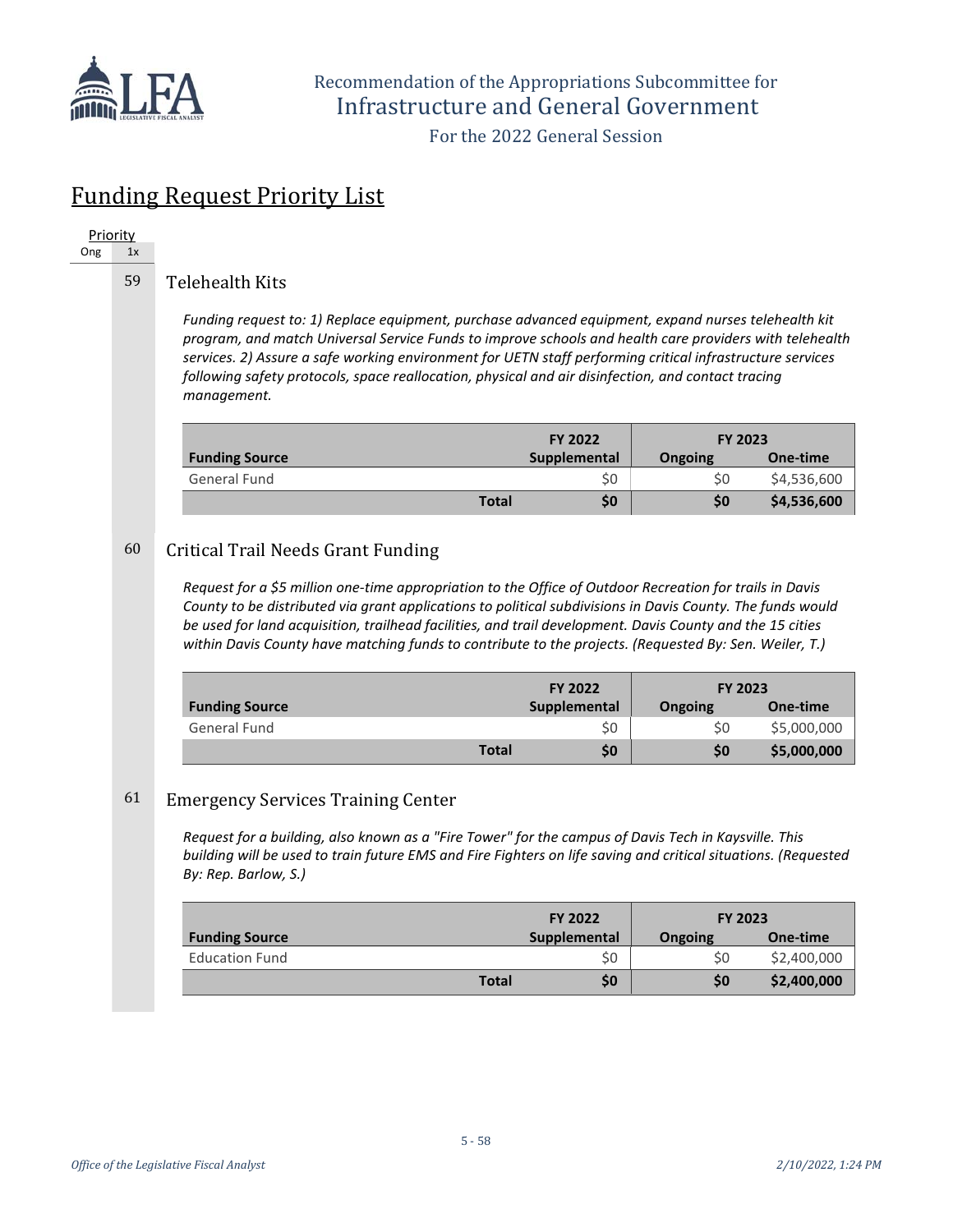## Funding Request Priority List

Priority

| Ong | 1x |
|---|---|

### 59 Telehealth Kits

*Funding request to: 1) Replace equipment, purchase advanced equipment, expand nurses telehealth kit program, and match Universal Service Funds to improve schools and health care providers with telehealth services. 2) Assure a safe working environment for UETN staff performing critical infrastructure services following safety protocols, space reallocation, physical and air disinfection, and contact tracing management.*

| Funding Source | FY 2022 Supplemental | FY 2023 Ongoing | FY 2023 One-time |
|---|---|---|---|
| General Fund | $0 | $0 | $4,536,600 |
| **Total** | **$0** | **$0** | **$4,536,600** |

### 60 Critical Trail Needs Grant Funding

*Request for a $5 million one-time appropriation to the Office of Outdoor Recreation for trails in Davis County to be distributed via grant applications to political subdivisions in Davis County. The funds would be used for land acquisition, trailhead facilities, and trail development. Davis County and the 15 cities within Davis County have matching funds to contribute to the projects. (Requested By: Sen. Weiler, T.)*

| Funding Source | FY 2022 Supplemental | FY 2023 Ongoing | FY 2023 One-time |
|---|---|---|---|
| General Fund | $0 | $0 | $5,000,000 |
| **Total** | **$0** | **$0** | **$5,000,000** |

### 61 Emergency Services Training Center

*Request for a building, also known as a "Fire Tower" for the campus of Davis Tech in Kaysville. This building will be used to train future EMS and Fire Fighters on life saving and critical situations. (Requested By: Rep. Barlow, S.)*

| Funding Source | FY 2022 Supplemental | FY 2023 Ongoing | FY 2023 One-time |
|---|---|---|---|
| Education Fund | $0 | $0 | $2,400,000 |
| **Total** | **$0** | **$0** | **$2,400,000** |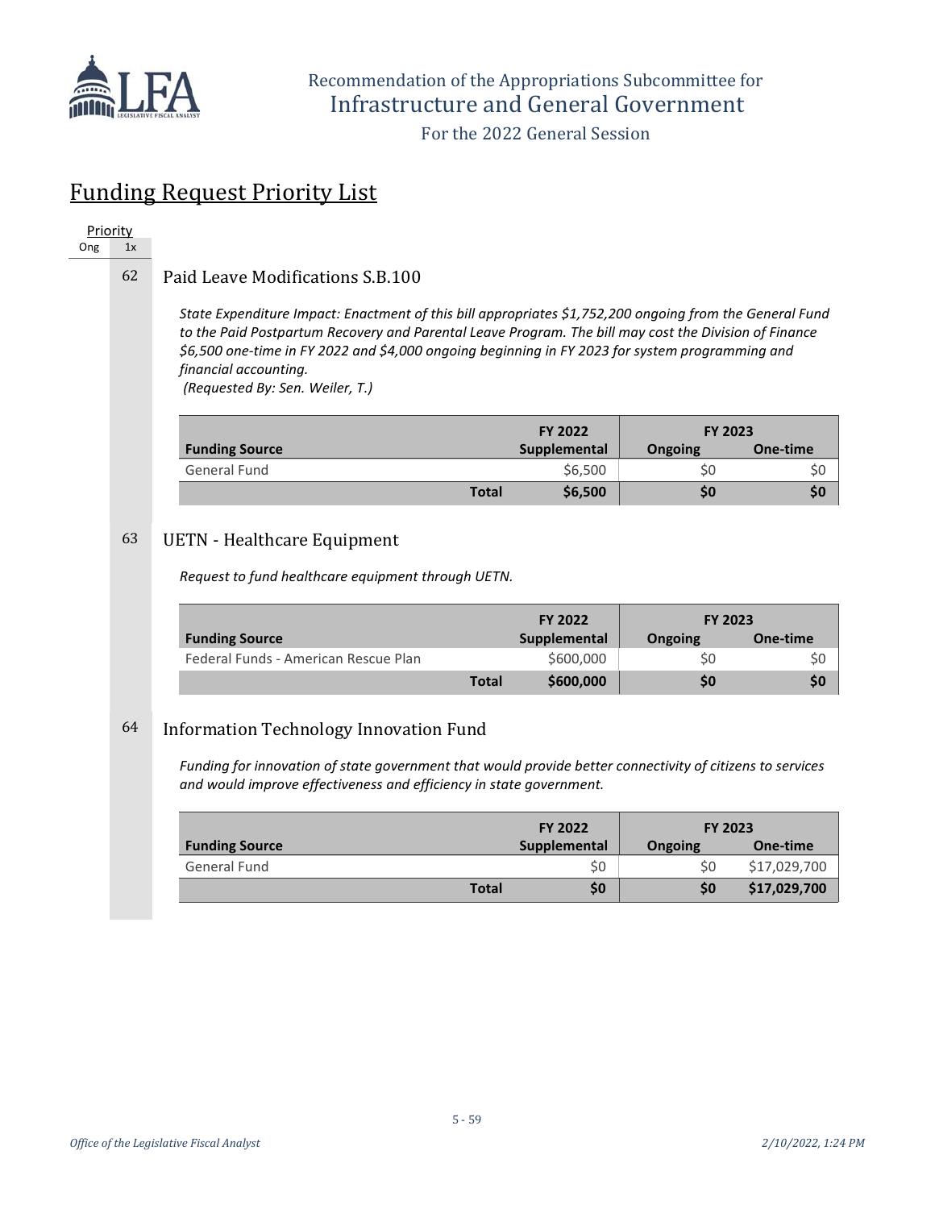# Funding Request Priority List

Priority

| Ong | 1x |
|---|---|

## 62 Paid Leave Modifications S.B.100

*State Expenditure Impact: Enactment of this bill appropriates $1,752,200 ongoing from the General Fund to the Paid Postpartum Recovery and Parental Leave Program. The bill may cost the Division of Finance $6,500 one-time in FY 2022 and $4,000 ongoing beginning in FY 2023 for system programming and financial accounting.*
*(Requested By: Sen. Weiler, T.)*

| Funding Source | FY 2022 Supplemental | FY 2023 Ongoing | FY 2023 One-time |
|---|---|---|---|
| General Fund | $6,500 | $0 | $0 |
| **Total** | **$6,500** | **$0** | **$0** |

## 63 UETN - Healthcare Equipment

*Request to fund healthcare equipment through UETN.*

| Funding Source | FY 2022 Supplemental | FY 2023 Ongoing | FY 2023 One-time |
|---|---|---|---|
| Federal Funds - American Rescue Plan | $600,000 | $0 | $0 |
| **Total** | **$600,000** | **$0** | **$0** |

## 64 Information Technology Innovation Fund

*Funding for innovation of state government that would provide better connectivity of citizens to services and would improve effectiveness and efficiency in state government.*

| Funding Source | FY 2022 Supplemental | FY 2023 Ongoing | FY 2023 One-time |
|---|---|---|---|
| General Fund | $0 | $0 | $17,029,700 |
| **Total** | **$0** | **$0** | **$17,029,700** |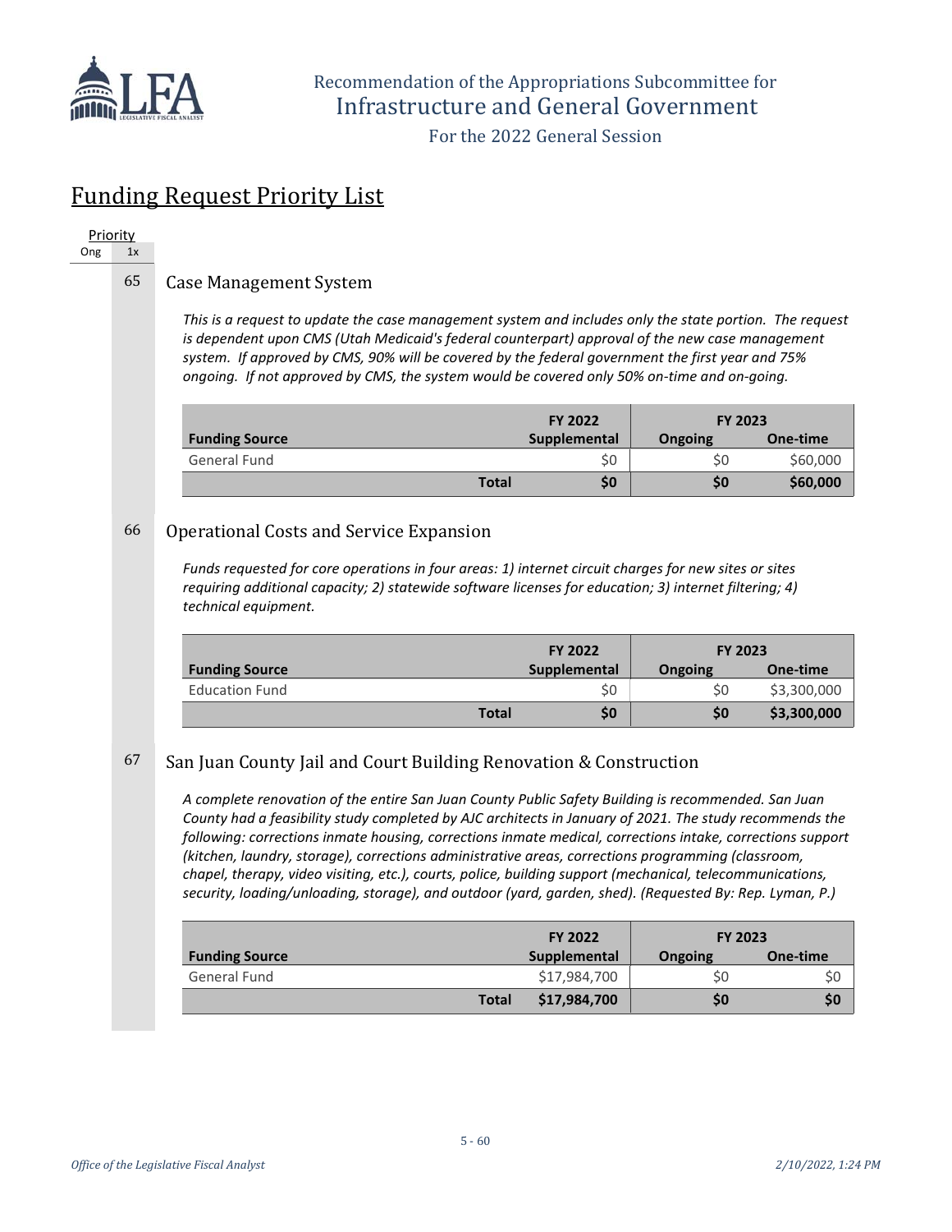## Funding Request Priority List

Priority
Ong 1x

65 Case Management System

*This is a request to update the case management system and includes only the state portion. The request is dependent upon CMS (Utah Medicaid's federal counterpart) approval of the new case management system. If approved by CMS, 90% will be covered by the federal government the first year and 75% ongoing. If not approved by CMS, the system would be covered only 50% on-time and on-going.*

| | FY 2022 | FY 2023 | |
|---|---|---|---|
| **Funding Source** | **Supplemental** | **Ongoing** | **One-time** |
| General Fund | $0 | $0 | $60,000 |
| **Total** | **$0** | **$0** | **$60,000** |

66 Operational Costs and Service Expansion

*Funds requested for core operations in four areas: 1) internet circuit charges for new sites or sites requiring additional capacity; 2) statewide software licenses for education; 3) internet filtering; 4) technical equipment.*

| | FY 2022 | FY 2023 | |
|---|---|---|---|
| **Funding Source** | **Supplemental** | **Ongoing** | **One-time** |
| Education Fund | $0 | $0 | $3,300,000 |
| **Total** | **$0** | **$0** | **$3,300,000** |

67 San Juan County Jail and Court Building Renovation & Construction

*A complete renovation of the entire San Juan County Public Safety Building is recommended. San Juan County had a feasibility study completed by AJC architects in January of 2021. The study recommends the following: corrections inmate housing, corrections inmate medical, corrections intake, corrections support (kitchen, laundry, storage), corrections administrative areas, corrections programming (classroom, chapel, therapy, video visiting, etc.), courts, police, building support (mechanical, telecommunications, security, loading/unloading, storage), and outdoor (yard, garden, shed). (Requested By: Rep. Lyman, P.)*

| | FY 2022 | FY 2023 | |
|---|---|---|---|
| **Funding Source** | **Supplemental** | **Ongoing** | **One-time** |
| General Fund | $17,984,700 | $0 | $0 |
| **Total** | **$17,984,700** | **$0** | **$0** |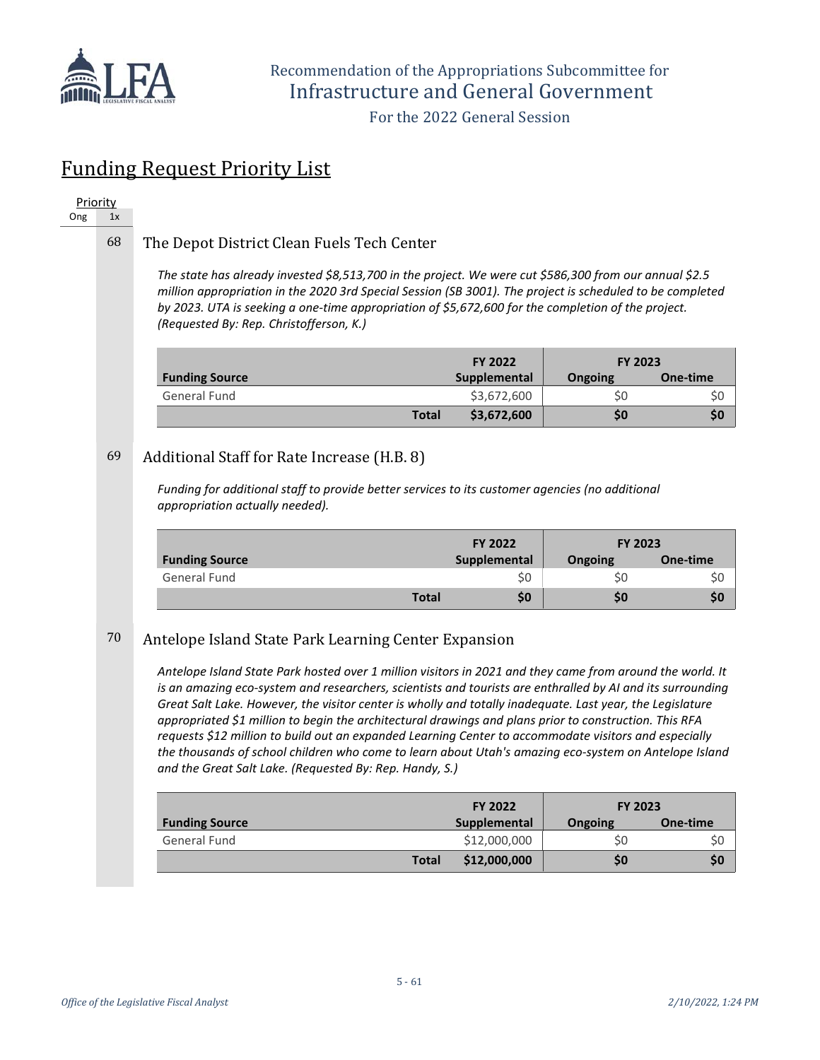# Funding Request Priority List

Priority

| Ong | 1x |
|---|---|

## 68 The Depot District Clean Fuels Tech Center

*The state has already invested $8,513,700 in the project. We were cut $586,300 from our annual $2.5 million appropriation in the 2020 3rd Special Session (SB 3001). The project is scheduled to be completed by 2023. UTA is seeking a one-time appropriation of $5,672,600 for the completion of the project. (Requested By: Rep. Christofferson, K.)*

| Funding Source | FY 2022 Supplemental | FY 2023 Ongoing | FY 2023 One-time |
|---|---|---|---|
| General Fund | $3,672,600 | $0 | $0 |
| **Total** | **$3,672,600** | **$0** | **$0** |

## 69 Additional Staff for Rate Increase (H.B. 8)

*Funding for additional staff to provide better services to its customer agencies (no additional appropriation actually needed).*

| Funding Source | FY 2022 Supplemental | FY 2023 Ongoing | FY 2023 One-time |
|---|---|---|---|
| General Fund | $0 | $0 | $0 |
| **Total** | **$0** | **$0** | **$0** |

## 70 Antelope Island State Park Learning Center Expansion

*Antelope Island State Park hosted over 1 million visitors in 2021 and they came from around the world. It is an amazing eco-system and researchers, scientists and tourists are enthralled by AI and its surrounding Great Salt Lake. However, the visitor center is wholly and totally inadequate. Last year, the Legislature appropriated $1 million to begin the architectural drawings and plans prior to construction. This RFA requests $12 million to build out an expanded Learning Center to accommodate visitors and especially the thousands of school children who come to learn about Utah's amazing eco-system on Antelope Island and the Great Salt Lake. (Requested By: Rep. Handy, S.)*

| Funding Source | FY 2022 Supplemental | FY 2023 Ongoing | FY 2023 One-time |
|---|---|---|---|
| General Fund | $12,000,000 | $0 | $0 |
| **Total** | **$12,000,000** | **$0** | **$0** |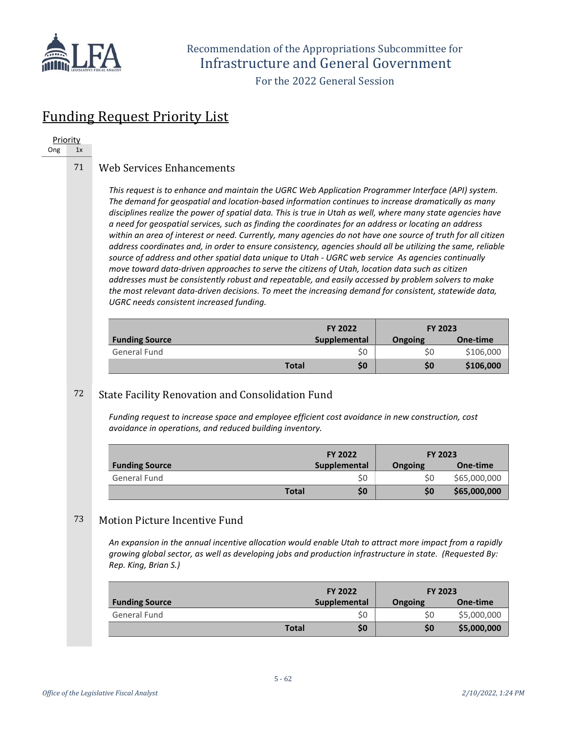Recommendation of the Appropriations Subcommittee for
Infrastructure and General Government

For the 2022 General Session

# Funding Request Priority List

| Priority | |
|---|---|
| Ong | 1x |

## 71 Web Services Enhancements

*This request is to enhance and maintain the UGRC Web Application Programmer Interface (API) system. The demand for geospatial and location-based information continues to increase dramatically as many disciplines realize the power of spatial data. This is true in Utah as well, where many state agencies have a need for geospatial services, such as finding the coordinates for an address or locating an address within an area of interest or need. Currently, many agencies do not have one source of truth for all citizen address coordinates and, in order to ensure consistency, agencies should all be utilizing the same, reliable source of address and other spatial data unique to Utah - UGRC web service As agencies continually move toward data-driven approaches to serve the citizens of Utah, location data such as citizen addresses must be consistently robust and repeatable, and easily accessed by problem solvers to make the most relevant data-driven decisions. To meet the increasing demand for consistent, statewide data, UGRC needs consistent increased funding.*

| | FY 2022 | FY 2023 | |
|---|---|---|---|
| **Funding Source** | **Supplemental** | **Ongoing** | **One-time** |
| General Fund | $0 | $0 | $106,000 |
| **Total** | **$0** | **$0** | **$106,000** |

## 72 State Facility Renovation and Consolidation Fund

*Funding request to increase space and employee efficient cost avoidance in new construction, cost avoidance in operations, and reduced building inventory.*

| | FY 2022 | FY 2023 | |
|---|---|---|---|
| **Funding Source** | **Supplemental** | **Ongoing** | **One-time** |
| General Fund | $0 | $0 | $65,000,000 |
| **Total** | **$0** | **$0** | **$65,000,000** |

## 73 Motion Picture Incentive Fund

*An expansion in the annual incentive allocation would enable Utah to attract more impact from a rapidly growing global sector, as well as developing jobs and production infrastructure in state. (Requested By: Rep. King, Brian S.)*

| | FY 2022 | FY 2023 | |
|---|---|---|---|
| **Funding Source** | **Supplemental** | **Ongoing** | **One-time** |
| General Fund | $0 | $0 | $5,000,000 |
| **Total** | **$0** | **$0** | **$5,000,000** |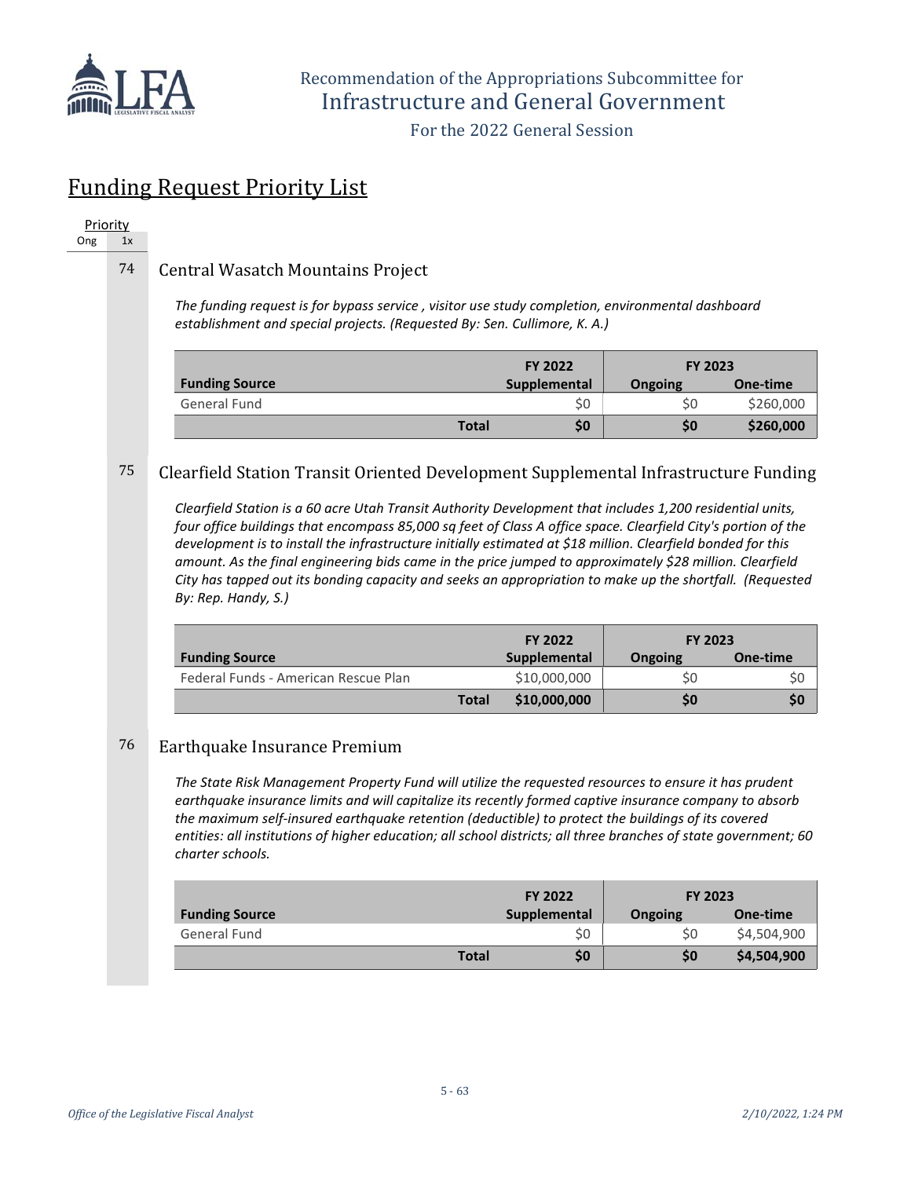## Funding Request Priority List

Priority

| Ong | 1x |
|---|---|

### 74 Central Wasatch Mountains Project

*The funding request is for bypass service , visitor use study completion, environmental dashboard establishment and special projects. (Requested By: Sen. Cullimore, K. A.)*

| | FY 2022 | FY 2023 | |
|---|---|---|---|
| **Funding Source** | **Supplemental** | **Ongoing** | **One-time** |
| General Fund | $0 | $0 | $260,000 |
| **Total** | **$0** | **$0** | **$260,000** |

### 75 Clearfield Station Transit Oriented Development Supplemental Infrastructure Funding

*Clearfield Station is a 60 acre Utah Transit Authority Development that includes 1,200 residential units, four office buildings that encompass 85,000 sq feet of Class A office space. Clearfield City's portion of the development is to install the infrastructure initially estimated at $18 million. Clearfield bonded for this amount. As the final engineering bids came in the price jumped to approximately $28 million. Clearfield City has tapped out its bonding capacity and seeks an appropriation to make up the shortfall. (Requested By: Rep. Handy, S.)*

| | FY 2022 | FY 2023 | |
|---|---|---|---|
| **Funding Source** | **Supplemental** | **Ongoing** | **One-time** |
| Federal Funds - American Rescue Plan | $10,000,000 | $0 | $0 |
| **Total** | **$10,000,000** | **$0** | **$0** |

### 76 Earthquake Insurance Premium

*The State Risk Management Property Fund will utilize the requested resources to ensure it has prudent earthquake insurance limits and will capitalize its recently formed captive insurance company to absorb the maximum self-insured earthquake retention (deductible) to protect the buildings of its covered entities: all institutions of higher education; all school districts; all three branches of state government; 60 charter schools.*

| | FY 2022 | FY 2023 | |
|---|---|---|---|
| **Funding Source** | **Supplemental** | **Ongoing** | **One-time** |
| General Fund | $0 | $0 | $4,504,900 |
| **Total** | **$0** | **$0** | **$4,504,900** |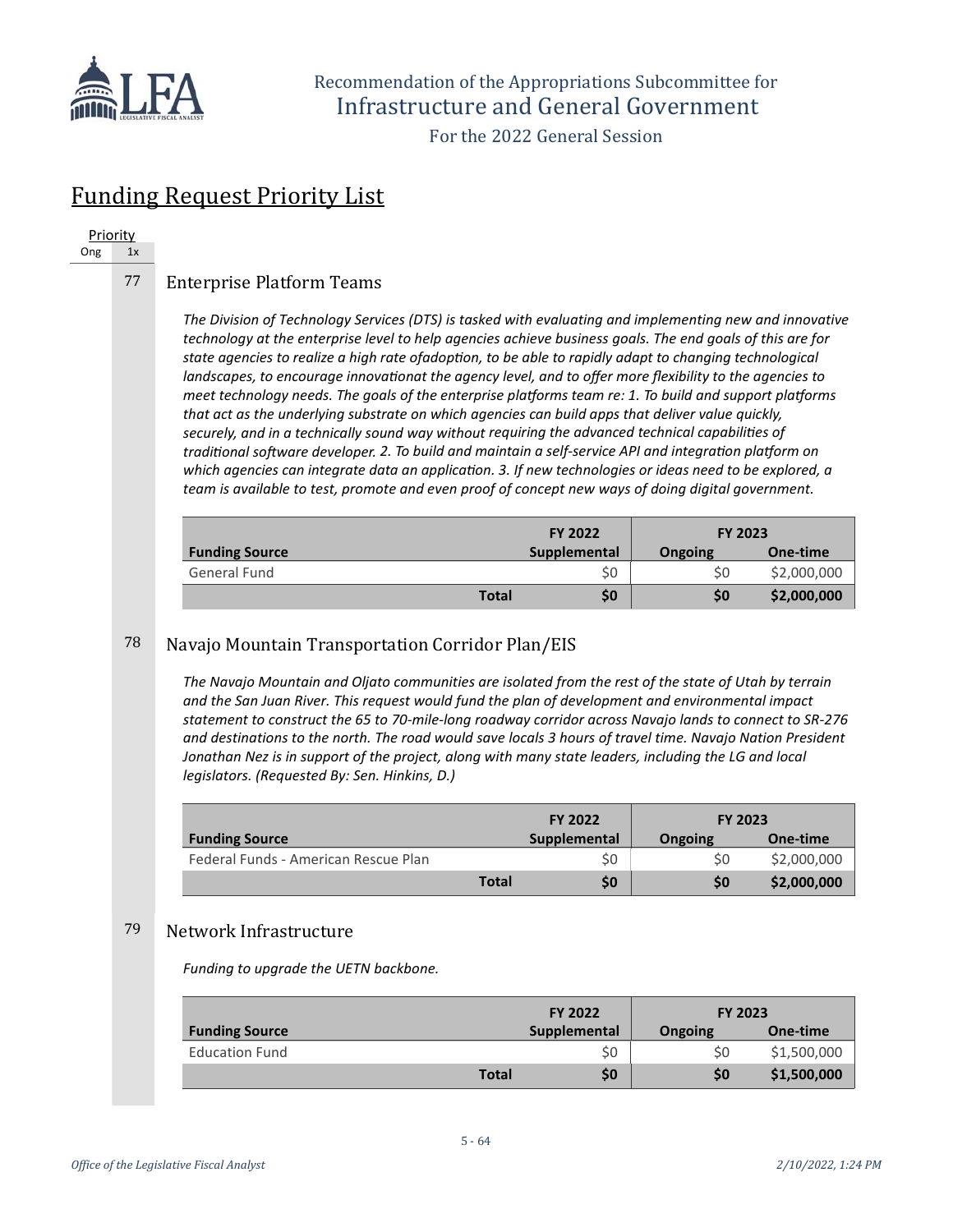Recommendation of the Appropriations Subcommittee for
Infrastructure and General Government

For the 2022 General Session

# Funding Request Priority List

Priority
Ong 1x

## 77 Enterprise Platform Teams

*The Division of Technology Services (DTS) is tasked with evaluating and implementing new and innovative technology at the enterprise level to help agencies achieve business goals. The end goals of this are for state agencies to realize a high rate ofadoption, to be able to rapidly adapt to changing technological landscapes, to encourage innovationat the agency level, and to offer more flexibility to the agencies to meet technology needs. The goals of the enterprise platforms team re: 1. To build and support platforms that act as the underlying substrate on which agencies can build apps that deliver value quickly, securely, and in a technically sound way without requiring the advanced technical capabilities of traditional software developer. 2. To build and maintain a self-service API and integration platform on which agencies can integrate data an application. 3. If new technologies or ideas need to be explored, a team is available to test, promote and even proof of concept new ways of doing digital government.*

| Funding Source | FY 2022 Supplemental | FY 2023 Ongoing | FY 2023 One-time |
|---|---|---|---|
| General Fund | $0 | $0 | $2,000,000 |
| **Total** | **$0** | **$0** | **$2,000,000** |

## 78 Navajo Mountain Transportation Corridor Plan/EIS

*The Navajo Mountain and Oljato communities are isolated from the rest of the state of Utah by terrain and the San Juan River. This request would fund the plan of development and environmental impact statement to construct the 65 to 70-mile-long roadway corridor across Navajo lands to connect to SR-276 and destinations to the north. The road would save locals 3 hours of travel time. Navajo Nation President Jonathan Nez is in support of the project, along with many state leaders, including the LG and local legislators. (Requested By: Sen. Hinkins, D.)*

| Funding Source | FY 2022 Supplemental | FY 2023 Ongoing | FY 2023 One-time |
|---|---|---|---|
| Federal Funds - American Rescue Plan | $0 | $0 | $2,000,000 |
| **Total** | **$0** | **$0** | **$2,000,000** |

## 79 Network Infrastructure

*Funding to upgrade the UETN backbone.*

| Funding Source | FY 2022 Supplemental | FY 2023 Ongoing | FY 2023 One-time |
|---|---|---|---|
| Education Fund | $0 | $0 | $1,500,000 |
| **Total** | **$0** | **$0** | **$1,500,000** |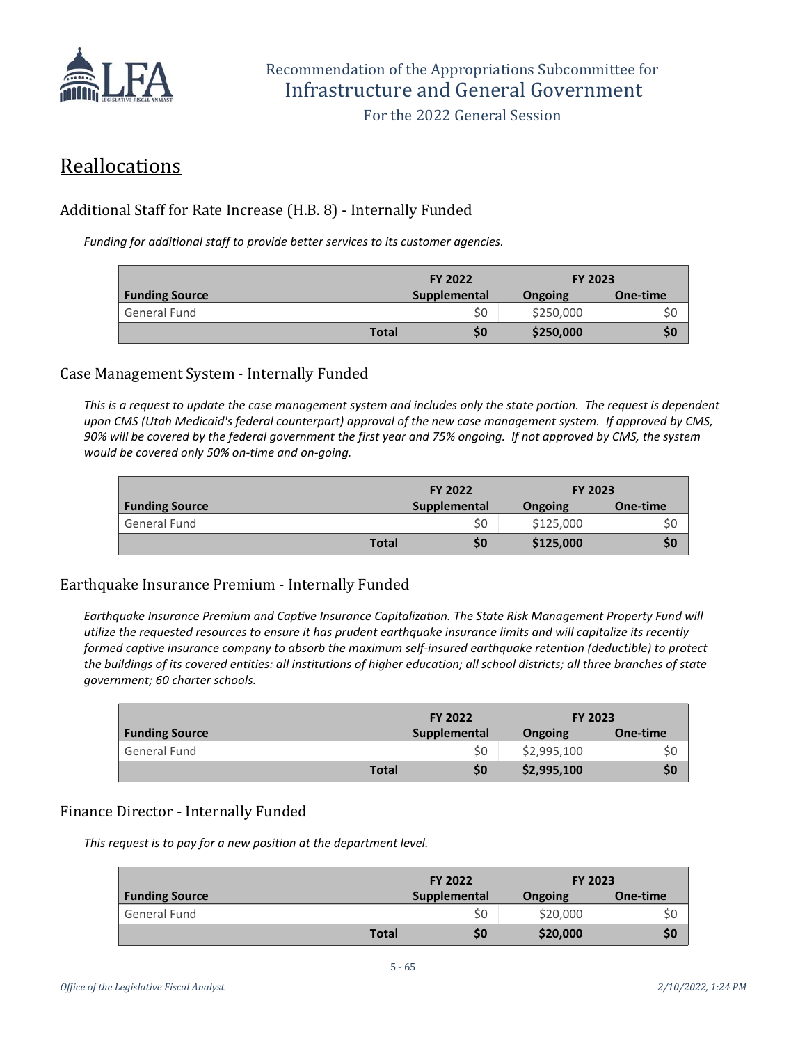## Reallocations

### Additional Staff for Rate Increase (H.B. 8) - Internally Funded

*Funding for additional staff to provide better services to its customer agencies.*

| | FY 2022 | FY 2023 | |
|---|---|---|---|
| **Funding Source** | **Supplemental** | **Ongoing** | **One-time** |
| General Fund | $0 | $250,000 | $0 |
| **Total** | **$0** | **$250,000** | **$0** |

### Case Management System - Internally Funded

*This is a request to update the case management system and includes only the state portion. The request is dependent upon CMS (Utah Medicaid's federal counterpart) approval of the new case management system. If approved by CMS, 90% will be covered by the federal government the first year and 75% ongoing. If not approved by CMS, the system would be covered only 50% on-time and on-going.*

| | FY 2022 | FY 2023 | |
|---|---|---|---|
| **Funding Source** | **Supplemental** | **Ongoing** | **One-time** |
| General Fund | $0 | $125,000 | $0 |
| **Total** | **$0** | **$125,000** | **$0** |

### Earthquake Insurance Premium - Internally Funded

*Earthquake Insurance Premium and Captive Insurance Capitalization. The State Risk Management Property Fund will utilize the requested resources to ensure it has prudent earthquake insurance limits and will capitalize its recently formed captive insurance company to absorb the maximum self-insured earthquake retention (deductible) to protect the buildings of its covered entities: all institutions of higher education; all school districts; all three branches of state government; 60 charter schools.*

| | FY 2022 | FY 2023 | |
|---|---|---|---|
| **Funding Source** | **Supplemental** | **Ongoing** | **One-time** |
| General Fund | $0 | $2,995,100 | $0 |
| **Total** | **$0** | **$2,995,100** | **$0** |

### Finance Director - Internally Funded

*This request is to pay for a new position at the department level.*

| | FY 2022 | FY 2023 | |
|---|---|---|---|
| **Funding Source** | **Supplemental** | **Ongoing** | **One-time** |
| General Fund | $0 | $20,000 | $0 |
| **Total** | **$0** | **$20,000** | **$0** |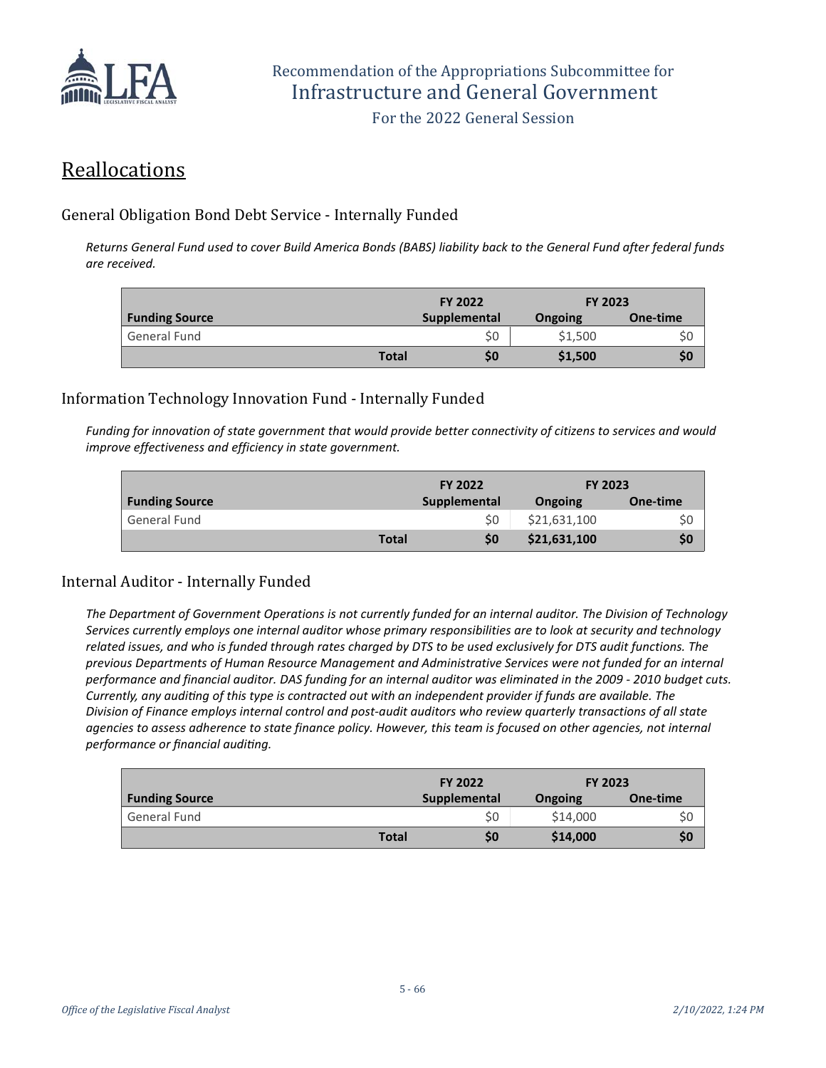# Reallocations

## General Obligation Bond Debt Service - Internally Funded

*Returns General Fund used to cover Build America Bonds (BABS) liability back to the General Fund after federal funds are received.*

| | FY 2022 | FY 2023 | |
|---|---|---|---|
| **Funding Source** | **Supplemental** | **Ongoing** | **One-time** |
| General Fund | $0 | $1,500 | $0 |
| **Total** | **$0** | **$1,500** | **$0** |

## Information Technology Innovation Fund - Internally Funded

*Funding for innovation of state government that would provide better connectivity of citizens to services and would improve effectiveness and efficiency in state government.*

| | FY 2022 | FY 2023 | |
|---|---|---|---|
| **Funding Source** | **Supplemental** | **Ongoing** | **One-time** |
| General Fund | $0 | $21,631,100 | $0 |
| **Total** | **$0** | **$21,631,100** | **$0** |

## Internal Auditor - Internally Funded

*The Department of Government Operations is not currently funded for an internal auditor. The Division of Technology Services currently employs one internal auditor whose primary responsibilities are to look at security and technology related issues, and who is funded through rates charged by DTS to be used exclusively for DTS audit functions. The previous Departments of Human Resource Management and Administrative Services were not funded for an internal performance and financial auditor. DAS funding for an internal auditor was eliminated in the 2009 - 2010 budget cuts. Currently, any auditing of this type is contracted out with an independent provider if funds are available. The Division of Finance employs internal control and post-audit auditors who review quarterly transactions of all state agencies to assess adherence to state finance policy. However, this team is focused on other agencies, not internal performance or financial auditing.*

| | FY 2022 | FY 2023 | |
|---|---|---|---|
| **Funding Source** | **Supplemental** | **Ongoing** | **One-time** |
| General Fund | $0 | $14,000 | $0 |
| **Total** | **$0** | **$14,000** | **$0** |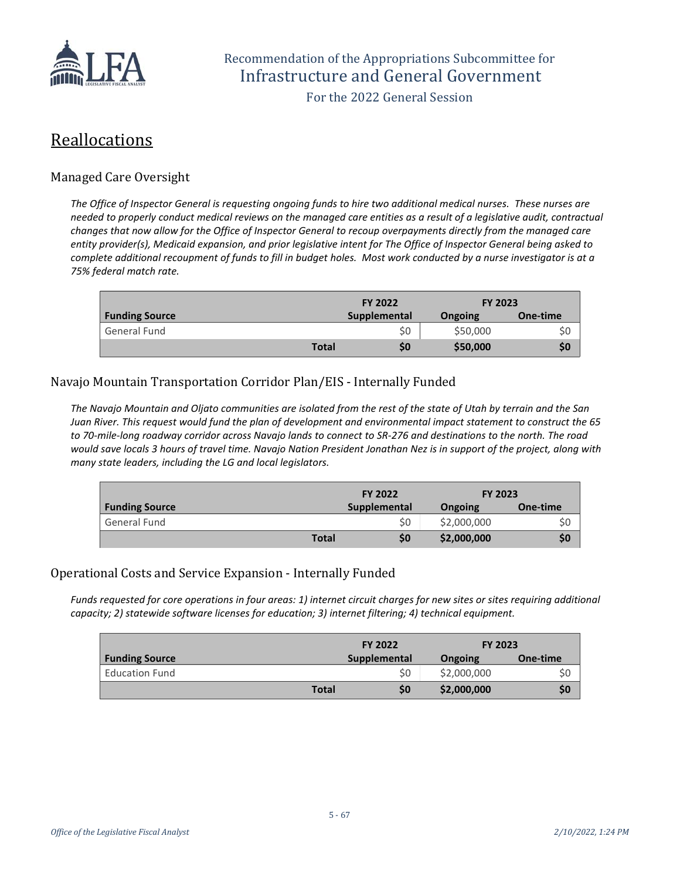## Reallocations

### Managed Care Oversight

*The Office of Inspector General is requesting ongoing funds to hire two additional medical nurses. These nurses are needed to properly conduct medical reviews on the managed care entities as a result of a legislative audit, contractual changes that now allow for the Office of Inspector General to recoup overpayments directly from the managed care entity provider(s), Medicaid expansion, and prior legislative intent for The Office of Inspector General being asked to complete additional recoupment of funds to fill in budget holes. Most work conducted by a nurse investigator is at a 75% federal match rate.*

| | FY 2022 | FY 2023 | |
|---|---|---|---|
| **Funding Source** | **Supplemental** | **Ongoing** | **One-time** |
| General Fund | $0 | $50,000 | $0 |
| **Total** | **$0** | **$50,000** | **$0** |

### Navajo Mountain Transportation Corridor Plan/EIS - Internally Funded

*The Navajo Mountain and Oljato communities are isolated from the rest of the state of Utah by terrain and the San Juan River. This request would fund the plan of development and environmental impact statement to construct the 65 to 70-mile-long roadway corridor across Navajo lands to connect to SR-276 and destinations to the north. The road would save locals 3 hours of travel time. Navajo Nation President Jonathan Nez is in support of the project, along with many state leaders, including the LG and local legislators.*

| | FY 2022 | FY 2023 | |
|---|---|---|---|
| **Funding Source** | **Supplemental** | **Ongoing** | **One-time** |
| General Fund | $0 | $2,000,000 | $0 |
| **Total** | **$0** | **$2,000,000** | **$0** |

### Operational Costs and Service Expansion - Internally Funded

*Funds requested for core operations in four areas: 1) internet circuit charges for new sites or sites requiring additional capacity; 2) statewide software licenses for education; 3) internet filtering; 4) technical equipment.*

| | FY 2022 | FY 2023 | |
|---|---|---|---|
| **Funding Source** | **Supplemental** | **Ongoing** | **One-time** |
| Education Fund | $0 | $2,000,000 | $0 |
| **Total** | **$0** | **$2,000,000** | **$0** |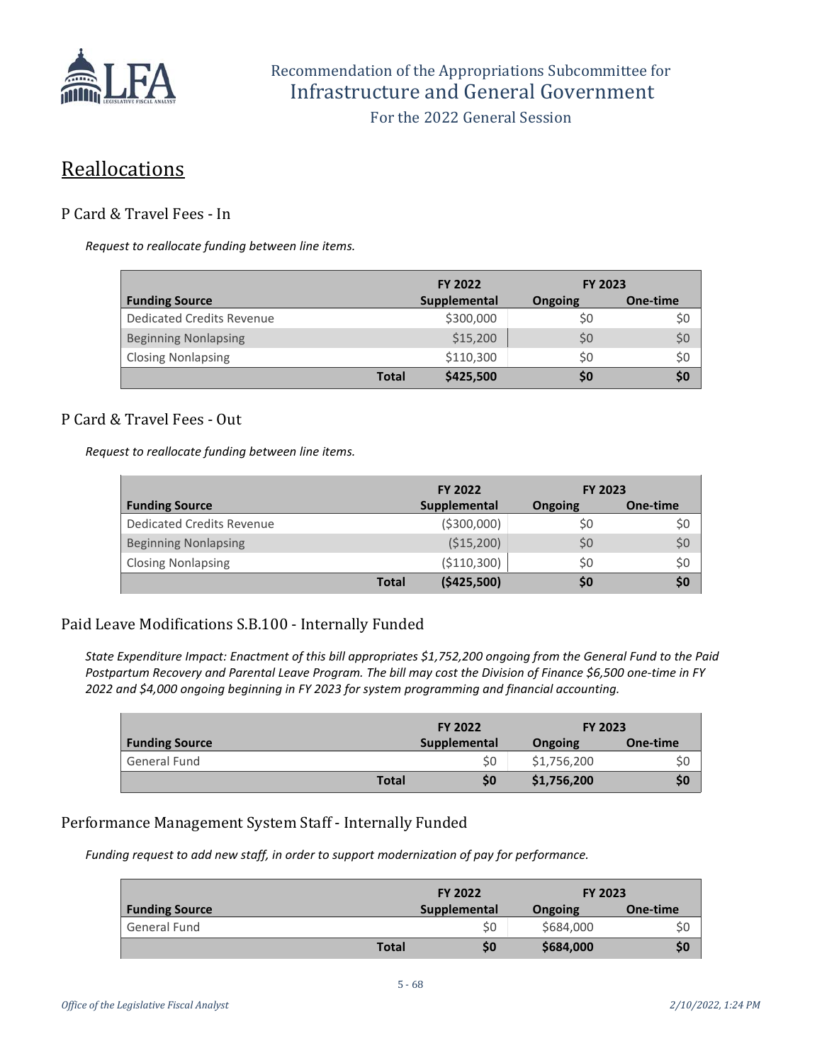## Reallocations

### P Card & Travel Fees - In

*Request to reallocate funding between line items.*

| | FY 2022 | FY 2023 | |
|---|---|---|---|
| **Funding Source** | **Supplemental** | **Ongoing** | **One-time** |
| Dedicated Credits Revenue | $300,000 | $0 | $0 |
| Beginning Nonlapsing | $15,200 | $0 | $0 |
| Closing Nonlapsing | $110,300 | $0 | $0 |
| **Total** | **$425,500** | **$0** | **$0** |

### P Card & Travel Fees - Out

*Request to reallocate funding between line items.*

| | FY 2022 | FY 2023 | |
|---|---|---|---|
| **Funding Source** | **Supplemental** | **Ongoing** | **One-time** |
| Dedicated Credits Revenue | ($300,000) | $0 | $0 |
| Beginning Nonlapsing | ($15,200) | $0 | $0 |
| Closing Nonlapsing | ($110,300) | $0 | $0 |
| **Total** | **($425,500)** | **$0** | **$0** |

### Paid Leave Modifications S.B.100 - Internally Funded

*State Expenditure Impact: Enactment of this bill appropriates $1,752,200 ongoing from the General Fund to the Paid Postpartum Recovery and Parental Leave Program. The bill may cost the Division of Finance $6,500 one-time in FY 2022 and $4,000 ongoing beginning in FY 2023 for system programming and financial accounting.*

| | FY 2022 | FY 2023 | |
|---|---|---|---|
| **Funding Source** | **Supplemental** | **Ongoing** | **One-time** |
| General Fund | $0 | $1,756,200 | $0 |
| **Total** | **$0** | **$1,756,200** | **$0** |

### Performance Management System Staff - Internally Funded

*Funding request to add new staff, in order to support modernization of pay for performance.*

| | FY 2022 | FY 2023 | |
|---|---|---|---|
| **Funding Source** | **Supplemental** | **Ongoing** | **One-time** |
| General Fund | $0 | $684,000 | $0 |
| **Total** | **$0** | **$684,000** | **$0** |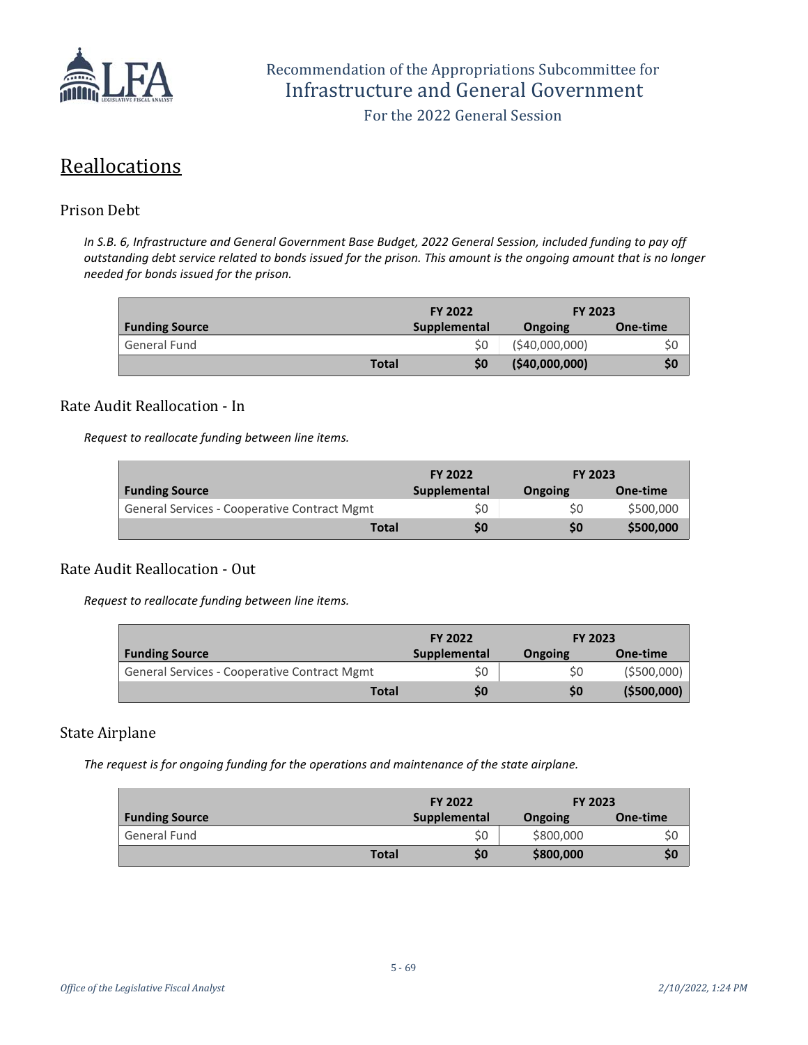## Reallocations

### Prison Debt

*In S.B. 6, Infrastructure and General Government Base Budget, 2022 General Session, included funding to pay off outstanding debt service related to bonds issued for the prison. This amount is the ongoing amount that is no longer needed for bonds issued for the prison.*

| | FY 2022 | FY 2023 | |
|---|---|---|---|
| **Funding Source** | **Supplemental** | **Ongoing** | **One-time** |
| General Fund | $0 | ($40,000,000) | $0 |
| **Total** | **$0** | **($40,000,000)** | **$0** |

### Rate Audit Reallocation - In

*Request to reallocate funding between line items.*

| | FY 2022 | FY 2023 | |
|---|---|---|---|
| **Funding Source** | **Supplemental** | **Ongoing** | **One-time** |
| General Services - Cooperative Contract Mgmt | $0 | $0 | $500,000 |
| **Total** | **$0** | **$0** | **$500,000** |

### Rate Audit Reallocation - Out

*Request to reallocate funding between line items.*

| | FY 2022 | FY 2023 | |
|---|---|---|---|
| **Funding Source** | **Supplemental** | **Ongoing** | **One-time** |
| General Services - Cooperative Contract Mgmt | $0 | $0 | ($500,000) |
| **Total** | **$0** | **$0** | **($500,000)** |

### State Airplane

*The request is for ongoing funding for the operations and maintenance of the state airplane.*

| | FY 2022 | FY 2023 | |
|---|---|---|---|
| **Funding Source** | **Supplemental** | **Ongoing** | **One-time** |
| General Fund | $0 | $800,000 | $0 |
| **Total** | **$0** | **$800,000** | **$0** |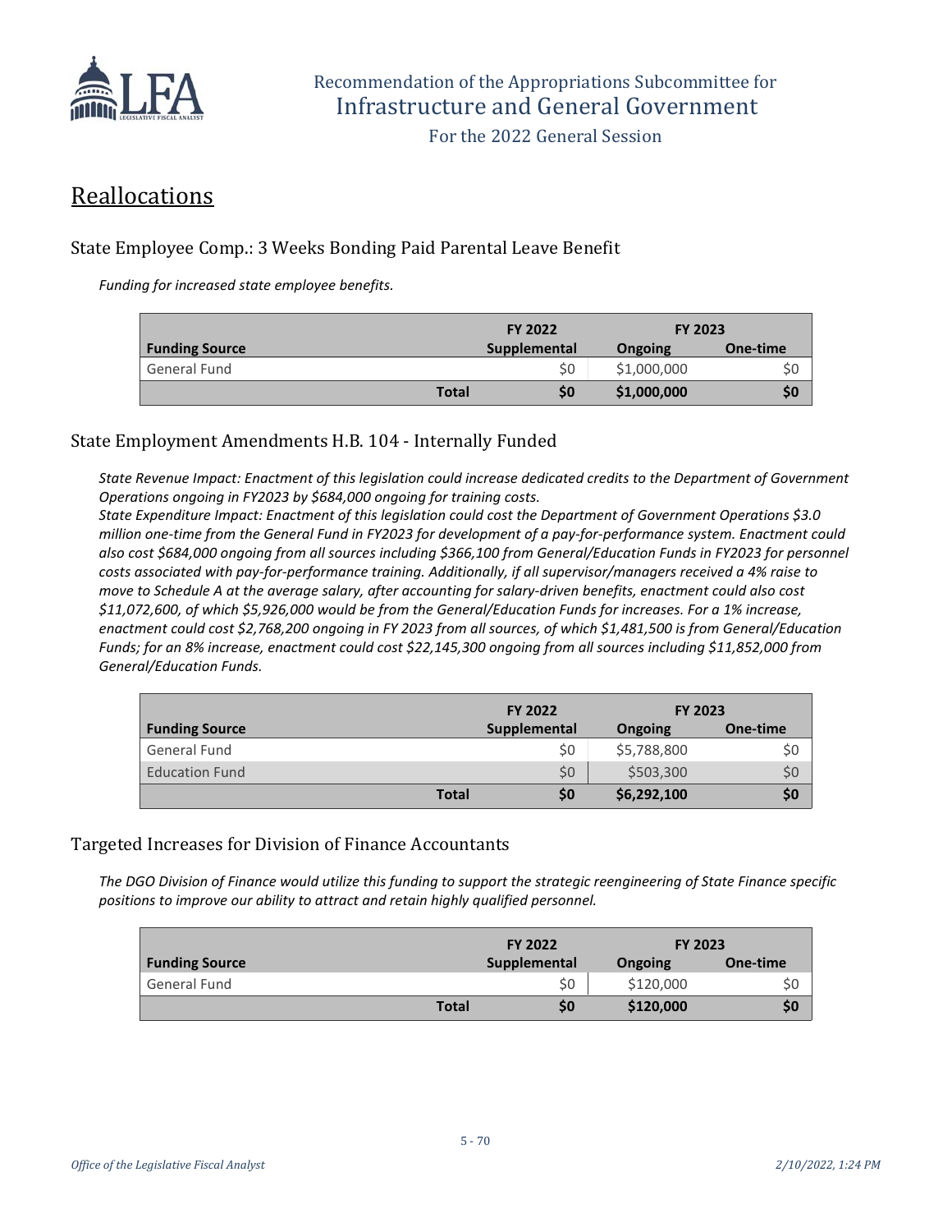## Reallocations

### State Employee Comp.: 3 Weeks Bonding Paid Parental Leave Benefit

*Funding for increased state employee benefits.*

| | | FY 2022 | FY 2023 | |
|---|---|---|---|---|
| **Funding Source** | | **Supplemental** | **Ongoing** | **One-time** |
| General Fund | | $0 | $1,000,000 | $0 |
| | **Total** | **$0** | **$1,000,000** | **$0** |

### State Employment Amendments H.B. 104 - Internally Funded

*State Revenue Impact: Enactment of this legislation could increase dedicated credits to the Department of Government Operations ongoing in FY2023 by $684,000 ongoing for training costs.*
*State Expenditure Impact: Enactment of this legislation could cost the Department of Government Operations $3.0 million one-time from the General Fund in FY2023 for development of a pay-for-performance system. Enactment could also cost $684,000 ongoing from all sources including $366,100 from General/Education Funds in FY2023 for personnel costs associated with pay-for-performance training. Additionally, if all supervisor/managers received a 4% raise to move to Schedule A at the average salary, after accounting for salary-driven benefits, enactment could also cost $11,072,600, of which $5,926,000 would be from the General/Education Funds for increases. For a 1% increase, enactment could cost $2,768,200 ongoing in FY 2023 from all sources, of which $1,481,500 is from General/Education Funds; for an 8% increase, enactment could cost $22,145,300 ongoing from all sources including $11,852,000 from General/Education Funds.*

| | | FY 2022 | FY 2023 | |
|---|---|---|---|---|
| **Funding Source** | | **Supplemental** | **Ongoing** | **One-time** |
| General Fund | | $0 | $5,788,800 | $0 |
| Education Fund | | $0 | $503,300 | $0 |
| | **Total** | **$0** | **$6,292,100** | **$0** |

### Targeted Increases for Division of Finance Accountants

*The DGO Division of Finance would utilize this funding to support the strategic reengineering of State Finance specific positions to improve our ability to attract and retain highly qualified personnel.*

| | | FY 2022 | FY 2023 | |
|---|---|---|---|---|
| **Funding Source** | | **Supplemental** | **Ongoing** | **One-time** |
| General Fund | | $0 | $120,000 | $0 |
| | **Total** | **$0** | **$120,000** | **$0** |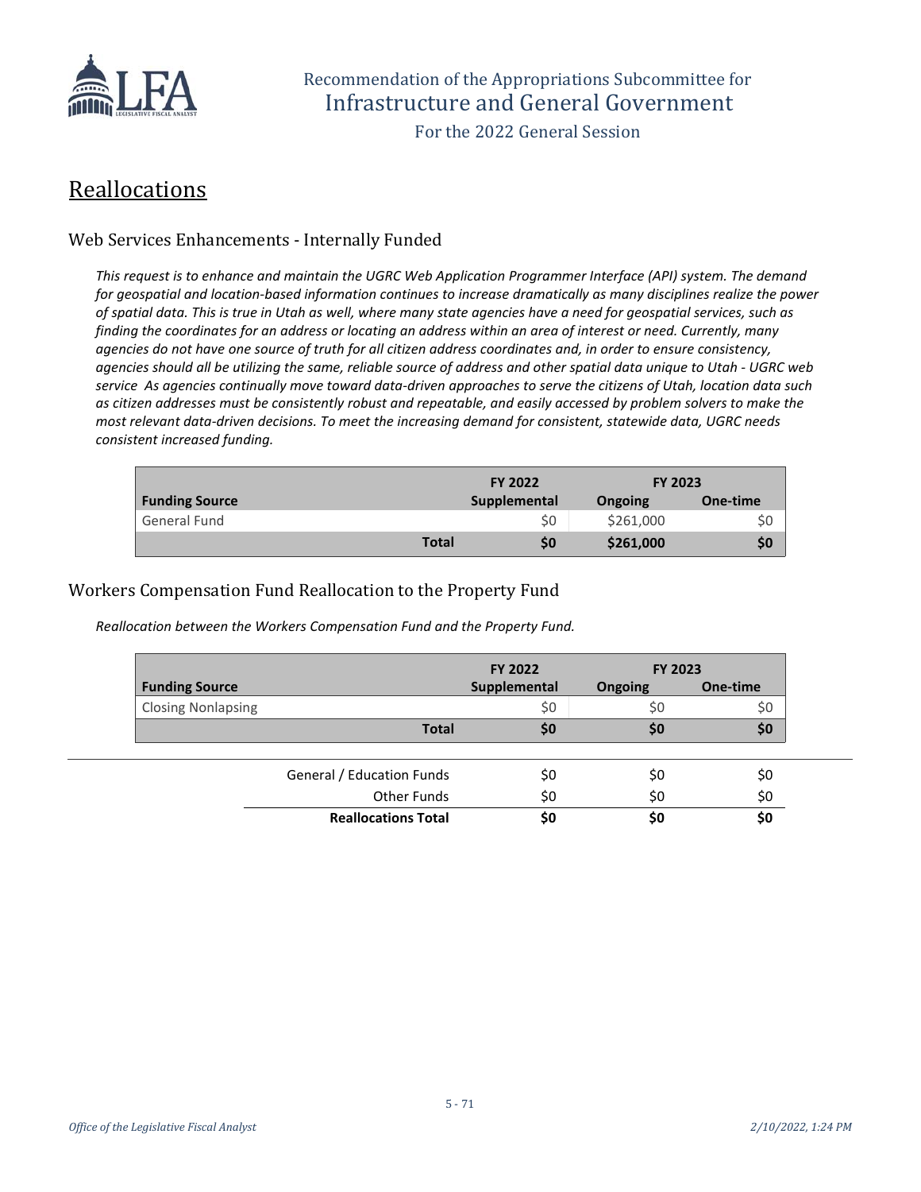Recommendation of the Appropriations Subcommittee for
Infrastructure and General Government

For the 2022 General Session

# Reallocations

## Web Services Enhancements - Internally Funded

*This request is to enhance and maintain the UGRC Web Application Programmer Interface (API) system. The demand for geospatial and location-based information continues to increase dramatically as many disciplines realize the power of spatial data. This is true in Utah as well, where many state agencies have a need for geospatial services, such as finding the coordinates for an address or locating an address within an area of interest or need. Currently, many agencies do not have one source of truth for all citizen address coordinates and, in order to ensure consistency, agencies should all be utilizing the same, reliable source of address and other spatial data unique to Utah - UGRC web service As agencies continually move toward data-driven approaches to serve the citizens of Utah, location data such as citizen addresses must be consistently robust and repeatable, and easily accessed by problem solvers to make the most relevant data-driven decisions. To meet the increasing demand for consistent, statewide data, UGRC needs consistent increased funding.*

| | FY 2022 | FY 2023 | |
|---|---|---|---|
| **Funding Source** | **Supplemental** | **Ongoing** | **One-time** |
| General Fund | $0 | $261,000 | $0 |
| **Total** | **$0** | **$261,000** | **$0** |

## Workers Compensation Fund Reallocation to the Property Fund

*Reallocation between the Workers Compensation Fund and the Property Fund.*

| | FY 2022 | FY 2023 | |
|---|---|---|---|
| **Funding Source** | **Supplemental** | **Ongoing** | **One-time** |
| Closing Nonlapsing | $0 | $0 | $0 |
| **Total** | **$0** | **$0** | **$0** |

| | | | |
|---|---|---|---|
| General / Education Funds | $0 | $0 | $0 |
| Other Funds | $0 | $0 | $0 |
| **Reallocations Total** | **$0** | **$0** | **$0** |

*Office of the Legislative Fiscal Analyst* *2/10/2022, 1:24 PM*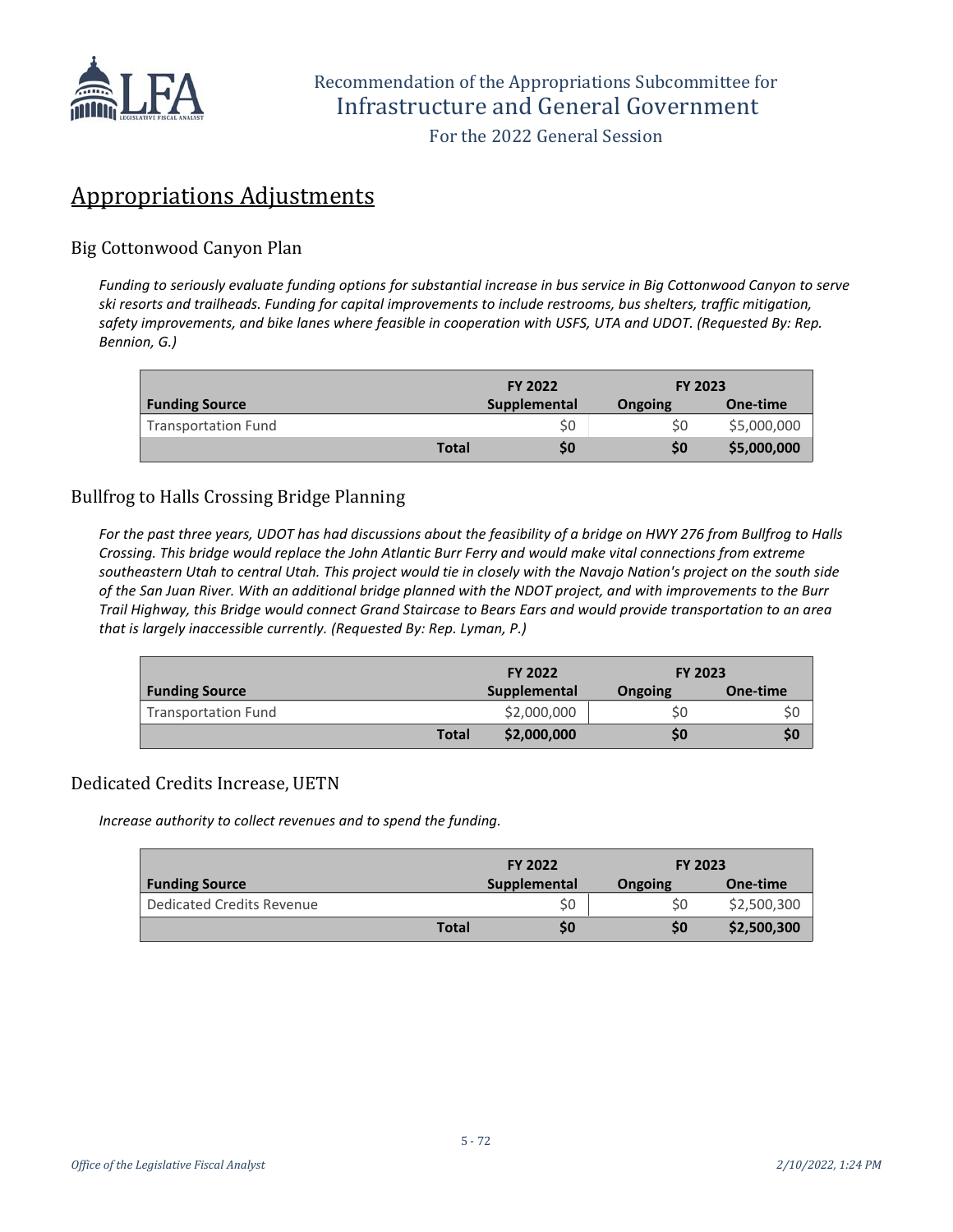# Appropriations Adjustments

## Big Cottonwood Canyon Plan

*Funding to seriously evaluate funding options for substantial increase in bus service in Big Cottonwood Canyon to serve ski resorts and trailheads. Funding for capital improvements to include restrooms, bus shelters, traffic mitigation, safety improvements, and bike lanes where feasible in cooperation with USFS, UTA and UDOT. (Requested By: Rep. Bennion, G.)*

| | FY 2022 | FY 2023 | |
|---|---|---|---|
| **Funding Source** | **Supplemental** | **Ongoing** | **One-time** |
| Transportation Fund | $0 | $0 | $5,000,000 |
| **Total** | **$0** | **$0** | **$5,000,000** |

## Bullfrog to Halls Crossing Bridge Planning

*For the past three years, UDOT has had discussions about the feasibility of a bridge on HWY 276 from Bullfrog to Halls Crossing. This bridge would replace the John Atlantic Burr Ferry and would make vital connections from extreme southeastern Utah to central Utah. This project would tie in closely with the Navajo Nation's project on the south side of the San Juan River. With an additional bridge planned with the NDOT project, and with improvements to the Burr Trail Highway, this Bridge would connect Grand Staircase to Bears Ears and would provide transportation to an area that is largely inaccessible currently. (Requested By: Rep. Lyman, P.)*

| | FY 2022 | FY 2023 | |
|---|---|---|---|
| **Funding Source** | **Supplemental** | **Ongoing** | **One-time** |
| Transportation Fund | $2,000,000 | $0 | $0 |
| **Total** | **$2,000,000** | **$0** | **$0** |

## Dedicated Credits Increase, UETN

*Increase authority to collect revenues and to spend the funding.*

| | FY 2022 | FY 2023 | |
|---|---|---|---|
| **Funding Source** | **Supplemental** | **Ongoing** | **One-time** |
| Dedicated Credits Revenue | $0 | $0 | $2,500,300 |
| **Total** | **$0** | **$0** | **$2,500,300** |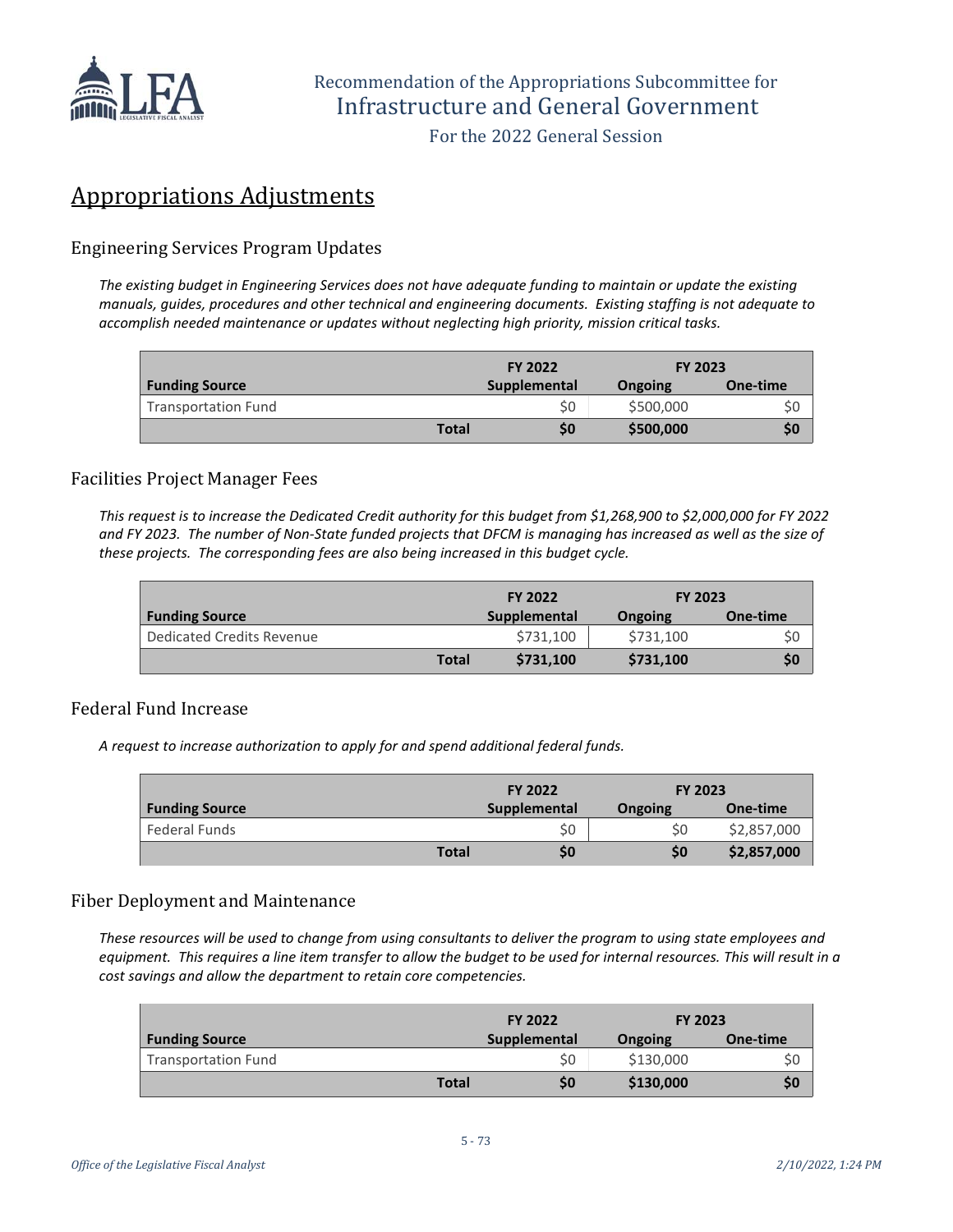# Appropriations Adjustments

## Engineering Services Program Updates

*The existing budget in Engineering Services does not have adequate funding to maintain or update the existing manuals, guides, procedures and other technical and engineering documents. Existing staffing is not adequate to accomplish needed maintenance or updates without neglecting high priority, mission critical tasks.*

| | FY 2022 | FY 2023 | |
|---|---|---|---|
| **Funding Source** | **Supplemental** | **Ongoing** | **One-time** |
| Transportation Fund | $0 | $500,000 | $0 |
| **Total** | **$0** | **$500,000** | **$0** |

## Facilities Project Manager Fees

*This request is to increase the Dedicated Credit authority for this budget from $1,268,900 to $2,000,000 for FY 2022 and FY 2023. The number of Non-State funded projects that DFCM is managing has increased as well as the size of these projects. The corresponding fees are also being increased in this budget cycle.*

| | FY 2022 | FY 2023 | |
|---|---|---|---|
| **Funding Source** | **Supplemental** | **Ongoing** | **One-time** |
| Dedicated Credits Revenue | $731,100 | $731,100 | $0 |
| **Total** | **$731,100** | **$731,100** | **$0** |

## Federal Fund Increase

*A request to increase authorization to apply for and spend additional federal funds.*

| | FY 2022 | FY 2023 | |
|---|---|---|---|
| **Funding Source** | **Supplemental** | **Ongoing** | **One-time** |
| Federal Funds | $0 | $0 | $2,857,000 |
| **Total** | **$0** | **$0** | **$2,857,000** |

## Fiber Deployment and Maintenance

*These resources will be used to change from using consultants to deliver the program to using state employees and equipment. This requires a line item transfer to allow the budget to be used for internal resources. This will result in a cost savings and allow the department to retain core competencies.*

| | FY 2022 | FY 2023 | |
|---|---|---|---|
| **Funding Source** | **Supplemental** | **Ongoing** | **One-time** |
| Transportation Fund | $0 | $130,000 | $0 |
| **Total** | **$0** | **$130,000** | **$0** |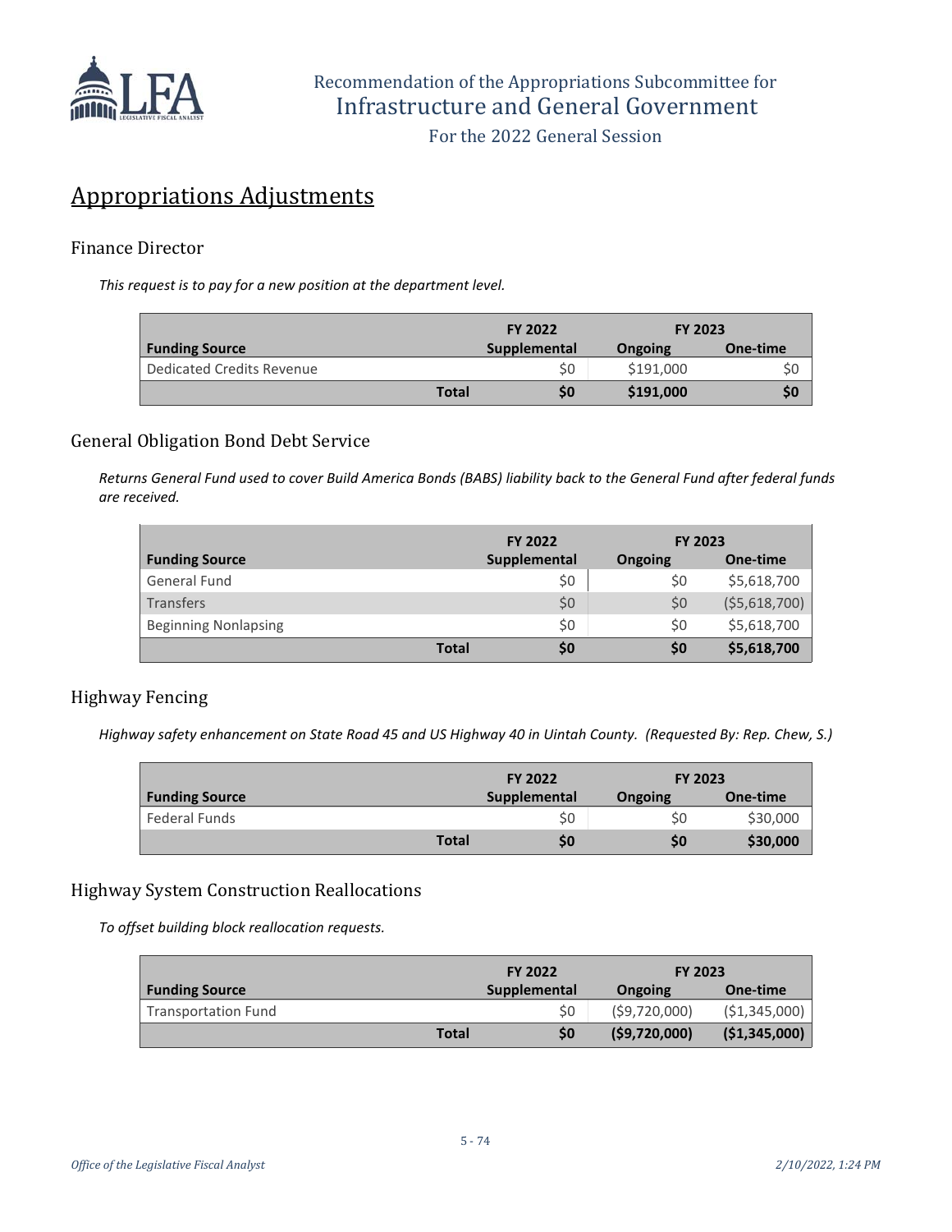## Appropriations Adjustments

### Finance Director

*This request is to pay for a new position at the department level.*

| Funding Source | | FY 2022 Supplemental | FY 2023 Ongoing | FY 2023 One-time |
|---|---|---|---|---|
| Dedicated Credits Revenue | | $0 | $191,000 | $0 |
| | **Total** | **$0** | **$191,000** | **$0** |

### General Obligation Bond Debt Service

*Returns General Fund used to cover Build America Bonds (BABS) liability back to the General Fund after federal funds are received.*

| Funding Source | | FY 2022 Supplemental | FY 2023 Ongoing | FY 2023 One-time |
|---|---|---|---|---|
| General Fund | | $0 | $0 | $5,618,700 |
| Transfers | | $0 | $0 | ($5,618,700) |
| Beginning Nonlapsing | | $0 | $0 | $5,618,700 |
| | **Total** | **$0** | **$0** | **$5,618,700** |

### Highway Fencing

*Highway safety enhancement on State Road 45 and US Highway 40 in Uintah County. (Requested By: Rep. Chew, S.)*

| Funding Source | | FY 2022 Supplemental | FY 2023 Ongoing | FY 2023 One-time |
|---|---|---|---|---|
| Federal Funds | | $0 | $0 | $30,000 |
| | **Total** | **$0** | **$0** | **$30,000** |

### Highway System Construction Reallocations

*To offset building block reallocation requests.*

| Funding Source | | FY 2022 Supplemental | FY 2023 Ongoing | FY 2023 One-time |
|---|---|---|---|---|
| Transportation Fund | | $0 | ($9,720,000) | ($1,345,000) |
| | **Total** | **$0** | **($9,720,000)** | **($1,345,000)** |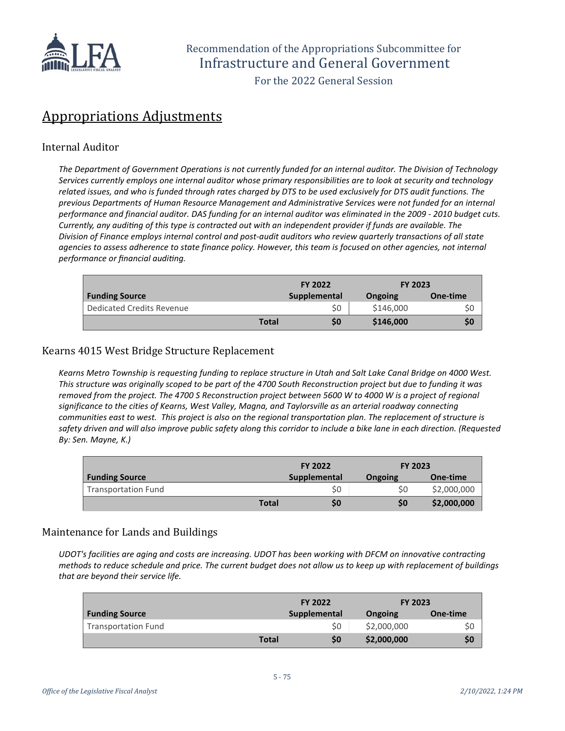## Appropriations Adjustments

### Internal Auditor

*The Department of Government Operations is not currently funded for an internal auditor. The Division of Technology Services currently employs one internal auditor whose primary responsibilities are to look at security and technology related issues, and who is funded through rates charged by DTS to be used exclusively for DTS audit functions. The previous Departments of Human Resource Management and Administrative Services were not funded for an internal performance and financial auditor. DAS funding for an internal auditor was eliminated in the 2009 - 2010 budget cuts. Currently, any auditing of this type is contracted out with an independent provider if funds are available. The Division of Finance employs internal control and post-audit auditors who review quarterly transactions of all state agencies to assess adherence to state finance policy. However, this team is focused on other agencies, not internal performance or financial auditing.*

| | FY 2022 | FY 2023 | |
|---|---|---|---|
| **Funding Source** | **Supplemental** | **Ongoing** | **One-time** |
| Dedicated Credits Revenue | $0 | $146,000 | $0 |
| **Total** | **$0** | **$146,000** | **$0** |

### Kearns 4015 West Bridge Structure Replacement

*Kearns Metro Township is requesting funding to replace structure in Utah and Salt Lake Canal Bridge on 4000 West. This structure was originally scoped to be part of the 4700 South Reconstruction project but due to funding it was removed from the project. The 4700 S Reconstruction project between 5600 W to 4000 W is a project of regional significance to the cities of Kearns, West Valley, Magna, and Taylorsville as an arterial roadway connecting communities east to west. This project is also on the regional transportation plan. The replacement of structure is safety driven and will also improve public safety along this corridor to include a bike lane in each direction. (Requested By: Sen. Mayne, K.)*

| | FY 2022 | FY 2023 | |
|---|---|---|---|
| **Funding Source** | **Supplemental** | **Ongoing** | **One-time** |
| Transportation Fund | $0 | $0 | $2,000,000 |
| **Total** | **$0** | **$0** | **$2,000,000** |

### Maintenance for Lands and Buildings

*UDOT's facilities are aging and costs are increasing. UDOT has been working with DFCM on innovative contracting methods to reduce schedule and price. The current budget does not allow us to keep up with replacement of buildings that are beyond their service life.*

| | FY 2022 | FY 2023 | |
|---|---|---|---|
| **Funding Source** | **Supplemental** | **Ongoing** | **One-time** |
| Transportation Fund | $0 | $2,000,000 | $0 |
| **Total** | **$0** | **$2,000,000** | **$0** |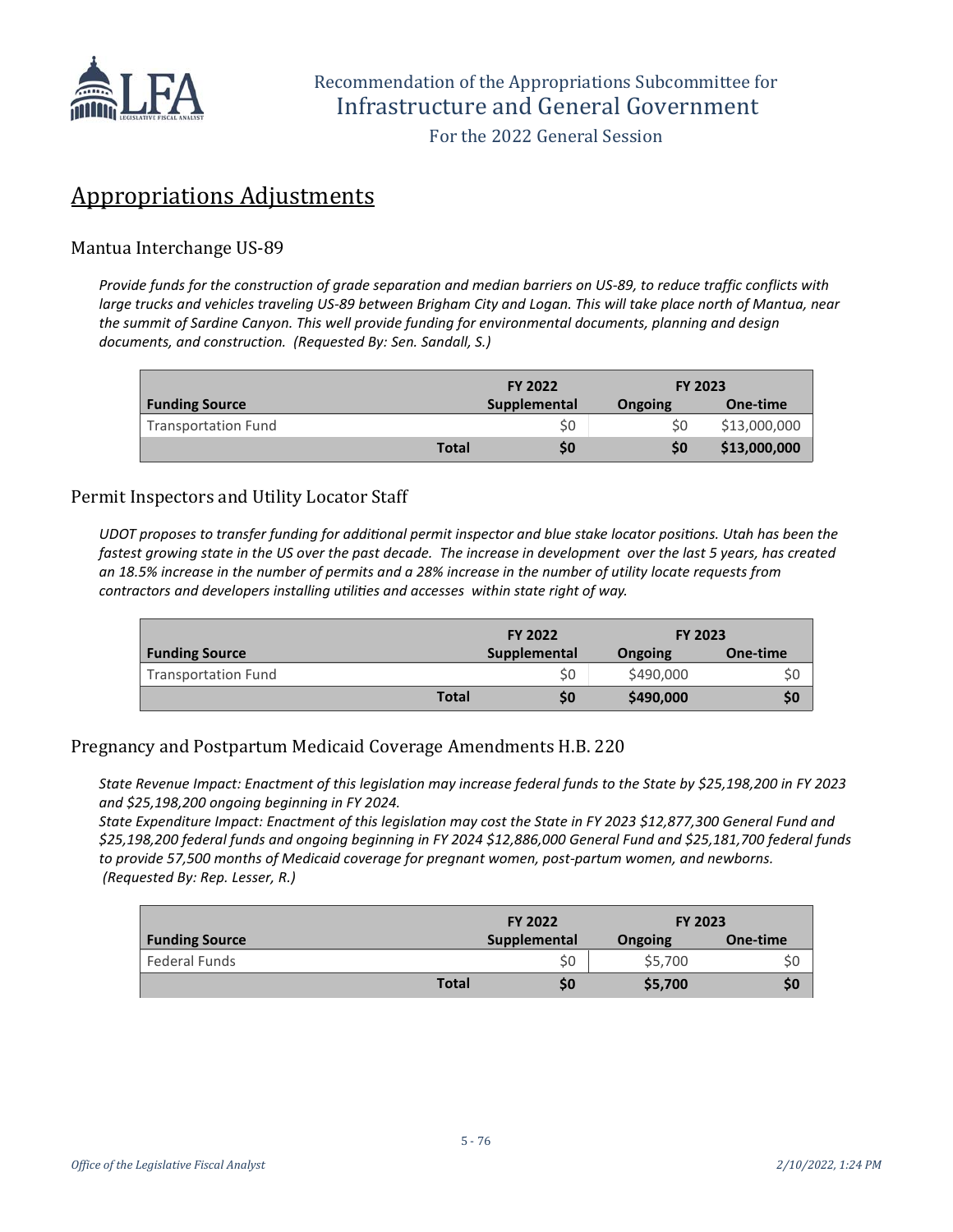# Appropriations Adjustments

## Mantua Interchange US-89

*Provide funds for the construction of grade separation and median barriers on US-89, to reduce traffic conflicts with large trucks and vehicles traveling US-89 between Brigham City and Logan. This will take place north of Mantua, near the summit of Sardine Canyon. This well provide funding for environmental documents, planning and design documents, and construction. (Requested By: Sen. Sandall, S.)*

| | | FY 2022 | FY 2023 | |
|---|---|---|---|---|
| **Funding Source** | | **Supplemental** | **Ongoing** | **One-time** |
| Transportation Fund | | $0 | $0 | $13,000,000 |
| | **Total** | **$0** | **$0** | **$13,000,000** |

## Permit Inspectors and Utility Locator Staff

*UDOT proposes to transfer funding for additional permit inspector and blue stake locator positions. Utah has been the fastest growing state in the US over the past decade. The increase in development over the last 5 years, has created an 18.5% increase in the number of permits and a 28% increase in the number of utility locate requests from contractors and developers installing utilities and accesses within state right of way.*

| | | FY 2022 | FY 2023 | |
|---|---|---|---|---|
| **Funding Source** | | **Supplemental** | **Ongoing** | **One-time** |
| Transportation Fund | | $0 | $490,000 | $0 |
| | **Total** | **$0** | **$490,000** | **$0** |

## Pregnancy and Postpartum Medicaid Coverage Amendments H.B. 220

*State Revenue Impact: Enactment of this legislation may increase federal funds to the State by $25,198,200 in FY 2023 and $25,198,200 ongoing beginning in FY 2024.*
*State Expenditure Impact: Enactment of this legislation may cost the State in FY 2023 $12,877,300 General Fund and $25,198,200 federal funds and ongoing beginning in FY 2024 $12,886,000 General Fund and $25,181,700 federal funds to provide 57,500 months of Medicaid coverage for pregnant women, post-partum women, and newborns. (Requested By: Rep. Lesser, R.)*

| | | FY 2022 | FY 2023 | |
|---|---|---|---|---|
| **Funding Source** | | **Supplemental** | **Ongoing** | **One-time** |
| Federal Funds | | $0 | $5,700 | $0 |
| | **Total** | **$0** | **$5,700** | **$0** |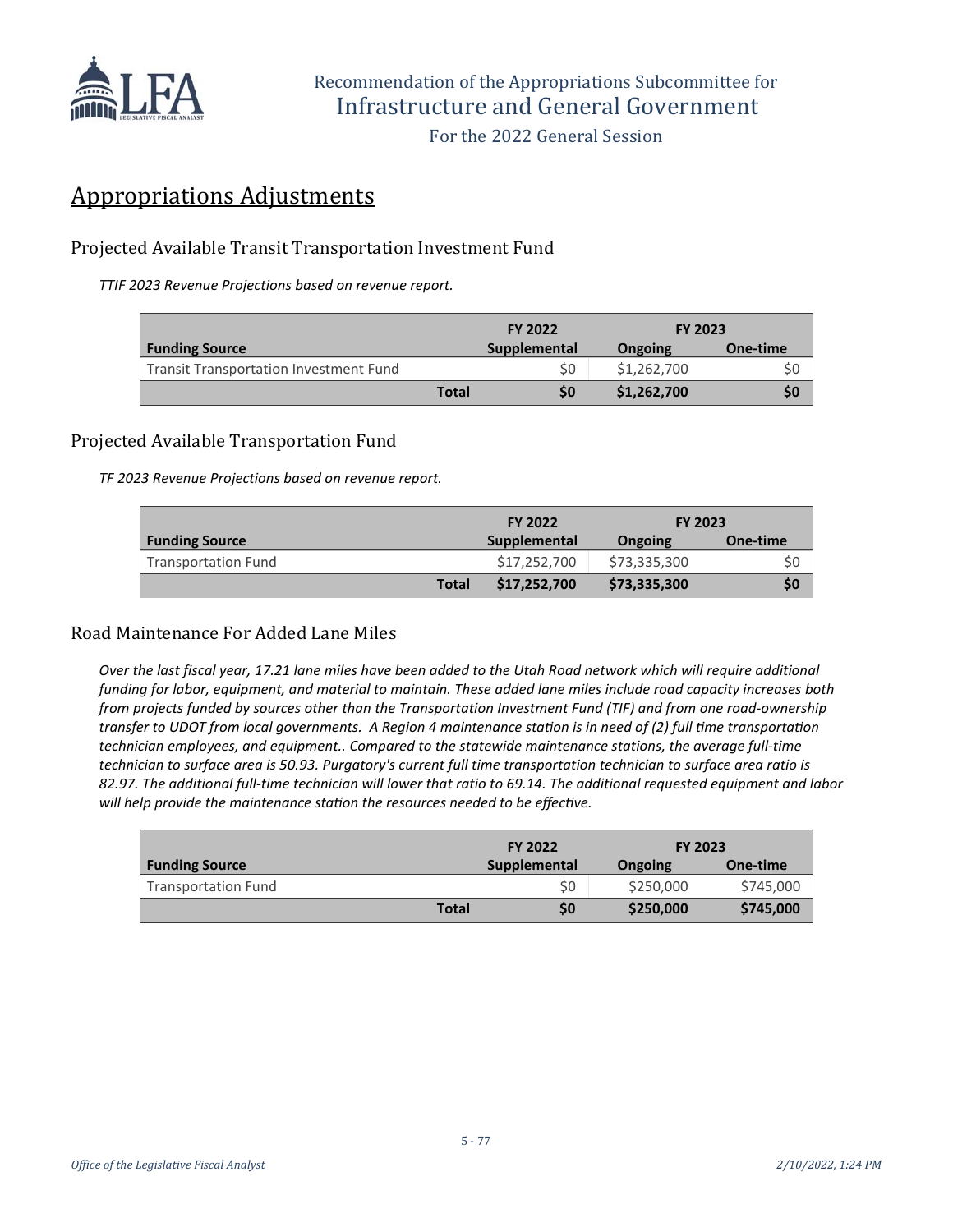## Appropriations Adjustments

### Projected Available Transit Transportation Investment Fund

*TTIF 2023 Revenue Projections based on revenue report.*

| | FY 2022 | FY 2023 | |
|---|---|---|---|
| **Funding Source** | **Supplemental** | **Ongoing** | **One-time** |
| Transit Transportation Investment Fund | $0 | $1,262,700 | $0 |
| **Total** | **$0** | **$1,262,700** | **$0** |

### Projected Available Transportation Fund

*TF 2023 Revenue Projections based on revenue report.*

| | FY 2022 | FY 2023 | |
|---|---|---|---|
| **Funding Source** | **Supplemental** | **Ongoing** | **One-time** |
| Transportation Fund | $17,252,700 | $73,335,300 | $0 |
| **Total** | **$17,252,700** | **$73,335,300** | **$0** |

### Road Maintenance For Added Lane Miles

*Over the last fiscal year, 17.21 lane miles have been added to the Utah Road network which will require additional funding for labor, equipment, and material to maintain. These added lane miles include road capacity increases both from projects funded by sources other than the Transportation Investment Fund (TIF) and from one road-ownership transfer to UDOT from local governments. A Region 4 maintenance station is in need of (2) full time transportation technician employees, and equipment.. Compared to the statewide maintenance stations, the average full-time technician to surface area is 50.93. Purgatory's current full time transportation technician to surface area ratio is 82.97. The additional full-time technician will lower that ratio to 69.14. The additional requested equipment and labor will help provide the maintenance station the resources needed to be effective.*

| | FY 2022 | FY 2023 | |
|---|---|---|---|
| **Funding Source** | **Supplemental** | **Ongoing** | **One-time** |
| Transportation Fund | $0 | $250,000 | $745,000 |
| **Total** | **$0** | **$250,000** | **$745,000** |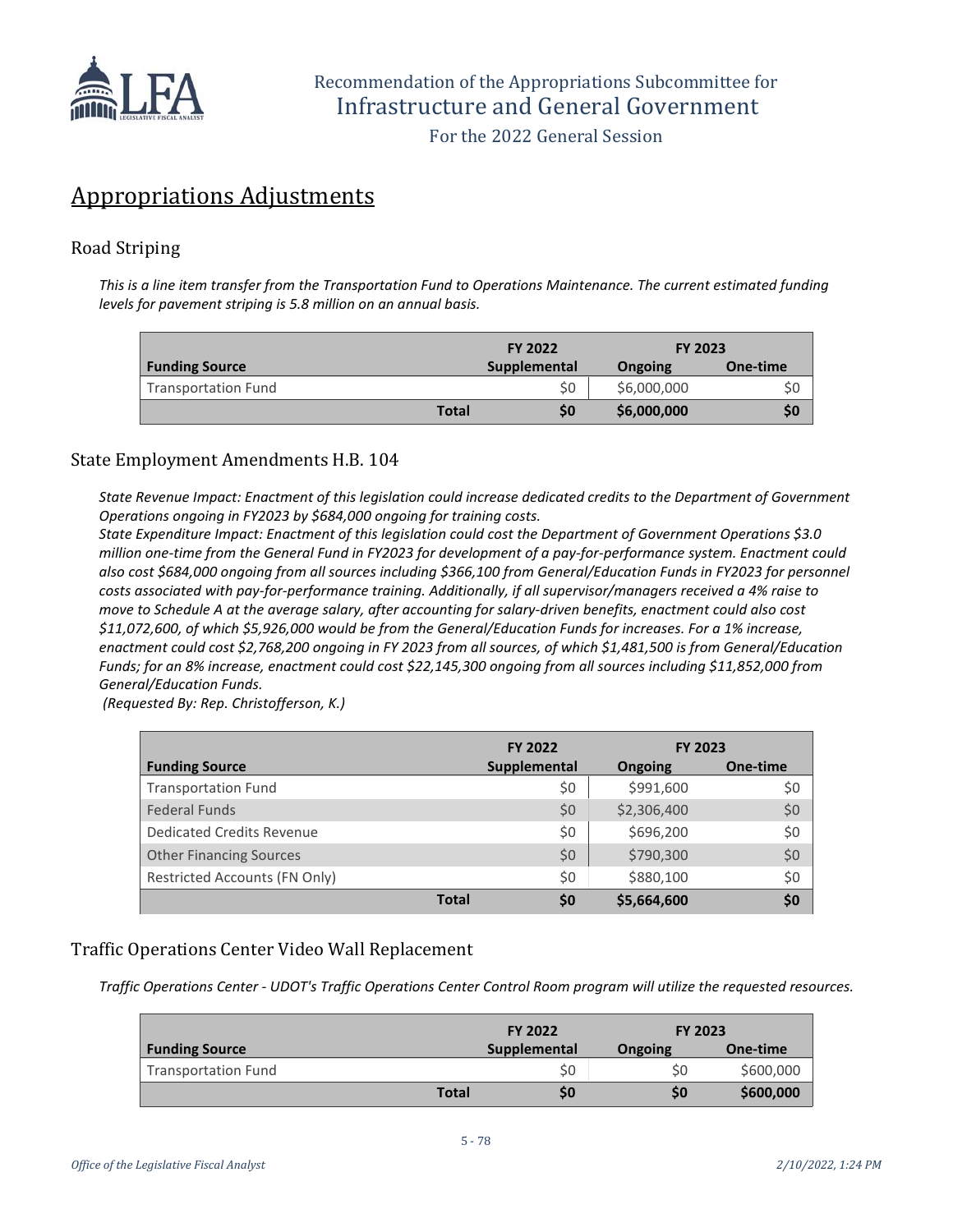## Appropriations Adjustments

### Road Striping

*This is a line item transfer from the Transportation Fund to Operations Maintenance. The current estimated funding levels for pavement striping is 5.8 million on an annual basis.*

| | FY 2022 | FY 2023 | |
|---|---|---|---|
| **Funding Source** | **Supplemental** | **Ongoing** | **One-time** |
| Transportation Fund | $0 | $6,000,000 | $0 |
| **Total** | **$0** | **$6,000,000** | **$0** |

### State Employment Amendments H.B. 104

*State Revenue Impact: Enactment of this legislation could increase dedicated credits to the Department of Government Operations ongoing in FY2023 by $684,000 ongoing for training costs.*
*State Expenditure Impact: Enactment of this legislation could cost the Department of Government Operations $3.0 million one-time from the General Fund in FY2023 for development of a pay-for-performance system. Enactment could also cost $684,000 ongoing from all sources including $366,100 from General/Education Funds in FY2023 for personnel costs associated with pay-for-performance training. Additionally, if all supervisor/managers received a 4% raise to move to Schedule A at the average salary, after accounting for salary-driven benefits, enactment could also cost $11,072,600, of which $5,926,000 would be from the General/Education Funds for increases. For a 1% increase, enactment could cost $2,768,200 ongoing in FY 2023 from all sources, of which $1,481,500 is from General/Education Funds; for an 8% increase, enactment could cost $22,145,300 ongoing from all sources including $11,852,000 from General/Education Funds.*
*(Requested By: Rep. Christofferson, K.)*

| | FY 2022 | FY 2023 | |
|---|---|---|---|
| **Funding Source** | **Supplemental** | **Ongoing** | **One-time** |
| Transportation Fund | $0 | $991,600 | $0 |
| Federal Funds | $0 | $2,306,400 | $0 |
| Dedicated Credits Revenue | $0 | $696,200 | $0 |
| Other Financing Sources | $0 | $790,300 | $0 |
| Restricted Accounts (FN Only) | $0 | $880,100 | $0 |
| **Total** | **$0** | **$5,664,600** | **$0** |

### Traffic Operations Center Video Wall Replacement

*Traffic Operations Center - UDOT's Traffic Operations Center Control Room program will utilize the requested resources.*

| | FY 2022 | FY 2023 | |
|---|---|---|---|
| **Funding Source** | **Supplemental** | **Ongoing** | **One-time** |
| Transportation Fund | $0 | $0 | $600,000 |
| **Total** | **$0** | **$0** | **$600,000** |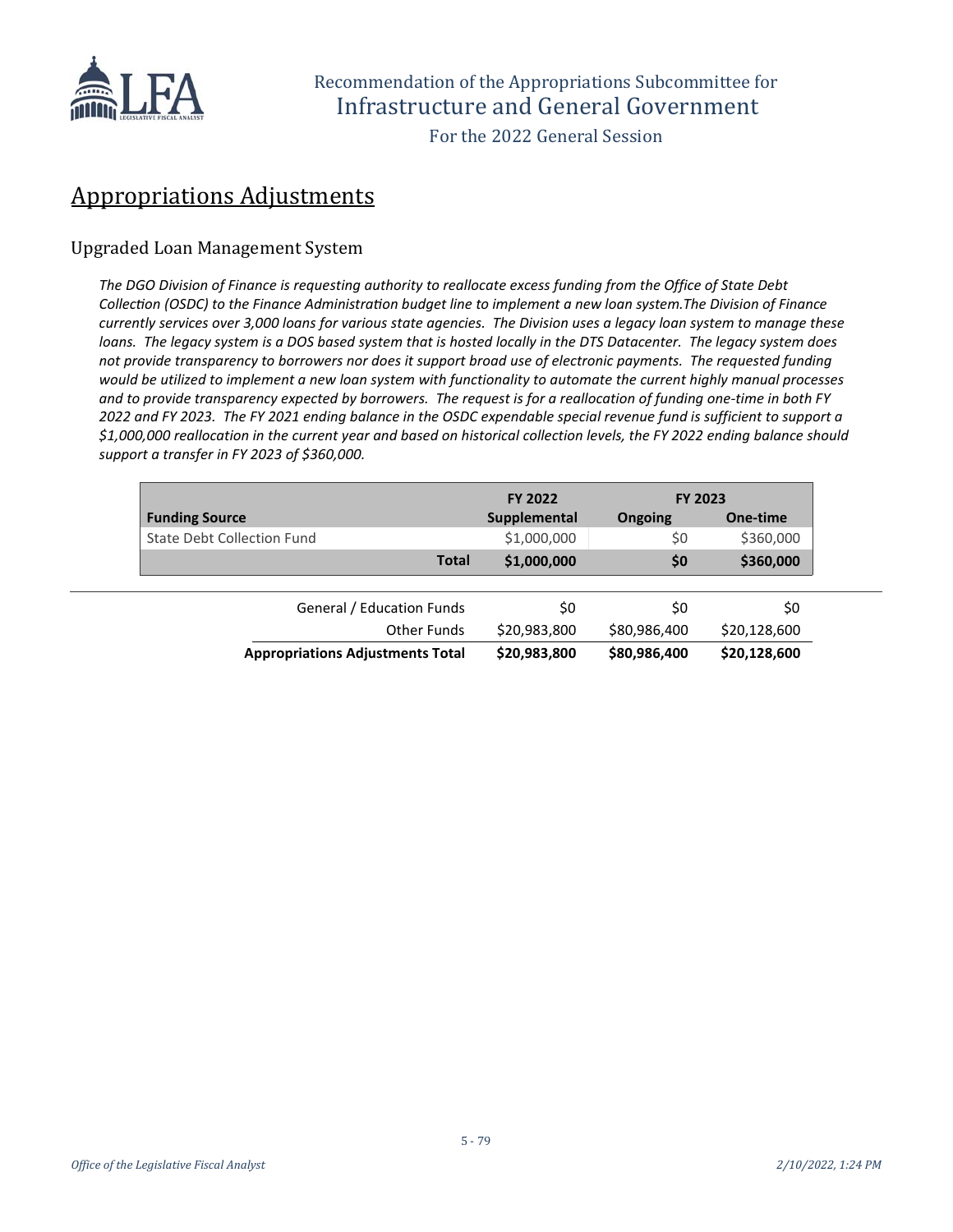# Appropriations Adjustments

## Upgraded Loan Management System

*The DGO Division of Finance is requesting authority to reallocate excess funding from the Office of State Debt Collection (OSDC) to the Finance Administration budget line to implement a new loan system.The Division of Finance currently services over 3,000 loans for various state agencies. The Division uses a legacy loan system to manage these loans. The legacy system is a DOS based system that is hosted locally in the DTS Datacenter. The legacy system does not provide transparency to borrowers nor does it support broad use of electronic payments. The requested funding would be utilized to implement a new loan system with functionality to automate the current highly manual processes and to provide transparency expected by borrowers. The request is for a reallocation of funding one-time in both FY 2022 and FY 2023. The FY 2021 ending balance in the OSDC expendable special revenue fund is sufficient to support a $1,000,000 reallocation in the current year and based on historical collection levels, the FY 2022 ending balance should support a transfer in FY 2023 of $360,000.*

| | FY 2022 | FY 2023 | |
|---|---|---|---|
| **Funding Source** | **Supplemental** | **Ongoing** | **One-time** |
| State Debt Collection Fund | $1,000,000 | $0 | $360,000 |
| **Total** | **$1,000,000** | **$0** | **$360,000** |

| | | | |
|---|---|---|---|
| General / Education Funds | $0 | $0 | $0 |
| Other Funds | $20,983,800 | $80,986,400 | $20,128,600 |
| **Appropriations Adjustments Total** | **$20,983,800** | **$80,986,400** | **$20,128,600** |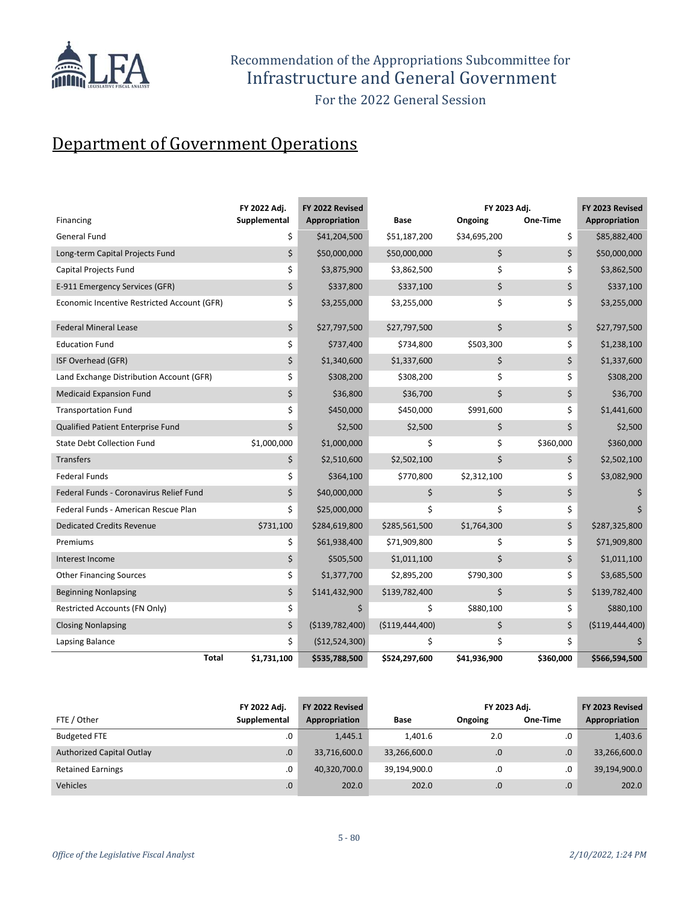## Department of Government Operations

| Financing | FY 2022 Adj. Supplemental | FY 2022 Revised Appropriation | Base | FY 2023 Adj. Ongoing | FY 2023 Adj. One-Time | FY 2023 Revised Appropriation |
|---|---|---|---|---|---|---|
| General Fund | $ | $41,204,500 | $51,187,200 | $34,695,200 | $ | $85,882,400 |
| Long-term Capital Projects Fund | $ | $50,000,000 | $50,000,000 | $ | $ | $50,000,000 |
| Capital Projects Fund | $ | $3,875,900 | $3,862,500 | $ | $ | $3,862,500 |
| E-911 Emergency Services (GFR) | $ | $337,800 | $337,100 | $ | $ | $337,100 |
| Economic Incentive Restricted Account (GFR) | $ | $3,255,000 | $3,255,000 | $ | $ | $3,255,000 |
| Federal Mineral Lease | $ | $27,797,500 | $27,797,500 | $ | $ | $27,797,500 |
| Education Fund | $ | $737,400 | $734,800 | $503,300 | $ | $1,238,100 |
| ISF Overhead (GFR) | $ | $1,340,600 | $1,337,600 | $ | $ | $1,337,600 |
| Land Exchange Distribution Account (GFR) | $ | $308,200 | $308,200 | $ | $ | $308,200 |
| Medicaid Expansion Fund | $ | $36,800 | $36,700 | $ | $ | $36,700 |
| Transportation Fund | $ | $450,000 | $450,000 | $991,600 | $ | $1,441,600 |
| Qualified Patient Enterprise Fund | $ | $2,500 | $2,500 | $ | $ | $2,500 |
| State Debt Collection Fund | $1,000,000 | $1,000,000 | $ | $ | $360,000 | $360,000 |
| Transfers | $ | $2,510,600 | $2,502,100 | $ | $ | $2,502,100 |
| Federal Funds | $ | $364,100 | $770,800 | $2,312,100 | $ | $3,082,900 |
| Federal Funds - Coronavirus Relief Fund | $ | $40,000,000 | $ | $ | $ | $ |
| Federal Funds - American Rescue Plan | $ | $25,000,000 | $ | $ | $ | $ |
| Dedicated Credits Revenue | $731,100 | $284,619,800 | $285,561,500 | $1,764,300 | $ | $287,325,800 |
| Premiums | $ | $61,938,400 | $71,909,800 | $ | $ | $71,909,800 |
| Interest Income | $ | $505,500 | $1,011,100 | $ | $ | $1,011,100 |
| Other Financing Sources | $ | $1,377,700 | $2,895,200 | $790,300 | $ | $3,685,500 |
| Beginning Nonlapsing | $ | $141,432,900 | $139,782,400 | $ | $ | $139,782,400 |
| Restricted Accounts (FN Only) | $ | $ | $ | $880,100 | $ | $880,100 |
| Closing Nonlapsing | $ | ($139,782,400) | ($119,444,400) | $ | $ | ($119,444,400) |
| Lapsing Balance | $ | ($12,524,300) | $ | $ | $ | $ |
| **Total** | **$1,731,100** | **$535,788,500** | **$524,297,600** | **$41,936,900** | **$360,000** | **$566,594,500** |

| FTE / Other | FY 2022 Adj. Supplemental | FY 2022 Revised Appropriation | Base | FY 2023 Adj. Ongoing | FY 2023 Adj. One-Time | FY 2023 Revised Appropriation |
|---|---|---|---|---|---|---|
| Budgeted FTE | .0 | 1,445.1 | 1,401.6 | 2.0 | .0 | 1,403.6 |
| Authorized Capital Outlay | .0 | 33,716,600.0 | 33,266,600.0 | .0 | .0 | 33,266,600.0 |
| Retained Earnings | .0 | 40,320,700.0 | 39,194,900.0 | .0 | .0 | 39,194,900.0 |
| Vehicles | .0 | 202.0 | 202.0 | .0 | .0 | 202.0 |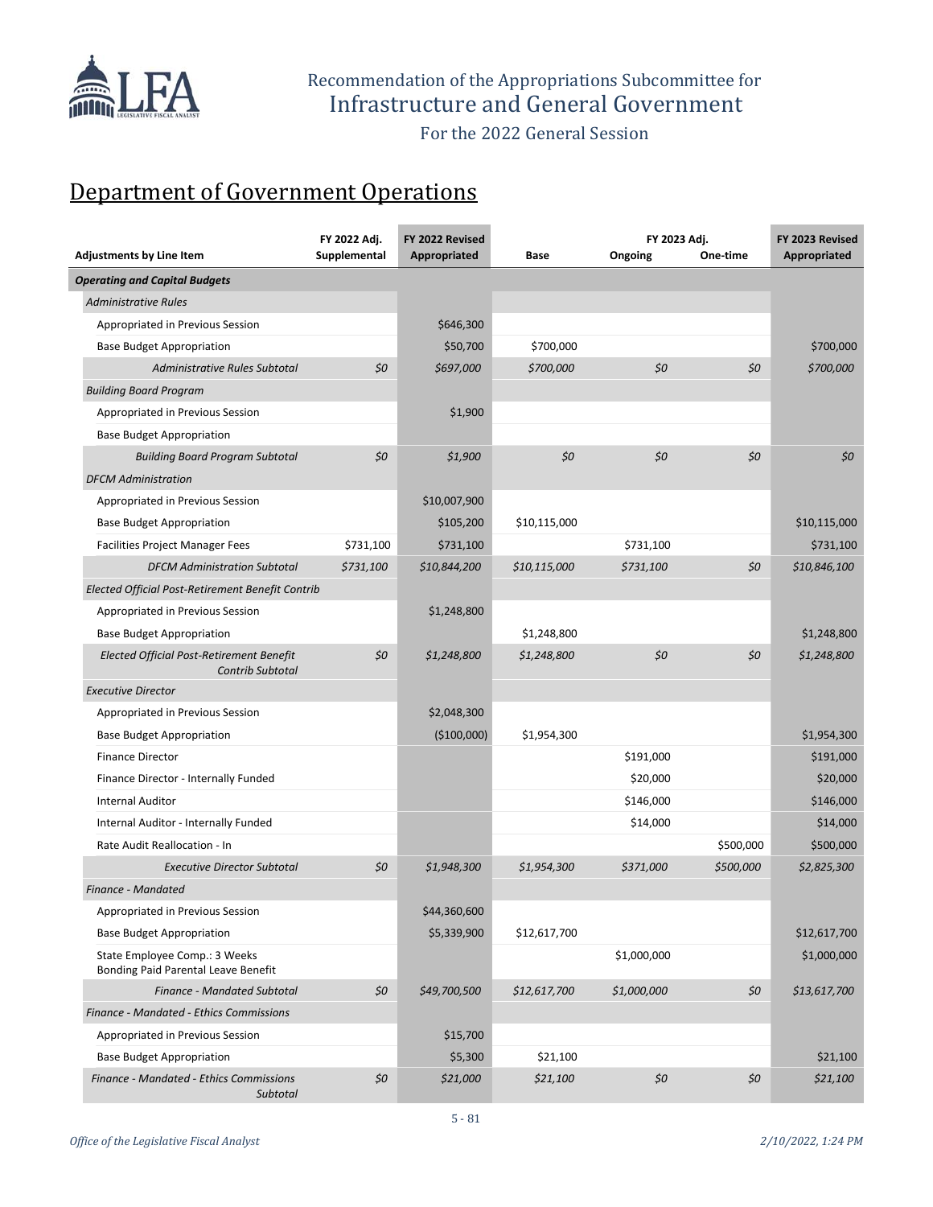Recommendation of the Appropriations Subcommittee for
Infrastructure and General Government
For the 2022 General Session

# Department of Government Operations

| Adjustments by Line Item | FY 2022 Adj. Supplemental | FY 2022 Revised Appropriated | Base | FY 2023 Adj. Ongoing | FY 2023 Adj. One-time | FY 2023 Revised Appropriated |
|---|---|---|---|---|---|---|
| ***Operating and Capital Budgets*** | | | | | | |
| *Administrative Rules* | | | | | | |
| Appropriated in Previous Session | | $646,300 | | | | |
| Base Budget Appropriation | | $50,700 | $700,000 | | | $700,000 |
| *Administrative Rules Subtotal* | *$0* | *$697,000* | *$700,000* | *$0* | *$0* | *$700,000* |
| *Building Board Program* | | | | | | |
| Appropriated in Previous Session | | $1,900 | | | | |
| Base Budget Appropriation | | | | | | |
| *Building Board Program Subtotal* | *$0* | *$1,900* | *$0* | *$0* | *$0* | *$0* |
| *DFCM Administration* | | | | | | |
| Appropriated in Previous Session | | $10,007,900 | | | | |
| Base Budget Appropriation | | $105,200 | $10,115,000 | | | $10,115,000 |
| Facilities Project Manager Fees | $731,100 | $731,100 | | $731,100 | | $731,100 |
| *DFCM Administration Subtotal* | *$731,100* | *$10,844,200* | *$10,115,000* | *$731,100* | *$0* | *$10,846,100* |
| *Elected Official Post-Retirement Benefit Contrib* | | | | | | |
| Appropriated in Previous Session | | $1,248,800 | | | | |
| Base Budget Appropriation | | | $1,248,800 | | | $1,248,800 |
| *Elected Official Post-Retirement Benefit Contrib Subtotal* | *$0* | *$1,248,800* | *$1,248,800* | *$0* | *$0* | *$1,248,800* |
| *Executive Director* | | | | | | |
| Appropriated in Previous Session | | $2,048,300 | | | | |
| Base Budget Appropriation | | ($100,000) | $1,954,300 | | | $1,954,300 |
| Finance Director | | | | $191,000 | | $191,000 |
| Finance Director - Internally Funded | | | | $20,000 | | $20,000 |
| Internal Auditor | | | | $146,000 | | $146,000 |
| Internal Auditor - Internally Funded | | | | $14,000 | | $14,000 |
| Rate Audit Reallocation - In | | | | | $500,000 | $500,000 |
| *Executive Director Subtotal* | *$0* | *$1,948,300* | *$1,954,300* | *$371,000* | *$500,000* | *$2,825,300* |
| *Finance - Mandated* | | | | | | |
| Appropriated in Previous Session | | $44,360,600 | | | | |
| Base Budget Appropriation | | $5,339,900 | $12,617,700 | | | $12,617,700 |
| State Employee Comp.: 3 Weeks Bonding Paid Parental Leave Benefit | | | | $1,000,000 | | $1,000,000 |
| *Finance - Mandated Subtotal* | *$0* | *$49,700,500* | *$12,617,700* | *$1,000,000* | *$0* | *$13,617,700* |
| *Finance - Mandated - Ethics Commissions* | | | | | | |
| Appropriated in Previous Session | | $15,700 | | | | |
| Base Budget Appropriation | | $5,300 | $21,100 | | | $21,100 |
| *Finance - Mandated - Ethics Commissions Subtotal* | *$0* | *$21,000* | *$21,100* | *$0* | *$0* | *$21,100* |

*Office of the Legislative Fiscal Analyst* *2/10/2022, 1:24 PM*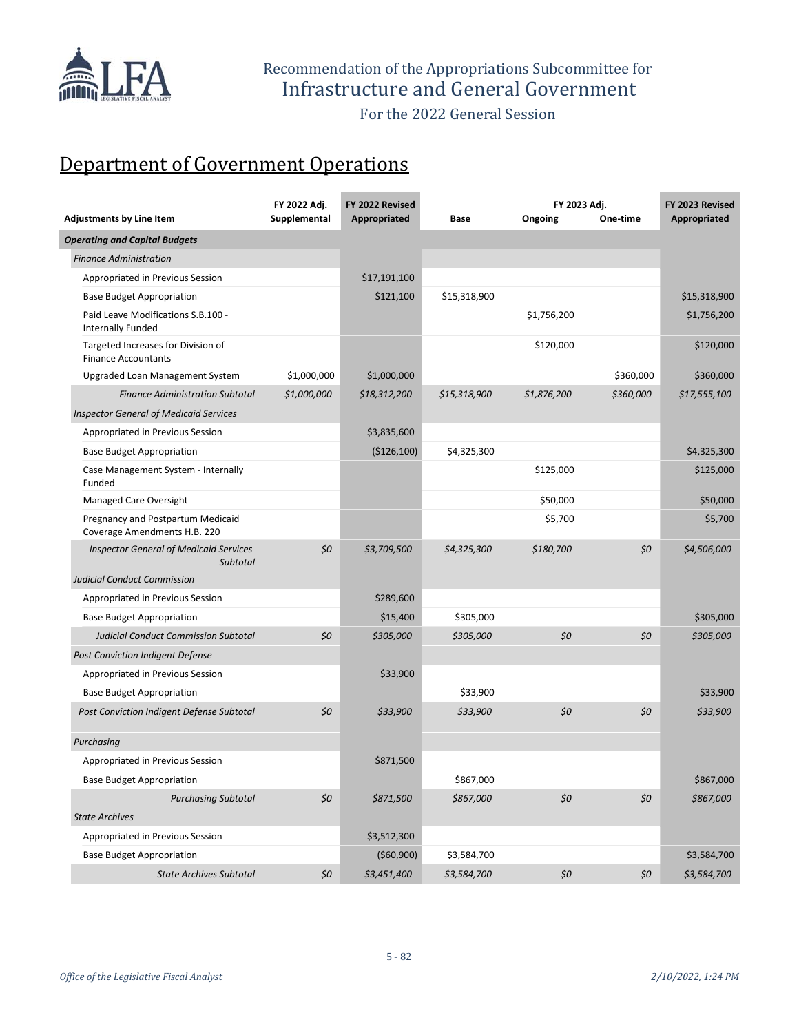Recommendation of the Appropriations Subcommittee for
Infrastructure and General Government

For the 2022 General Session

# Department of Government Operations

| Adjustments by Line Item | FY 2022 Adj. Supplemental | FY 2022 Revised Appropriated | Base | FY 2023 Adj. Ongoing | FY 2023 Adj. One-time | FY 2023 Revised Appropriated |
|---|---|---|---|---|---|---|
| ***Operating and Capital Budgets*** | | | | | | |
| *Finance Administration* | | | | | | |
| Appropriated in Previous Session | | $17,191,100 | | | | |
| Base Budget Appropriation | | $121,100 | $15,318,900 | | | $15,318,900 |
| Paid Leave Modifications S.B.100 - Internally Funded | | | | $1,756,200 | | $1,756,200 |
| Targeted Increases for Division of Finance Accountants | | | | $120,000 | | $120,000 |
| Upgraded Loan Management System | $1,000,000 | $1,000,000 | | | $360,000 | $360,000 |
| *Finance Administration Subtotal* | *$1,000,000* | *$18,312,200* | *$15,318,900* | *$1,876,200* | *$360,000* | *$17,555,100* |
| *Inspector General of Medicaid Services* | | | | | | |
| Appropriated in Previous Session | | $3,835,600 | | | | |
| Base Budget Appropriation | | ($126,100) | $4,325,300 | | | $4,325,300 |
| Case Management System - Internally Funded | | | | $125,000 | | $125,000 |
| Managed Care Oversight | | | | $50,000 | | $50,000 |
| Pregnancy and Postpartum Medicaid Coverage Amendments H.B. 220 | | | | $5,700 | | $5,700 |
| *Inspector General of Medicaid Services Subtotal* | *$0* | *$3,709,500* | *$4,325,300* | *$180,700* | *$0* | *$4,506,000* |
| *Judicial Conduct Commission* | | | | | | |
| Appropriated in Previous Session | | $289,600 | | | | |
| Base Budget Appropriation | | $15,400 | $305,000 | | | $305,000 |
| *Judicial Conduct Commission Subtotal* | *$0* | *$305,000* | *$305,000* | *$0* | *$0* | *$305,000* |
| *Post Conviction Indigent Defense* | | | | | | |
| Appropriated in Previous Session | | $33,900 | | | | |
| Base Budget Appropriation | | | $33,900 | | | $33,900 |
| *Post Conviction Indigent Defense Subtotal* | *$0* | *$33,900* | *$33,900* | *$0* | *$0* | *$33,900* |
| *Purchasing* | | | | | | |
| Appropriated in Previous Session | | $871,500 | | | | |
| Base Budget Appropriation | | | $867,000 | | | $867,000 |
| *Purchasing Subtotal* | *$0* | *$871,500* | *$867,000* | *$0* | *$0* | *$867,000* |
| *State Archives* | | | | | | |
| Appropriated in Previous Session | | $3,512,300 | | | | |
| Base Budget Appropriation | | ($60,900) | $3,584,700 | | | $3,584,700 |
| *State Archives Subtotal* | *$0* | *$3,451,400* | *$3,584,700* | *$0* | *$0* | *$3,584,700* |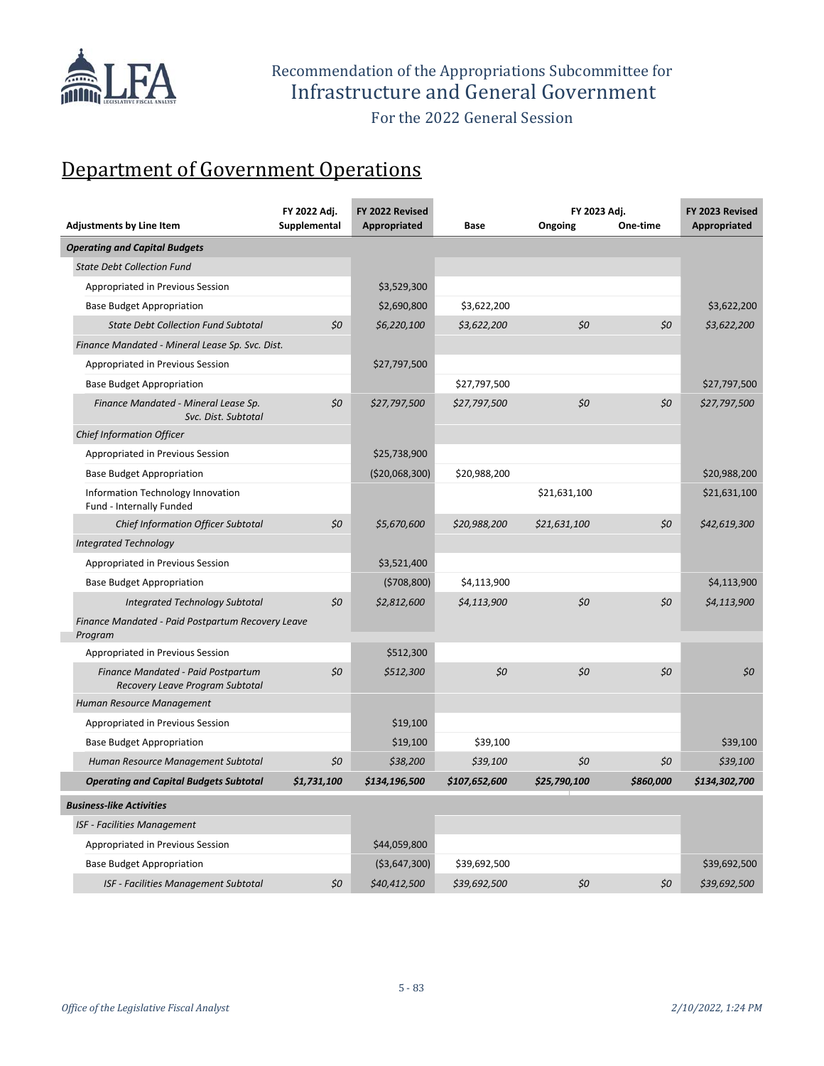# Recommendation of the Appropriations Subcommittee for Infrastructure and General Government

For the 2022 General Session

## Department of Government Operations

| Adjustments by Line Item | FY 2022 Adj. Supplemental | FY 2022 Revised Appropriated | Base | FY 2023 Adj. Ongoing | FY 2023 Adj. One-time | FY 2023 Revised Appropriated |
|---|---|---|---|---|---|---|
| ***Operating and Capital Budgets*** | | | | | | |
| *State Debt Collection Fund* | | | | | | |
| Appropriated in Previous Session | | $3,529,300 | | | | |
| Base Budget Appropriation | | $2,690,800 | $3,622,200 | | | $3,622,200 |
| *State Debt Collection Fund Subtotal* | *$0* | *$6,220,100* | *$3,622,200* | *$0* | *$0* | *$3,622,200* |
| *Finance Mandated - Mineral Lease Sp. Svc. Dist.* | | | | | | |
| Appropriated in Previous Session | | $27,797,500 | | | | |
| Base Budget Appropriation | | | $27,797,500 | | | $27,797,500 |
| *Finance Mandated - Mineral Lease Sp. Svc. Dist. Subtotal* | *$0* | *$27,797,500* | *$27,797,500* | *$0* | *$0* | *$27,797,500* |
| *Chief Information Officer* | | | | | | |
| Appropriated in Previous Session | | $25,738,900 | | | | |
| Base Budget Appropriation | | ($20,068,300) | $20,988,200 | | | $20,988,200 |
| Information Technology Innovation Fund - Internally Funded | | | | $21,631,100 | | $21,631,100 |
| *Chief Information Officer Subtotal* | *$0* | *$5,670,600* | *$20,988,200* | *$21,631,100* | *$0* | *$42,619,300* |
| *Integrated Technology* | | | | | | |
| Appropriated in Previous Session | | $3,521,400 | | | | |
| Base Budget Appropriation | | ($708,800) | $4,113,900 | | | $4,113,900 |
| *Integrated Technology Subtotal* | *$0* | *$2,812,600* | *$4,113,900* | *$0* | *$0* | *$4,113,900* |
| *Finance Mandated - Paid Postpartum Recovery Leave Program* | | | | | | |
| Appropriated in Previous Session | | $512,300 | | | | |
| *Finance Mandated - Paid Postpartum Recovery Leave Program Subtotal* | *$0* | *$512,300* | *$0* | *$0* | *$0* | *$0* |
| *Human Resource Management* | | | | | | |
| Appropriated in Previous Session | | $19,100 | | | | |
| Base Budget Appropriation | | $19,100 | $39,100 | | | $39,100 |
| *Human Resource Management Subtotal* | *$0* | *$38,200* | *$39,100* | *$0* | *$0* | *$39,100* |
| ***Operating and Capital Budgets Subtotal*** | ***$1,731,100*** | ***$134,196,500*** | ***$107,652,600*** | ***$25,790,100*** | ***$860,000*** | ***$134,302,700*** |
| ***Business-like Activities*** | | | | | | |
| *ISF - Facilities Management* | | | | | | |
| Appropriated in Previous Session | | $44,059,800 | | | | |
| Base Budget Appropriation | | ($3,647,300) | $39,692,500 | | | $39,692,500 |
| *ISF - Facilities Management Subtotal* | *$0* | *$40,412,500* | *$39,692,500* | *$0* | *$0* | *$39,692,500* |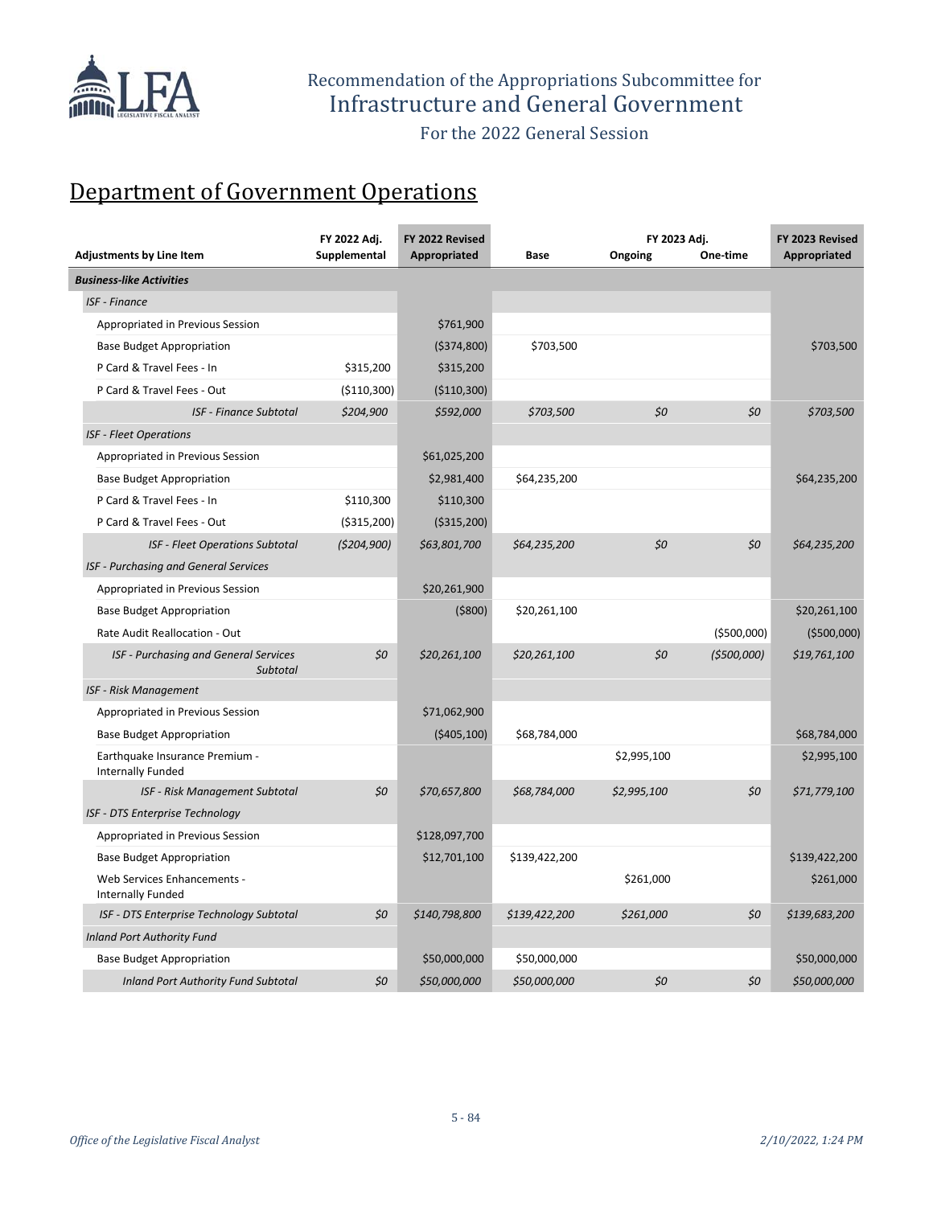Recommendation of the Appropriations Subcommittee for
Infrastructure and General Government

For the 2022 General Session

## Department of Government Operations

| Adjustments by Line Item | FY 2022 Adj. Supplemental | FY 2022 Revised Appropriated | Base | FY 2023 Adj. Ongoing | FY 2023 Adj. One-time | FY 2023 Revised Appropriated |
|---|---|---|---|---|---|---|
| ***Business-like Activities*** | | | | | | |
| *ISF - Finance* | | | | | | |
| Appropriated in Previous Session | | $761,900 | | | | |
| Base Budget Appropriation | | ($374,800) | $703,500 | | | $703,500 |
| P Card & Travel Fees - In | $315,200 | $315,200 | | | | |
| P Card & Travel Fees - Out | ($110,300) | ($110,300) | | | | |
| *ISF - Finance Subtotal* | *$204,900* | *$592,000* | *$703,500* | *$0* | *$0* | *$703,500* |
| *ISF - Fleet Operations* | | | | | | |
| Appropriated in Previous Session | | $61,025,200 | | | | |
| Base Budget Appropriation | | $2,981,400 | $64,235,200 | | | $64,235,200 |
| P Card & Travel Fees - In | $110,300 | $110,300 | | | | |
| P Card & Travel Fees - Out | ($315,200) | ($315,200) | | | | |
| *ISF - Fleet Operations Subtotal* | *($204,900)* | *$63,801,700* | *$64,235,200* | *$0* | *$0* | *$64,235,200* |
| *ISF - Purchasing and General Services* | | | | | | |
| Appropriated in Previous Session | | $20,261,900 | | | | |
| Base Budget Appropriation | | ($800) | $20,261,100 | | | $20,261,100 |
| Rate Audit Reallocation - Out | | | | | ($500,000) | ($500,000) |
| *ISF - Purchasing and General Services Subtotal* | *$0* | *$20,261,100* | *$20,261,100* | *$0* | *($500,000)* | *$19,761,100* |
| *ISF - Risk Management* | | | | | | |
| Appropriated in Previous Session | | $71,062,900 | | | | |
| Base Budget Appropriation | | ($405,100) | $68,784,000 | | | $68,784,000 |
| Earthquake Insurance Premium - Internally Funded | | | | $2,995,100 | | $2,995,100 |
| *ISF - Risk Management Subtotal* | *$0* | *$70,657,800* | *$68,784,000* | *$2,995,100* | *$0* | *$71,779,100* |
| *ISF - DTS Enterprise Technology* | | | | | | |
| Appropriated in Previous Session | | $128,097,700 | | | | |
| Base Budget Appropriation | | $12,701,100 | $139,422,200 | | | $139,422,200 |
| Web Services Enhancements - Internally Funded | | | | $261,000 | | $261,000 |
| *ISF - DTS Enterprise Technology Subtotal* | *$0* | *$140,798,800* | *$139,422,200* | *$261,000* | *$0* | *$139,683,200* |
| *Inland Port Authority Fund* | | | | | | |
| Base Budget Appropriation | | $50,000,000 | $50,000,000 | | | $50,000,000 |
| *Inland Port Authority Fund Subtotal* | *$0* | *$50,000,000* | *$50,000,000* | *$0* | *$0* | *$50,000,000* |

*Office of the Legislative Fiscal Analyst* *2/10/2022, 1:24 PM*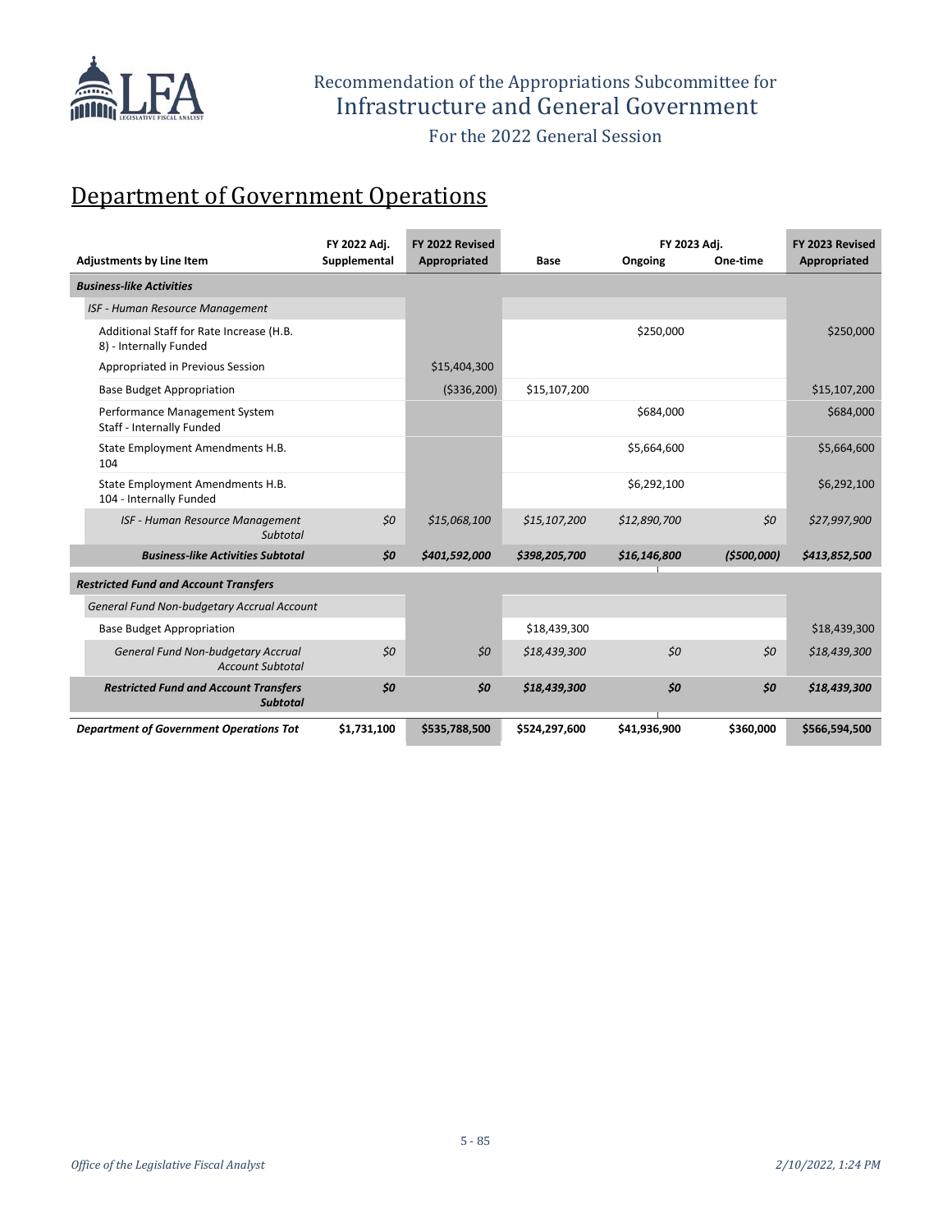# Recommendation of the Appropriations Subcommittee for Infrastructure and General Government

For the 2022 General Session

## Department of Government Operations

| Adjustments by Line Item | FY 2022 Adj. Supplemental | FY 2022 Revised Appropriated | Base | FY 2023 Adj. Ongoing | FY 2023 Adj. One-time | FY 2023 Revised Appropriated |
|---|---|---|---|---|---|---|
| ***Business-like Activities*** | | | | | | |
| *ISF - Human Resource Management* | | | | | | |
| Additional Staff for Rate Increase (H.B. 8) - Internally Funded | | | | $250,000 | | $250,000 |
| Appropriated in Previous Session | | $15,404,300 | | | | |
| Base Budget Appropriation | | ($336,200) | $15,107,200 | | | $15,107,200 |
| Performance Management System Staff - Internally Funded | | | | $684,000 | | $684,000 |
| State Employment Amendments H.B. 104 | | | | $5,664,600 | | $5,664,600 |
| State Employment Amendments H.B. 104 - Internally Funded | | | | $6,292,100 | | $6,292,100 |
| *ISF - Human Resource Management Subtotal* | *$0* | *$15,068,100* | *$15,107,200* | *$12,890,700* | *$0* | *$27,997,900* |
| ***Business-like Activities Subtotal*** | ***$0*** | ***$401,592,000*** | ***$398,205,700*** | ***$16,146,800*** | ***($500,000)*** | ***$413,852,500*** |
| ***Restricted Fund and Account Transfers*** | | | | | | |
| *General Fund Non-budgetary Accrual Account* | | | | | | |
| Base Budget Appropriation | | | $18,439,300 | | | $18,439,300 |
| *General Fund Non-budgetary Accrual Account Subtotal* | *$0* | *$0* | *$18,439,300* | *$0* | *$0* | *$18,439,300* |
| ***Restricted Fund and Account Transfers Subtotal*** | ***$0*** | ***$0*** | ***$18,439,300*** | ***$0*** | ***$0*** | ***$18,439,300*** |
| ***Department of Government Operations Tot*** | **$1,731,100** | **$535,788,500** | **$524,297,600** | **$41,936,900** | **$360,000** | **$566,594,500** |

*Office of the Legislative Fiscal Analyst* *2/10/2022, 1:24 PM*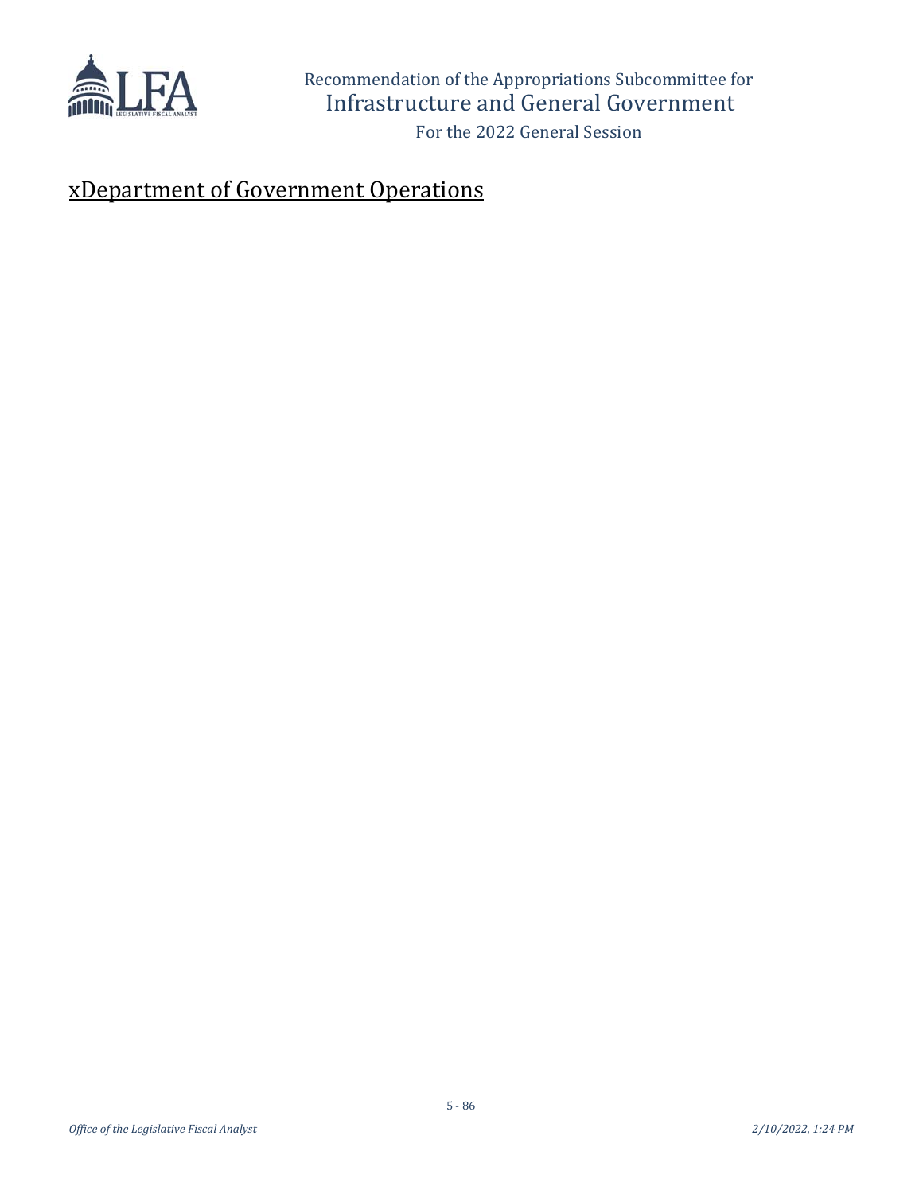## xDepartment of Government Operations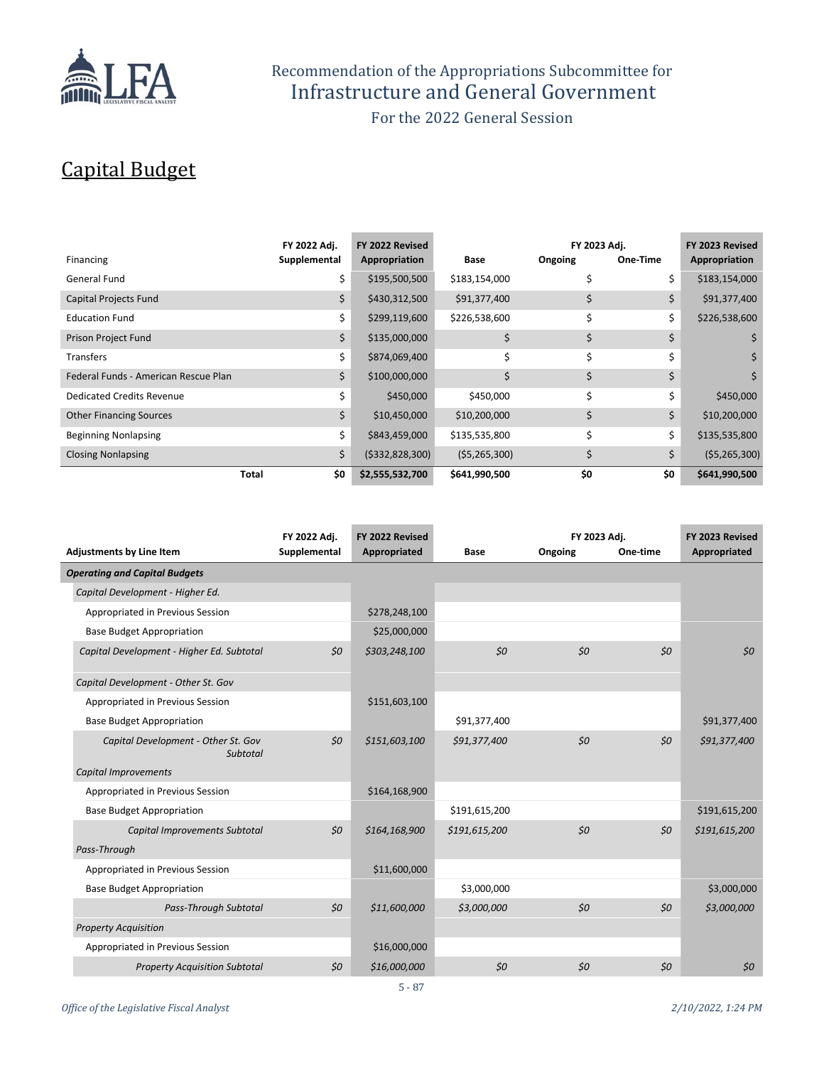Recommendation of the Appropriations Subcommittee for
Infrastructure and General Government
For the 2022 General Session

## Capital Budget

| Financing | FY 2022 Adj. Supplemental | FY 2022 Revised Appropriation | Base | FY 2023 Adj. Ongoing | FY 2023 Adj. One-Time | FY 2023 Revised Appropriation |
|---|---|---|---|---|---|---|
| General Fund | $ | $195,500,500 | $183,154,000 | $ | $ | $183,154,000 |
| Capital Projects Fund | $ | $430,312,500 | $91,377,400 | $ | $ | $91,377,400 |
| Education Fund | $ | $299,119,600 | $226,538,600 | $ | $ | $226,538,600 |
| Prison Project Fund | $ | $135,000,000 | $ | $ | $ | $ |
| Transfers | $ | $874,069,400 | $ | $ | $ | $ |
| Federal Funds - American Rescue Plan | $ | $100,000,000 | $ | $ | $ | $ |
| Dedicated Credits Revenue | $ | $450,000 | $450,000 | $ | $ | $450,000 |
| Other Financing Sources | $ | $10,450,000 | $10,200,000 | $ | $ | $10,200,000 |
| Beginning Nonlapsing | $ | $843,459,000 | $135,535,800 | $ | $ | $135,535,800 |
| Closing Nonlapsing | $ | ($332,828,300) | ($5,265,300) | $ | $ | ($5,265,300) |
| **Total** | **$0** | **$2,555,532,700** | **$641,990,500** | **$0** | **$0** | **$641,990,500** |

| Adjustments by Line Item | FY 2022 Adj. Supplemental | FY 2022 Revised Appropriated | Base | FY 2023 Adj. Ongoing | FY 2023 Adj. One-time | FY 2023 Revised Appropriated |
|---|---|---|---|---|---|---|
| ***Operating and Capital Budgets*** | | | | | | |
| *Capital Development - Higher Ed.* | | | | | | |
| Appropriated in Previous Session | | $278,248,100 | | | | |
| Base Budget Appropriation | | $25,000,000 | | | | |
| *Capital Development - Higher Ed. Subtotal* | *$0* | *$303,248,100* | *$0* | *$0* | *$0* | *$0* |
| *Capital Development - Other St. Gov* | | | | | | |
| Appropriated in Previous Session | | $151,603,100 | | | | |
| Base Budget Appropriation | | | $91,377,400 | | | $91,377,400 |
| *Capital Development - Other St. Gov Subtotal* | *$0* | *$151,603,100* | *$91,377,400* | *$0* | *$0* | *$91,377,400* |
| *Capital Improvements* | | | | | | |
| Appropriated in Previous Session | | $164,168,900 | | | | |
| Base Budget Appropriation | | | $191,615,200 | | | $191,615,200 |
| *Capital Improvements Subtotal* | *$0* | *$164,168,900* | *$191,615,200* | *$0* | *$0* | *$191,615,200* |
| *Pass-Through* | | | | | | |
| Appropriated in Previous Session | | $11,600,000 | | | | |
| Base Budget Appropriation | | | $3,000,000 | | | $3,000,000 |
| *Pass-Through Subtotal* | *$0* | *$11,600,000* | *$3,000,000* | *$0* | *$0* | *$3,000,000* |
| *Property Acquisition* | | | | | | |
| Appropriated in Previous Session | | $16,000,000 | | | | |
| *Property Acquisition Subtotal* | *$0* | *$16,000,000* | *$0* | *$0* | *$0* | *$0* |

*Office of the Legislative Fiscal Analyst* — *2/10/2022, 1:24 PM*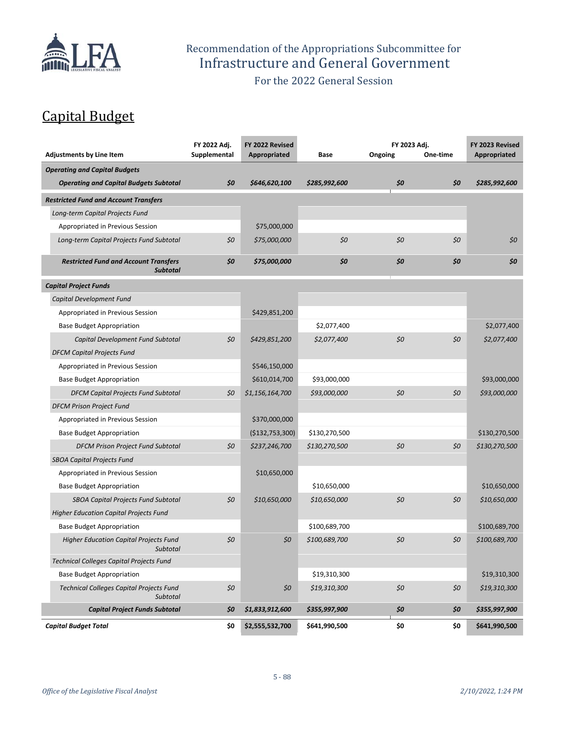Recommendation of the Appropriations Subcommittee for
Infrastructure and General Government

For the 2022 General Session

## Capital Budget

| Adjustments by Line Item | FY 2022 Adj. Supplemental | FY 2022 Revised Appropriated | Base | FY 2023 Adj. Ongoing | FY 2023 Adj. One-time | FY 2023 Revised Appropriated |
|---|---|---|---|---|---|---|
| ***Operating and Capital Budgets*** | | | | | | |
| ***Operating and Capital Budgets Subtotal*** | ***$0*** | ***$646,620,100*** | ***$285,992,600*** | ***$0*** | ***$0*** | ***$285,992,600*** |
| ***Restricted Fund and Account Transfers*** | | | | | | |
| *Long-term Capital Projects Fund* | | | | | | |
| Appropriated in Previous Session | | $75,000,000 | | | | |
| *Long-term Capital Projects Fund Subtotal* | *$0* | *$75,000,000* | *$0* | *$0* | *$0* | *$0* |
| ***Restricted Fund and Account Transfers Subtotal*** | ***$0*** | ***$75,000,000*** | ***$0*** | ***$0*** | ***$0*** | ***$0*** |
| ***Capital Project Funds*** | | | | | | |
| *Capital Development Fund* | | | | | | |
| Appropriated in Previous Session | | $429,851,200 | | | | |
| Base Budget Appropriation | | | $2,077,400 | | | $2,077,400 |
| *Capital Development Fund Subtotal* | *$0* | *$429,851,200* | *$2,077,400* | *$0* | *$0* | *$2,077,400* |
| *DFCM Capital Projects Fund* | | | | | | |
| Appropriated in Previous Session | | $546,150,000 | | | | |
| Base Budget Appropriation | | $610,014,700 | $93,000,000 | | | $93,000,000 |
| *DFCM Capital Projects Fund Subtotal* | *$0* | *$1,156,164,700* | *$93,000,000* | *$0* | *$0* | *$93,000,000* |
| *DFCM Prison Project Fund* | | | | | | |
| Appropriated in Previous Session | | $370,000,000 | | | | |
| Base Budget Appropriation | | ($132,753,300) | $130,270,500 | | | $130,270,500 |
| *DFCM Prison Project Fund Subtotal* | *$0* | *$237,246,700* | *$130,270,500* | *$0* | *$0* | *$130,270,500* |
| *SBOA Capital Projects Fund* | | | | | | |
| Appropriated in Previous Session | | $10,650,000 | | | | |
| Base Budget Appropriation | | | $10,650,000 | | | $10,650,000 |
| *SBOA Capital Projects Fund Subtotal* | *$0* | *$10,650,000* | *$10,650,000* | *$0* | *$0* | *$10,650,000* |
| *Higher Education Capital Projects Fund* | | | | | | |
| Base Budget Appropriation | | | $100,689,700 | | | $100,689,700 |
| *Higher Education Capital Projects Fund Subtotal* | *$0* | *$0* | *$100,689,700* | *$0* | *$0* | *$100,689,700* |
| *Technical Colleges Capital Projects Fund* | | | | | | |
| Base Budget Appropriation | | | $19,310,300 | | | $19,310,300 |
| *Technical Colleges Capital Projects Fund Subtotal* | *$0* | *$0* | *$19,310,300* | *$0* | *$0* | *$19,310,300* |
| ***Capital Project Funds Subtotal*** | ***$0*** | ***$1,833,912,600*** | ***$355,997,900*** | ***$0*** | ***$0*** | ***$355,997,900*** |
| ***Capital Budget Total*** | **$0** | **$2,555,532,700** | **$641,990,500** | **$0** | **$0** | **$641,990,500** |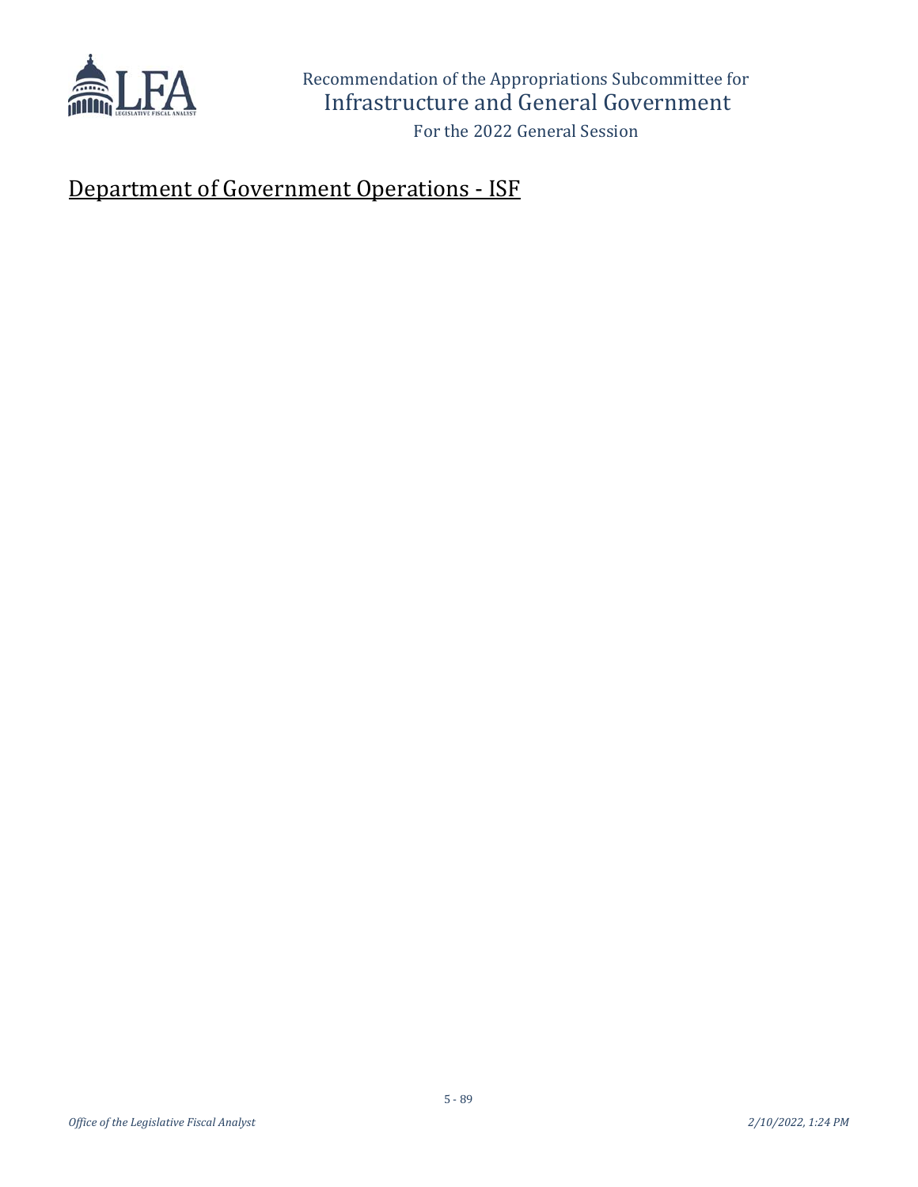## Department of Government Operations - ISF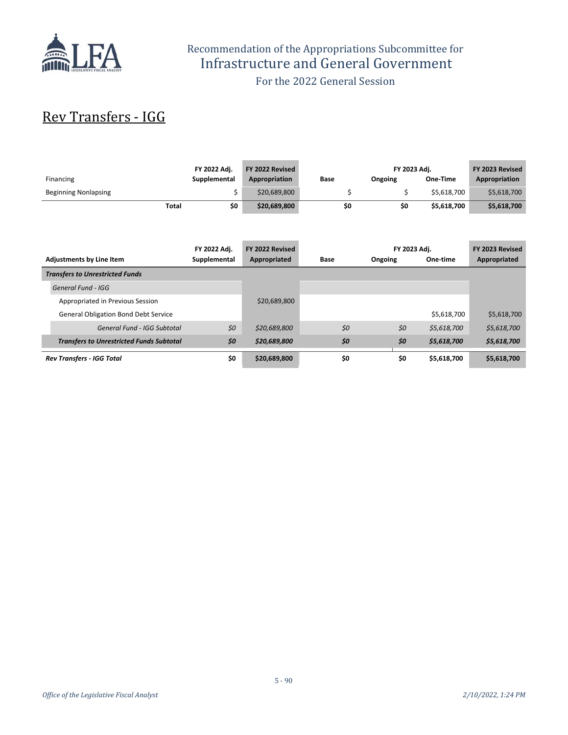Recommendation of the Appropriations Subcommittee for
Infrastructure and General Government

For the 2022 General Session

# Rev Transfers - IGG

| Financing | FY 2022 Adj. Supplemental | FY 2022 Revised Appropriation | Base | FY 2023 Adj. Ongoing | FY 2023 Adj. One-Time | FY 2023 Revised Appropriation |
|---|---|---|---|---|---|---|
| Beginning Nonlapsing | $ | $20,689,800 | $ | $ | $5,618,700 | $5,618,700 |
| **Total** | **$0** | **$20,689,800** | **$0** | **$0** | **$5,618,700** | **$5,618,700** |

| Adjustments by Line Item | FY 2022 Adj. Supplemental | FY 2022 Revised Appropriated | Base | FY 2023 Adj. Ongoing | FY 2023 Adj. One-time | FY 2023 Revised Appropriated |
|---|---|---|---|---|---|---|
| ***Transfers to Unrestricted Funds*** | | | | | | |
| *General Fund - IGG* | | | | | | |
| Appropriated in Previous Session | | $20,689,800 | | | | |
| General Obligation Bond Debt Service | | | | | $5,618,700 | $5,618,700 |
| *General Fund - IGG Subtotal* | *$0* | *$20,689,800* | *$0* | *$0* | *$5,618,700* | *$5,618,700* |
| ***Transfers to Unrestricted Funds Subtotal*** | ***$0*** | ***$20,689,800*** | ***$0*** | ***$0*** | ***$5,618,700*** | ***$5,618,700*** |
| ***Rev Transfers - IGG Total*** | **$0** | **$20,689,800** | **$0** | **$0** | **$5,618,700** | **$5,618,700** |

*Office of the Legislative Fiscal Analyst* *2/10/2022, 1:24 PM*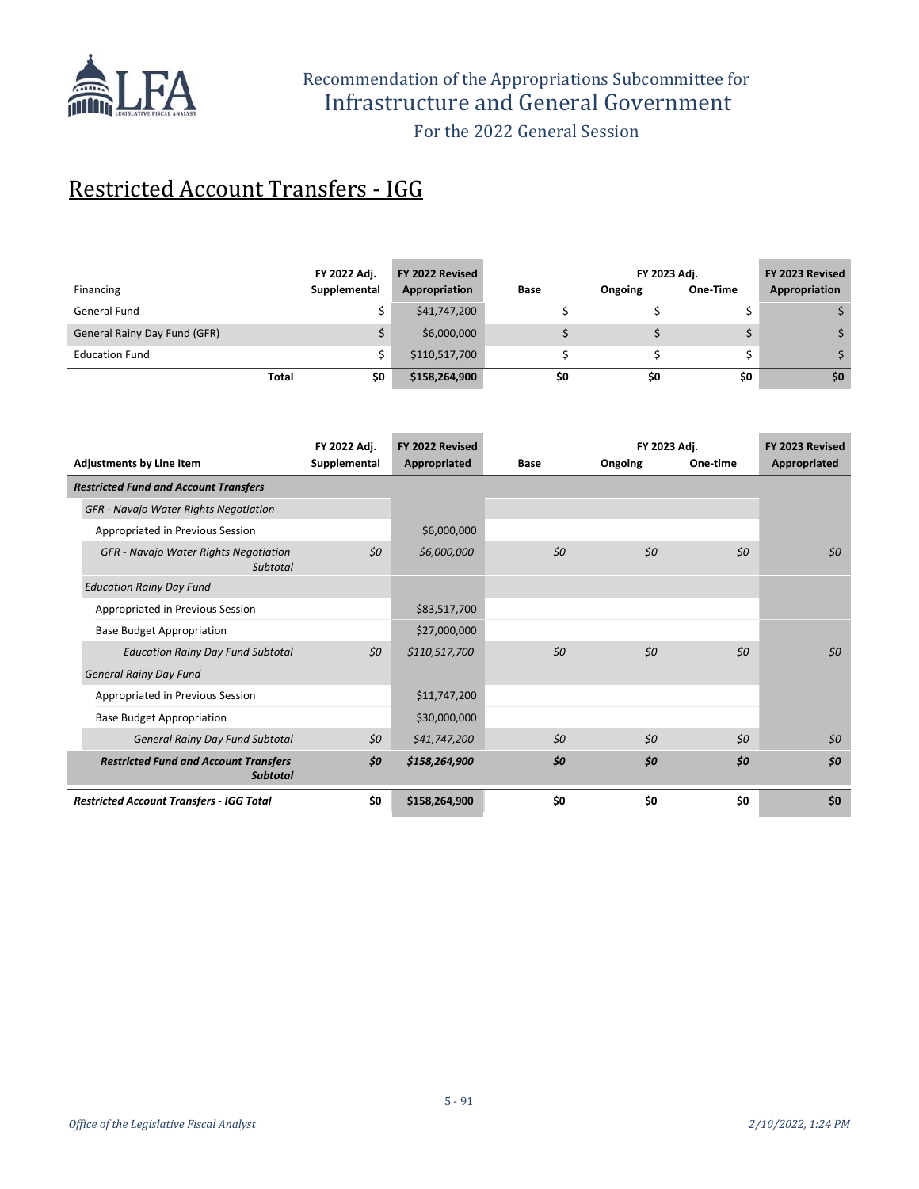# Restricted Account Transfers - IGG

| Financing | FY 2022 Adj. Supplemental | FY 2022 Revised Appropriation | Base | FY 2023 Adj. Ongoing | FY 2023 Adj. One-Time | FY 2023 Revised Appropriation |
|---|---|---|---|---|---|---|
| General Fund | $ | $41,747,200 | $ | $ | $ | $ |
| General Rainy Day Fund (GFR) | $ | $6,000,000 | $ | $ | $ | $ |
| Education Fund | $ | $110,517,700 | $ | $ | $ | $ |
| **Total** | **$0** | **$158,264,900** | **$0** | **$0** | **$0** | **$0** |

| Adjustments by Line Item | FY 2022 Adj. Supplemental | FY 2022 Revised Appropriated | Base | FY 2023 Adj. Ongoing | FY 2023 Adj. One-time | FY 2023 Revised Appropriated |
|---|---|---|---|---|---|---|
| ***Restricted Fund and Account Transfers*** | | | | | | |
| *GFR - Navajo Water Rights Negotiation* | | | | | | |
| Appropriated in Previous Session | | $6,000,000 | | | | |
| *GFR - Navajo Water Rights Negotiation Subtotal* | *$0* | *$6,000,000* | *$0* | *$0* | *$0* | *$0* |
| *Education Rainy Day Fund* | | | | | | |
| Appropriated in Previous Session | | $83,517,700 | | | | |
| Base Budget Appropriation | | $27,000,000 | | | | |
| *Education Rainy Day Fund Subtotal* | *$0* | *$110,517,700* | *$0* | *$0* | *$0* | *$0* |
| *General Rainy Day Fund* | | | | | | |
| Appropriated in Previous Session | | $11,747,200 | | | | |
| Base Budget Appropriation | | $30,000,000 | | | | |
| *General Rainy Day Fund Subtotal* | *$0* | *$41,747,200* | *$0* | *$0* | *$0* | *$0* |
| ***Restricted Fund and Account Transfers Subtotal*** | ***$0*** | ***$158,264,900*** | ***$0*** | ***$0*** | ***$0*** | ***$0*** |
| ***Restricted Account Transfers - IGG Total*** | **$0** | **$158,264,900** | **$0** | **$0** | **$0** | **$0** |

*Office of the Legislative Fiscal Analyst* *2/10/2022, 1:24 PM*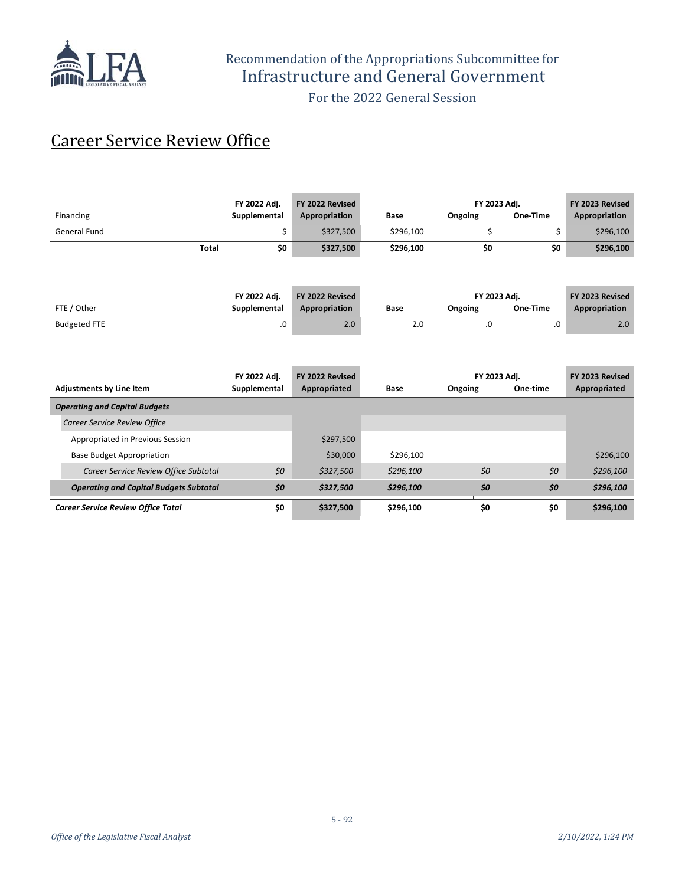Recommendation of the Appropriations Subcommittee for
Infrastructure and General Government

For the 2022 General Session

# Career Service Review Office

| Financing | FY 2022 Adj. Supplemental | FY 2022 Revised Appropriation | Base | FY 2023 Adj. Ongoing | FY 2023 Adj. One-Time | FY 2023 Revised Appropriation |
|---|---|---|---|---|---|---|
| General Fund | $ | $327,500 | $296,100 | $ | $ | $296,100 |
| **Total** | **$0** | **$327,500** | **$296,100** | **$0** | **$0** | **$296,100** |

| FTE / Other | FY 2022 Adj. Supplemental | FY 2022 Revised Appropriation | Base | FY 2023 Adj. Ongoing | FY 2023 Adj. One-Time | FY 2023 Revised Appropriation |
|---|---|---|---|---|---|---|
| Budgeted FTE | .0 | 2.0 | 2.0 | .0 | .0 | 2.0 |

| Adjustments by Line Item | FY 2022 Adj. Supplemental | FY 2022 Revised Appropriated | Base | FY 2023 Adj. Ongoing | FY 2023 Adj. One-time | FY 2023 Revised Appropriated |
|---|---|---|---|---|---|---|
| ***Operating and Capital Budgets*** | | | | | | |
| *Career Service Review Office* | | | | | | |
| Appropriated in Previous Session | | $297,500 | | | | |
| Base Budget Appropriation | | $30,000 | $296,100 | | | $296,100 |
| *Career Service Review Office Subtotal* | *$0* | *$327,500* | *$296,100* | *$0* | *$0* | *$296,100* |
| ***Operating and Capital Budgets Subtotal*** | ***$0*** | ***$327,500*** | ***$296,100*** | ***$0*** | ***$0*** | ***$296,100*** |
| ***Career Service Review Office Total*** | **$0** | **$327,500** | **$296,100** | **$0** | **$0** | **$296,100** |

*Office of the Legislative Fiscal Analyst* *2/10/2022, 1:24 PM*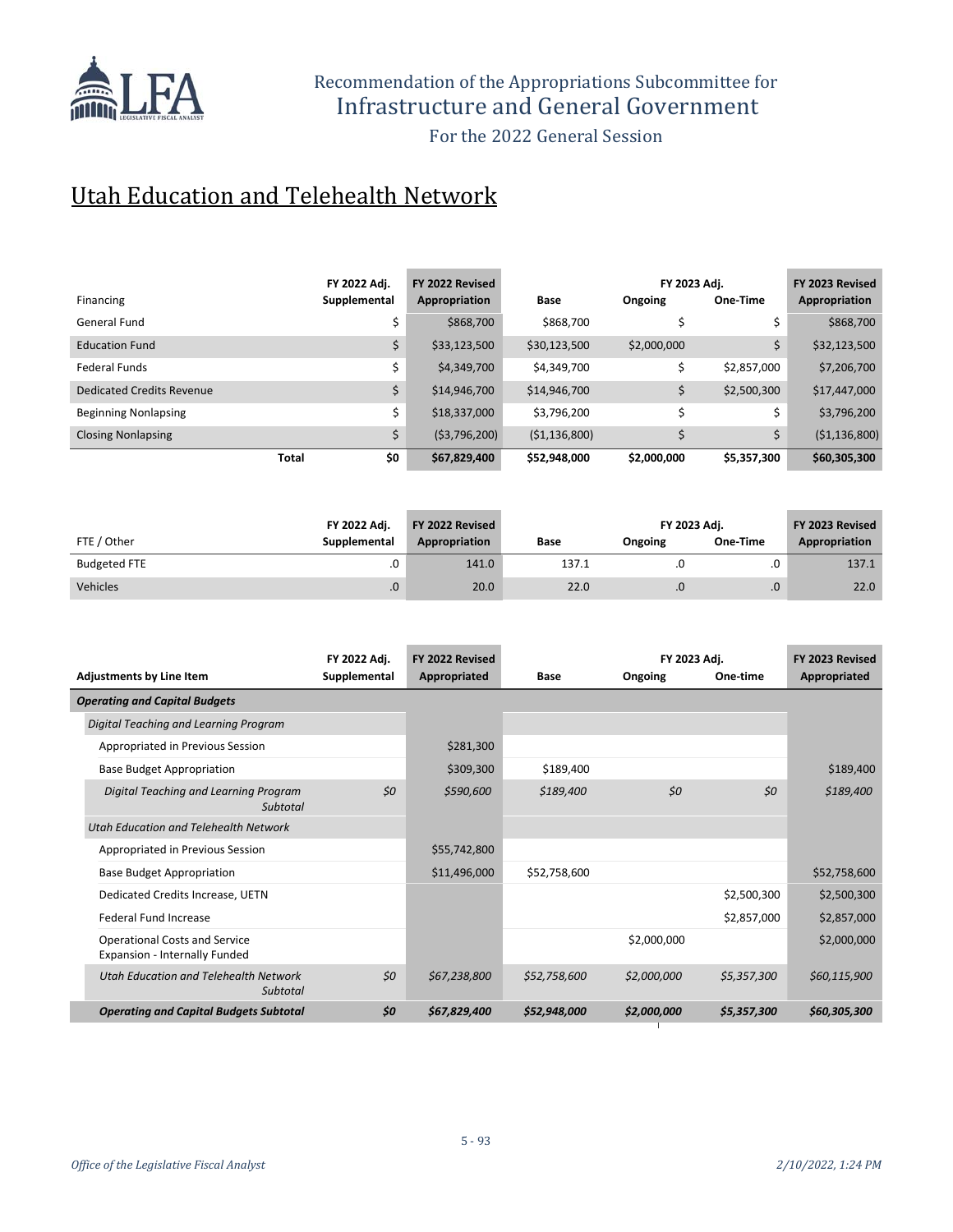Recommendation of the Appropriations Subcommittee for
Infrastructure and General Government

For the 2022 General Session

# Utah Education and Telehealth Network

| Financing | FY 2022 Adj. Supplemental | FY 2022 Revised Appropriation | Base | FY 2023 Adj. Ongoing | FY 2023 Adj. One-Time | FY 2023 Revised Appropriation |
|---|---|---|---|---|---|---|
| General Fund | $ | $868,700 | $868,700 | $ | $ | $868,700 |
| Education Fund | $ | $33,123,500 | $30,123,500 | $2,000,000 | $ | $32,123,500 |
| Federal Funds | $ | $4,349,700 | $4,349,700 | $ | $2,857,000 | $7,206,700 |
| Dedicated Credits Revenue | $ | $14,946,700 | $14,946,700 | $ | $2,500,300 | $17,447,000 |
| Beginning Nonlapsing | $ | $18,337,000 | $3,796,200 | $ | $ | $3,796,200 |
| Closing Nonlapsing | $ | ($3,796,200) | ($1,136,800) | $ | $ | ($1,136,800) |
| **Total** | **$0** | **$67,829,400** | **$52,948,000** | **$2,000,000** | **$5,357,300** | **$60,305,300** |

| FTE / Other | FY 2022 Adj. Supplemental | FY 2022 Revised Appropriation | Base | FY 2023 Adj. Ongoing | FY 2023 Adj. One-Time | FY 2023 Revised Appropriation |
|---|---|---|---|---|---|---|
| Budgeted FTE | .0 | 141.0 | 137.1 | .0 | .0 | 137.1 |
| Vehicles | .0 | 20.0 | 22.0 | .0 | .0 | 22.0 |

| Adjustments by Line Item | FY 2022 Adj. Supplemental | FY 2022 Revised Appropriated | Base | FY 2023 Adj. Ongoing | FY 2023 Adj. One-time | FY 2023 Revised Appropriated |
|---|---|---|---|---|---|---|
| ***Operating and Capital Budgets*** | | | | | | |
| *Digital Teaching and Learning Program* | | | | | | |
| Appropriated in Previous Session | | $281,300 | | | | |
| Base Budget Appropriation | | $309,300 | $189,400 | | | $189,400 |
| *Digital Teaching and Learning Program Subtotal* | *$0* | *$590,600* | *$189,400* | *$0* | *$0* | *$189,400* |
| *Utah Education and Telehealth Network* | | | | | | |
| Appropriated in Previous Session | | $55,742,800 | | | | |
| Base Budget Appropriation | | $11,496,000 | $52,758,600 | | | $52,758,600 |
| Dedicated Credits Increase, UETN | | | | | $2,500,300 | $2,500,300 |
| Federal Fund Increase | | | | | $2,857,000 | $2,857,000 |
| Operational Costs and Service Expansion - Internally Funded | | | | $2,000,000 | | $2,000,000 |
| *Utah Education and Telehealth Network Subtotal* | *$0* | *$67,238,800* | *$52,758,600* | *$2,000,000* | *$5,357,300* | *$60,115,900* |
| ***Operating and Capital Budgets Subtotal*** | ***$0*** | ***$67,829,400*** | ***$52,948,000*** | ***$2,000,000*** | ***$5,357,300*** | ***$60,305,300*** |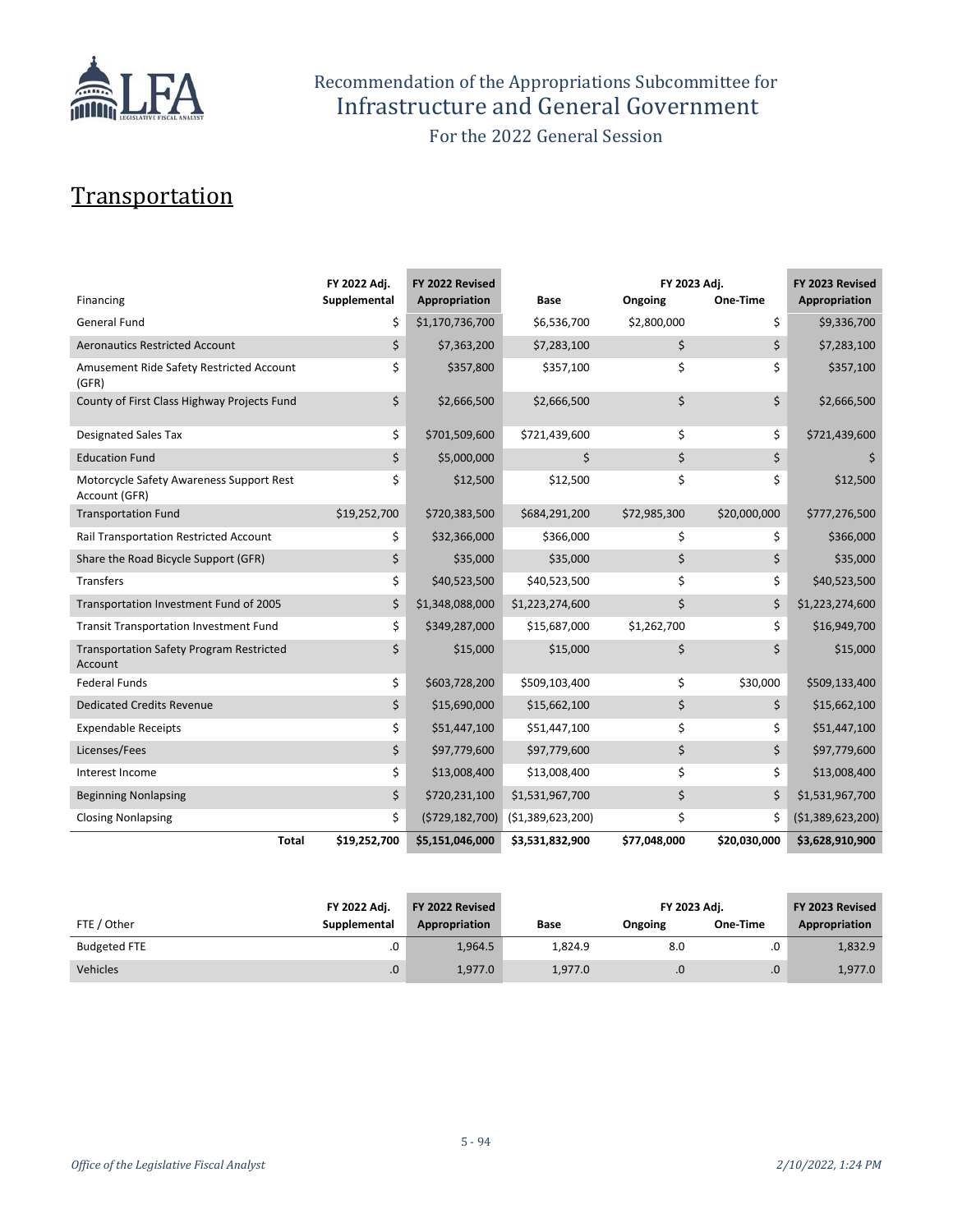# Recommendation of the Appropriations Subcommittee for Infrastructure and General Government

For the 2022 General Session

## Transportation

| Financing | FY 2022 Adj. Supplemental | FY 2022 Revised Appropriation | Base | FY 2023 Adj. Ongoing | FY 2023 Adj. One-Time | FY 2023 Revised Appropriation |
|---|---|---|---|---|---|---|
| General Fund | $ | $1,170,736,700 | $6,536,700 | $2,800,000 | $ | $9,336,700 |
| Aeronautics Restricted Account | $ | $7,363,200 | $7,283,100 | $ | $ | $7,283,100 |
| Amusement Ride Safety Restricted Account (GFR) | $ | $357,800 | $357,100 | $ | $ | $357,100 |
| County of First Class Highway Projects Fund | $ | $2,666,500 | $2,666,500 | $ | $ | $2,666,500 |
| Designated Sales Tax | $ | $701,509,600 | $721,439,600 | $ | $ | $721,439,600 |
| Education Fund | $ | $5,000,000 | $ | $ | $ | $ |
| Motorcycle Safety Awareness Support Rest Account (GFR) | $ | $12,500 | $12,500 | $ | $ | $12,500 |
| Transportation Fund | $19,252,700 | $720,383,500 | $684,291,200 | $72,985,300 | $20,000,000 | $777,276,500 |
| Rail Transportation Restricted Account | $ | $32,366,000 | $366,000 | $ | $ | $366,000 |
| Share the Road Bicycle Support (GFR) | $ | $35,000 | $35,000 | $ | $ | $35,000 |
| Transfers | $ | $40,523,500 | $40,523,500 | $ | $ | $40,523,500 |
| Transportation Investment Fund of 2005 | $ | $1,348,088,000 | $1,223,274,600 | $ | $ | $1,223,274,600 |
| Transit Transportation Investment Fund | $ | $349,287,000 | $15,687,000 | $1,262,700 | $ | $16,949,700 |
| Transportation Safety Program Restricted Account | $ | $15,000 | $15,000 | $ | $ | $15,000 |
| Federal Funds | $ | $603,728,200 | $509,103,400 | $ | $30,000 | $509,133,400 |
| Dedicated Credits Revenue | $ | $15,690,000 | $15,662,100 | $ | $ | $15,662,100 |
| Expendable Receipts | $ | $51,447,100 | $51,447,100 | $ | $ | $51,447,100 |
| Licenses/Fees | $ | $97,779,600 | $97,779,600 | $ | $ | $97,779,600 |
| Interest Income | $ | $13,008,400 | $13,008,400 | $ | $ | $13,008,400 |
| Beginning Nonlapsing | $ | $720,231,100 | $1,531,967,700 | $ | $ | $1,531,967,700 |
| Closing Nonlapsing | $ | ($729,182,700) | ($1,389,623,200) | $ | $ | ($1,389,623,200) |
| **Total** | **$19,252,700** | **$5,151,046,000** | **$3,531,832,900** | **$77,048,000** | **$20,030,000** | **$3,628,910,900** |

| FTE / Other | FY 2022 Adj. Supplemental | FY 2022 Revised Appropriation | Base | FY 2023 Adj. Ongoing | FY 2023 Adj. One-Time | FY 2023 Revised Appropriation |
|---|---|---|---|---|---|---|
| Budgeted FTE | .0 | 1,964.5 | 1,824.9 | 8.0 | .0 | 1,832.9 |
| Vehicles | .0 | 1,977.0 | 1,977.0 | .0 | .0 | 1,977.0 |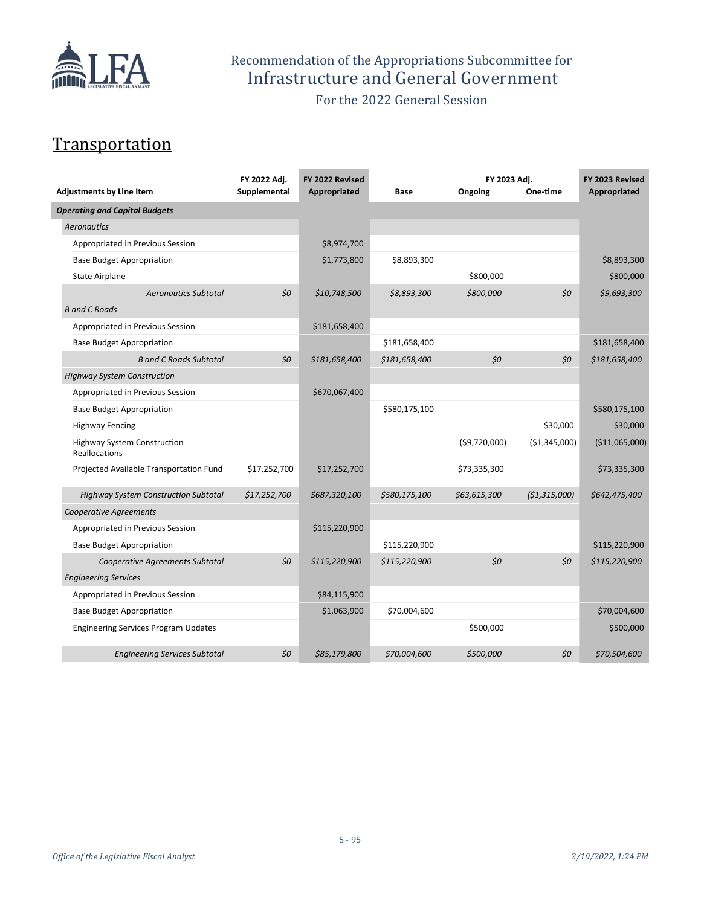Recommendation of the Appropriations Subcommittee for
Infrastructure and General Government
For the 2022 General Session

# Transportation

| Adjustments by Line Item | FY 2022 Adj. Supplemental | FY 2022 Revised Appropriated | Base | FY 2023 Adj. Ongoing | FY 2023 Adj. One-time | FY 2023 Revised Appropriated |
|---|---|---|---|---|---|---|
| ***Operating and Capital Budgets*** | | | | | | |
| *Aeronautics* | | | | | | |
| Appropriated in Previous Session | | $8,974,700 | | | | |
| Base Budget Appropriation | | $1,773,800 | $8,893,300 | | | $8,893,300 |
| State Airplane | | | | $800,000 | | $800,000 |
| *Aeronautics Subtotal* | *$0* | *$10,748,500* | *$8,893,300* | *$800,000* | *$0* | *$9,693,300* |
| *B and C Roads* | | | | | | |
| Appropriated in Previous Session | | $181,658,400 | | | | |
| Base Budget Appropriation | | | $181,658,400 | | | $181,658,400 |
| *B and C Roads Subtotal* | *$0* | *$181,658,400* | *$181,658,400* | *$0* | *$0* | *$181,658,400* |
| *Highway System Construction* | | | | | | |
| Appropriated in Previous Session | | $670,067,400 | | | | |
| Base Budget Appropriation | | | $580,175,100 | | | $580,175,100 |
| Highway Fencing | | | | | $30,000 | $30,000 |
| Highway System Construction Reallocations | | | | ($9,720,000) | ($1,345,000) | ($11,065,000) |
| Projected Available Transportation Fund | $17,252,700 | $17,252,700 | | $73,335,300 | | $73,335,300 |
| *Highway System Construction Subtotal* | *$17,252,700* | *$687,320,100* | *$580,175,100* | *$63,615,300* | *($1,315,000)* | *$642,475,400* |
| *Cooperative Agreements* | | | | | | |
| Appropriated in Previous Session | | $115,220,900 | | | | |
| Base Budget Appropriation | | | $115,220,900 | | | $115,220,900 |
| *Cooperative Agreements Subtotal* | *$0* | *$115,220,900* | *$115,220,900* | *$0* | *$0* | *$115,220,900* |
| *Engineering Services* | | | | | | |
| Appropriated in Previous Session | | $84,115,900 | | | | |
| Base Budget Appropriation | | $1,063,900 | $70,004,600 | | | $70,004,600 |
| Engineering Services Program Updates | | | | $500,000 | | $500,000 |
| *Engineering Services Subtotal* | *$0* | *$85,179,800* | *$70,004,600* | *$500,000* | *$0* | *$70,504,600* |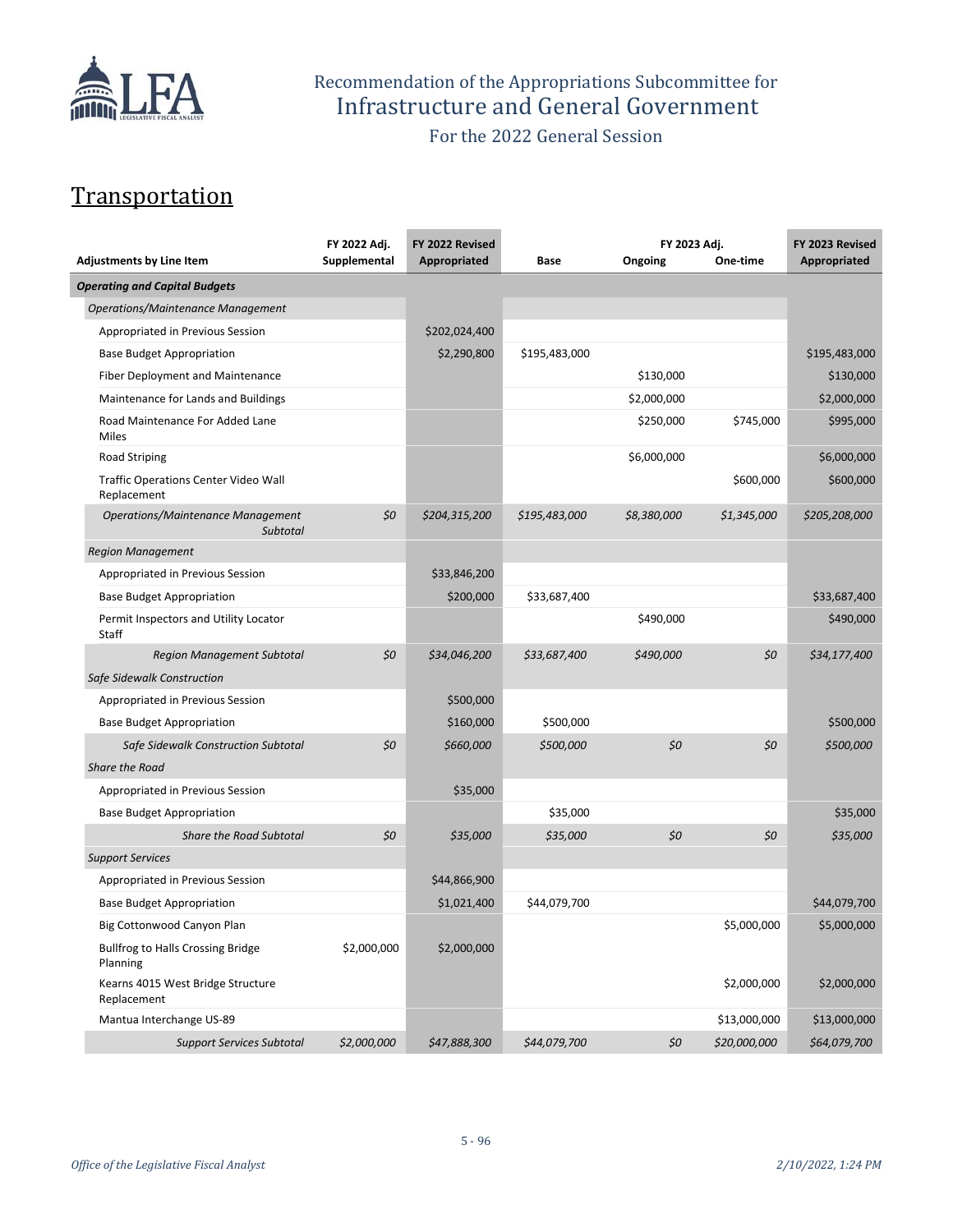# Recommendation of the Appropriations Subcommittee for Infrastructure and General Government

For the 2022 General Session

## Transportation

| Adjustments by Line Item | FY 2022 Adj. Supplemental | FY 2022 Revised Appropriated | Base | FY 2023 Adj. Ongoing | FY 2023 Adj. One-time | FY 2023 Revised Appropriated |
|---|---|---|---|---|---|---|
| ***Operating and Capital Budgets*** | | | | | | |
| *Operations/Maintenance Management* | | | | | | |
| Appropriated in Previous Session | | $202,024,400 | | | | |
| Base Budget Appropriation | | $2,290,800 | $195,483,000 | | | $195,483,000 |
| Fiber Deployment and Maintenance | | | | $130,000 | | $130,000 |
| Maintenance for Lands and Buildings | | | | $2,000,000 | | $2,000,000 |
| Road Maintenance For Added Lane Miles | | | | $250,000 | $745,000 | $995,000 |
| Road Striping | | | | $6,000,000 | | $6,000,000 |
| Traffic Operations Center Video Wall Replacement | | | | | $600,000 | $600,000 |
| *Operations/Maintenance Management Subtotal* | *$0* | *$204,315,200* | *$195,483,000* | *$8,380,000* | *$1,345,000* | *$205,208,000* |
| *Region Management* | | | | | | |
| Appropriated in Previous Session | | $33,846,200 | | | | |
| Base Budget Appropriation | | $200,000 | $33,687,400 | | | $33,687,400 |
| Permit Inspectors and Utility Locator Staff | | | | $490,000 | | $490,000 |
| *Region Management Subtotal* | *$0* | *$34,046,200* | *$33,687,400* | *$490,000* | *$0* | *$34,177,400* |
| *Safe Sidewalk Construction* | | | | | | |
| Appropriated in Previous Session | | $500,000 | | | | |
| Base Budget Appropriation | | $160,000 | $500,000 | | | $500,000 |
| *Safe Sidewalk Construction Subtotal* | *$0* | *$660,000* | *$500,000* | *$0* | *$0* | *$500,000* |
| *Share the Road* | | | | | | |
| Appropriated in Previous Session | | $35,000 | | | | |
| Base Budget Appropriation | | | $35,000 | | | $35,000 |
| *Share the Road Subtotal* | *$0* | *$35,000* | *$35,000* | *$0* | *$0* | *$35,000* |
| *Support Services* | | | | | | |
| Appropriated in Previous Session | | $44,866,900 | | | | |
| Base Budget Appropriation | | $1,021,400 | $44,079,700 | | | $44,079,700 |
| Big Cottonwood Canyon Plan | | | | | $5,000,000 | $5,000,000 |
| Bullfrog to Halls Crossing Bridge Planning | $2,000,000 | $2,000,000 | | | | |
| Kearns 4015 West Bridge Structure Replacement | | | | | $2,000,000 | $2,000,000 |
| Mantua Interchange US-89 | | | | | $13,000,000 | $13,000,000 |
| *Support Services Subtotal* | *$2,000,000* | *$47,888,300* | *$44,079,700* | *$0* | *$20,000,000* | *$64,079,700* |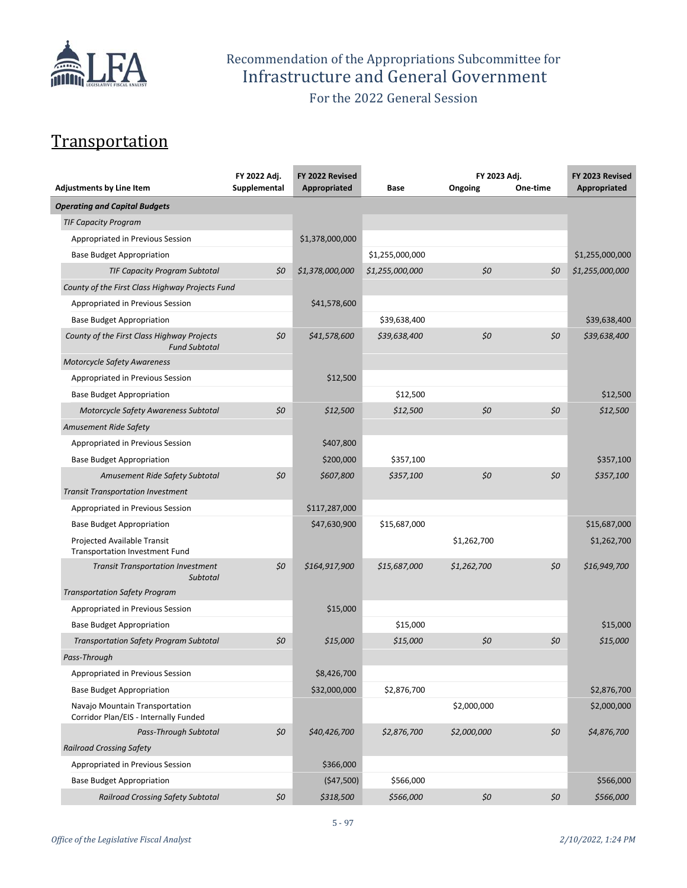Recommendation of the Appropriations Subcommittee for
Infrastructure and General Government
For the 2022 General Session

# Transportation

| Adjustments by Line Item | FY 2022 Adj. Supplemental | FY 2022 Revised Appropriated | FY 2023 Adj. Base | FY 2023 Adj. Ongoing | FY 2023 Adj. One-time | FY 2023 Revised Appropriated |
|---|---|---|---|---|---|---|
| ***Operating and Capital Budgets*** | | | | | | |
| *TIF Capacity Program* | | | | | | |
| Appropriated in Previous Session | | $1,378,000,000 | | | | |
| Base Budget Appropriation | | | $1,255,000,000 | | | $1,255,000,000 |
| *TIF Capacity Program Subtotal* | *$0* | *$1,378,000,000* | *$1,255,000,000* | *$0* | *$0* | *$1,255,000,000* |
| *County of the First Class Highway Projects Fund* | | | | | | |
| Appropriated in Previous Session | | $41,578,600 | | | | |
| Base Budget Appropriation | | | $39,638,400 | | | $39,638,400 |
| *County of the First Class Highway Projects Fund Subtotal* | *$0* | *$41,578,600* | *$39,638,400* | *$0* | *$0* | *$39,638,400* |
| *Motorcycle Safety Awareness* | | | | | | |
| Appropriated in Previous Session | | $12,500 | | | | |
| Base Budget Appropriation | | | $12,500 | | | $12,500 |
| *Motorcycle Safety Awareness Subtotal* | *$0* | *$12,500* | *$12,500* | *$0* | *$0* | *$12,500* |
| *Amusement Ride Safety* | | | | | | |
| Appropriated in Previous Session | | $407,800 | | | | |
| Base Budget Appropriation | | $200,000 | $357,100 | | | $357,100 |
| *Amusement Ride Safety Subtotal* | *$0* | *$607,800* | *$357,100* | *$0* | *$0* | *$357,100* |
| *Transit Transportation Investment* | | | | | | |
| Appropriated in Previous Session | | $117,287,000 | | | | |
| Base Budget Appropriation | | $47,630,900 | $15,687,000 | | | $15,687,000 |
| Projected Available Transit Transportation Investment Fund | | | | $1,262,700 | | $1,262,700 |
| *Transit Transportation Investment Subtotal* | *$0* | *$164,917,900* | *$15,687,000* | *$1,262,700* | *$0* | *$16,949,700* |
| *Transportation Safety Program* | | | | | | |
| Appropriated in Previous Session | | $15,000 | | | | |
| Base Budget Appropriation | | | $15,000 | | | $15,000 |
| *Transportation Safety Program Subtotal* | *$0* | *$15,000* | *$15,000* | *$0* | *$0* | *$15,000* |
| *Pass-Through* | | | | | | |
| Appropriated in Previous Session | | $8,426,700 | | | | |
| Base Budget Appropriation | | $32,000,000 | $2,876,700 | | | $2,876,700 |
| Navajo Mountain Transportation Corridor Plan/EIS - Internally Funded | | | | $2,000,000 | | $2,000,000 |
| *Pass-Through Subtotal* | *$0* | *$40,426,700* | *$2,876,700* | *$2,000,000* | *$0* | *$4,876,700* |
| *Railroad Crossing Safety* | | | | | | |
| Appropriated in Previous Session | | $366,000 | | | | |
| Base Budget Appropriation | | ($47,500) | $566,000 | | | $566,000 |
| *Railroad Crossing Safety Subtotal* | *$0* | *$318,500* | *$566,000* | *$0* | *$0* | *$566,000* |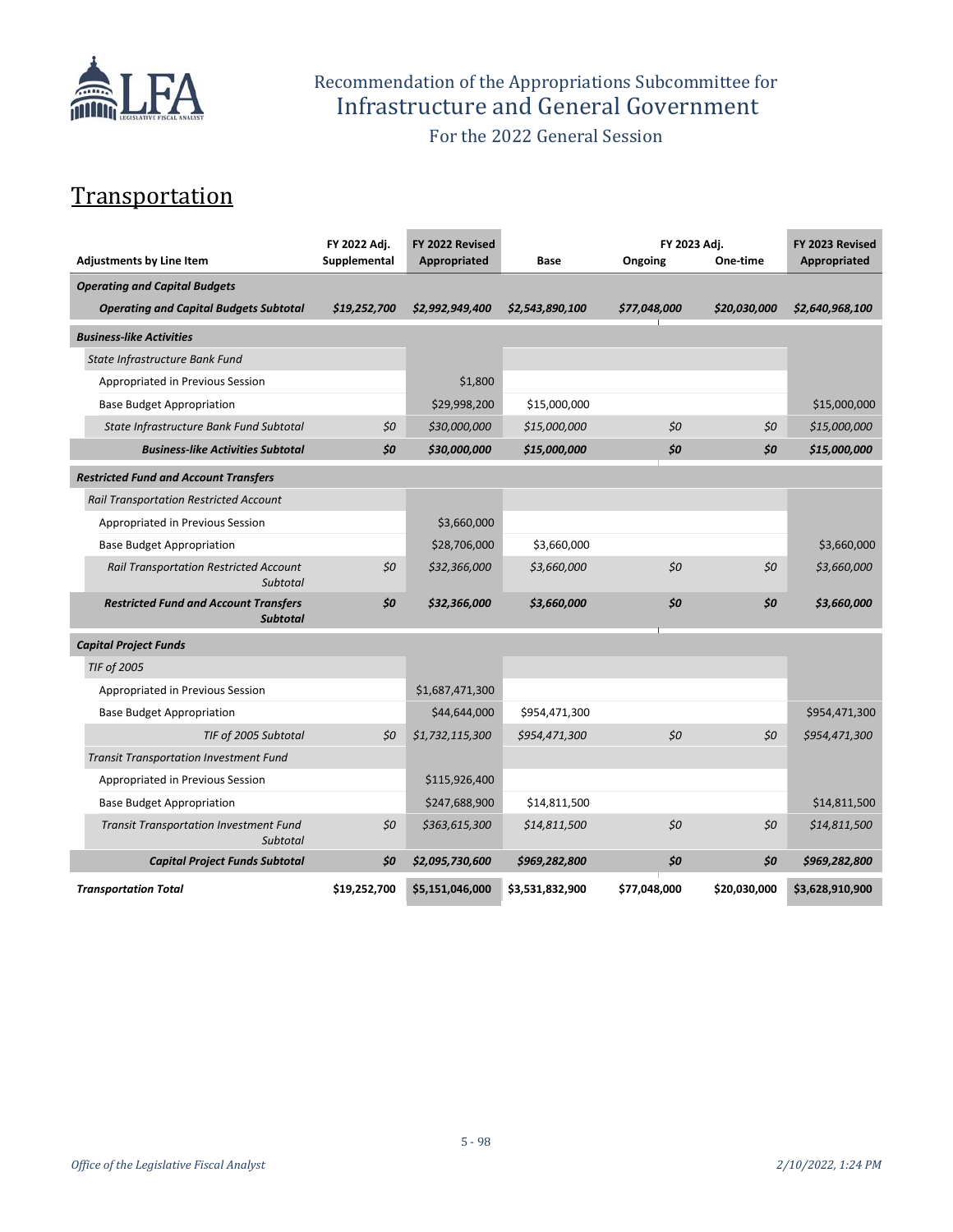Recommendation of the Appropriations Subcommittee for
Infrastructure and General Government
For the 2022 General Session

## Transportation

| Adjustments by Line Item | FY 2022 Adj. Supplemental | FY 2022 Revised Appropriated | Base | FY 2023 Adj. Ongoing | FY 2023 Adj. One-time | FY 2023 Revised Appropriated |
|---|---|---|---|---|---|---|
| ***Operating and Capital Budgets*** | | | | | | |
| ***Operating and Capital Budgets Subtotal*** | ***$19,252,700*** | ***$2,992,949,400*** | ***$2,543,890,100*** | ***$77,048,000*** | ***$20,030,000*** | ***$2,640,968,100*** |
| ***Business-like Activities*** | | | | | | |
| *State Infrastructure Bank Fund* | | | | | | |
| Appropriated in Previous Session | | $1,800 | | | | |
| Base Budget Appropriation | | $29,998,200 | $15,000,000 | | | $15,000,000 |
| *State Infrastructure Bank Fund Subtotal* | *$0* | *$30,000,000* | *$15,000,000* | *$0* | *$0* | *$15,000,000* |
| ***Business-like Activities Subtotal*** | ***$0*** | ***$30,000,000*** | ***$15,000,000*** | ***$0*** | ***$0*** | ***$15,000,000*** |
| ***Restricted Fund and Account Transfers*** | | | | | | |
| *Rail Transportation Restricted Account* | | | | | | |
| Appropriated in Previous Session | | $3,660,000 | | | | |
| Base Budget Appropriation | | $28,706,000 | $3,660,000 | | | $3,660,000 |
| *Rail Transportation Restricted Account Subtotal* | *$0* | *$32,366,000* | *$3,660,000* | *$0* | *$0* | *$3,660,000* |
| ***Restricted Fund and Account Transfers Subtotal*** | ***$0*** | ***$32,366,000*** | ***$3,660,000*** | ***$0*** | ***$0*** | ***$3,660,000*** |
| ***Capital Project Funds*** | | | | | | |
| *TIF of 2005* | | | | | | |
| Appropriated in Previous Session | | $1,687,471,300 | | | | |
| Base Budget Appropriation | | $44,644,000 | $954,471,300 | | | $954,471,300 |
| *TIF of 2005 Subtotal* | *$0* | *$1,732,115,300* | *$954,471,300* | *$0* | *$0* | *$954,471,300* |
| *Transit Transportation Investment Fund* | | | | | | |
| Appropriated in Previous Session | | $115,926,400 | | | | |
| Base Budget Appropriation | | $247,688,900 | $14,811,500 | | | $14,811,500 |
| *Transit Transportation Investment Fund Subtotal* | *$0* | *$363,615,300* | *$14,811,500* | *$0* | *$0* | *$14,811,500* |
| ***Capital Project Funds Subtotal*** | ***$0*** | ***$2,095,730,600*** | ***$969,282,800*** | ***$0*** | ***$0*** | ***$969,282,800*** |
| ***Transportation Total*** | **$19,252,700** | **$5,151,046,000** | **$3,531,832,900** | **$77,048,000** | **$20,030,000** | **$3,628,910,900** |

*Office of the Legislative Fiscal Analyst* *2/10/2022, 1:24 PM*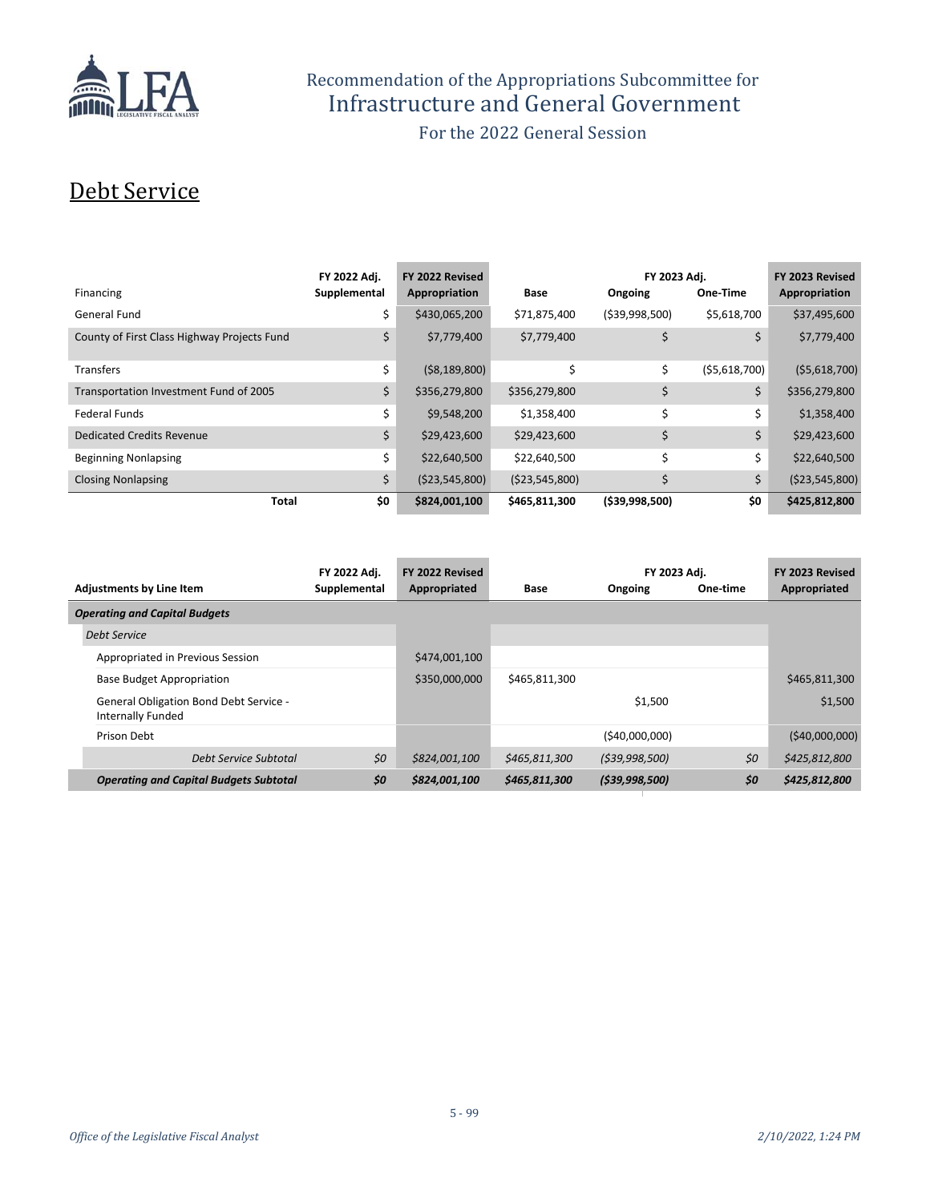# Debt Service

| Financing | FY 2022 Adj. Supplemental | FY 2022 Revised Appropriation | Base | FY 2023 Adj. Ongoing | FY 2023 Adj. One-Time | FY 2023 Revised Appropriation |
|---|---|---|---|---|---|---|
| General Fund | $ | $430,065,200 | $71,875,400 | ($39,998,500) | $5,618,700 | $37,495,600 |
| County of First Class Highway Projects Fund | $ | $7,779,400 | $7,779,400 | $ | $ | $7,779,400 |
| Transfers | $ | ($8,189,800) | $ | $ | ($5,618,700) | ($5,618,700) |
| Transportation Investment Fund of 2005 | $ | $356,279,800 | $356,279,800 | $ | $ | $356,279,800 |
| Federal Funds | $ | $9,548,200 | $1,358,400 | $ | $ | $1,358,400 |
| Dedicated Credits Revenue | $ | $29,423,600 | $29,423,600 | $ | $ | $29,423,600 |
| Beginning Nonlapsing | $ | $22,640,500 | $22,640,500 | $ | $ | $22,640,500 |
| Closing Nonlapsing | $ | ($23,545,800) | ($23,545,800) | $ | $ | ($23,545,800) |
| **Total** | **$0** | **$824,001,100** | **$465,811,300** | **($39,998,500)** | **$0** | **$425,812,800** |

| Adjustments by Line Item | FY 2022 Adj. Supplemental | FY 2022 Revised Appropriated | Base | FY 2023 Adj. Ongoing | FY 2023 Adj. One-time | FY 2023 Revised Appropriated |
|---|---|---|---|---|---|---|
| ***Operating and Capital Budgets*** | | | | | | |
| *Debt Service* | | | | | | |
| Appropriated in Previous Session | | $474,001,100 | | | | |
| Base Budget Appropriation | | $350,000,000 | $465,811,300 | | | $465,811,300 |
| General Obligation Bond Debt Service - Internally Funded | | | | $1,500 | | $1,500 |
| Prison Debt | | | | ($40,000,000) | | ($40,000,000) |
| *Debt Service Subtotal* | *$0* | *$824,001,100* | *$465,811,300* | *($39,998,500)* | *$0* | *$425,812,800* |
| ***Operating and Capital Budgets Subtotal*** | ***$0*** | ***$824,001,100*** | ***$465,811,300*** | ***($39,998,500)*** | ***$0*** | ***$425,812,800*** |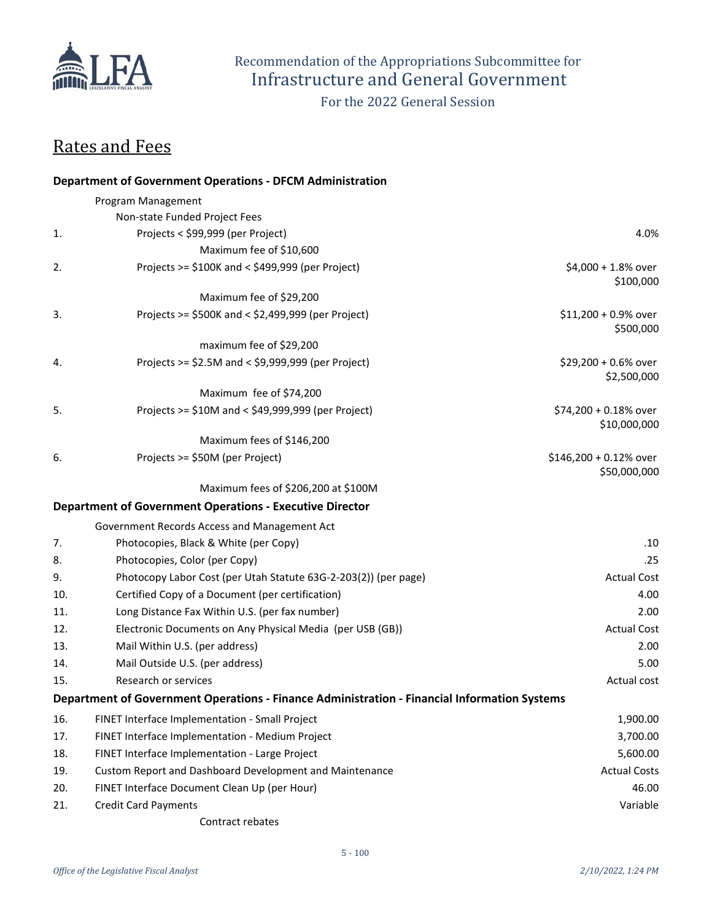## Rates and Fees

| | | |
|---|---|---|
| | **Department of Government Operations - DFCM Administration** | |
| | Program Management | |
| | Non-state Funded Project Fees | |
| 1. | Projects < $99,999 (per Project) | 4.0% |
| | Maximum fee of $10,600 | |
| 2. | Projects >= $100K and < $499,999 (per Project) | $4,000 + 1.8% over $100,000 |
| | Maximum fee of $29,200 | |
| 3. | Projects >= $500K and < $2,499,999 (per Project) | $11,200 + 0.9% over $500,000 |
| | maximum fee of $29,200 | |
| 4. | Projects >= $2.5M and < $9,999,999 (per Project) | $29,200 + 0.6% over $2,500,000 |
| | Maximum fee of $74,200 | |
| 5. | Projects >= $10M and < $49,999,999 (per Project) | $74,200 + 0.18% over $10,000,000 |
| | Maximum fees of $146,200 | |
| 6. | Projects >= $50M (per Project) | $146,200 + 0.12% over $50,000,000 |
| | Maximum fees of $206,200 at $100M | |
| | **Department of Government Operations - Executive Director** | |
| | Government Records Access and Management Act | |
| 7. | Photocopies, Black & White (per Copy) | .10 |
| 8. | Photocopies, Color (per Copy) | .25 |
| 9. | Photocopy Labor Cost (per Utah Statute 63G-2-203(2)) (per page) | Actual Cost |
| 10. | Certified Copy of a Document (per certification) | 4.00 |
| 11. | Long Distance Fax Within U.S. (per fax number) | 2.00 |
| 12. | Electronic Documents on Any Physical Media (per USB (GB)) | Actual Cost |
| 13. | Mail Within U.S. (per address) | 2.00 |
| 14. | Mail Outside U.S. (per address) | 5.00 |
| 15. | Research or services | Actual cost |
| | **Department of Government Operations - Finance Administration - Financial Information Systems** | |
| 16. | FINET Interface Implementation - Small Project | 1,900.00 |
| 17. | FINET Interface Implementation - Medium Project | 3,700.00 |
| 18. | FINET Interface Implementation - Large Project | 5,600.00 |
| 19. | Custom Report and Dashboard Development and Maintenance | Actual Costs |
| 20. | FINET Interface Document Clean Up (per Hour) | 46.00 |
| 21. | Credit Card Payments | Variable |
| | Contract rebates | |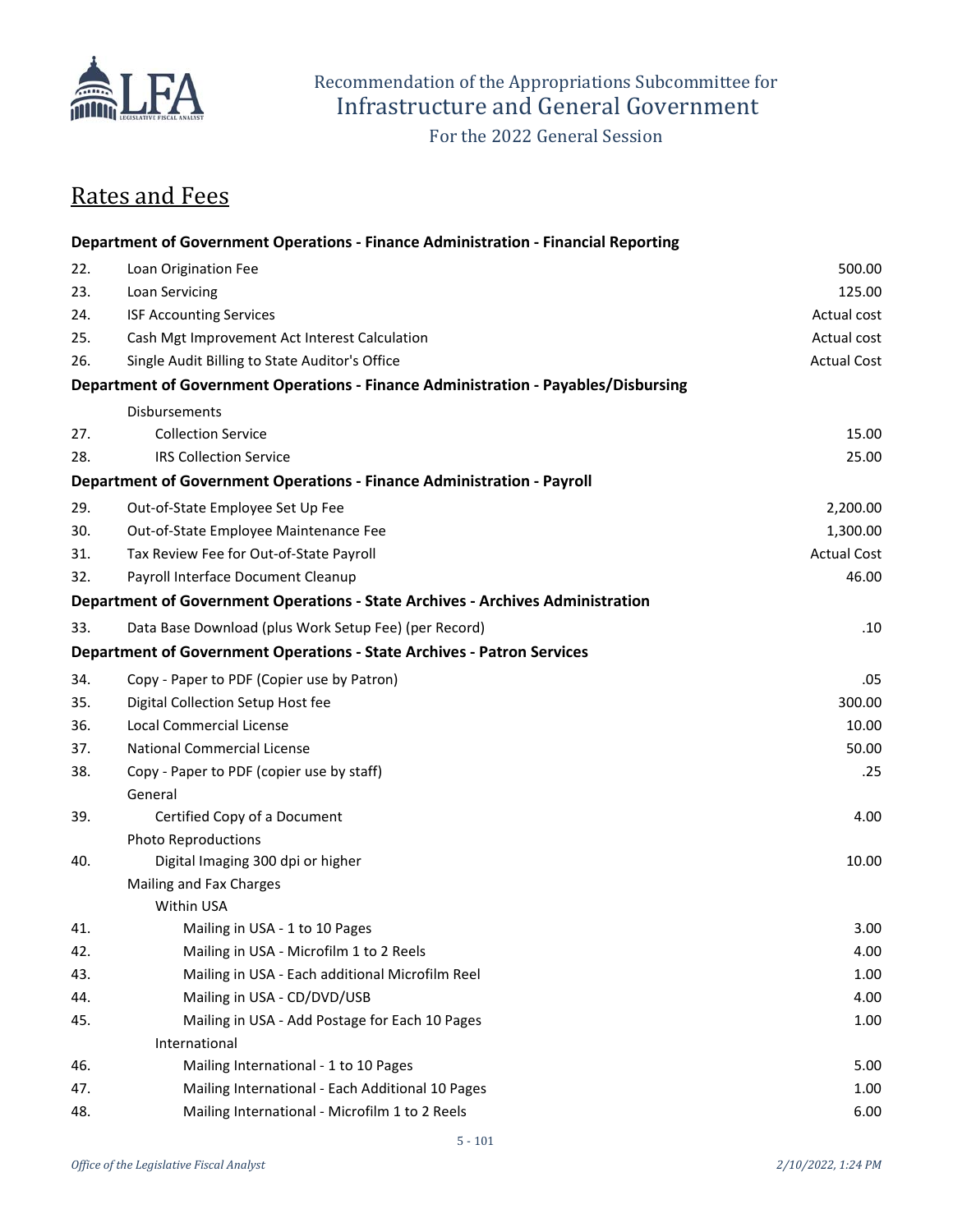Recommendation of the Appropriations Subcommittee for
Infrastructure and General Government

For the 2022 General Session

## Rates and Fees

| # | Item | Fee |
|---|---|---|
| | **Department of Government Operations - Finance Administration - Financial Reporting** | |
| 22. | Loan Origination Fee | 500.00 |
| 23. | Loan Servicing | 125.00 |
| 24. | ISF Accounting Services | Actual cost |
| 25. | Cash Mgt Improvement Act Interest Calculation | Actual cost |
| 26. | Single Audit Billing to State Auditor's Office | Actual Cost |
| | **Department of Government Operations - Finance Administration - Payables/Disbursing** | |
| | Disbursements | |
| 27. | Collection Service | 15.00 |
| 28. | IRS Collection Service | 25.00 |
| | **Department of Government Operations - Finance Administration - Payroll** | |
| 29. | Out-of-State Employee Set Up Fee | 2,200.00 |
| 30. | Out-of-State Employee Maintenance Fee | 1,300.00 |
| 31. | Tax Review Fee for Out-of-State Payroll | Actual Cost |
| 32. | Payroll Interface Document Cleanup | 46.00 |
| | **Department of Government Operations - State Archives - Archives Administration** | |
| 33. | Data Base Download (plus Work Setup Fee) (per Record) | .10 |
| | **Department of Government Operations - State Archives - Patron Services** | |
| 34. | Copy - Paper to PDF (Copier use by Patron) | .05 |
| 35. | Digital Collection Setup Host fee | 300.00 |
| 36. | Local Commercial License | 10.00 |
| 37. | National Commercial License | 50.00 |
| 38. | Copy - Paper to PDF (copier use by staff) | .25 |
| | General | |
| 39. | Certified Copy of a Document | 4.00 |
| | Photo Reproductions | |
| 40. | Digital Imaging 300 dpi or higher | 10.00 |
| | Mailing and Fax Charges | |
| | Within USA | |
| 41. | Mailing in USA - 1 to 10 Pages | 3.00 |
| 42. | Mailing in USA - Microfilm 1 to 2 Reels | 4.00 |
| 43. | Mailing in USA - Each additional Microfilm Reel | 1.00 |
| 44. | Mailing in USA - CD/DVD/USB | 4.00 |
| 45. | Mailing in USA - Add Postage for Each 10 Pages | 1.00 |
| | International | |
| 46. | Mailing International - 1 to 10 Pages | 5.00 |
| 47. | Mailing International - Each Additional 10 Pages | 1.00 |
| 48. | Mailing International - Microfilm 1 to 2 Reels | 6.00 |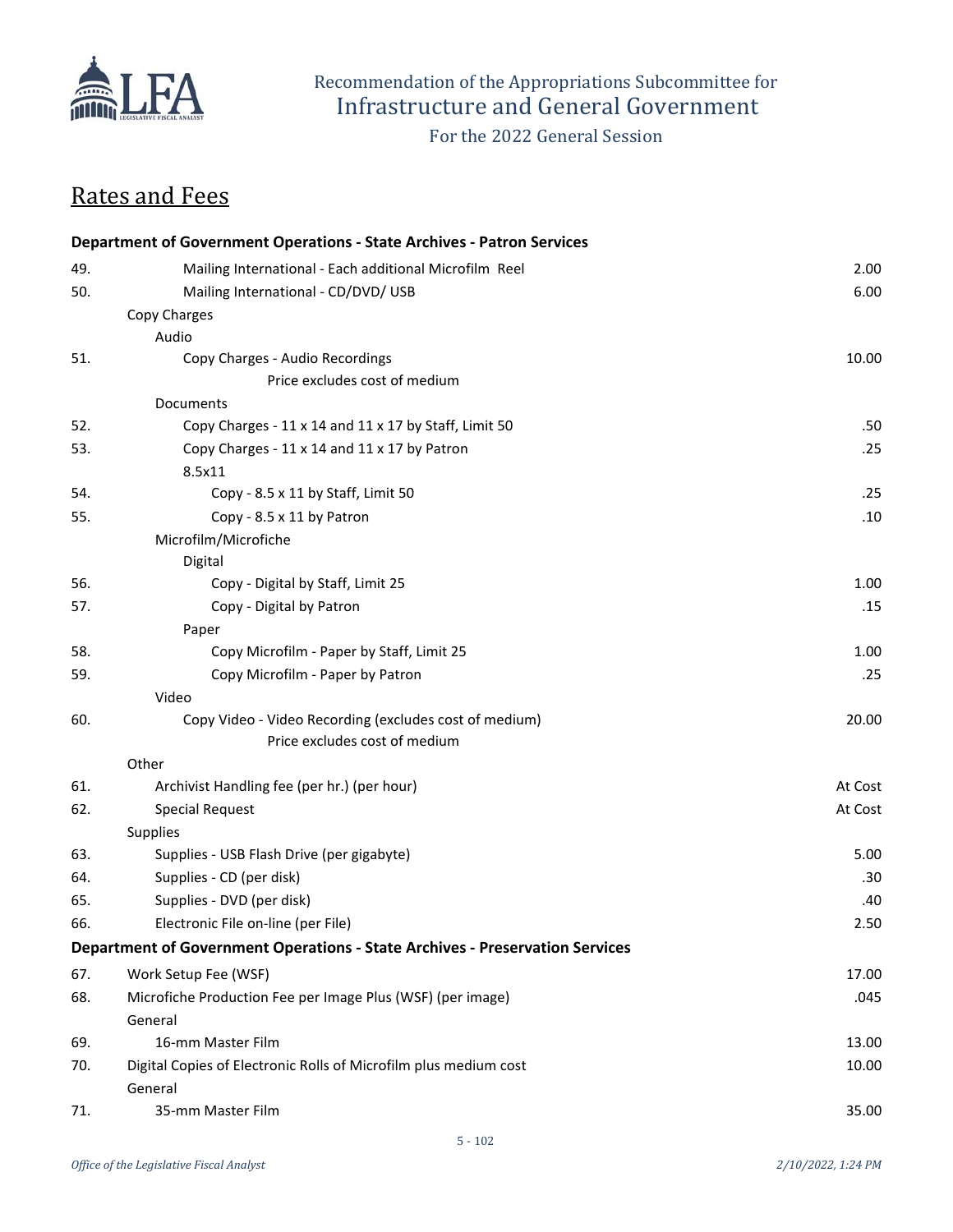## Rates and Fees

| | Department of Government Operations - State Archives - Patron Services | |
|---|---|---|
| 49. | Mailing International - Each additional Microfilm Reel | 2.00 |
| 50. | Mailing International - CD/DVD/ USB | 6.00 |
| | Copy Charges | |
| | Audio | |
| 51. | Copy Charges - Audio Recordings | 10.00 |
| | Price excludes cost of medium | |
| | Documents | |
| 52. | Copy Charges - 11 x 14 and 11 x 17 by Staff, Limit 50 | .50 |
| 53. | Copy Charges - 11 x 14 and 11 x 17 by Patron | .25 |
| | 8.5x11 | |
| 54. | Copy - 8.5 x 11 by Staff, Limit 50 | .25 |
| 55. | Copy - 8.5 x 11 by Patron | .10 |
| | Microfilm/Microfiche | |
| | Digital | |
| 56. | Copy - Digital by Staff, Limit 25 | 1.00 |
| 57. | Copy - Digital by Patron | .15 |
| | Paper | |
| 58. | Copy Microfilm - Paper by Staff, Limit 25 | 1.00 |
| 59. | Copy Microfilm - Paper by Patron | .25 |
| | Video | |
| 60. | Copy Video - Video Recording (excludes cost of medium) | 20.00 |
| | Price excludes cost of medium | |
| | Other | |
| 61. | Archivist Handling fee (per hr.) (per hour) | At Cost |
| 62. | Special Request | At Cost |
| | Supplies | |
| 63. | Supplies - USB Flash Drive (per gigabyte) | 5.00 |
| 64. | Supplies - CD (per disk) | .30 |
| 65. | Supplies - DVD (per disk) | .40 |
| 66. | Electronic File on-line (per File) | 2.50 |
| | **Department of Government Operations - State Archives - Preservation Services** | |
| 67. | Work Setup Fee (WSF) | 17.00 |
| 68. | Microfiche Production Fee per Image Plus (WSF) (per image) | .045 |
| | General | |
| 69. | 16-mm Master Film | 13.00 |
| 70. | Digital Copies of Electronic Rolls of Microfilm plus medium cost | 10.00 |
| | General | |
| 71. | 35-mm Master Film | 35.00 |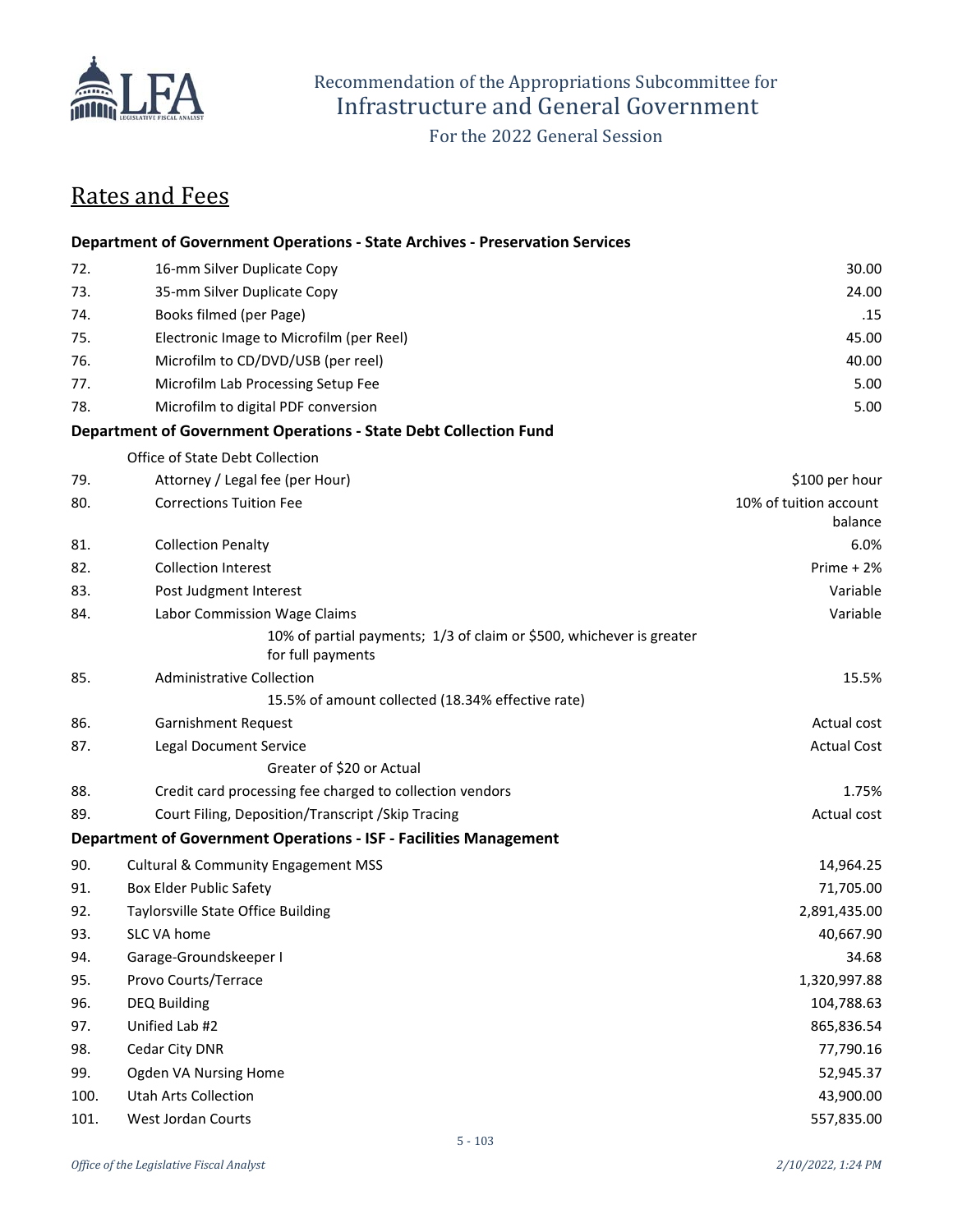# Recommendation of the Appropriations Subcommittee for Infrastructure and General Government

For the 2022 General Session

## Rates and Fees

| | | |
|---|---|---|
| **Department of Government Operations - State Archives - Preservation Services** | | |
| 72. | 16-mm Silver Duplicate Copy | 30.00 |
| 73. | 35-mm Silver Duplicate Copy | 24.00 |
| 74. | Books filmed (per Page) | .15 |
| 75. | Electronic Image to Microfilm (per Reel) | 45.00 |
| 76. | Microfilm to CD/DVD/USB (per reel) | 40.00 |
| 77. | Microfilm Lab Processing Setup Fee | 5.00 |
| 78. | Microfilm to digital PDF conversion | 5.00 |
| **Department of Government Operations - State Debt Collection Fund** | | |
| | Office of State Debt Collection | |
| 79. | Attorney / Legal fee (per Hour) | $100 per hour |
| 80. | Corrections Tuition Fee | 10% of tuition account balance |
| 81. | Collection Penalty | 6.0% |
| 82. | Collection Interest | Prime + 2% |
| 83. | Post Judgment Interest | Variable |
| 84. | Labor Commission Wage Claims | Variable |
| | 10% of partial payments; 1/3 of claim or $500, whichever is greater for full payments | |
| 85. | Administrative Collection | 15.5% |
| | 15.5% of amount collected (18.34% effective rate) | |
| 86. | Garnishment Request | Actual cost |
| 87. | Legal Document Service | Actual Cost |
| | Greater of $20 or Actual | |
| 88. | Credit card processing fee charged to collection vendors | 1.75% |
| 89. | Court Filing, Deposition/Transcript /Skip Tracing | Actual cost |
| **Department of Government Operations - ISF - Facilities Management** | | |
| 90. | Cultural & Community Engagement MSS | 14,964.25 |
| 91. | Box Elder Public Safety | 71,705.00 |
| 92. | Taylorsville State Office Building | 2,891,435.00 |
| 93. | SLC VA home | 40,667.90 |
| 94. | Garage-Groundskeeper I | 34.68 |
| 95. | Provo Courts/Terrace | 1,320,997.88 |
| 96. | DEQ Building | 104,788.63 |
| 97. | Unified Lab #2 | 865,836.54 |
| 98. | Cedar City DNR | 77,790.16 |
| 99. | Ogden VA Nursing Home | 52,945.37 |
| 100. | Utah Arts Collection | 43,900.00 |
| 101. | West Jordan Courts | 557,835.00 |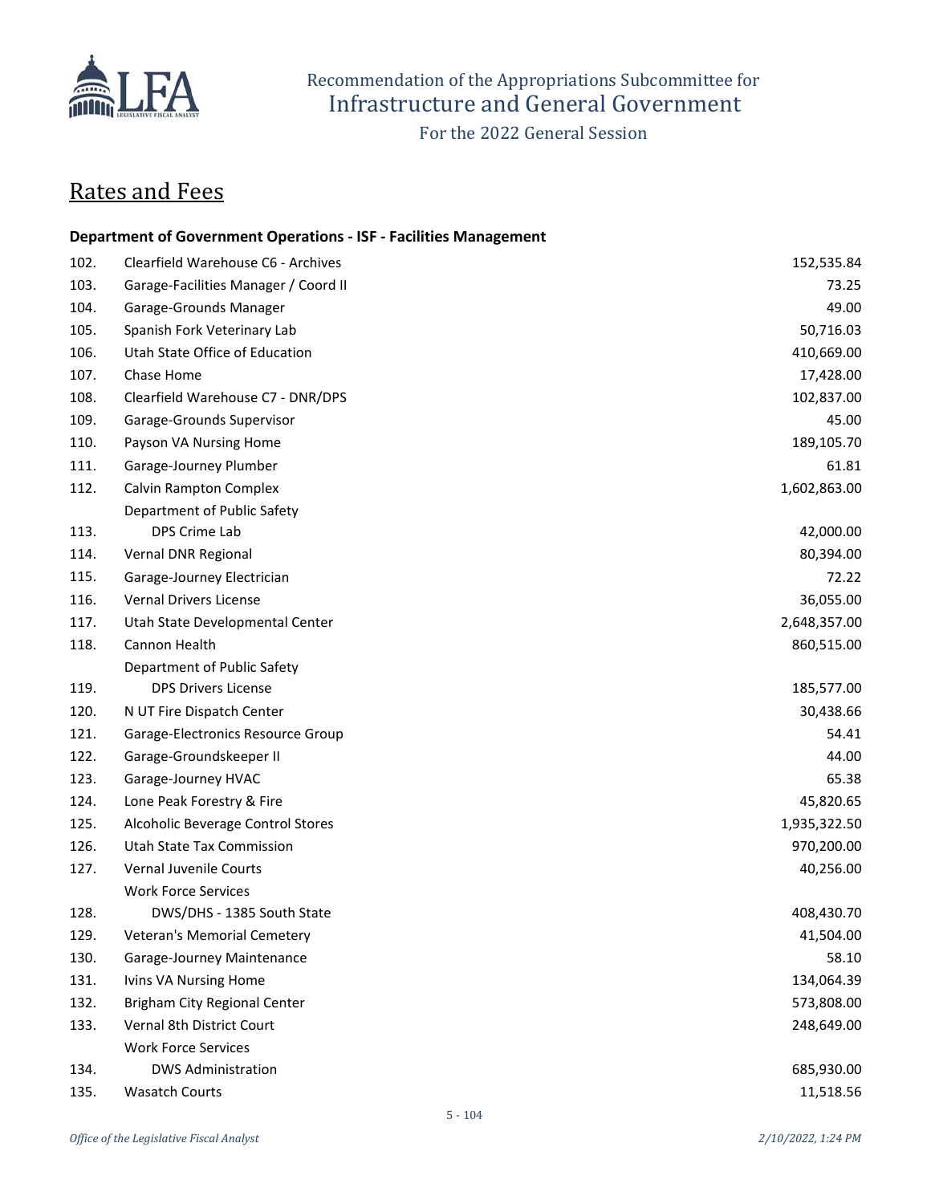Recommendation of the Appropriations Subcommittee for
Infrastructure and General Government
For the 2022 General Session

# Rates and Fees

**Department of Government Operations - ISF - Facilities Management**

| | | |
|---|---|---:|
| 102. | Clearfield Warehouse C6 - Archives | 152,535.84 |
| 103. | Garage-Facilities Manager / Coord II | 73.25 |
| 104. | Garage-Grounds Manager | 49.00 |
| 105. | Spanish Fork Veterinary Lab | 50,716.03 |
| 106. | Utah State Office of Education | 410,669.00 |
| 107. | Chase Home | 17,428.00 |
| 108. | Clearfield Warehouse C7 - DNR/DPS | 102,837.00 |
| 109. | Garage-Grounds Supervisor | 45.00 |
| 110. | Payson VA Nursing Home | 189,105.70 |
| 111. | Garage-Journey Plumber | 61.81 |
| 112. | Calvin Rampton Complex | 1,602,863.00 |
| | Department of Public Safety | |
| 113. | DPS Crime Lab | 42,000.00 |
| 114. | Vernal DNR Regional | 80,394.00 |
| 115. | Garage-Journey Electrician | 72.22 |
| 116. | Vernal Drivers License | 36,055.00 |
| 117. | Utah State Developmental Center | 2,648,357.00 |
| 118. | Cannon Health | 860,515.00 |
| | Department of Public Safety | |
| 119. | DPS Drivers License | 185,577.00 |
| 120. | N UT Fire Dispatch Center | 30,438.66 |
| 121. | Garage-Electronics Resource Group | 54.41 |
| 122. | Garage-Groundskeeper II | 44.00 |
| 123. | Garage-Journey HVAC | 65.38 |
| 124. | Lone Peak Forestry & Fire | 45,820.65 |
| 125. | Alcoholic Beverage Control Stores | 1,935,322.50 |
| 126. | Utah State Tax Commission | 970,200.00 |
| 127. | Vernal Juvenile Courts | 40,256.00 |
| | Work Force Services | |
| 128. | DWS/DHS - 1385 South State | 408,430.70 |
| 129. | Veteran's Memorial Cemetery | 41,504.00 |
| 130. | Garage-Journey Maintenance | 58.10 |
| 131. | Ivins VA Nursing Home | 134,064.39 |
| 132. | Brigham City Regional Center | 573,808.00 |
| 133. | Vernal 8th District Court | 248,649.00 |
| | Work Force Services | |
| 134. | DWS Administration | 685,930.00 |
| 135. | Wasatch Courts | 11,518.56 |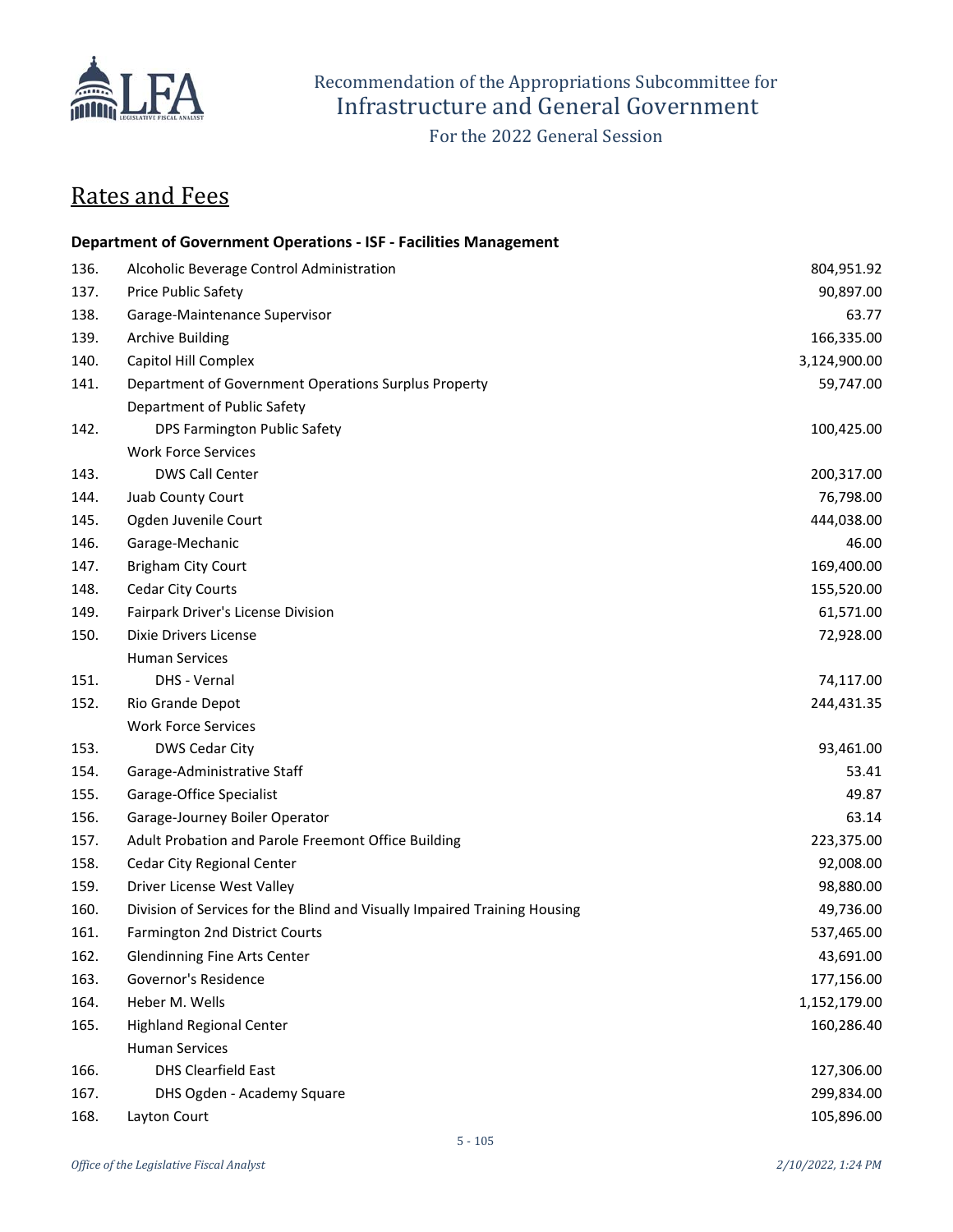# Rates and Fees

**Department of Government Operations - ISF - Facilities Management**

| # | Item | Amount |
|---|---|---|
| 136. | Alcoholic Beverage Control Administration | 804,951.92 |
| 137. | Price Public Safety | 90,897.00 |
| 138. | Garage-Maintenance Supervisor | 63.77 |
| 139. | Archive Building | 166,335.00 |
| 140. | Capitol Hill Complex | 3,124,900.00 |
| 141. | Department of Government Operations Surplus Property | 59,747.00 |
| | Department of Public Safety | |
| 142. | DPS Farmington Public Safety | 100,425.00 |
| | Work Force Services | |
| 143. | DWS Call Center | 200,317.00 |
| 144. | Juab County Court | 76,798.00 |
| 145. | Ogden Juvenile Court | 444,038.00 |
| 146. | Garage-Mechanic | 46.00 |
| 147. | Brigham City Court | 169,400.00 |
| 148. | Cedar City Courts | 155,520.00 |
| 149. | Fairpark Driver's License Division | 61,571.00 |
| 150. | Dixie Drivers License | 72,928.00 |
| | Human Services | |
| 151. | DHS - Vernal | 74,117.00 |
| 152. | Rio Grande Depot | 244,431.35 |
| | Work Force Services | |
| 153. | DWS Cedar City | 93,461.00 |
| 154. | Garage-Administrative Staff | 53.41 |
| 155. | Garage-Office Specialist | 49.87 |
| 156. | Garage-Journey Boiler Operator | 63.14 |
| 157. | Adult Probation and Parole Freemont Office Building | 223,375.00 |
| 158. | Cedar City Regional Center | 92,008.00 |
| 159. | Driver License West Valley | 98,880.00 |
| 160. | Division of Services for the Blind and Visually Impaired Training Housing | 49,736.00 |
| 161. | Farmington 2nd District Courts | 537,465.00 |
| 162. | Glendinning Fine Arts Center | 43,691.00 |
| 163. | Governor's Residence | 177,156.00 |
| 164. | Heber M. Wells | 1,152,179.00 |
| 165. | Highland Regional Center | 160,286.40 |
| | Human Services | |
| 166. | DHS Clearfield East | 127,306.00 |
| 167. | DHS Ogden - Academy Square | 299,834.00 |
| 168. | Layton Court | 105,896.00 |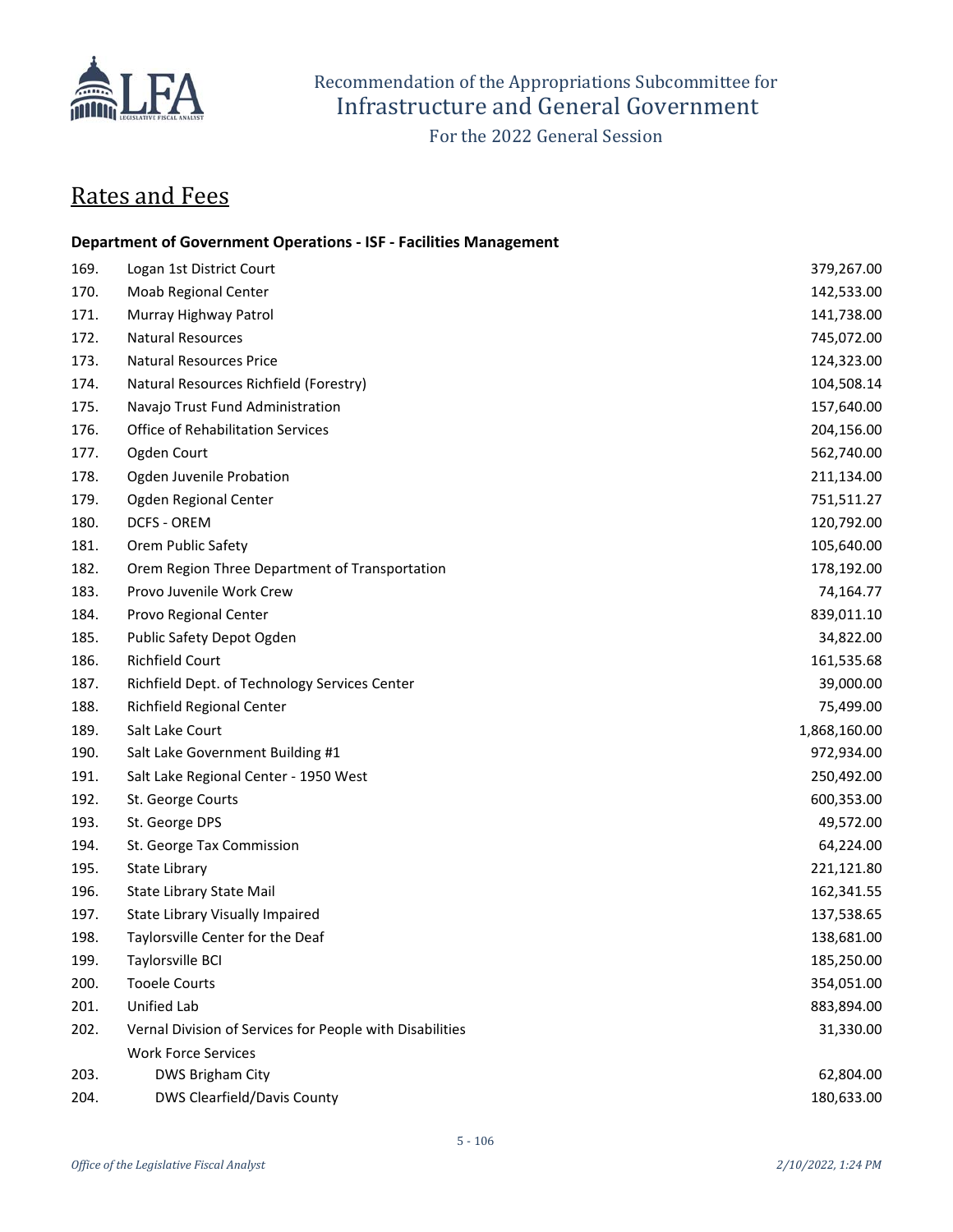## Rates and Fees

**Department of Government Operations - ISF - Facilities Management**

| # | Item | Amount |
|---|---|---|
| 169. | Logan 1st District Court | 379,267.00 |
| 170. | Moab Regional Center | 142,533.00 |
| 171. | Murray Highway Patrol | 141,738.00 |
| 172. | Natural Resources | 745,072.00 |
| 173. | Natural Resources Price | 124,323.00 |
| 174. | Natural Resources Richfield (Forestry) | 104,508.14 |
| 175. | Navajo Trust Fund Administration | 157,640.00 |
| 176. | Office of Rehabilitation Services | 204,156.00 |
| 177. | Ogden Court | 562,740.00 |
| 178. | Ogden Juvenile Probation | 211,134.00 |
| 179. | Ogden Regional Center | 751,511.27 |
| 180. | DCFS - OREM | 120,792.00 |
| 181. | Orem Public Safety | 105,640.00 |
| 182. | Orem Region Three Department of Transportation | 178,192.00 |
| 183. | Provo Juvenile Work Crew | 74,164.77 |
| 184. | Provo Regional Center | 839,011.10 |
| 185. | Public Safety Depot Ogden | 34,822.00 |
| 186. | Richfield Court | 161,535.68 |
| 187. | Richfield Dept. of Technology Services Center | 39,000.00 |
| 188. | Richfield Regional Center | 75,499.00 |
| 189. | Salt Lake Court | 1,868,160.00 |
| 190. | Salt Lake Government Building #1 | 972,934.00 |
| 191. | Salt Lake Regional Center - 1950 West | 250,492.00 |
| 192. | St. George Courts | 600,353.00 |
| 193. | St. George DPS | 49,572.00 |
| 194. | St. George Tax Commission | 64,224.00 |
| 195. | State Library | 221,121.80 |
| 196. | State Library State Mail | 162,341.55 |
| 197. | State Library Visually Impaired | 137,538.65 |
| 198. | Taylorsville Center for the Deaf | 138,681.00 |
| 199. | Taylorsville BCI | 185,250.00 |
| 200. | Tooele Courts | 354,051.00 |
| 201. | Unified Lab | 883,894.00 |
| 202. | Vernal Division of Services for People with Disabilities | 31,330.00 |
| | Work Force Services | |
| 203. | DWS Brigham City | 62,804.00 |
| 204. | DWS Clearfield/Davis County | 180,633.00 |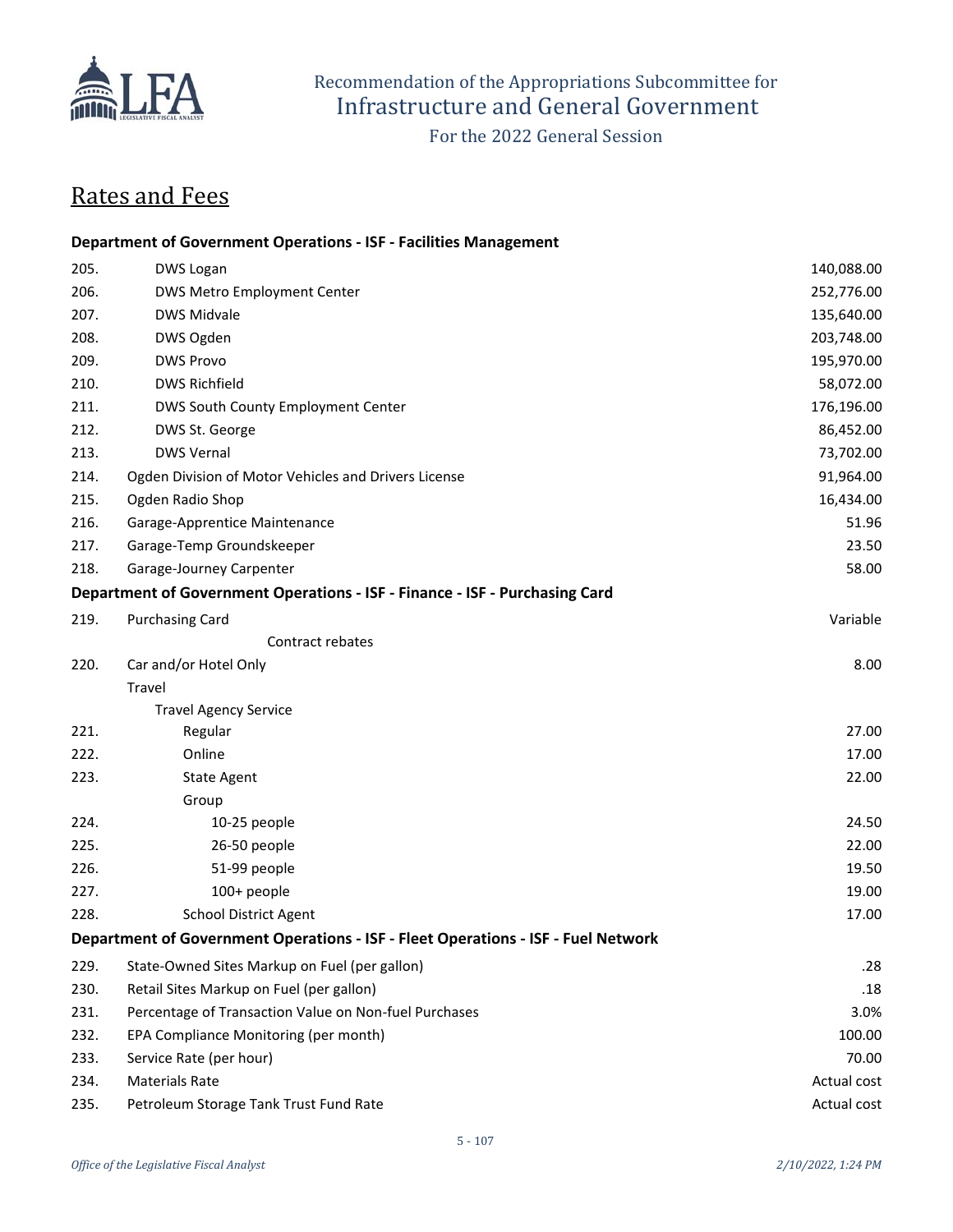# Recommendation of the Appropriations Subcommittee for Infrastructure and General Government

For the 2022 General Session

## Rates and Fees

| | | |
|---|---|---|
| **Department of Government Operations - ISF - Facilities Management** | | |
| 205. | DWS Logan | 140,088.00 |
| 206. | DWS Metro Employment Center | 252,776.00 |
| 207. | DWS Midvale | 135,640.00 |
| 208. | DWS Ogden | 203,748.00 |
| 209. | DWS Provo | 195,970.00 |
| 210. | DWS Richfield | 58,072.00 |
| 211. | DWS South County Employment Center | 176,196.00 |
| 212. | DWS St. George | 86,452.00 |
| 213. | DWS Vernal | 73,702.00 |
| 214. | Ogden Division of Motor Vehicles and Drivers License | 91,964.00 |
| 215. | Ogden Radio Shop | 16,434.00 |
| 216. | Garage-Apprentice Maintenance | 51.96 |
| 217. | Garage-Temp Groundskeeper | 23.50 |
| 218. | Garage-Journey Carpenter | 58.00 |
| **Department of Government Operations - ISF - Finance - ISF - Purchasing Card** | | |
| 219. | Purchasing Card | Variable |
| | Contract rebates | |
| 220. | Car and/or Hotel Only | 8.00 |
| | Travel | |
| | Travel Agency Service | |
| 221. | Regular | 27.00 |
| 222. | Online | 17.00 |
| 223. | State Agent | 22.00 |
| | Group | |
| 224. | 10-25 people | 24.50 |
| 225. | 26-50 people | 22.00 |
| 226. | 51-99 people | 19.50 |
| 227. | 100+ people | 19.00 |
| 228. | School District Agent | 17.00 |
| **Department of Government Operations - ISF - Fleet Operations - ISF - Fuel Network** | | |
| 229. | State-Owned Sites Markup on Fuel (per gallon) | .28 |
| 230. | Retail Sites Markup on Fuel (per gallon) | .18 |
| 231. | Percentage of Transaction Value on Non-fuel Purchases | 3.0% |
| 232. | EPA Compliance Monitoring (per month) | 100.00 |
| 233. | Service Rate (per hour) | 70.00 |
| 234. | Materials Rate | Actual cost |
| 235. | Petroleum Storage Tank Trust Fund Rate | Actual cost |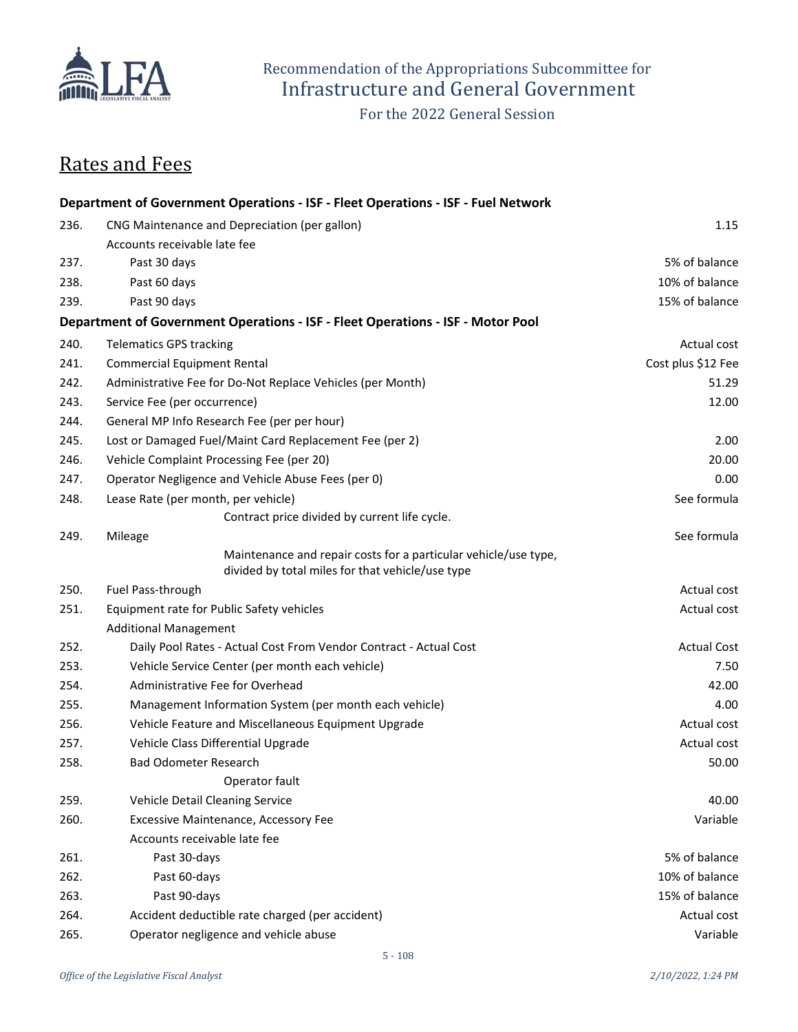## Rates and Fees

| | | |
|---|---|---|
| **Department of Government Operations - ISF - Fleet Operations - ISF - Fuel Network** | | |
| 236. | CNG Maintenance and Depreciation (per gallon) | 1.15 |
| | Accounts receivable late fee | |
| 237. | Past 30 days | 5% of balance |
| 238. | Past 60 days | 10% of balance |
| 239. | Past 90 days | 15% of balance |
| **Department of Government Operations - ISF - Fleet Operations - ISF - Motor Pool** | | |
| 240. | Telematics GPS tracking | Actual cost |
| 241. | Commercial Equipment Rental | Cost plus $12 Fee |
| 242. | Administrative Fee for Do-Not Replace Vehicles (per Month) | 51.29 |
| 243. | Service Fee (per occurrence) | 12.00 |
| 244. | General MP Info Research Fee (per per hour) | |
| 245. | Lost or Damaged Fuel/Maint Card Replacement Fee (per 2) | 2.00 |
| 246. | Vehicle Complaint Processing Fee (per 20) | 20.00 |
| 247. | Operator Negligence and Vehicle Abuse Fees (per 0) | 0.00 |
| 248. | Lease Rate (per month, per vehicle) | See formula |
| | Contract price divided by current life cycle. | |
| 249. | Mileage | See formula |
| | Maintenance and repair costs for a particular vehicle/use type, divided by total miles for that vehicle/use type | |
| 250. | Fuel Pass-through | Actual cost |
| 251. | Equipment rate for Public Safety vehicles | Actual cost |
| | Additional Management | |
| 252. | Daily Pool Rates - Actual Cost From Vendor Contract - Actual Cost | Actual Cost |
| 253. | Vehicle Service Center (per month each vehicle) | 7.50 |
| 254. | Administrative Fee for Overhead | 42.00 |
| 255. | Management Information System (per month each vehicle) | 4.00 |
| 256. | Vehicle Feature and Miscellaneous Equipment Upgrade | Actual cost |
| 257. | Vehicle Class Differential Upgrade | Actual cost |
| 258. | Bad Odometer Research | 50.00 |
| | Operator fault | |
| 259. | Vehicle Detail Cleaning Service | 40.00 |
| 260. | Excessive Maintenance, Accessory Fee | Variable |
| | Accounts receivable late fee | |
| 261. | Past 30-days | 5% of balance |
| 262. | Past 60-days | 10% of balance |
| 263. | Past 90-days | 15% of balance |
| 264. | Accident deductible rate charged (per accident) | Actual cost |
| 265. | Operator negligence and vehicle abuse | Variable |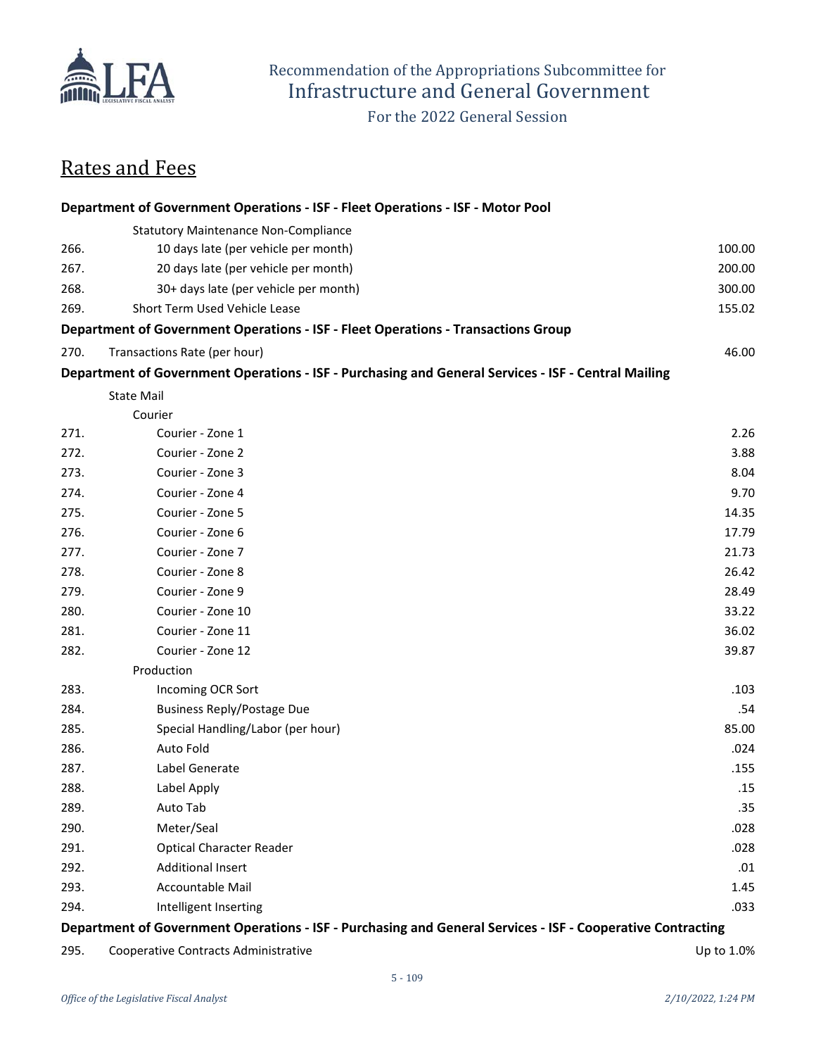## Rates and Fees

| | | |
|---|---|---|
| **Department of Government Operations - ISF - Fleet Operations - ISF - Motor Pool** | | |
| | Statutory Maintenance Non-Compliance | |
| 266. | 10 days late (per vehicle per month) | 100.00 |
| 267. | 20 days late (per vehicle per month) | 200.00 |
| 268. | 30+ days late (per vehicle per month) | 300.00 |
| 269. | Short Term Used Vehicle Lease | 155.02 |
| **Department of Government Operations - ISF - Fleet Operations - Transactions Group** | | |
| 270. | Transactions Rate (per hour) | 46.00 |
| **Department of Government Operations - ISF - Purchasing and General Services - ISF - Central Mailing** | | |
| | State Mail | |
| | Courier | |
| 271. | Courier - Zone 1 | 2.26 |
| 272. | Courier - Zone 2 | 3.88 |
| 273. | Courier - Zone 3 | 8.04 |
| 274. | Courier - Zone 4 | 9.70 |
| 275. | Courier - Zone 5 | 14.35 |
| 276. | Courier - Zone 6 | 17.79 |
| 277. | Courier - Zone 7 | 21.73 |
| 278. | Courier - Zone 8 | 26.42 |
| 279. | Courier - Zone 9 | 28.49 |
| 280. | Courier - Zone 10 | 33.22 |
| 281. | Courier - Zone 11 | 36.02 |
| 282. | Courier - Zone 12 | 39.87 |
| | Production | |
| 283. | Incoming OCR Sort | .103 |
| 284. | Business Reply/Postage Due | .54 |
| 285. | Special Handling/Labor (per hour) | 85.00 |
| 286. | Auto Fold | .024 |
| 287. | Label Generate | .155 |
| 288. | Label Apply | .15 |
| 289. | Auto Tab | .35 |
| 290. | Meter/Seal | .028 |
| 291. | Optical Character Reader | .028 |
| 292. | Additional Insert | .01 |
| 293. | Accountable Mail | 1.45 |
| 294. | Intelligent Inserting | .033 |
| **Department of Government Operations - ISF - Purchasing and General Services - ISF - Cooperative Contracting** | | |
| 295. | Cooperative Contracts Administrative | Up to 1.0% |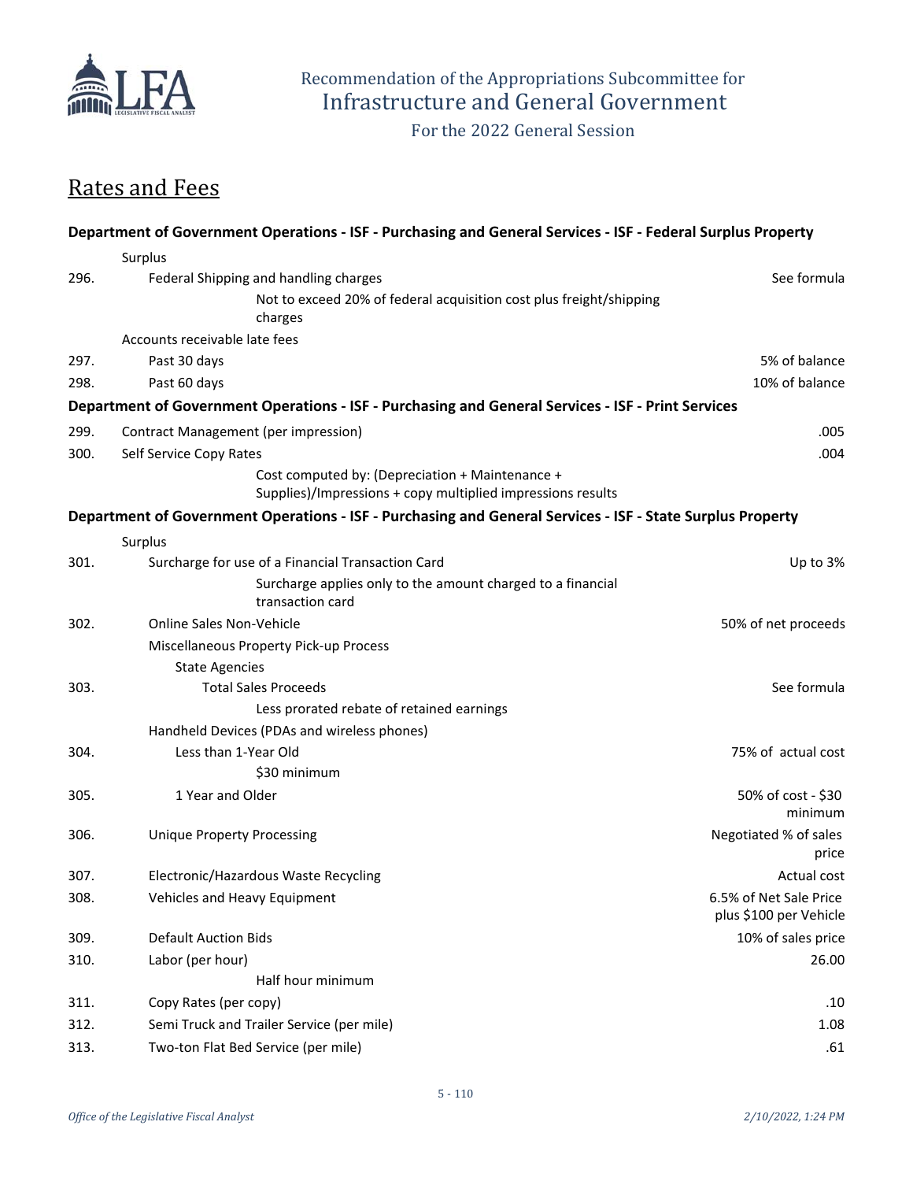## Rates and Fees

| | | |
|---|---|---|
| **Department of Government Operations - ISF - Purchasing and General Services - ISF - Federal Surplus Property** | | |
| | Surplus | |
| 296. | Federal Shipping and handling charges | See formula |
| | Not to exceed 20% of federal acquisition cost plus freight/shipping charges | |
| | Accounts receivable late fees | |
| 297. | Past 30 days | 5% of balance |
| 298. | Past 60 days | 10% of balance |
| **Department of Government Operations - ISF - Purchasing and General Services - ISF - Print Services** | | |
| 299. | Contract Management (per impression) | .005 |
| 300. | Self Service Copy Rates | .004 |
| | Cost computed by: (Depreciation + Maintenance + Supplies)/Impressions + copy multiplied impressions results | |
| **Department of Government Operations - ISF - Purchasing and General Services - ISF - State Surplus Property** | | |
| | Surplus | |
| 301. | Surcharge for use of a Financial Transaction Card | Up to 3% |
| | Surcharge applies only to the amount charged to a financial transaction card | |
| 302. | Online Sales Non-Vehicle | 50% of net proceeds |
| | Miscellaneous Property Pick-up Process | |
| | State Agencies | |
| 303. | Total Sales Proceeds | See formula |
| | Less prorated rebate of retained earnings | |
| | Handheld Devices (PDAs and wireless phones) | |
| 304. | Less than 1-Year Old | 75% of actual cost |
| | $30 minimum | |
| 305. | 1 Year and Older | 50% of cost - $30 minimum |
| 306. | Unique Property Processing | Negotiated % of sales price |
| 307. | Electronic/Hazardous Waste Recycling | Actual cost |
| 308. | Vehicles and Heavy Equipment | 6.5% of Net Sale Price plus $100 per Vehicle |
| 309. | Default Auction Bids | 10% of sales price |
| 310. | Labor (per hour) | 26.00 |
| | Half hour minimum | |
| 311. | Copy Rates (per copy) | .10 |
| 312. | Semi Truck and Trailer Service (per mile) | 1.08 |
| 313. | Two-ton Flat Bed Service (per mile) | .61 |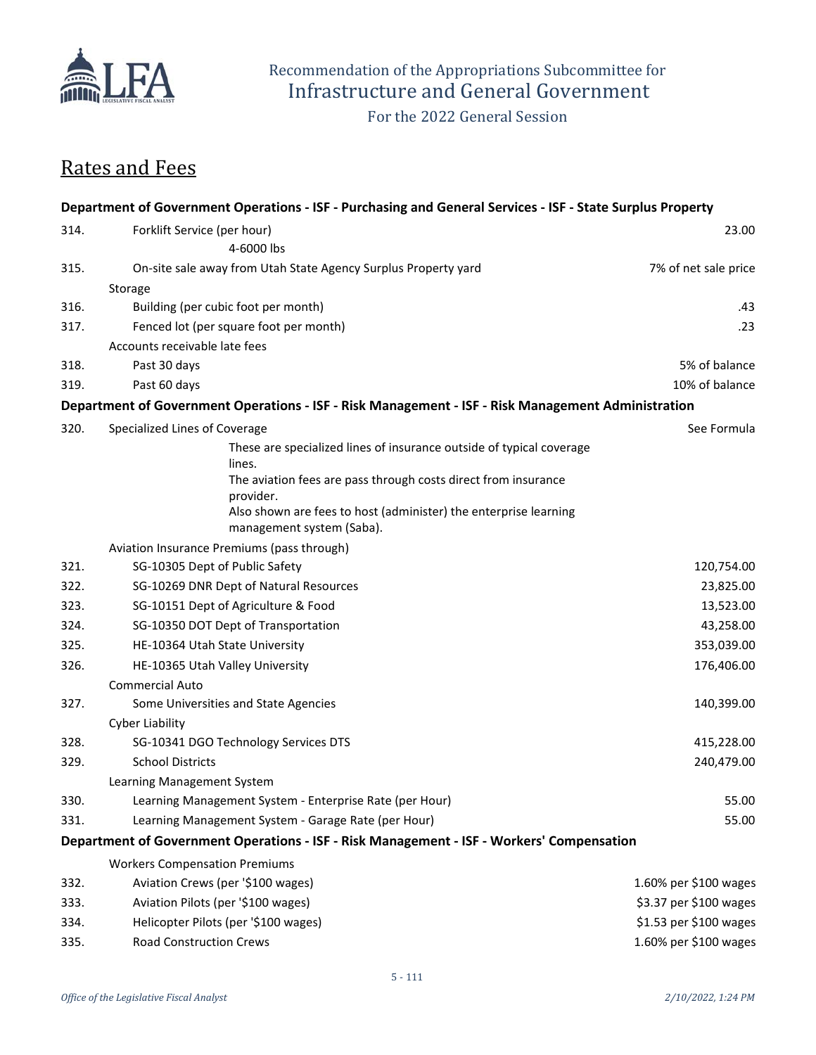## Rates and Fees

**Department of Government Operations - ISF - Purchasing and General Services - ISF - State Surplus Property**

| | | |
|---|---|---|
| 314. | Forklift Service (per hour)<br>4-6000 lbs | 23.00 |
| 315. | On-site sale away from Utah State Agency Surplus Property yard | 7% of net sale price |
| | Storage | |
| 316. | Building (per cubic foot per month) | .43 |
| 317. | Fenced lot (per square foot per month) | .23 |
| | Accounts receivable late fees | |
| 318. | Past 30 days | 5% of balance |
| 319. | Past 60 days | 10% of balance |

**Department of Government Operations - ISF - Risk Management - ISF - Risk Management Administration**

| | | |
|---|---|---|
| 320. | Specialized Lines of Coverage<br>These are specialized lines of insurance outside of typical coverage lines.<br>The aviation fees are pass through costs direct from insurance provider.<br>Also shown are fees to host (administer) the enterprise learning management system (Saba). | See Formula |
| | Aviation Insurance Premiums (pass through) | |
| 321. | SG-10305 Dept of Public Safety | 120,754.00 |
| 322. | SG-10269 DNR Dept of Natural Resources | 23,825.00 |
| 323. | SG-10151 Dept of Agriculture & Food | 13,523.00 |
| 324. | SG-10350 DOT Dept of Transportation | 43,258.00 |
| 325. | HE-10364 Utah State University | 353,039.00 |
| 326. | HE-10365 Utah Valley University | 176,406.00 |
| | Commercial Auto | |
| 327. | Some Universities and State Agencies | 140,399.00 |
| | Cyber Liability | |
| 328. | SG-10341 DGO Technology Services DTS | 415,228.00 |
| 329. | School Districts | 240,479.00 |
| | Learning Management System | |
| 330. | Learning Management System - Enterprise Rate (per Hour) | 55.00 |
| 331. | Learning Management System - Garage Rate (per Hour) | 55.00 |

**Department of Government Operations - ISF - Risk Management - ISF - Workers' Compensation**

| | | |
|---|---|---|
| | Workers Compensation Premiums | |
| 332. | Aviation Crews (per '$100 wages) | 1.60% per $100 wages |
| 333. | Aviation Pilots (per '$100 wages) | $3.37 per $100 wages |
| 334. | Helicopter Pilots (per '$100 wages) | $1.53 per $100 wages |
| 335. | Road Construction Crews | 1.60% per $100 wages |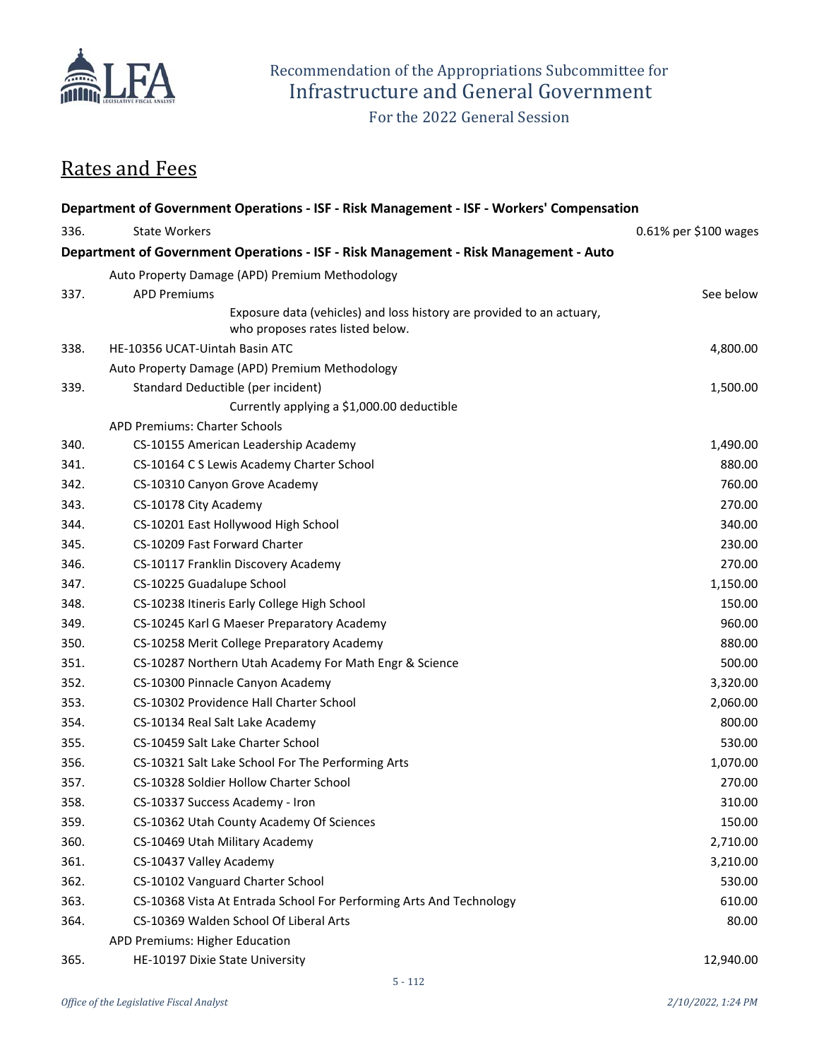## Rates and Fees

| | | |
|---|---|---|
| **Department of Government Operations - ISF - Risk Management - ISF - Workers' Compensation** | | |
| 336. | State Workers | 0.61% per $100 wages |
| **Department of Government Operations - ISF - Risk Management - Risk Management - Auto** | | |
| | Auto Property Damage (APD) Premium Methodology | |
| 337. | APD Premiums | See below |
| | Exposure data (vehicles) and loss history are provided to an actuary, who proposes rates listed below. | |
| 338. | HE-10356 UCAT-Uintah Basin ATC | 4,800.00 |
| | Auto Property Damage (APD) Premium Methodology | |
| 339. | Standard Deductible (per incident) | 1,500.00 |
| | Currently applying a $1,000.00 deductible | |
| | APD Premiums: Charter Schools | |
| 340. | CS-10155 American Leadership Academy | 1,490.00 |
| 341. | CS-10164 C S Lewis Academy Charter School | 880.00 |
| 342. | CS-10310 Canyon Grove Academy | 760.00 |
| 343. | CS-10178 City Academy | 270.00 |
| 344. | CS-10201 East Hollywood High School | 340.00 |
| 345. | CS-10209 Fast Forward Charter | 230.00 |
| 346. | CS-10117 Franklin Discovery Academy | 270.00 |
| 347. | CS-10225 Guadalupe School | 1,150.00 |
| 348. | CS-10238 Itineris Early College High School | 150.00 |
| 349. | CS-10245 Karl G Maeser Preparatory Academy | 960.00 |
| 350. | CS-10258 Merit College Preparatory Academy | 880.00 |
| 351. | CS-10287 Northern Utah Academy For Math Engr & Science | 500.00 |
| 352. | CS-10300 Pinnacle Canyon Academy | 3,320.00 |
| 353. | CS-10302 Providence Hall Charter School | 2,060.00 |
| 354. | CS-10134 Real Salt Lake Academy | 800.00 |
| 355. | CS-10459 Salt Lake Charter School | 530.00 |
| 356. | CS-10321 Salt Lake School For The Performing Arts | 1,070.00 |
| 357. | CS-10328 Soldier Hollow Charter School | 270.00 |
| 358. | CS-10337 Success Academy - Iron | 310.00 |
| 359. | CS-10362 Utah County Academy Of Sciences | 150.00 |
| 360. | CS-10469 Utah Military Academy | 2,710.00 |
| 361. | CS-10437 Valley Academy | 3,210.00 |
| 362. | CS-10102 Vanguard Charter School | 530.00 |
| 363. | CS-10368 Vista At Entrada School For Performing Arts And Technology | 610.00 |
| 364. | CS-10369 Walden School Of Liberal Arts | 80.00 |
| | APD Premiums: Higher Education | |
| 365. | HE-10197 Dixie State University | 12,940.00 |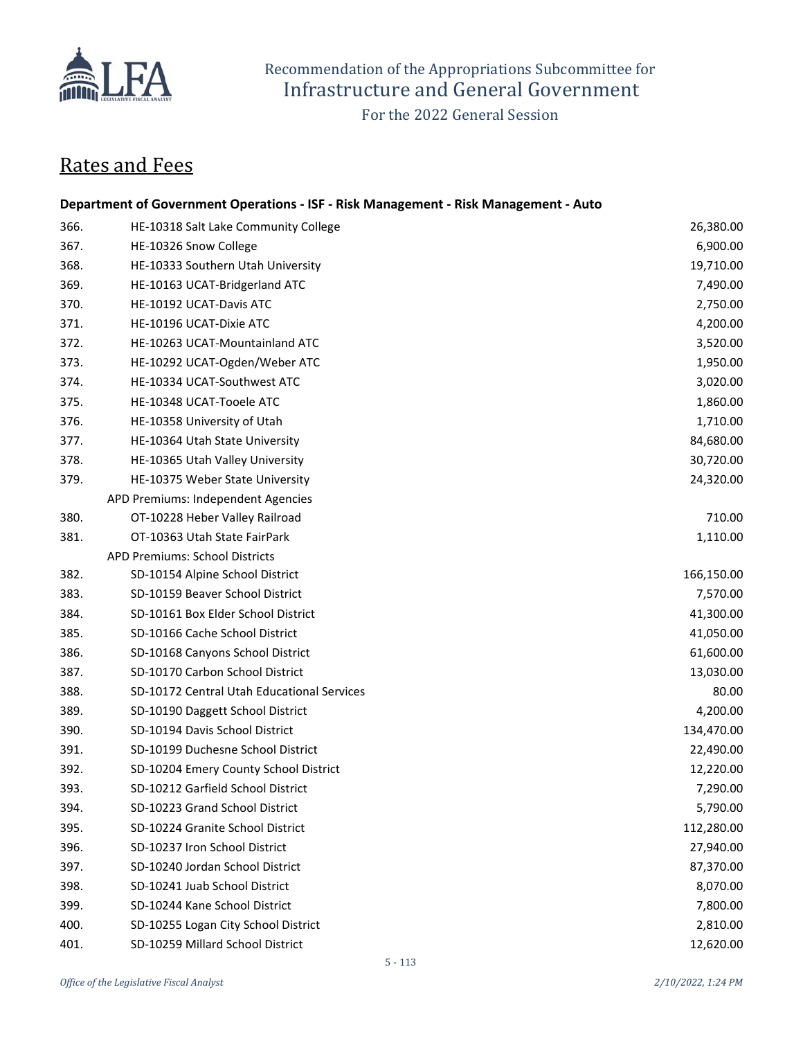## Rates and Fees

**Department of Government Operations - ISF - Risk Management - Risk Management - Auto**

| # | Item | Amount |
|---|---|---|
| 366. | HE-10318 Salt Lake Community College | 26,380.00 |
| 367. | HE-10326 Snow College | 6,900.00 |
| 368. | HE-10333 Southern Utah University | 19,710.00 |
| 369. | HE-10163 UCAT-Bridgerland ATC | 7,490.00 |
| 370. | HE-10192 UCAT-Davis ATC | 2,750.00 |
| 371. | HE-10196 UCAT-Dixie ATC | 4,200.00 |
| 372. | HE-10263 UCAT-Mountainland ATC | 3,520.00 |
| 373. | HE-10292 UCAT-Ogden/Weber ATC | 1,950.00 |
| 374. | HE-10334 UCAT-Southwest ATC | 3,020.00 |
| 375. | HE-10348 UCAT-Tooele ATC | 1,860.00 |
| 376. | HE-10358 University of Utah | 1,710.00 |
| 377. | HE-10364 Utah State University | 84,680.00 |
| 378. | HE-10365 Utah Valley University | 30,720.00 |
| 379. | HE-10375 Weber State University | 24,320.00 |
| | APD Premiums: Independent Agencies | |
| 380. | OT-10228 Heber Valley Railroad | 710.00 |
| 381. | OT-10363 Utah State FairPark | 1,110.00 |
| | APD Premiums: School Districts | |
| 382. | SD-10154 Alpine School District | 166,150.00 |
| 383. | SD-10159 Beaver School District | 7,570.00 |
| 384. | SD-10161 Box Elder School District | 41,300.00 |
| 385. | SD-10166 Cache School District | 41,050.00 |
| 386. | SD-10168 Canyons School District | 61,600.00 |
| 387. | SD-10170 Carbon School District | 13,030.00 |
| 388. | SD-10172 Central Utah Educational Services | 80.00 |
| 389. | SD-10190 Daggett School District | 4,200.00 |
| 390. | SD-10194 Davis School District | 134,470.00 |
| 391. | SD-10199 Duchesne School District | 22,490.00 |
| 392. | SD-10204 Emery County School District | 12,220.00 |
| 393. | SD-10212 Garfield School District | 7,290.00 |
| 394. | SD-10223 Grand School District | 5,790.00 |
| 395. | SD-10224 Granite School District | 112,280.00 |
| 396. | SD-10237 Iron School District | 27,940.00 |
| 397. | SD-10240 Jordan School District | 87,370.00 |
| 398. | SD-10241 Juab School District | 8,070.00 |
| 399. | SD-10244 Kane School District | 7,800.00 |
| 400. | SD-10255 Logan City School District | 2,810.00 |
| 401. | SD-10259 Millard School District | 12,620.00 |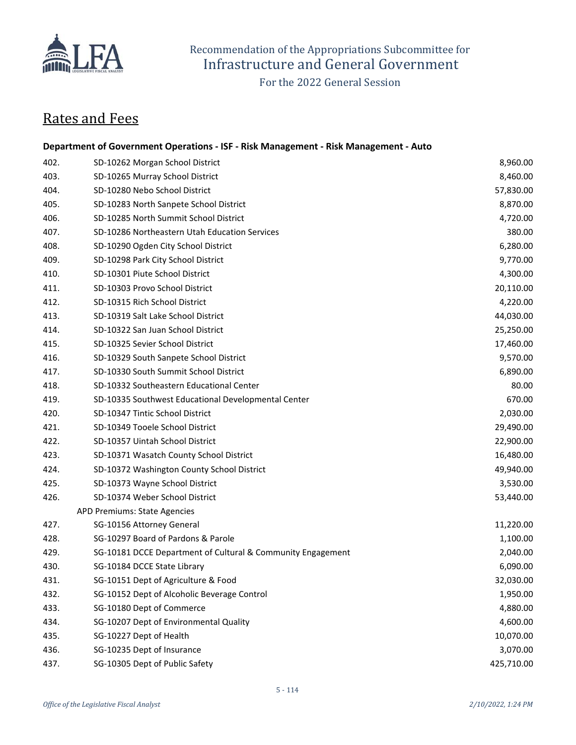## Rates and Fees

**Department of Government Operations - ISF - Risk Management - Risk Management - Auto**

| | | |
|---|---|---|
| 402. | SD-10262 Morgan School District | 8,960.00 |
| 403. | SD-10265 Murray School District | 8,460.00 |
| 404. | SD-10280 Nebo School District | 57,830.00 |
| 405. | SD-10283 North Sanpete School District | 8,870.00 |
| 406. | SD-10285 North Summit School District | 4,720.00 |
| 407. | SD-10286 Northeastern Utah Education Services | 380.00 |
| 408. | SD-10290 Ogden City School District | 6,280.00 |
| 409. | SD-10298 Park City School District | 9,770.00 |
| 410. | SD-10301 Piute School District | 4,300.00 |
| 411. | SD-10303 Provo School District | 20,110.00 |
| 412. | SD-10315 Rich School District | 4,220.00 |
| 413. | SD-10319 Salt Lake School District | 44,030.00 |
| 414. | SD-10322 San Juan School District | 25,250.00 |
| 415. | SD-10325 Sevier School District | 17,460.00 |
| 416. | SD-10329 South Sanpete School District | 9,570.00 |
| 417. | SD-10330 South Summit School District | 6,890.00 |
| 418. | SD-10332 Southeastern Educational Center | 80.00 |
| 419. | SD-10335 Southwest Educational Developmental Center | 670.00 |
| 420. | SD-10347 Tintic School District | 2,030.00 |
| 421. | SD-10349 Tooele School District | 29,490.00 |
| 422. | SD-10357 Uintah School District | 22,900.00 |
| 423. | SD-10371 Wasatch County School District | 16,480.00 |
| 424. | SD-10372 Washington County School District | 49,940.00 |
| 425. | SD-10373 Wayne School District | 3,530.00 |
| 426. | SD-10374 Weber School District | 53,440.00 |
| | APD Premiums: State Agencies | |
| 427. | SG-10156 Attorney General | 11,220.00 |
| 428. | SG-10297 Board of Pardons & Parole | 1,100.00 |
| 429. | SG-10181 DCCE Department of Cultural & Community Engagement | 2,040.00 |
| 430. | SG-10184 DCCE State Library | 6,090.00 |
| 431. | SG-10151 Dept of Agriculture & Food | 32,030.00 |
| 432. | SG-10152 Dept of Alcoholic Beverage Control | 1,950.00 |
| 433. | SG-10180 Dept of Commerce | 4,880.00 |
| 434. | SG-10207 Dept of Environmental Quality | 4,600.00 |
| 435. | SG-10227 Dept of Health | 10,070.00 |
| 436. | SG-10235 Dept of Insurance | 3,070.00 |
| 437. | SG-10305 Dept of Public Safety | 425,710.00 |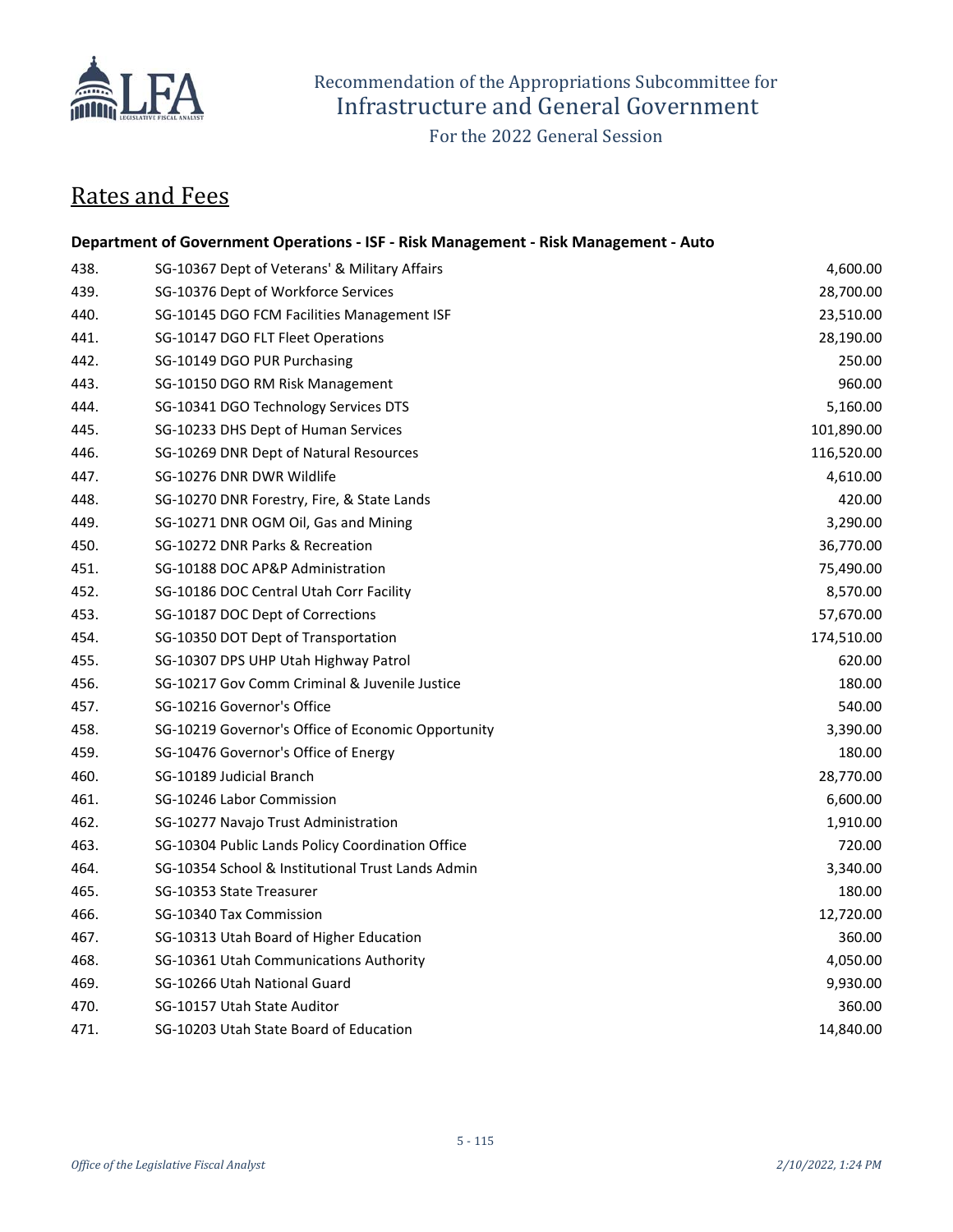## Rates and Fees

**Department of Government Operations - ISF - Risk Management - Risk Management - Auto**

| | | |
|---|---|---|
| 438. | SG-10367 Dept of Veterans' & Military Affairs | 4,600.00 |
| 439. | SG-10376 Dept of Workforce Services | 28,700.00 |
| 440. | SG-10145 DGO FCM Facilities Management ISF | 23,510.00 |
| 441. | SG-10147 DGO FLT Fleet Operations | 28,190.00 |
| 442. | SG-10149 DGO PUR Purchasing | 250.00 |
| 443. | SG-10150 DGO RM Risk Management | 960.00 |
| 444. | SG-10341 DGO Technology Services DTS | 5,160.00 |
| 445. | SG-10233 DHS Dept of Human Services | 101,890.00 |
| 446. | SG-10269 DNR Dept of Natural Resources | 116,520.00 |
| 447. | SG-10276 DNR DWR Wildlife | 4,610.00 |
| 448. | SG-10270 DNR Forestry, Fire, & State Lands | 420.00 |
| 449. | SG-10271 DNR OGM Oil, Gas and Mining | 3,290.00 |
| 450. | SG-10272 DNR Parks & Recreation | 36,770.00 |
| 451. | SG-10188 DOC AP&P Administration | 75,490.00 |
| 452. | SG-10186 DOC Central Utah Corr Facility | 8,570.00 |
| 453. | SG-10187 DOC Dept of Corrections | 57,670.00 |
| 454. | SG-10350 DOT Dept of Transportation | 174,510.00 |
| 455. | SG-10307 DPS UHP Utah Highway Patrol | 620.00 |
| 456. | SG-10217 Gov Comm Criminal & Juvenile Justice | 180.00 |
| 457. | SG-10216 Governor's Office | 540.00 |
| 458. | SG-10219 Governor's Office of Economic Opportunity | 3,390.00 |
| 459. | SG-10476 Governor's Office of Energy | 180.00 |
| 460. | SG-10189 Judicial Branch | 28,770.00 |
| 461. | SG-10246 Labor Commission | 6,600.00 |
| 462. | SG-10277 Navajo Trust Administration | 1,910.00 |
| 463. | SG-10304 Public Lands Policy Coordination Office | 720.00 |
| 464. | SG-10354 School & Institutional Trust Lands Admin | 3,340.00 |
| 465. | SG-10353 State Treasurer | 180.00 |
| 466. | SG-10340 Tax Commission | 12,720.00 |
| 467. | SG-10313 Utah Board of Higher Education | 360.00 |
| 468. | SG-10361 Utah Communications Authority | 4,050.00 |
| 469. | SG-10266 Utah National Guard | 9,930.00 |
| 470. | SG-10157 Utah State Auditor | 360.00 |
| 471. | SG-10203 Utah State Board of Education | 14,840.00 |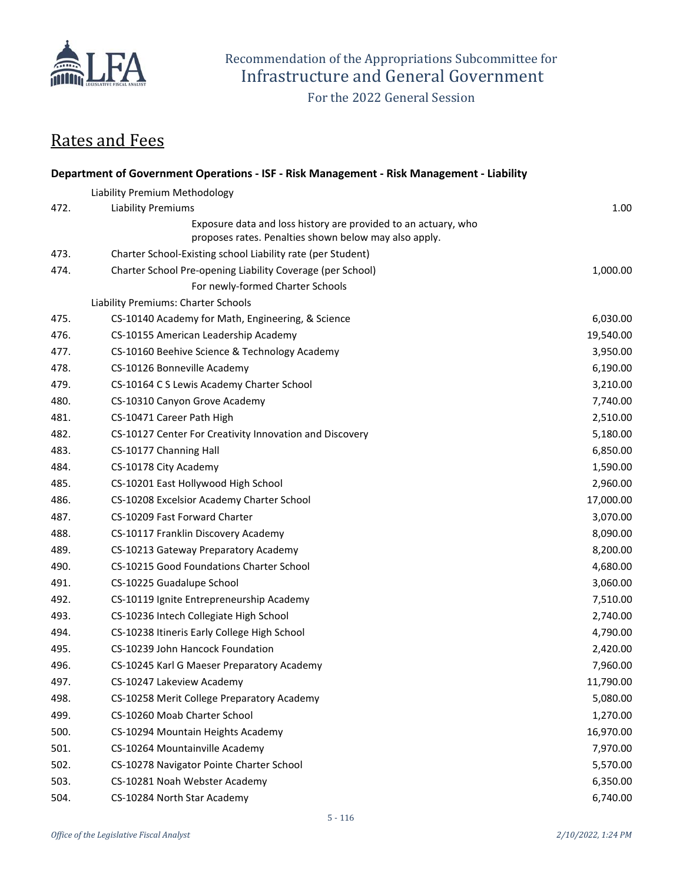Recommendation of the Appropriations Subcommittee for
Infrastructure and General Government

For the 2022 General Session

# Rates and Fees

### Department of Government Operations - ISF - Risk Management - Risk Management - Liability

| | | |
|---|---|---|
| | Liability Premium Methodology | |
| 472. | Liability Premiums | 1.00 |
| | Exposure data and loss history are provided to an actuary, who proposes rates. Penalties shown below may also apply. | |
| 473. | Charter School-Existing school Liability rate (per Student) | |
| 474. | Charter School Pre-opening Liability Coverage (per School) | 1,000.00 |
| | For newly-formed Charter Schools | |
| | Liability Premiums: Charter Schools | |
| 475. | CS-10140 Academy for Math, Engineering, & Science | 6,030.00 |
| 476. | CS-10155 American Leadership Academy | 19,540.00 |
| 477. | CS-10160 Beehive Science & Technology Academy | 3,950.00 |
| 478. | CS-10126 Bonneville Academy | 6,190.00 |
| 479. | CS-10164 C S Lewis Academy Charter School | 3,210.00 |
| 480. | CS-10310 Canyon Grove Academy | 7,740.00 |
| 481. | CS-10471 Career Path High | 2,510.00 |
| 482. | CS-10127 Center For Creativity Innovation and Discovery | 5,180.00 |
| 483. | CS-10177 Channing Hall | 6,850.00 |
| 484. | CS-10178 City Academy | 1,590.00 |
| 485. | CS-10201 East Hollywood High School | 2,960.00 |
| 486. | CS-10208 Excelsior Academy Charter School | 17,000.00 |
| 487. | CS-10209 Fast Forward Charter | 3,070.00 |
| 488. | CS-10117 Franklin Discovery Academy | 8,090.00 |
| 489. | CS-10213 Gateway Preparatory Academy | 8,200.00 |
| 490. | CS-10215 Good Foundations Charter School | 4,680.00 |
| 491. | CS-10225 Guadalupe School | 3,060.00 |
| 492. | CS-10119 Ignite Entrepreneurship Academy | 7,510.00 |
| 493. | CS-10236 Intech Collegiate High School | 2,740.00 |
| 494. | CS-10238 Itineris Early College High School | 4,790.00 |
| 495. | CS-10239 John Hancock Foundation | 2,420.00 |
| 496. | CS-10245 Karl G Maeser Preparatory Academy | 7,960.00 |
| 497. | CS-10247 Lakeview Academy | 11,790.00 |
| 498. | CS-10258 Merit College Preparatory Academy | 5,080.00 |
| 499. | CS-10260 Moab Charter School | 1,270.00 |
| 500. | CS-10294 Mountain Heights Academy | 16,970.00 |
| 501. | CS-10264 Mountainville Academy | 7,970.00 |
| 502. | CS-10278 Navigator Pointe Charter School | 5,570.00 |
| 503. | CS-10281 Noah Webster Academy | 6,350.00 |
| 504. | CS-10284 North Star Academy | 6,740.00 |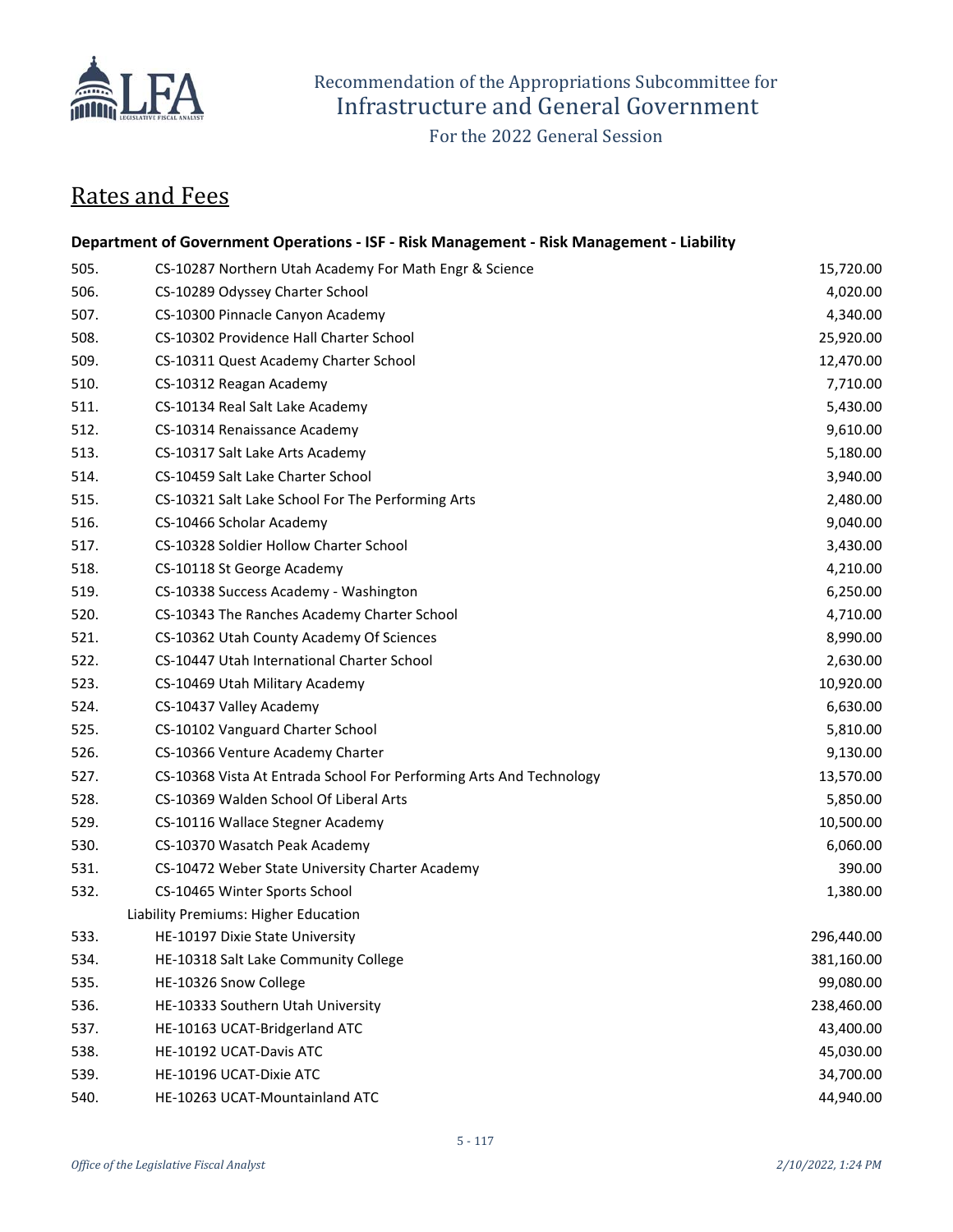## Rates and Fees

**Department of Government Operations - ISF - Risk Management - Risk Management - Liability**

| | | |
|---|---|---|
| 505. | CS-10287 Northern Utah Academy For Math Engr & Science | 15,720.00 |
| 506. | CS-10289 Odyssey Charter School | 4,020.00 |
| 507. | CS-10300 Pinnacle Canyon Academy | 4,340.00 |
| 508. | CS-10302 Providence Hall Charter School | 25,920.00 |
| 509. | CS-10311 Quest Academy Charter School | 12,470.00 |
| 510. | CS-10312 Reagan Academy | 7,710.00 |
| 511. | CS-10134 Real Salt Lake Academy | 5,430.00 |
| 512. | CS-10314 Renaissance Academy | 9,610.00 |
| 513. | CS-10317 Salt Lake Arts Academy | 5,180.00 |
| 514. | CS-10459 Salt Lake Charter School | 3,940.00 |
| 515. | CS-10321 Salt Lake School For The Performing Arts | 2,480.00 |
| 516. | CS-10466 Scholar Academy | 9,040.00 |
| 517. | CS-10328 Soldier Hollow Charter School | 3,430.00 |
| 518. | CS-10118 St George Academy | 4,210.00 |
| 519. | CS-10338 Success Academy - Washington | 6,250.00 |
| 520. | CS-10343 The Ranches Academy Charter School | 4,710.00 |
| 521. | CS-10362 Utah County Academy Of Sciences | 8,990.00 |
| 522. | CS-10447 Utah International Charter School | 2,630.00 |
| 523. | CS-10469 Utah Military Academy | 10,920.00 |
| 524. | CS-10437 Valley Academy | 6,630.00 |
| 525. | CS-10102 Vanguard Charter School | 5,810.00 |
| 526. | CS-10366 Venture Academy Charter | 9,130.00 |
| 527. | CS-10368 Vista At Entrada School For Performing Arts And Technology | 13,570.00 |
| 528. | CS-10369 Walden School Of Liberal Arts | 5,850.00 |
| 529. | CS-10116 Wallace Stegner Academy | 10,500.00 |
| 530. | CS-10370 Wasatch Peak Academy | 6,060.00 |
| 531. | CS-10472 Weber State University Charter Academy | 390.00 |
| 532. | CS-10465 Winter Sports School | 1,380.00 |
| | Liability Premiums: Higher Education | |
| 533. | HE-10197 Dixie State University | 296,440.00 |
| 534. | HE-10318 Salt Lake Community College | 381,160.00 |
| 535. | HE-10326 Snow College | 99,080.00 |
| 536. | HE-10333 Southern Utah University | 238,460.00 |
| 537. | HE-10163 UCAT-Bridgerland ATC | 43,400.00 |
| 538. | HE-10192 UCAT-Davis ATC | 45,030.00 |
| 539. | HE-10196 UCAT-Dixie ATC | 34,700.00 |
| 540. | HE-10263 UCAT-Mountainland ATC | 44,940.00 |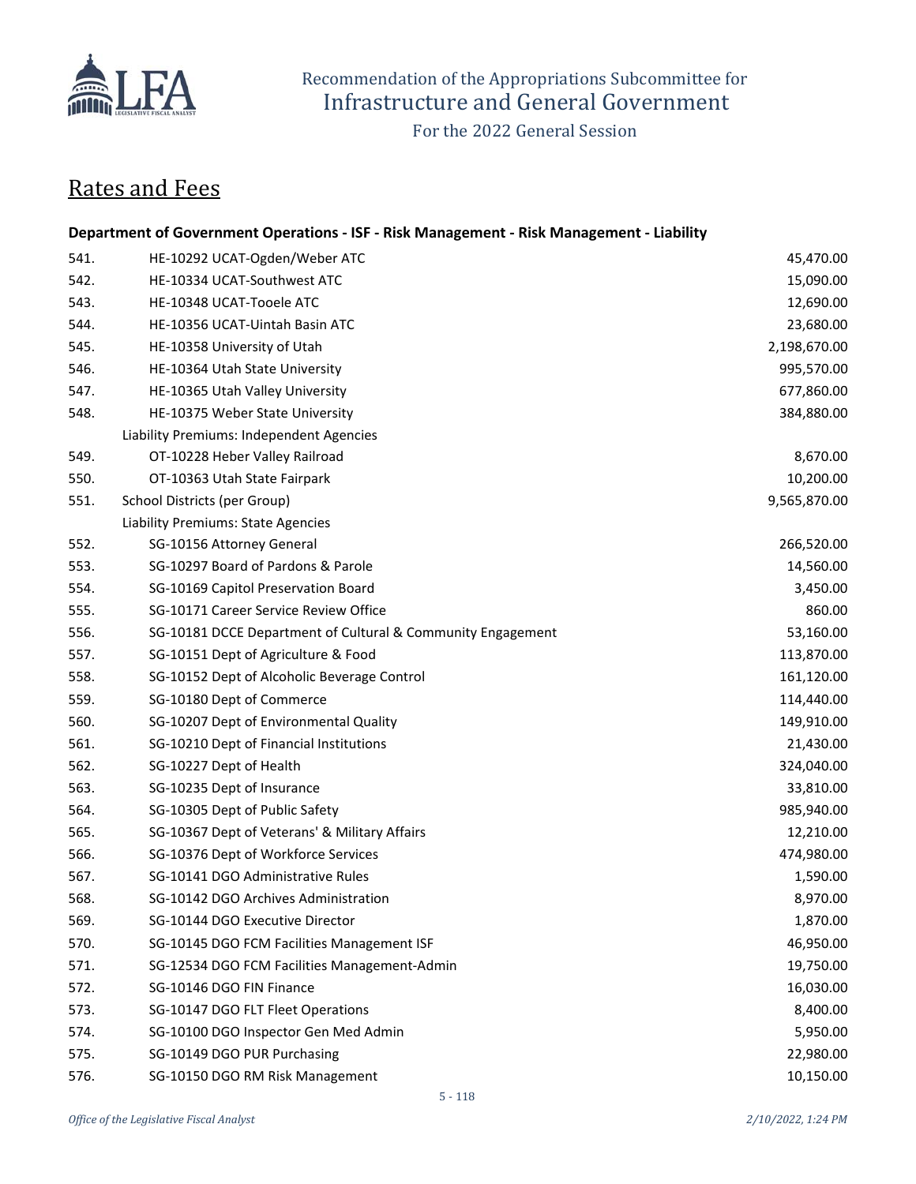## Rates and Fees

**Department of Government Operations - ISF - Risk Management - Risk Management - Liability**

| # | Item | Amount |
|---|---|---|
| 541. | HE-10292 UCAT-Ogden/Weber ATC | 45,470.00 |
| 542. | HE-10334 UCAT-Southwest ATC | 15,090.00 |
| 543. | HE-10348 UCAT-Tooele ATC | 12,690.00 |
| 544. | HE-10356 UCAT-Uintah Basin ATC | 23,680.00 |
| 545. | HE-10358 University of Utah | 2,198,670.00 |
| 546. | HE-10364 Utah State University | 995,570.00 |
| 547. | HE-10365 Utah Valley University | 677,860.00 |
| 548. | HE-10375 Weber State University | 384,880.00 |
| | Liability Premiums: Independent Agencies | |
| 549. | OT-10228 Heber Valley Railroad | 8,670.00 |
| 550. | OT-10363 Utah State Fairpark | 10,200.00 |
| 551. | School Districts (per Group) | 9,565,870.00 |
| | Liability Premiums: State Agencies | |
| 552. | SG-10156 Attorney General | 266,520.00 |
| 553. | SG-10297 Board of Pardons & Parole | 14,560.00 |
| 554. | SG-10169 Capitol Preservation Board | 3,450.00 |
| 555. | SG-10171 Career Service Review Office | 860.00 |
| 556. | SG-10181 DCCE Department of Cultural & Community Engagement | 53,160.00 |
| 557. | SG-10151 Dept of Agriculture & Food | 113,870.00 |
| 558. | SG-10152 Dept of Alcoholic Beverage Control | 161,120.00 |
| 559. | SG-10180 Dept of Commerce | 114,440.00 |
| 560. | SG-10207 Dept of Environmental Quality | 149,910.00 |
| 561. | SG-10210 Dept of Financial Institutions | 21,430.00 |
| 562. | SG-10227 Dept of Health | 324,040.00 |
| 563. | SG-10235 Dept of Insurance | 33,810.00 |
| 564. | SG-10305 Dept of Public Safety | 985,940.00 |
| 565. | SG-10367 Dept of Veterans' & Military Affairs | 12,210.00 |
| 566. | SG-10376 Dept of Workforce Services | 474,980.00 |
| 567. | SG-10141 DGO Administrative Rules | 1,590.00 |
| 568. | SG-10142 DGO Archives Administration | 8,970.00 |
| 569. | SG-10144 DGO Executive Director | 1,870.00 |
| 570. | SG-10145 DGO FCM Facilities Management ISF | 46,950.00 |
| 571. | SG-12534 DGO FCM Facilities Management-Admin | 19,750.00 |
| 572. | SG-10146 DGO FIN Finance | 16,030.00 |
| 573. | SG-10147 DGO FLT Fleet Operations | 8,400.00 |
| 574. | SG-10100 DGO Inspector Gen Med Admin | 5,950.00 |
| 575. | SG-10149 DGO PUR Purchasing | 22,980.00 |
| 576. | SG-10150 DGO RM Risk Management | 10,150.00 |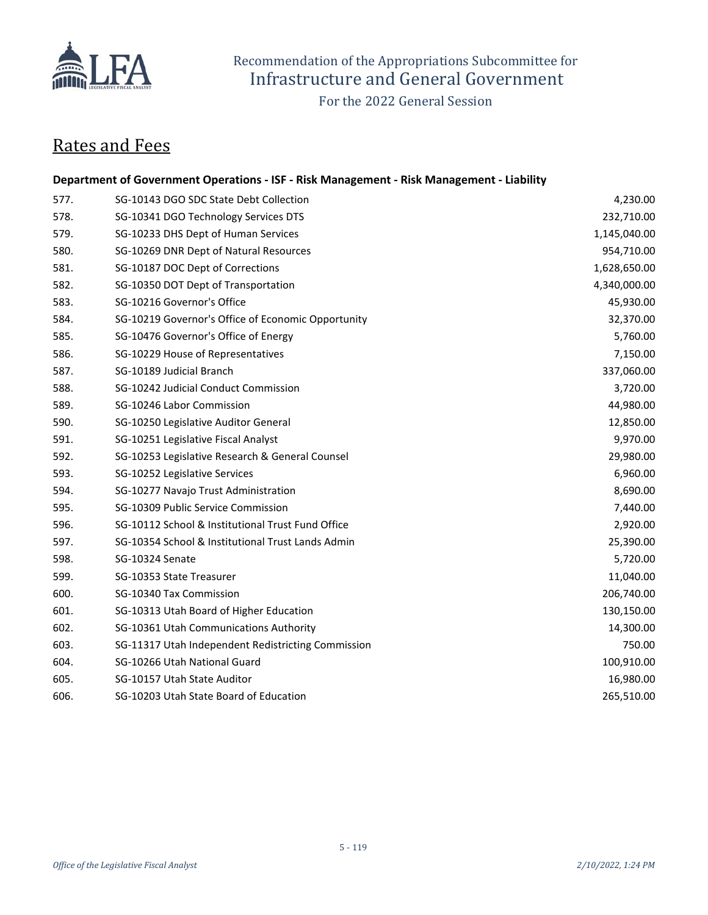## Rates and Fees

**Department of Government Operations - ISF - Risk Management - Risk Management - Liability**

| | | |
|---|---|---|
| 577. | SG-10143 DGO SDC State Debt Collection | 4,230.00 |
| 578. | SG-10341 DGO Technology Services DTS | 232,710.00 |
| 579. | SG-10233 DHS Dept of Human Services | 1,145,040.00 |
| 580. | SG-10269 DNR Dept of Natural Resources | 954,710.00 |
| 581. | SG-10187 DOC Dept of Corrections | 1,628,650.00 |
| 582. | SG-10350 DOT Dept of Transportation | 4,340,000.00 |
| 583. | SG-10216 Governor's Office | 45,930.00 |
| 584. | SG-10219 Governor's Office of Economic Opportunity | 32,370.00 |
| 585. | SG-10476 Governor's Office of Energy | 5,760.00 |
| 586. | SG-10229 House of Representatives | 7,150.00 |
| 587. | SG-10189 Judicial Branch | 337,060.00 |
| 588. | SG-10242 Judicial Conduct Commission | 3,720.00 |
| 589. | SG-10246 Labor Commission | 44,980.00 |
| 590. | SG-10250 Legislative Auditor General | 12,850.00 |
| 591. | SG-10251 Legislative Fiscal Analyst | 9,970.00 |
| 592. | SG-10253 Legislative Research & General Counsel | 29,980.00 |
| 593. | SG-10252 Legislative Services | 6,960.00 |
| 594. | SG-10277 Navajo Trust Administration | 8,690.00 |
| 595. | SG-10309 Public Service Commission | 7,440.00 |
| 596. | SG-10112 School & Institutional Trust Fund Office | 2,920.00 |
| 597. | SG-10354 School & Institutional Trust Lands Admin | 25,390.00 |
| 598. | SG-10324 Senate | 5,720.00 |
| 599. | SG-10353 State Treasurer | 11,040.00 |
| 600. | SG-10340 Tax Commission | 206,740.00 |
| 601. | SG-10313 Utah Board of Higher Education | 130,150.00 |
| 602. | SG-10361 Utah Communications Authority | 14,300.00 |
| 603. | SG-11317 Utah Independent Redistricting Commission | 750.00 |
| 604. | SG-10266 Utah National Guard | 100,910.00 |
| 605. | SG-10157 Utah State Auditor | 16,980.00 |
| 606. | SG-10203 Utah State Board of Education | 265,510.00 |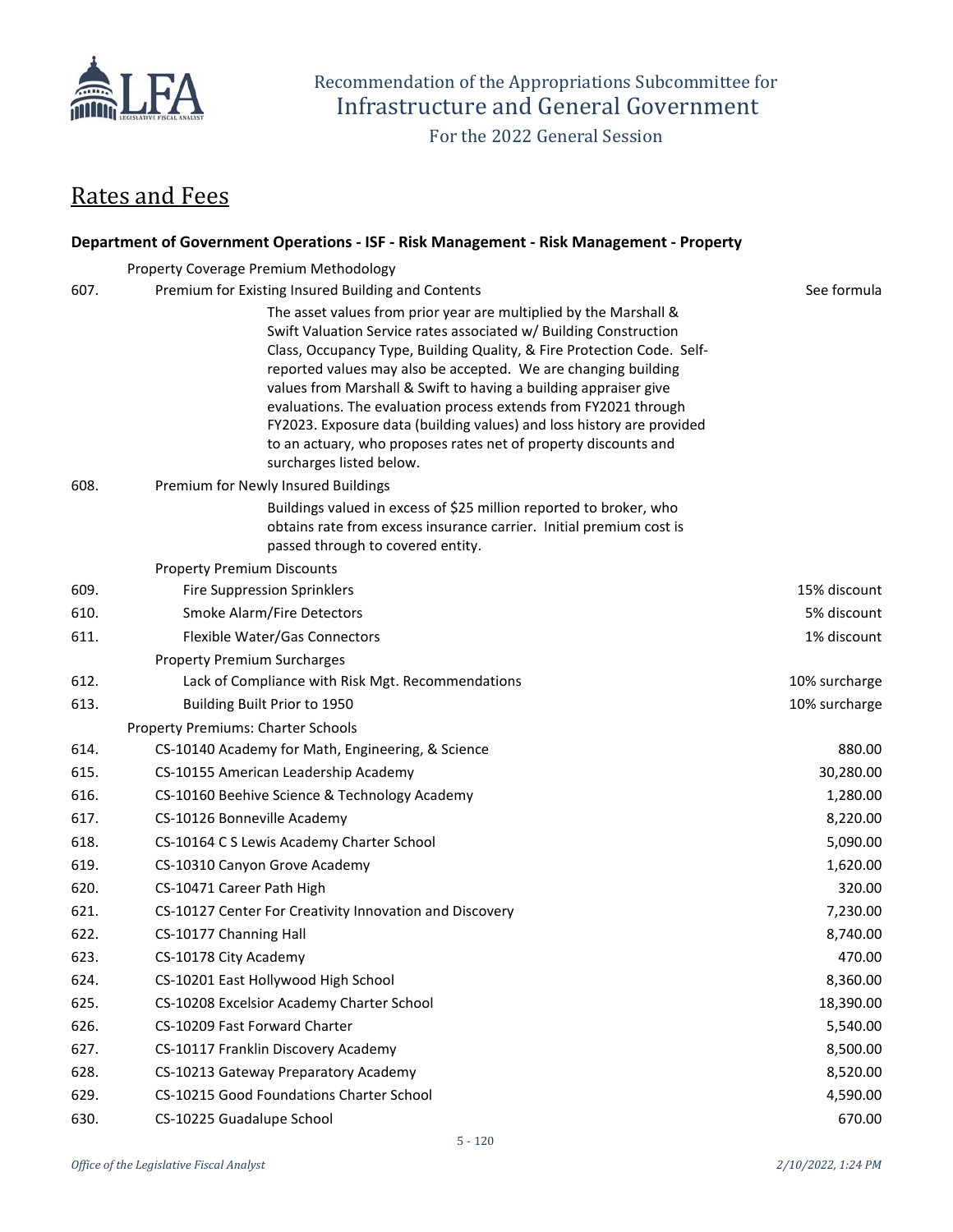## Rates and Fees

### Department of Government Operations - ISF - Risk Management - Risk Management - Property

| # | Item | Amount |
|---|---|---|
| | Property Coverage Premium Methodology | |
| 607. | Premium for Existing Insured Building and Contents | See formula |
| | The asset values from prior year are multiplied by the Marshall & Swift Valuation Service rates associated w/ Building Construction Class, Occupancy Type, Building Quality, & Fire Protection Code. Self-reported values may also be accepted. We are changing building values from Marshall & Swift to having a building appraiser give evaluations. The evaluation process extends from FY2021 through FY2023. Exposure data (building values) and loss history are provided to an actuary, who proposes rates net of property discounts and surcharges listed below. | |
| 608. | Premium for Newly Insured Buildings | |
| | Buildings valued in excess of $25 million reported to broker, who obtains rate from excess insurance carrier. Initial premium cost is passed through to covered entity. | |
| | Property Premium Discounts | |
| 609. | Fire Suppression Sprinklers | 15% discount |
| 610. | Smoke Alarm/Fire Detectors | 5% discount |
| 611. | Flexible Water/Gas Connectors | 1% discount |
| | Property Premium Surcharges | |
| 612. | Lack of Compliance with Risk Mgt. Recommendations | 10% surcharge |
| 613. | Building Built Prior to 1950 | 10% surcharge |
| | Property Premiums: Charter Schools | |
| 614. | CS-10140 Academy for Math, Engineering, & Science | 880.00 |
| 615. | CS-10155 American Leadership Academy | 30,280.00 |
| 616. | CS-10160 Beehive Science & Technology Academy | 1,280.00 |
| 617. | CS-10126 Bonneville Academy | 8,220.00 |
| 618. | CS-10164 C S Lewis Academy Charter School | 5,090.00 |
| 619. | CS-10310 Canyon Grove Academy | 1,620.00 |
| 620. | CS-10471 Career Path High | 320.00 |
| 621. | CS-10127 Center For Creativity Innovation and Discovery | 7,230.00 |
| 622. | CS-10177 Channing Hall | 8,740.00 |
| 623. | CS-10178 City Academy | 470.00 |
| 624. | CS-10201 East Hollywood High School | 8,360.00 |
| 625. | CS-10208 Excelsior Academy Charter School | 18,390.00 |
| 626. | CS-10209 Fast Forward Charter | 5,540.00 |
| 627. | CS-10117 Franklin Discovery Academy | 8,500.00 |
| 628. | CS-10213 Gateway Preparatory Academy | 8,520.00 |
| 629. | CS-10215 Good Foundations Charter School | 4,590.00 |
| 630. | CS-10225 Guadalupe School | 670.00 |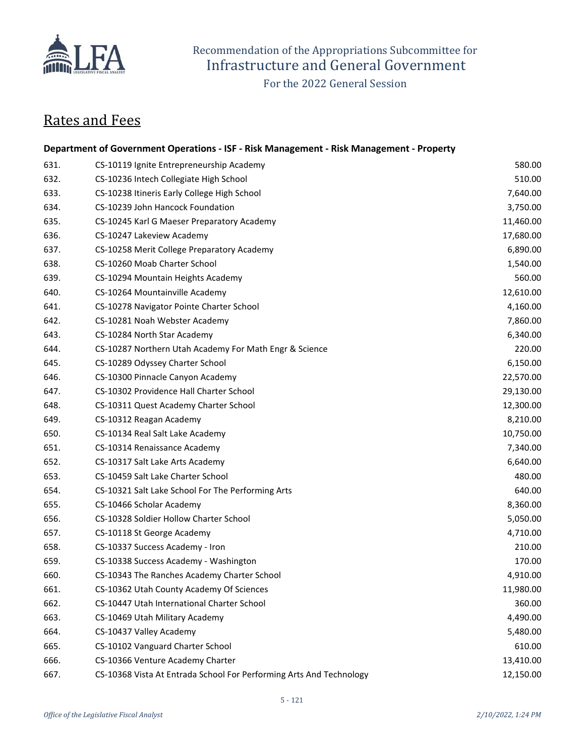## Rates and Fees

**Department of Government Operations - ISF - Risk Management - Risk Management - Property**

| | | |
|---|---|---|
| 631. | CS-10119 Ignite Entrepreneurship Academy | 580.00 |
| 632. | CS-10236 Intech Collegiate High School | 510.00 |
| 633. | CS-10238 Itineris Early College High School | 7,640.00 |
| 634. | CS-10239 John Hancock Foundation | 3,750.00 |
| 635. | CS-10245 Karl G Maeser Preparatory Academy | 11,460.00 |
| 636. | CS-10247 Lakeview Academy | 17,680.00 |
| 637. | CS-10258 Merit College Preparatory Academy | 6,890.00 |
| 638. | CS-10260 Moab Charter School | 1,540.00 |
| 639. | CS-10294 Mountain Heights Academy | 560.00 |
| 640. | CS-10264 Mountainville Academy | 12,610.00 |
| 641. | CS-10278 Navigator Pointe Charter School | 4,160.00 |
| 642. | CS-10281 Noah Webster Academy | 7,860.00 |
| 643. | CS-10284 North Star Academy | 6,340.00 |
| 644. | CS-10287 Northern Utah Academy For Math Engr & Science | 220.00 |
| 645. | CS-10289 Odyssey Charter School | 6,150.00 |
| 646. | CS-10300 Pinnacle Canyon Academy | 22,570.00 |
| 647. | CS-10302 Providence Hall Charter School | 29,130.00 |
| 648. | CS-10311 Quest Academy Charter School | 12,300.00 |
| 649. | CS-10312 Reagan Academy | 8,210.00 |
| 650. | CS-10134 Real Salt Lake Academy | 10,750.00 |
| 651. | CS-10314 Renaissance Academy | 7,340.00 |
| 652. | CS-10317 Salt Lake Arts Academy | 6,640.00 |
| 653. | CS-10459 Salt Lake Charter School | 480.00 |
| 654. | CS-10321 Salt Lake School For The Performing Arts | 640.00 |
| 655. | CS-10466 Scholar Academy | 8,360.00 |
| 656. | CS-10328 Soldier Hollow Charter School | 5,050.00 |
| 657. | CS-10118 St George Academy | 4,710.00 |
| 658. | CS-10337 Success Academy - Iron | 210.00 |
| 659. | CS-10338 Success Academy - Washington | 170.00 |
| 660. | CS-10343 The Ranches Academy Charter School | 4,910.00 |
| 661. | CS-10362 Utah County Academy Of Sciences | 11,980.00 |
| 662. | CS-10447 Utah International Charter School | 360.00 |
| 663. | CS-10469 Utah Military Academy | 4,490.00 |
| 664. | CS-10437 Valley Academy | 5,480.00 |
| 665. | CS-10102 Vanguard Charter School | 610.00 |
| 666. | CS-10366 Venture Academy Charter | 13,410.00 |
| 667. | CS-10368 Vista At Entrada School For Performing Arts And Technology | 12,150.00 |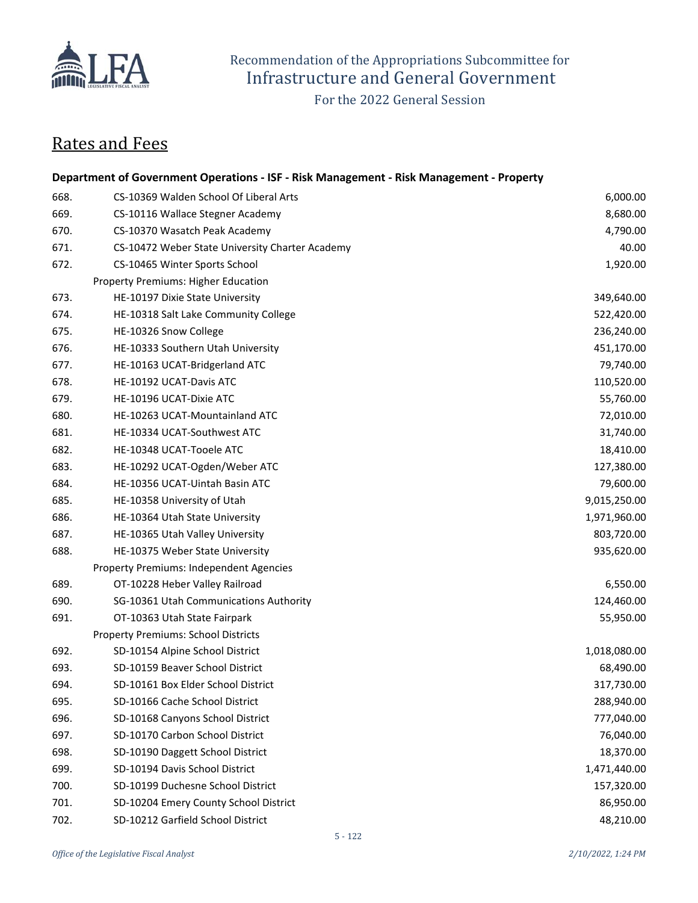# Rates and Fees

**Department of Government Operations - ISF - Risk Management - Risk Management - Property**

| | | |
|---|---|---|
| 668. | CS-10369 Walden School Of Liberal Arts | 6,000.00 |
| 669. | CS-10116 Wallace Stegner Academy | 8,680.00 |
| 670. | CS-10370 Wasatch Peak Academy | 4,790.00 |
| 671. | CS-10472 Weber State University Charter Academy | 40.00 |
| 672. | CS-10465 Winter Sports School | 1,920.00 |
| | Property Premiums: Higher Education | |
| 673. | HE-10197 Dixie State University | 349,640.00 |
| 674. | HE-10318 Salt Lake Community College | 522,420.00 |
| 675. | HE-10326 Snow College | 236,240.00 |
| 676. | HE-10333 Southern Utah University | 451,170.00 |
| 677. | HE-10163 UCAT-Bridgerland ATC | 79,740.00 |
| 678. | HE-10192 UCAT-Davis ATC | 110,520.00 |
| 679. | HE-10196 UCAT-Dixie ATC | 55,760.00 |
| 680. | HE-10263 UCAT-Mountainland ATC | 72,010.00 |
| 681. | HE-10334 UCAT-Southwest ATC | 31,740.00 |
| 682. | HE-10348 UCAT-Tooele ATC | 18,410.00 |
| 683. | HE-10292 UCAT-Ogden/Weber ATC | 127,380.00 |
| 684. | HE-10356 UCAT-Uintah Basin ATC | 79,600.00 |
| 685. | HE-10358 University of Utah | 9,015,250.00 |
| 686. | HE-10364 Utah State University | 1,971,960.00 |
| 687. | HE-10365 Utah Valley University | 803,720.00 |
| 688. | HE-10375 Weber State University | 935,620.00 |
| | Property Premiums: Independent Agencies | |
| 689. | OT-10228 Heber Valley Railroad | 6,550.00 |
| 690. | SG-10361 Utah Communications Authority | 124,460.00 |
| 691. | OT-10363 Utah State Fairpark | 55,950.00 |
| | Property Premiums: School Districts | |
| 692. | SD-10154 Alpine School District | 1,018,080.00 |
| 693. | SD-10159 Beaver School District | 68,490.00 |
| 694. | SD-10161 Box Elder School District | 317,730.00 |
| 695. | SD-10166 Cache School District | 288,940.00 |
| 696. | SD-10168 Canyons School District | 777,040.00 |
| 697. | SD-10170 Carbon School District | 76,040.00 |
| 698. | SD-10190 Daggett School District | 18,370.00 |
| 699. | SD-10194 Davis School District | 1,471,440.00 |
| 700. | SD-10199 Duchesne School District | 157,320.00 |
| 701. | SD-10204 Emery County School District | 86,950.00 |
| 702. | SD-10212 Garfield School District | 48,210.00 |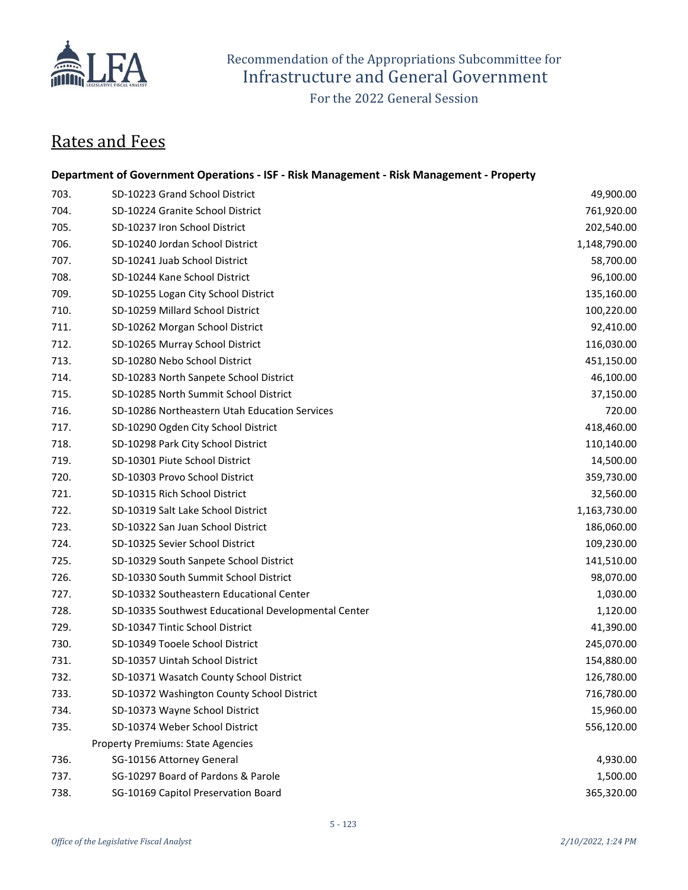## Rates and Fees

**Department of Government Operations - ISF - Risk Management - Risk Management - Property**

| | | |
|---|---|---|
| 703. | SD-10223 Grand School District | 49,900.00 |
| 704. | SD-10224 Granite School District | 761,920.00 |
| 705. | SD-10237 Iron School District | 202,540.00 |
| 706. | SD-10240 Jordan School District | 1,148,790.00 |
| 707. | SD-10241 Juab School District | 58,700.00 |
| 708. | SD-10244 Kane School District | 96,100.00 |
| 709. | SD-10255 Logan City School District | 135,160.00 |
| 710. | SD-10259 Millard School District | 100,220.00 |
| 711. | SD-10262 Morgan School District | 92,410.00 |
| 712. | SD-10265 Murray School District | 116,030.00 |
| 713. | SD-10280 Nebo School District | 451,150.00 |
| 714. | SD-10283 North Sanpete School District | 46,100.00 |
| 715. | SD-10285 North Summit School District | 37,150.00 |
| 716. | SD-10286 Northeastern Utah Education Services | 720.00 |
| 717. | SD-10290 Ogden City School District | 418,460.00 |
| 718. | SD-10298 Park City School District | 110,140.00 |
| 719. | SD-10301 Piute School District | 14,500.00 |
| 720. | SD-10303 Provo School District | 359,730.00 |
| 721. | SD-10315 Rich School District | 32,560.00 |
| 722. | SD-10319 Salt Lake School District | 1,163,730.00 |
| 723. | SD-10322 San Juan School District | 186,060.00 |
| 724. | SD-10325 Sevier School District | 109,230.00 |
| 725. | SD-10329 South Sanpete School District | 141,510.00 |
| 726. | SD-10330 South Summit School District | 98,070.00 |
| 727. | SD-10332 Southeastern Educational Center | 1,030.00 |
| 728. | SD-10335 Southwest Educational Developmental Center | 1,120.00 |
| 729. | SD-10347 Tintic School District | 41,390.00 |
| 730. | SD-10349 Tooele School District | 245,070.00 |
| 731. | SD-10357 Uintah School District | 154,880.00 |
| 732. | SD-10371 Wasatch County School District | 126,780.00 |
| 733. | SD-10372 Washington County School District | 716,780.00 |
| 734. | SD-10373 Wayne School District | 15,960.00 |
| 735. | SD-10374 Weber School District | 556,120.00 |
| | Property Premiums: State Agencies | |
| 736. | SG-10156 Attorney General | 4,930.00 |
| 737. | SG-10297 Board of Pardons & Parole | 1,500.00 |
| 738. | SG-10169 Capitol Preservation Board | 365,320.00 |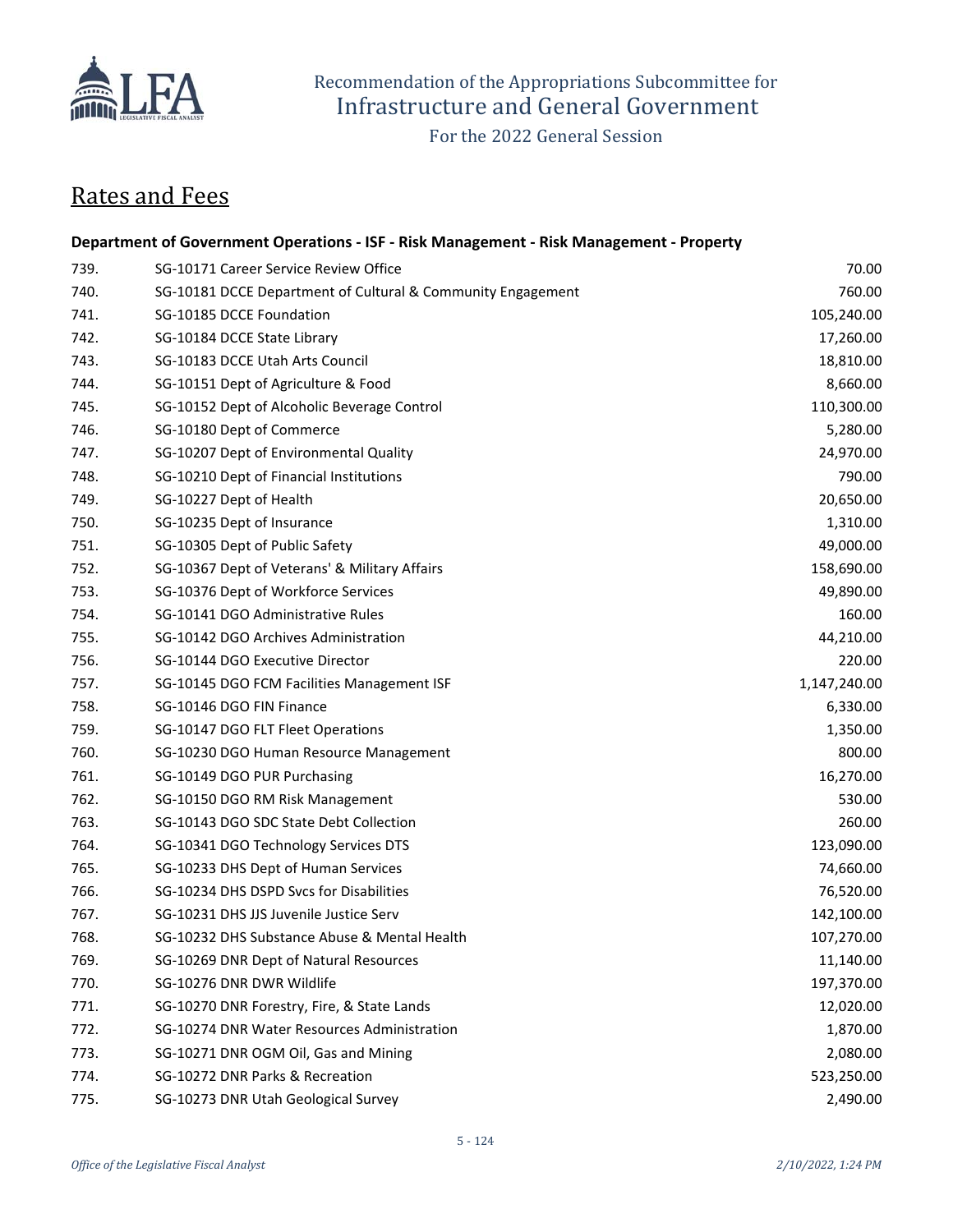# Rates and Fees

**Department of Government Operations - ISF - Risk Management - Risk Management - Property**

| | | |
|---|---|---|
| 739. | SG-10171 Career Service Review Office | 70.00 |
| 740. | SG-10181 DCCE Department of Cultural & Community Engagement | 760.00 |
| 741. | SG-10185 DCCE Foundation | 105,240.00 |
| 742. | SG-10184 DCCE State Library | 17,260.00 |
| 743. | SG-10183 DCCE Utah Arts Council | 18,810.00 |
| 744. | SG-10151 Dept of Agriculture & Food | 8,660.00 |
| 745. | SG-10152 Dept of Alcoholic Beverage Control | 110,300.00 |
| 746. | SG-10180 Dept of Commerce | 5,280.00 |
| 747. | SG-10207 Dept of Environmental Quality | 24,970.00 |
| 748. | SG-10210 Dept of Financial Institutions | 790.00 |
| 749. | SG-10227 Dept of Health | 20,650.00 |
| 750. | SG-10235 Dept of Insurance | 1,310.00 |
| 751. | SG-10305 Dept of Public Safety | 49,000.00 |
| 752. | SG-10367 Dept of Veterans' & Military Affairs | 158,690.00 |
| 753. | SG-10376 Dept of Workforce Services | 49,890.00 |
| 754. | SG-10141 DGO Administrative Rules | 160.00 |
| 755. | SG-10142 DGO Archives Administration | 44,210.00 |
| 756. | SG-10144 DGO Executive Director | 220.00 |
| 757. | SG-10145 DGO FCM Facilities Management ISF | 1,147,240.00 |
| 758. | SG-10146 DGO FIN Finance | 6,330.00 |
| 759. | SG-10147 DGO FLT Fleet Operations | 1,350.00 |
| 760. | SG-10230 DGO Human Resource Management | 800.00 |
| 761. | SG-10149 DGO PUR Purchasing | 16,270.00 |
| 762. | SG-10150 DGO RM Risk Management | 530.00 |
| 763. | SG-10143 DGO SDC State Debt Collection | 260.00 |
| 764. | SG-10341 DGO Technology Services DTS | 123,090.00 |
| 765. | SG-10233 DHS Dept of Human Services | 74,660.00 |
| 766. | SG-10234 DHS DSPD Svcs for Disabilities | 76,520.00 |
| 767. | SG-10231 DHS JJS Juvenile Justice Serv | 142,100.00 |
| 768. | SG-10232 DHS Substance Abuse & Mental Health | 107,270.00 |
| 769. | SG-10269 DNR Dept of Natural Resources | 11,140.00 |
| 770. | SG-10276 DNR DWR Wildlife | 197,370.00 |
| 771. | SG-10270 DNR Forestry, Fire, & State Lands | 12,020.00 |
| 772. | SG-10274 DNR Water Resources Administration | 1,870.00 |
| 773. | SG-10271 DNR OGM Oil, Gas and Mining | 2,080.00 |
| 774. | SG-10272 DNR Parks & Recreation | 523,250.00 |
| 775. | SG-10273 DNR Utah Geological Survey | 2,490.00 |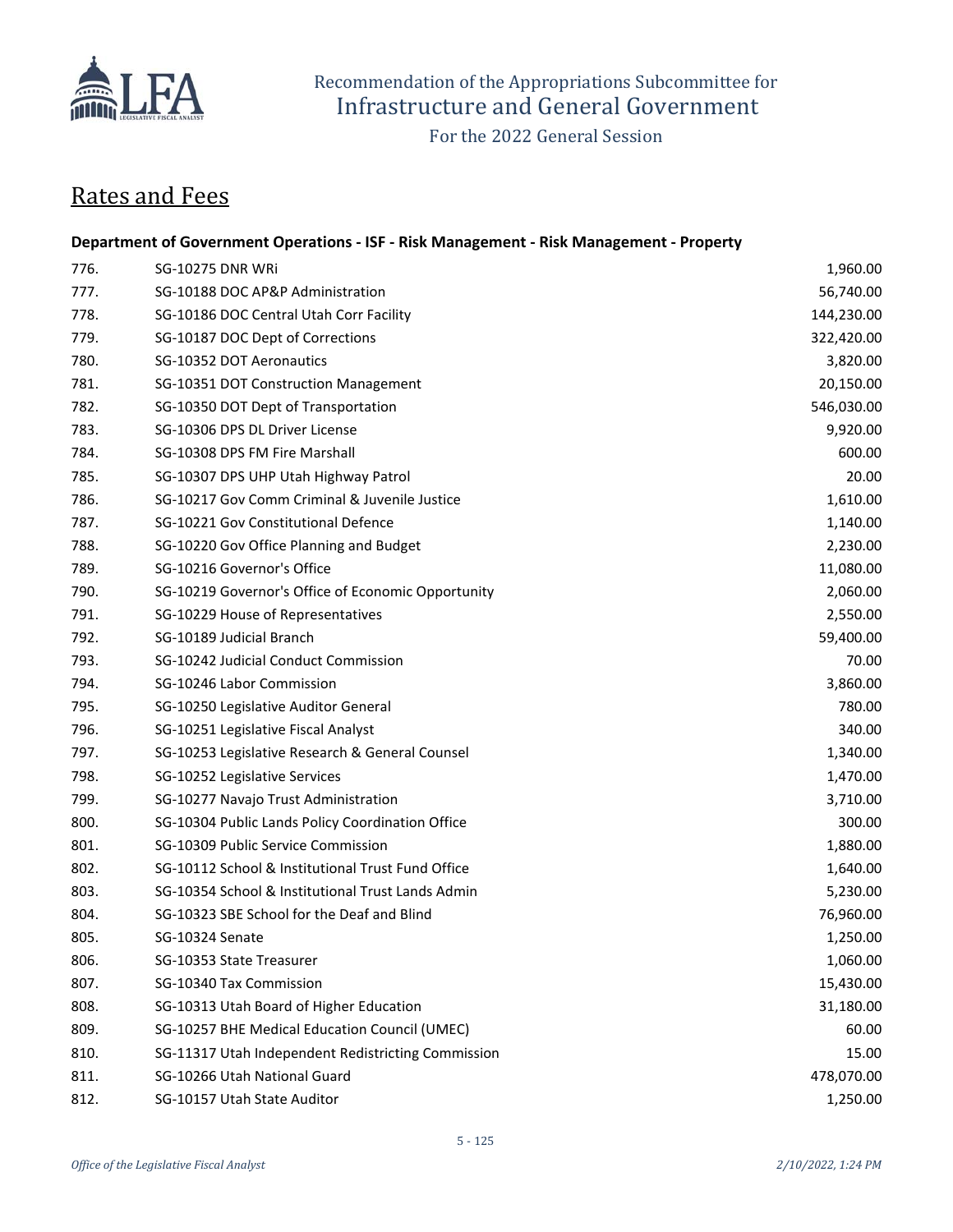## Rates and Fees

**Department of Government Operations - ISF - Risk Management - Risk Management - Property**

| | | |
|---|---|---|
| 776. | SG-10275 DNR WRi | 1,960.00 |
| 777. | SG-10188 DOC AP&P Administration | 56,740.00 |
| 778. | SG-10186 DOC Central Utah Corr Facility | 144,230.00 |
| 779. | SG-10187 DOC Dept of Corrections | 322,420.00 |
| 780. | SG-10352 DOT Aeronautics | 3,820.00 |
| 781. | SG-10351 DOT Construction Management | 20,150.00 |
| 782. | SG-10350 DOT Dept of Transportation | 546,030.00 |
| 783. | SG-10306 DPS DL Driver License | 9,920.00 |
| 784. | SG-10308 DPS FM Fire Marshall | 600.00 |
| 785. | SG-10307 DPS UHP Utah Highway Patrol | 20.00 |
| 786. | SG-10217 Gov Comm Criminal & Juvenile Justice | 1,610.00 |
| 787. | SG-10221 Gov Constitutional Defence | 1,140.00 |
| 788. | SG-10220 Gov Office Planning and Budget | 2,230.00 |
| 789. | SG-10216 Governor's Office | 11,080.00 |
| 790. | SG-10219 Governor's Office of Economic Opportunity | 2,060.00 |
| 791. | SG-10229 House of Representatives | 2,550.00 |
| 792. | SG-10189 Judicial Branch | 59,400.00 |
| 793. | SG-10242 Judicial Conduct Commission | 70.00 |
| 794. | SG-10246 Labor Commission | 3,860.00 |
| 795. | SG-10250 Legislative Auditor General | 780.00 |
| 796. | SG-10251 Legislative Fiscal Analyst | 340.00 |
| 797. | SG-10253 Legislative Research & General Counsel | 1,340.00 |
| 798. | SG-10252 Legislative Services | 1,470.00 |
| 799. | SG-10277 Navajo Trust Administration | 3,710.00 |
| 800. | SG-10304 Public Lands Policy Coordination Office | 300.00 |
| 801. | SG-10309 Public Service Commission | 1,880.00 |
| 802. | SG-10112 School & Institutional Trust Fund Office | 1,640.00 |
| 803. | SG-10354 School & Institutional Trust Lands Admin | 5,230.00 |
| 804. | SG-10323 SBE School for the Deaf and Blind | 76,960.00 |
| 805. | SG-10324 Senate | 1,250.00 |
| 806. | SG-10353 State Treasurer | 1,060.00 |
| 807. | SG-10340 Tax Commission | 15,430.00 |
| 808. | SG-10313 Utah Board of Higher Education | 31,180.00 |
| 809. | SG-10257 BHE Medical Education Council (UMEC) | 60.00 |
| 810. | SG-11317 Utah Independent Redistricting Commission | 15.00 |
| 811. | SG-10266 Utah National Guard | 478,070.00 |
| 812. | SG-10157 Utah State Auditor | 1,250.00 |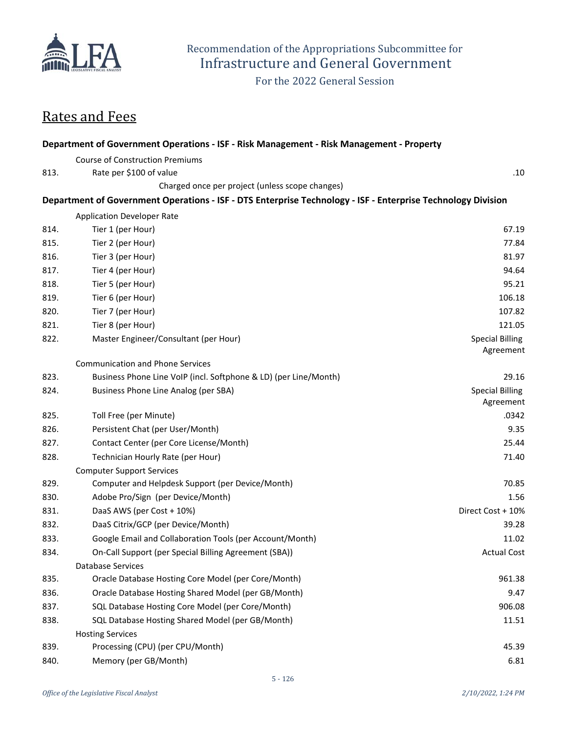## Rates and Fees

**Department of Government Operations - ISF - Risk Management - Risk Management - Property**

| | | |
|---|---|---|
| | Course of Construction Premiums | |
| 813. | Rate per $100 of value | .10 |
| | Charged once per project (unless scope changes) | |

**Department of Government Operations - ISF - DTS Enterprise Technology - ISF - Enterprise Technology Division**

| | | |
|---|---|---|
| | Application Developer Rate | |
| 814. | Tier 1 (per Hour) | 67.19 |
| 815. | Tier 2 (per Hour) | 77.84 |
| 816. | Tier 3 (per Hour) | 81.97 |
| 817. | Tier 4 (per Hour) | 94.64 |
| 818. | Tier 5 (per Hour) | 95.21 |
| 819. | Tier 6 (per Hour) | 106.18 |
| 820. | Tier 7 (per Hour) | 107.82 |
| 821. | Tier 8 (per Hour) | 121.05 |
| 822. | Master Engineer/Consultant (per Hour) | Special Billing Agreement |
| | Communication and Phone Services | |
| 823. | Business Phone Line VoIP (incl. Softphone & LD) (per Line/Month) | 29.16 |
| 824. | Business Phone Line Analog (per SBA) | Special Billing Agreement |
| 825. | Toll Free (per Minute) | .0342 |
| 826. | Persistent Chat (per User/Month) | 9.35 |
| 827. | Contact Center (per Core License/Month) | 25.44 |
| 828. | Technician Hourly Rate (per Hour) | 71.40 |
| | Computer Support Services | |
| 829. | Computer and Helpdesk Support (per Device/Month) | 70.85 |
| 830. | Adobe Pro/Sign (per Device/Month) | 1.56 |
| 831. | DaaS AWS (per Cost + 10%) | Direct Cost + 10% |
| 832. | DaaS Citrix/GCP (per Device/Month) | 39.28 |
| 833. | Google Email and Collaboration Tools (per Account/Month) | 11.02 |
| 834. | On-Call Support (per Special Billing Agreement (SBA)) | Actual Cost |
| | Database Services | |
| 835. | Oracle Database Hosting Core Model (per Core/Month) | 961.38 |
| 836. | Oracle Database Hosting Shared Model (per GB/Month) | 9.47 |
| 837. | SQL Database Hosting Core Model (per Core/Month) | 906.08 |
| 838. | SQL Database Hosting Shared Model (per GB/Month) | 11.51 |
| | Hosting Services | |
| 839. | Processing (CPU) (per CPU/Month) | 45.39 |
| 840. | Memory (per GB/Month) | 6.81 |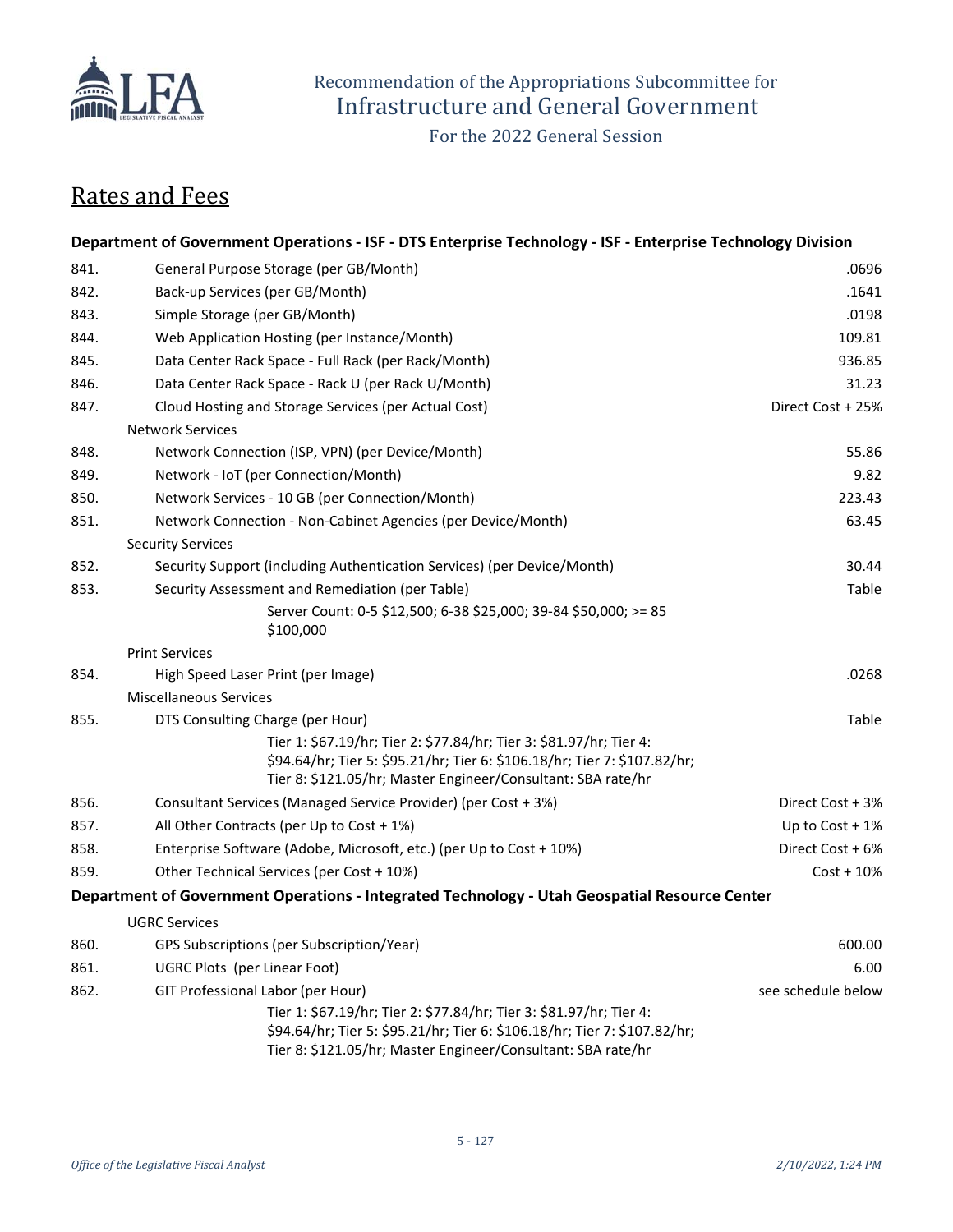## Rates and Fees

| | **Department of Government Operations - ISF - DTS Enterprise Technology - ISF - Enterprise Technology Division** | |
|---|---|---|
| 841. | General Purpose Storage (per GB/Month) | .0696 |
| 842. | Back-up Services (per GB/Month) | .1641 |
| 843. | Simple Storage (per GB/Month) | .0198 |
| 844. | Web Application Hosting (per Instance/Month) | 109.81 |
| 845. | Data Center Rack Space - Full Rack (per Rack/Month) | 936.85 |
| 846. | Data Center Rack Space - Rack U (per Rack U/Month) | 31.23 |
| 847. | Cloud Hosting and Storage Services (per Actual Cost) | Direct Cost + 25% |
| | Network Services | |
| 848. | Network Connection (ISP, VPN) (per Device/Month) | 55.86 |
| 849. | Network - IoT (per Connection/Month) | 9.82 |
| 850. | Network Services - 10 GB (per Connection/Month) | 223.43 |
| 851. | Network Connection - Non-Cabinet Agencies (per Device/Month) | 63.45 |
| | Security Services | |
| 852. | Security Support (including Authentication Services) (per Device/Month) | 30.44 |
| 853. | Security Assessment and Remediation (per Table) | Table |
| | Server Count: 0-5 $12,500; 6-38 $25,000; 39-84 $50,000; >= 85 $100,000 | |
| | Print Services | |
| 854. | High Speed Laser Print (per Image) | .0268 |
| | Miscellaneous Services | |
| 855. | DTS Consulting Charge (per Hour) | Table |
| | Tier 1: $67.19/hr; Tier 2: $77.84/hr; Tier 3: $81.97/hr; Tier 4: $94.64/hr; Tier 5: $95.21/hr; Tier 6: $106.18/hr; Tier 7: $107.82/hr; Tier 8: $121.05/hr; Master Engineer/Consultant: SBA rate/hr | |
| 856. | Consultant Services (Managed Service Provider) (per Cost + 3%) | Direct Cost + 3% |
| 857. | All Other Contracts (per Up to Cost + 1%) | Up to Cost + 1% |
| 858. | Enterprise Software (Adobe, Microsoft, etc.) (per Up to Cost + 10%) | Direct Cost + 6% |
| 859. | Other Technical Services (per Cost + 10%) | Cost + 10% |
| | **Department of Government Operations - Integrated Technology - Utah Geospatial Resource Center** | |
| | UGRC Services | |
| 860. | GPS Subscriptions (per Subscription/Year) | 600.00 |
| 861. | UGRC Plots (per Linear Foot) | 6.00 |
| 862. | GIT Professional Labor (per Hour) | see schedule below |
| | Tier 1: $67.19/hr; Tier 2: $77.84/hr; Tier 3: $81.97/hr; Tier 4: $94.64/hr; Tier 5: $95.21/hr; Tier 6: $106.18/hr; Tier 7: $107.82/hr; Tier 8: $121.05/hr; Master Engineer/Consultant: SBA rate/hr | |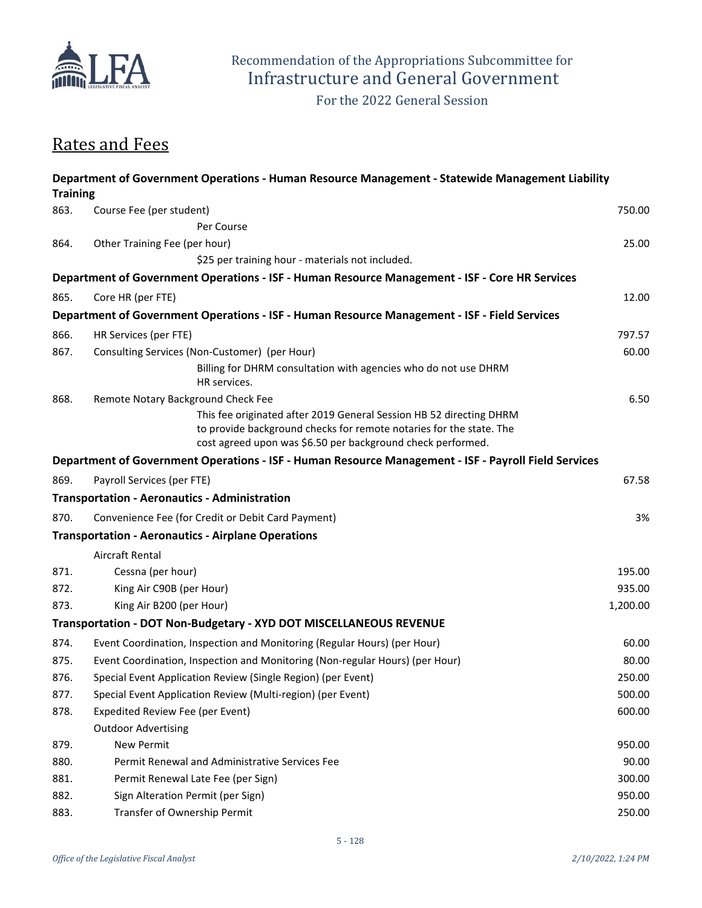Recommendation of the Appropriations Subcommittee for
Infrastructure and General Government

For the 2022 General Session

## Rates and Fees

| | | |
|---|---|---|
| **Department of Government Operations - Human Resource Management - Statewide Management Liability Training** | | |
| 863. | Course Fee (per student) | 750.00 |
| | Per Course | |
| 864. | Other Training Fee (per hour) | 25.00 |
| | $25 per training hour - materials not included. | |
| **Department of Government Operations - ISF - Human Resource Management - ISF - Core HR Services** | | |
| 865. | Core HR (per FTE) | 12.00 |
| **Department of Government Operations - ISF - Human Resource Management - ISF - Field Services** | | |
| 866. | HR Services (per FTE) | 797.57 |
| 867. | Consulting Services (Non-Customer) (per Hour) | 60.00 |
| | Billing for DHRM consultation with agencies who do not use DHRM HR services. | |
| 868. | Remote Notary Background Check Fee | 6.50 |
| | This fee originated after 2019 General Session HB 52 directing DHRM to provide background checks for remote notaries for the state. The cost agreed upon was $6.50 per background check performed. | |
| **Department of Government Operations - ISF - Human Resource Management - ISF - Payroll Field Services** | | |
| 869. | Payroll Services (per FTE) | 67.58 |
| **Transportation - Aeronautics - Administration** | | |
| 870. | Convenience Fee (for Credit or Debit Card Payment) | 3% |
| **Transportation - Aeronautics - Airplane Operations** | | |
| | Aircraft Rental | |
| 871. | Cessna (per hour) | 195.00 |
| 872. | King Air C90B (per Hour) | 935.00 |
| 873. | King Air B200 (per Hour) | 1,200.00 |
| **Transportation - DOT Non-Budgetary - XYD DOT MISCELLANEOUS REVENUE** | | |
| 874. | Event Coordination, Inspection and Monitoring (Regular Hours) (per Hour) | 60.00 |
| 875. | Event Coordination, Inspection and Monitoring (Non-regular Hours) (per Hour) | 80.00 |
| 876. | Special Event Application Review (Single Region) (per Event) | 250.00 |
| 877. | Special Event Application Review (Multi-region) (per Event) | 500.00 |
| 878. | Expedited Review Fee (per Event) | 600.00 |
| | Outdoor Advertising | |
| 879. | New Permit | 950.00 |
| 880. | Permit Renewal and Administrative Services Fee | 90.00 |
| 881. | Permit Renewal Late Fee (per Sign) | 300.00 |
| 882. | Sign Alteration Permit (per Sign) | 950.00 |
| 883. | Transfer of Ownership Permit | 250.00 |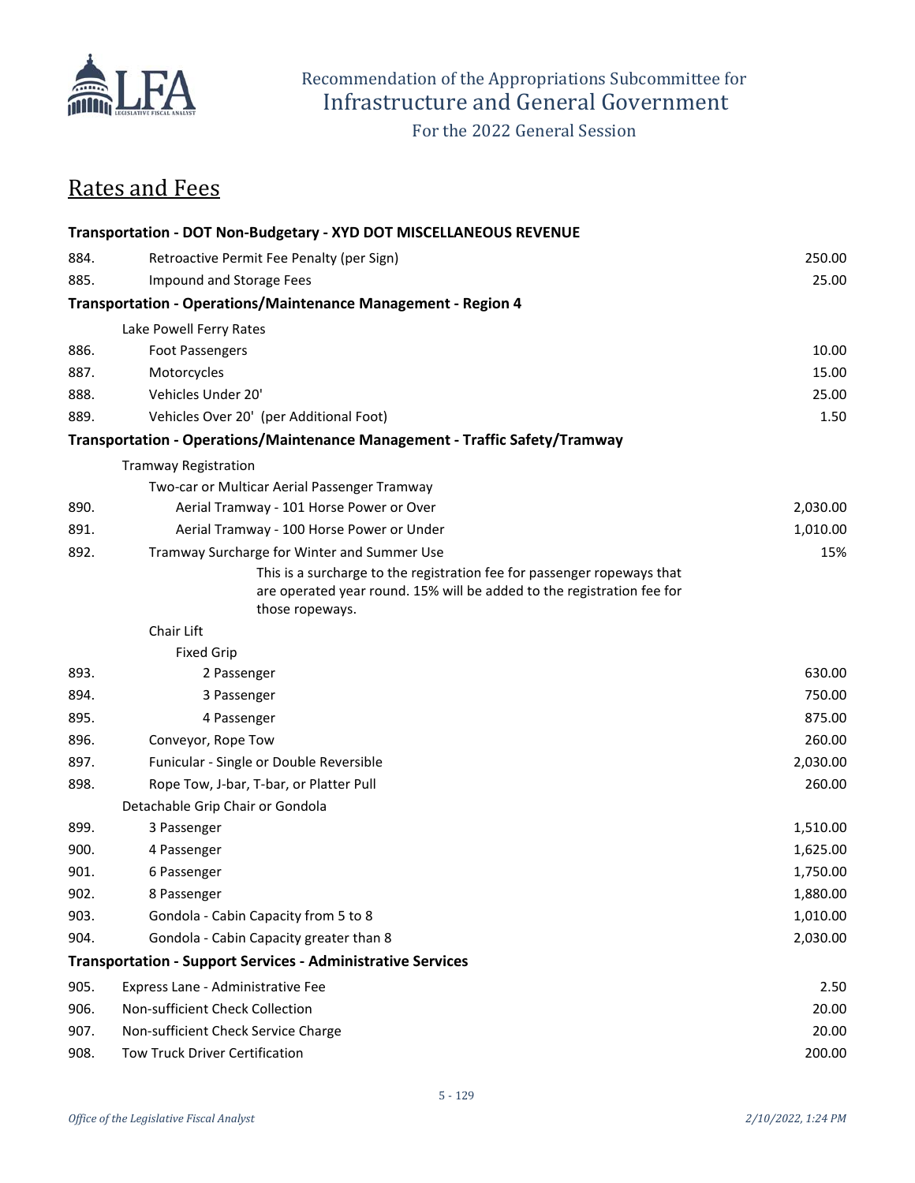Recommendation of the Appropriations Subcommittee for
Infrastructure and General Government
For the 2022 General Session

## Rates and Fees

| | | |
|---|---|---|
| **Transportation - DOT Non-Budgetary - XYD DOT MISCELLANEOUS REVENUE** | | |
| 884. | Retroactive Permit Fee Penalty (per Sign) | 250.00 |
| 885. | Impound and Storage Fees | 25.00 |
| **Transportation - Operations/Maintenance Management - Region 4** | | |
| | Lake Powell Ferry Rates | |
| 886. | Foot Passengers | 10.00 |
| 887. | Motorcycles | 15.00 |
| 888. | Vehicles Under 20' | 25.00 |
| 889. | Vehicles Over 20' (per Additional Foot) | 1.50 |
| **Transportation - Operations/Maintenance Management - Traffic Safety/Tramway** | | |
| | Tramway Registration | |
| | Two-car or Multicar Aerial Passenger Tramway | |
| 890. | Aerial Tramway - 101 Horse Power or Over | 2,030.00 |
| 891. | Aerial Tramway - 100 Horse Power or Under | 1,010.00 |
| 892. | Tramway Surcharge for Winter and Summer Use<br>This is a surcharge to the registration fee for passenger ropeways that are operated year round. 15% will be added to the registration fee for those ropeways. | 15% |
| | Chair Lift | |
| | Fixed Grip | |
| 893. | 2 Passenger | 630.00 |
| 894. | 3 Passenger | 750.00 |
| 895. | 4 Passenger | 875.00 |
| 896. | Conveyor, Rope Tow | 260.00 |
| 897. | Funicular - Single or Double Reversible | 2,030.00 |
| 898. | Rope Tow, J-bar, T-bar, or Platter Pull | 260.00 |
| | Detachable Grip Chair or Gondola | |
| 899. | 3 Passenger | 1,510.00 |
| 900. | 4 Passenger | 1,625.00 |
| 901. | 6 Passenger | 1,750.00 |
| 902. | 8 Passenger | 1,880.00 |
| 903. | Gondola - Cabin Capacity from 5 to 8 | 1,010.00 |
| 904. | Gondola - Cabin Capacity greater than 8 | 2,030.00 |
| **Transportation - Support Services - Administrative Services** | | |
| 905. | Express Lane - Administrative Fee | 2.50 |
| 906. | Non-sufficient Check Collection | 20.00 |
| 907. | Non-sufficient Check Service Charge | 20.00 |
| 908. | Tow Truck Driver Certification | 200.00 |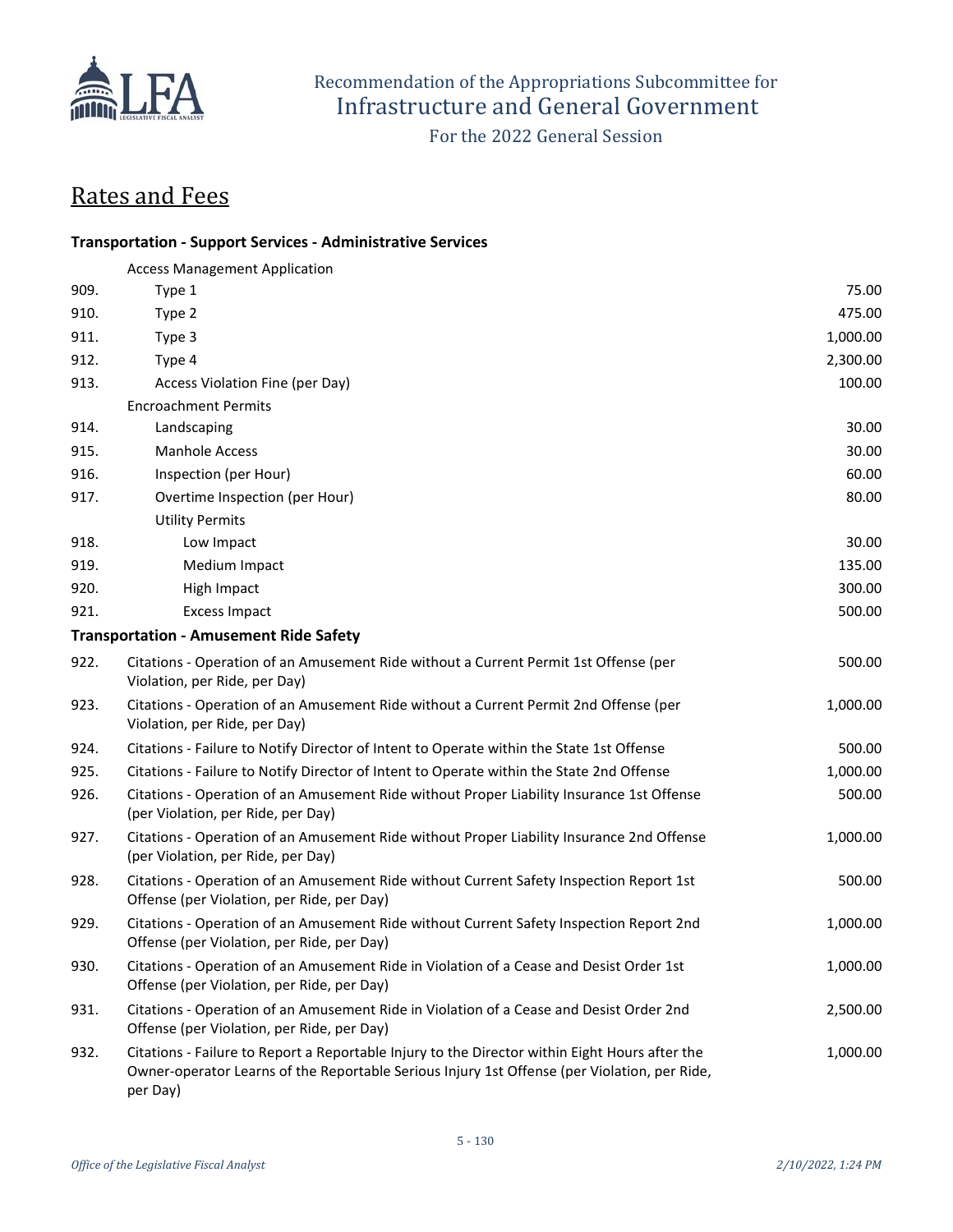# Rates and Fees

### Transportation - Support Services - Administrative Services

| No. | Item | Amount |
|---|---|---|
| | Access Management Application | |
| 909. | Type 1 | 75.00 |
| 910. | Type 2 | 475.00 |
| 911. | Type 3 | 1,000.00 |
| 912. | Type 4 | 2,300.00 |
| 913. | Access Violation Fine (per Day) | 100.00 |
| | Encroachment Permits | |
| 914. | Landscaping | 30.00 |
| 915. | Manhole Access | 30.00 |
| 916. | Inspection (per Hour) | 60.00 |
| 917. | Overtime Inspection (per Hour) | 80.00 |
| | Utility Permits | |
| 918. | Low Impact | 30.00 |
| 919. | Medium Impact | 135.00 |
| 920. | High Impact | 300.00 |
| 921. | Excess Impact | 500.00 |

### Transportation - Amusement Ride Safety

| No. | Item | Amount |
|---|---|---|
| 922. | Citations - Operation of an Amusement Ride without a Current Permit 1st Offense (per Violation, per Ride, per Day) | 500.00 |
| 923. | Citations - Operation of an Amusement Ride without a Current Permit 2nd Offense (per Violation, per Ride, per Day) | 1,000.00 |
| 924. | Citations - Failure to Notify Director of Intent to Operate within the State 1st Offense | 500.00 |
| 925. | Citations - Failure to Notify Director of Intent to Operate within the State 2nd Offense | 1,000.00 |
| 926. | Citations - Operation of an Amusement Ride without Proper Liability Insurance 1st Offense (per Violation, per Ride, per Day) | 500.00 |
| 927. | Citations - Operation of an Amusement Ride without Proper Liability Insurance 2nd Offense (per Violation, per Ride, per Day) | 1,000.00 |
| 928. | Citations - Operation of an Amusement Ride without Current Safety Inspection Report 1st Offense (per Violation, per Ride, per Day) | 500.00 |
| 929. | Citations - Operation of an Amusement Ride without Current Safety Inspection Report 2nd Offense (per Violation, per Ride, per Day) | 1,000.00 |
| 930. | Citations - Operation of an Amusement Ride in Violation of a Cease and Desist Order 1st Offense (per Violation, per Ride, per Day) | 1,000.00 |
| 931. | Citations - Operation of an Amusement Ride in Violation of a Cease and Desist Order 2nd Offense (per Violation, per Ride, per Day) | 2,500.00 |
| 932. | Citations - Failure to Report a Reportable Injury to the Director within Eight Hours after the Owner-operator Learns of the Reportable Serious Injury 1st Offense (per Violation, per Ride, per Day) | 1,000.00 |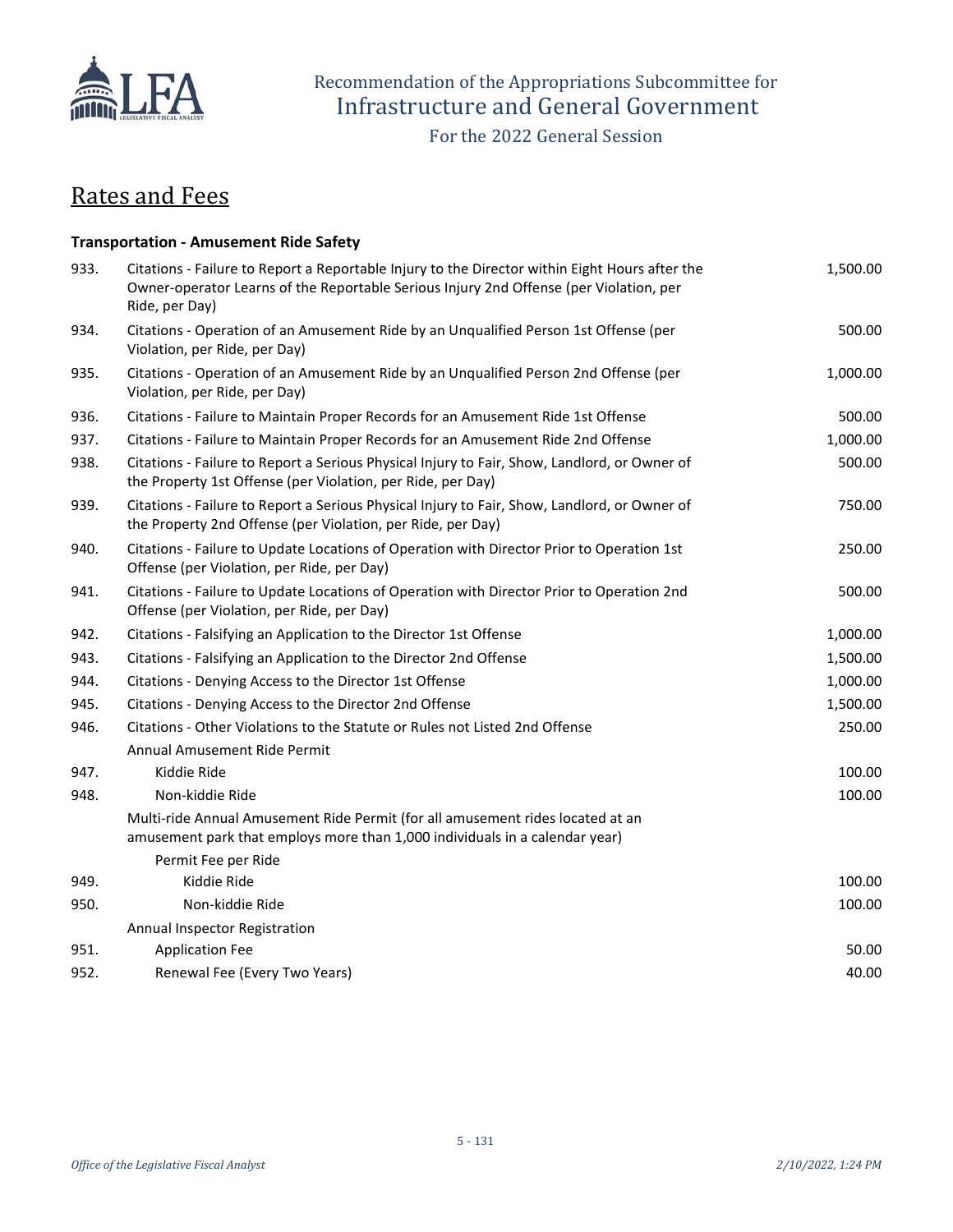## Rates and Fees

**Transportation - Amusement Ride Safety**

| | | |
|---|---|---|
| 933. | Citations - Failure to Report a Reportable Injury to the Director within Eight Hours after the Owner-operator Learns of the Reportable Serious Injury 2nd Offense (per Violation, per Ride, per Day) | 1,500.00 |
| 934. | Citations - Operation of an Amusement Ride by an Unqualified Person 1st Offense (per Violation, per Ride, per Day) | 500.00 |
| 935. | Citations - Operation of an Amusement Ride by an Unqualified Person 2nd Offense (per Violation, per Ride, per Day) | 1,000.00 |
| 936. | Citations - Failure to Maintain Proper Records for an Amusement Ride 1st Offense | 500.00 |
| 937. | Citations - Failure to Maintain Proper Records for an Amusement Ride 2nd Offense | 1,000.00 |
| 938. | Citations - Failure to Report a Serious Physical Injury to Fair, Show, Landlord, or Owner of the Property 1st Offense (per Violation, per Ride, per Day) | 500.00 |
| 939. | Citations - Failure to Report a Serious Physical Injury to Fair, Show, Landlord, or Owner of the Property 2nd Offense (per Violation, per Ride, per Day) | 750.00 |
| 940. | Citations - Failure to Update Locations of Operation with Director Prior to Operation 1st Offense (per Violation, per Ride, per Day) | 250.00 |
| 941. | Citations - Failure to Update Locations of Operation with Director Prior to Operation 2nd Offense (per Violation, per Ride, per Day) | 500.00 |
| 942. | Citations - Falsifying an Application to the Director 1st Offense | 1,000.00 |
| 943. | Citations - Falsifying an Application to the Director 2nd Offense | 1,500.00 |
| 944. | Citations - Denying Access to the Director 1st Offense | 1,000.00 |
| 945. | Citations - Denying Access to the Director 2nd Offense | 1,500.00 |
| 946. | Citations - Other Violations to the Statute or Rules not Listed 2nd Offense | 250.00 |
| | Annual Amusement Ride Permit | |
| 947. | Kiddie Ride | 100.00 |
| 948. | Non-kiddie Ride | 100.00 |
| | Multi-ride Annual Amusement Ride Permit (for all amusement rides located at an amusement park that employs more than 1,000 individuals in a calendar year) | |
| | Permit Fee per Ride | |
| 949. | Kiddie Ride | 100.00 |
| 950. | Non-kiddie Ride | 100.00 |
| | Annual Inspector Registration | |
| 951. | Application Fee | 50.00 |
| 952. | Renewal Fee (Every Two Years) | 40.00 |